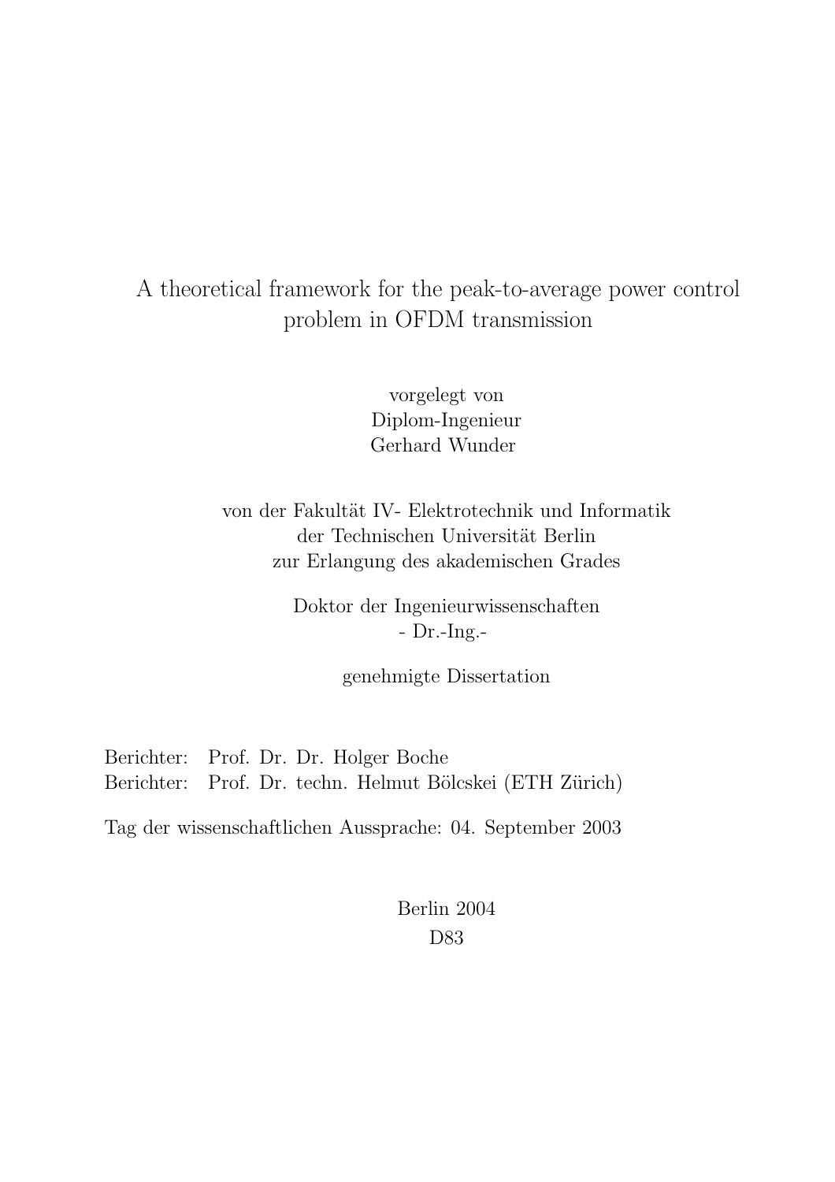# A theoretical framework for the peak-to-average power control problem in OFDM transmission

vorgelegt von
Diplom-Ingenieur
Gerhard Wunder

von der Fakultät IV- Elektrotechnik und Informatik
der Technischen Universität Berlin
zur Erlangung des akademischen Grades

Doktor der Ingenieurwissenschaften
- Dr.-Ing.-

genehmigte Dissertation

Berichter: Prof. Dr. Dr. Holger Boche
Berichter: Prof. Dr. techn. Helmut Bölcskei (ETH Zürich)

Tag der wissenschaftlichen Aussprache: 04. September 2003

Berlin 2004
D83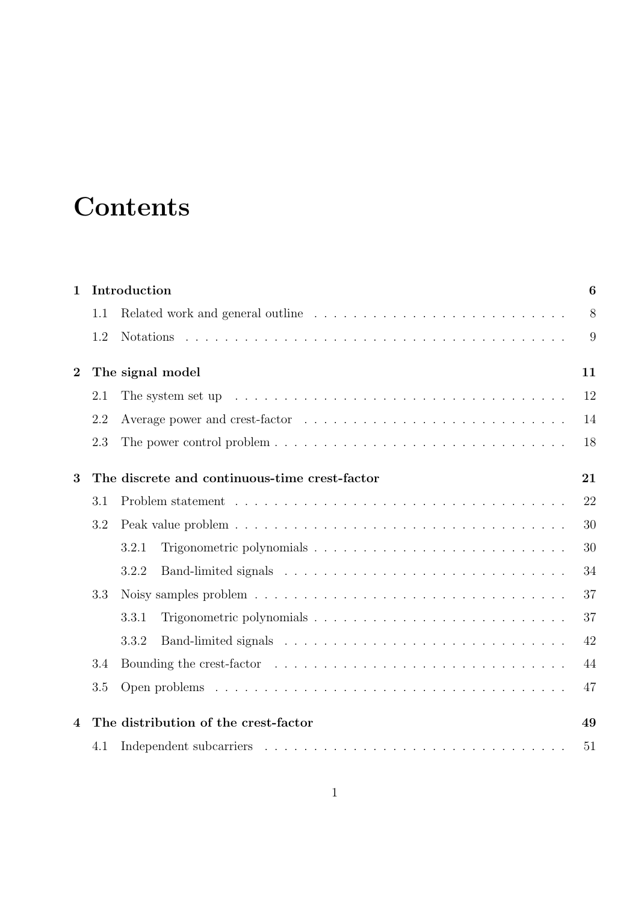# Contents

**1 Introduction** **6**

1.1 Related work and general outline . . . . . . . . . . . . . . . . . . . . . . . . . . 8

1.2 Notations . . . . . . . . . . . . . . . . . . . . . . . . . . . . . . . . . . . . . . . . 9

**2 The signal model** **11**

2.1 The system set up . . . . . . . . . . . . . . . . . . . . . . . . . . . . . . . . . . . 12

2.2 Average power and crest-factor . . . . . . . . . . . . . . . . . . . . . . . . . . . 14

2.3 The power control problem . . . . . . . . . . . . . . . . . . . . . . . . . . . . . . 18

**3 The discrete and continuous-time crest-factor** **21**

3.1 Problem statement . . . . . . . . . . . . . . . . . . . . . . . . . . . . . . . . . . . 22

3.2 Peak value problem . . . . . . . . . . . . . . . . . . . . . . . . . . . . . . . . . . 30

3.2.1 Trigonometric polynomials . . . . . . . . . . . . . . . . . . . . . . . . . . 30

3.2.2 Band-limited signals . . . . . . . . . . . . . . . . . . . . . . . . . . . . . . 34

3.3 Noisy samples problem . . . . . . . . . . . . . . . . . . . . . . . . . . . . . . . . 37

3.3.1 Trigonometric polynomials . . . . . . . . . . . . . . . . . . . . . . . . . . 37

3.3.2 Band-limited signals . . . . . . . . . . . . . . . . . . . . . . . . . . . . . . 42

3.4 Bounding the crest-factor . . . . . . . . . . . . . . . . . . . . . . . . . . . . . . . 44

3.5 Open problems . . . . . . . . . . . . . . . . . . . . . . . . . . . . . . . . . . . . . 47

**4 The distribution of the crest-factor** **49**

4.1 Independent subcarriers . . . . . . . . . . . . . . . . . . . . . . . . . . . . . . . . 51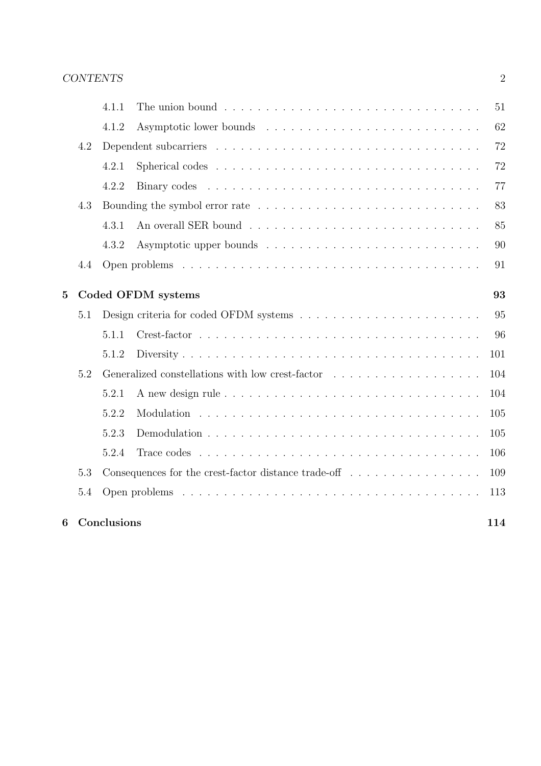- 4.1.1 The union bound . . . . . . . . . . . . . . . . . . . . . . . . . . . . . . 51
- 4.1.2 Asymptotic lower bounds . . . . . . . . . . . . . . . . . . . . . . . . 62
- 4.2 Dependent subcarriers . . . . . . . . . . . . . . . . . . . . . . . . . . . . . . 72
  - 4.2.1 Spherical codes . . . . . . . . . . . . . . . . . . . . . . . . . . . . . . 72
  - 4.2.2 Binary codes . . . . . . . . . . . . . . . . . . . . . . . . . . . . . . . 77
- 4.3 Bounding the symbol error rate . . . . . . . . . . . . . . . . . . . . . . . . . 83
  - 4.3.1 An overall SER bound . . . . . . . . . . . . . . . . . . . . . . . . . . 85
  - 4.3.2 Asymptotic upper bounds . . . . . . . . . . . . . . . . . . . . . . . . 90
- 4.4 Open problems . . . . . . . . . . . . . . . . . . . . . . . . . . . . . . . . . . 91

**5 Coded OFDM systems** **93**

- 5.1 Design criteria for coded OFDM systems . . . . . . . . . . . . . . . . . . . . . 95
  - 5.1.1 Crest-factor . . . . . . . . . . . . . . . . . . . . . . . . . . . . . . . . 96
  - 5.1.2 Diversity . . . . . . . . . . . . . . . . . . . . . . . . . . . . . . . . . . 101
- 5.2 Generalized constellations with low crest-factor . . . . . . . . . . . . . . . . . 104
  - 5.2.1 A new design rule . . . . . . . . . . . . . . . . . . . . . . . . . . . . . 104
  - 5.2.2 Modulation . . . . . . . . . . . . . . . . . . . . . . . . . . . . . . . . . 105
  - 5.2.3 Demodulation . . . . . . . . . . . . . . . . . . . . . . . . . . . . . . . 105
  - 5.2.4 Trace codes . . . . . . . . . . . . . . . . . . . . . . . . . . . . . . . . 106
- 5.3 Consequences for the crest-factor distance trade-off . . . . . . . . . . . . . . 109
- 5.4 Open problems . . . . . . . . . . . . . . . . . . . . . . . . . . . . . . . . . . 113

**6 Conclusions** **114**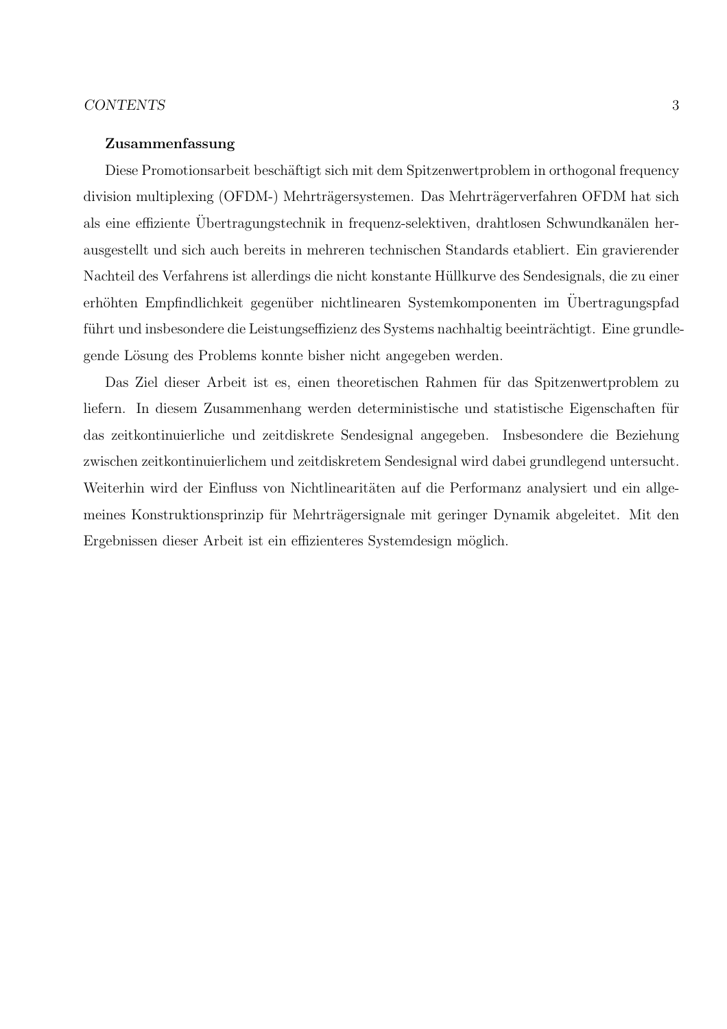**Zusammenfassung**

Diese Promotionsarbeit beschäftigt sich mit dem Spitzenwertproblem in orthogonal frequency division multiplexing (OFDM-) Mehrträgersystemen. Das Mehrträgerverfahren OFDM hat sich als eine effiziente Übertragungstechnik in frequenz-selektiven, drahtlosen Schwundkanälen herausgestellt und sich auch bereits in mehreren technischen Standards etabliert. Ein gravierender Nachteil des Verfahrens ist allerdings die nicht konstante Hüllkurve des Sendesignals, die zu einer erhöhten Empfindlichkeit gegenüber nichtlinearen Systemkomponenten im Übertragungspfad führt und insbesondere die Leistungseffizienz des Systems nachhaltig beeinträchtigt. Eine grundlegende Lösung des Problems konnte bisher nicht angegeben werden.

Das Ziel dieser Arbeit ist es, einen theoretischen Rahmen für das Spitzenwertproblem zu liefern. In diesem Zusammenhang werden deterministische und statistische Eigenschaften für das zeitkontinuierliche und zeitdiskrete Sendesignal angegeben. Insbesondere die Beziehung zwischen zeitkontinuierlichem und zeitdiskretem Sendesignal wird dabei grundlegend untersucht. Weiterhin wird der Einfluss von Nichtlinearitäten auf die Performanz analysiert und ein allgemeines Konstruktionsprinzip für Mehrträgersignale mit geringer Dynamik abgeleitet. Mit den Ergebnissen dieser Arbeit ist ein effizienteres Systemdesign möglich.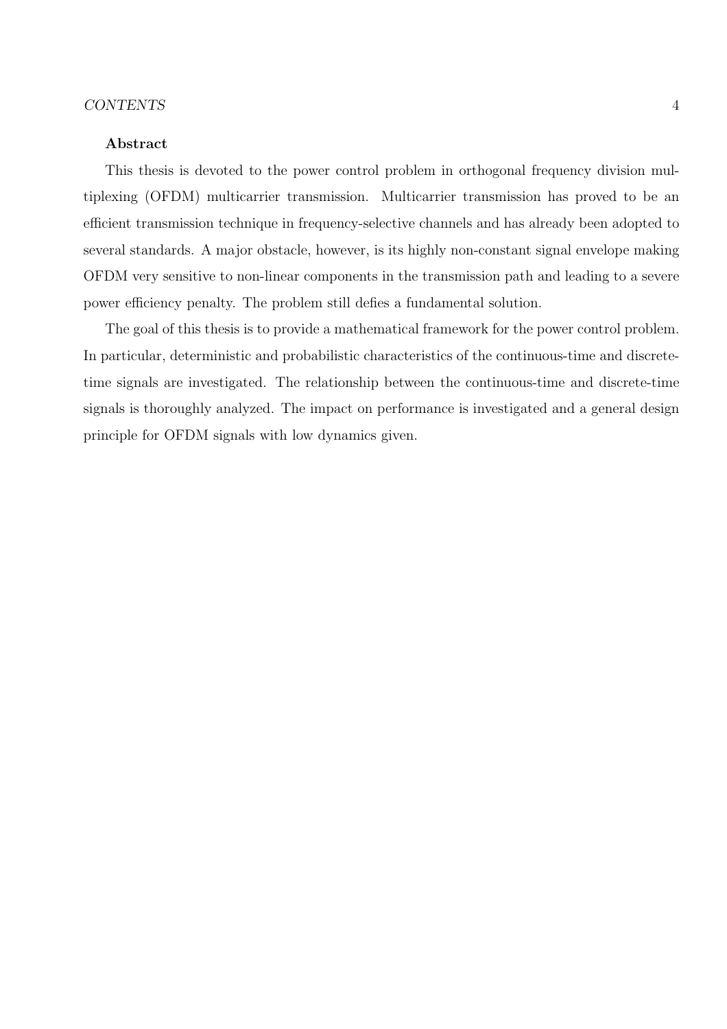**Abstract**

This thesis is devoted to the power control problem in orthogonal frequency division multiplexing (OFDM) multicarrier transmission. Multicarrier transmission has proved to be an efficient transmission technique in frequency-selective channels and has already been adopted to several standards. A major obstacle, however, is its highly non-constant signal envelope making OFDM very sensitive to non-linear components in the transmission path and leading to a severe power efficiency penalty. The problem still defies a fundamental solution.

The goal of this thesis is to provide a mathematical framework for the power control problem. In particular, deterministic and probabilistic characteristics of the continuous-time and discrete-time signals are investigated. The relationship between the continuous-time and discrete-time signals is thoroughly analyzed. The impact on performance is investigated and a general design principle for OFDM signals with low dynamics given.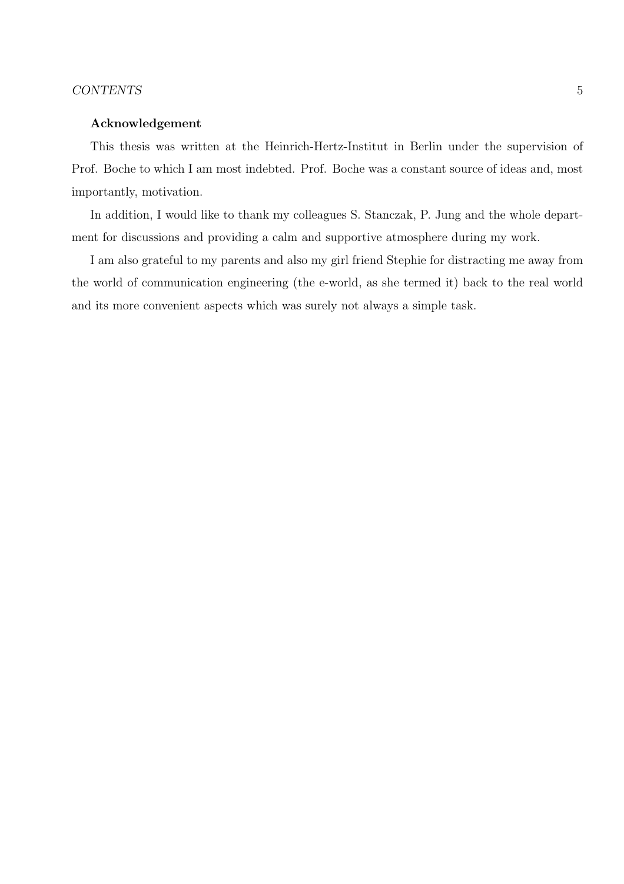**Acknowledgement**

This thesis was written at the Heinrich-Hertz-Institut in Berlin under the supervision of Prof. Boche to which I am most indebted. Prof. Boche was a constant source of ideas and, most importantly, motivation.

In addition, I would like to thank my colleagues S. Stanczak, P. Jung and the whole department for discussions and providing a calm and supportive atmosphere during my work.

I am also grateful to my parents and also my girl friend Stephie for distracting me away from the world of communication engineering (the e-world, as she termed it) back to the real world and its more convenient aspects which was surely not always a simple task.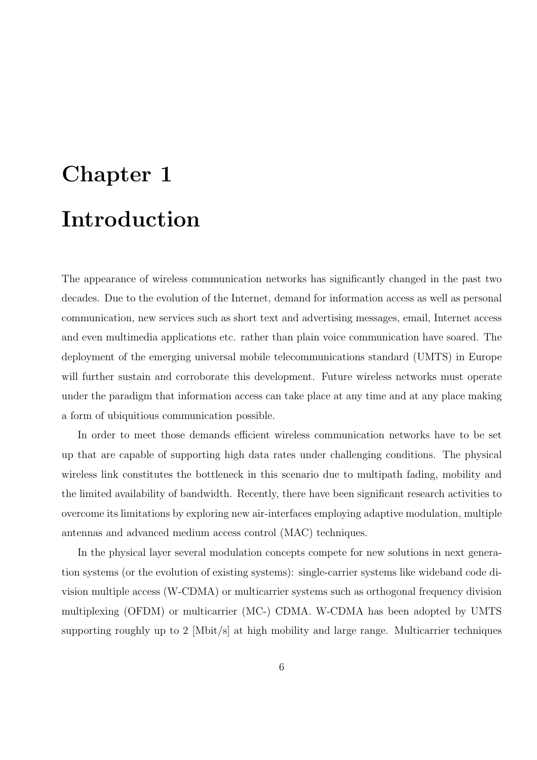# Chapter 1

# Introduction

The appearance of wireless communication networks has significantly changed in the past two decades. Due to the evolution of the Internet, demand for information access as well as personal communication, new services such as short text and advertising messages, email, Internet access and even multimedia applications etc. rather than plain voice communication have soared. The deployment of the emerging universal mobile telecommunications standard (UMTS) in Europe will further sustain and corroborate this development. Future wireless networks must operate under the paradigm that information access can take place at any time and at any place making a form of ubiquitious communication possible.

In order to meet those demands efficient wireless communication networks have to be set up that are capable of supporting high data rates under challenging conditions. The physical wireless link constitutes the bottleneck in this scenario due to multipath fading, mobility and the limited availability of bandwidth. Recently, there have been significant research activities to overcome its limitations by exploring new air-interfaces employing adaptive modulation, multiple antennas and advanced medium access control (MAC) techniques.

In the physical layer several modulation concepts compete for new solutions in next generation systems (or the evolution of existing systems): single-carrier systems like wideband code division multiple access (W-CDMA) or multicarrier systems such as orthogonal frequency division multiplexing (OFDM) or multicarrier (MC-) CDMA. W-CDMA has been adopted by UMTS supporting roughly up to 2 [Mbit/s] at high mobility and large range. Multicarrier techniques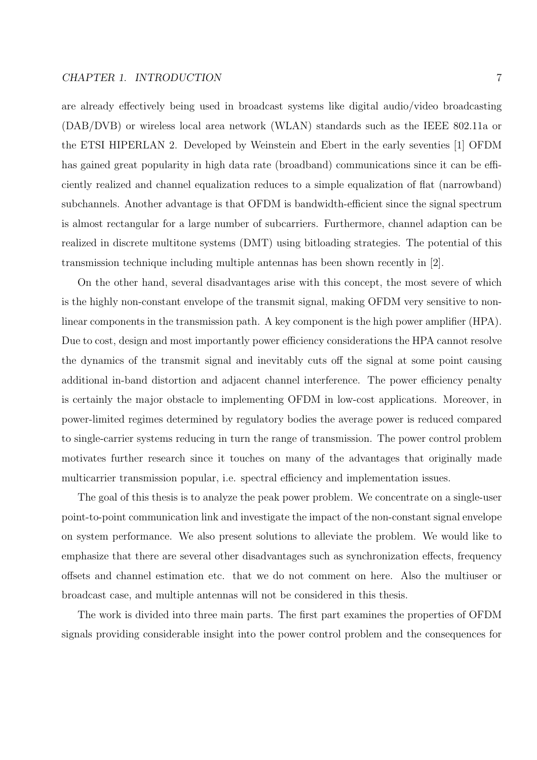are already effectively being used in broadcast systems like digital audio/video broadcasting (DAB/DVB) or wireless local area network (WLAN) standards such as the IEEE 802.11a or the ETSI HIPERLAN 2. Developed by Weinstein and Ebert in the early seventies [1] OFDM has gained great popularity in high data rate (broadband) communications since it can be efficiently realized and channel equalization reduces to a simple equalization of flat (narrowband) subchannels. Another advantage is that OFDM is bandwidth-efficient since the signal spectrum is almost rectangular for a large number of subcarriers. Furthermore, channel adaption can be realized in discrete multitone systems (DMT) using bitloading strategies. The potential of this transmission technique including multiple antennas has been shown recently in [2].

On the other hand, several disadvantages arise with this concept, the most severe of which is the highly non-constant envelope of the transmit signal, making OFDM very sensitive to nonlinear components in the transmission path. A key component is the high power amplifier (HPA). Due to cost, design and most importantly power efficiency considerations the HPA cannot resolve the dynamics of the transmit signal and inevitably cuts off the signal at some point causing additional in-band distortion and adjacent channel interference. The power efficiency penalty is certainly the major obstacle to implementing OFDM in low-cost applications. Moreover, in power-limited regimes determined by regulatory bodies the average power is reduced compared to single-carrier systems reducing in turn the range of transmission. The power control problem motivates further research since it touches on many of the advantages that originally made multicarrier transmission popular, i.e. spectral efficiency and implementation issues.

The goal of this thesis is to analyze the peak power problem. We concentrate on a single-user point-to-point communication link and investigate the impact of the non-constant signal envelope on system performance. We also present solutions to alleviate the problem. We would like to emphasize that there are several other disadvantages such as synchronization effects, frequency offsets and channel estimation etc. that we do not comment on here. Also the multiuser or broadcast case, and multiple antennas will not be considered in this thesis.

The work is divided into three main parts. The first part examines the properties of OFDM signals providing considerable insight into the power control problem and the consequences for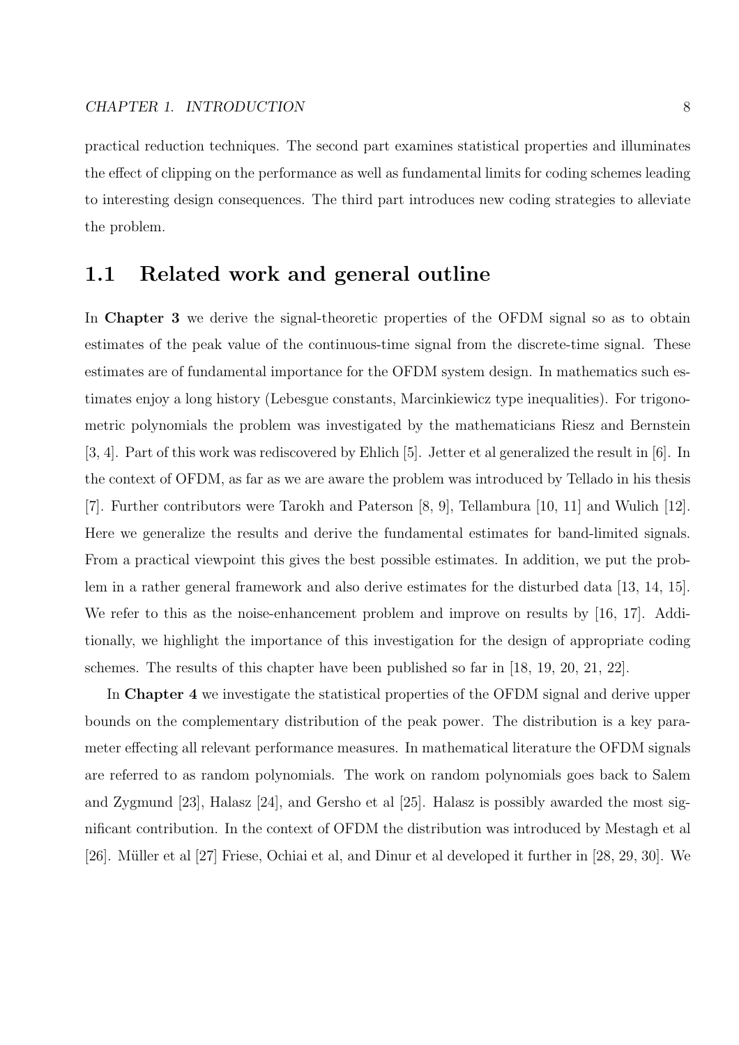practical reduction techniques. The second part examines statistical properties and illuminates the effect of clipping on the performance as well as fundamental limits for coding schemes leading to interesting design consequences. The third part introduces new coding strategies to alleviate the problem.

## 1.1 Related work and general outline

In **Chapter 3** we derive the signal-theoretic properties of the OFDM signal so as to obtain estimates of the peak value of the continuous-time signal from the discrete-time signal. These estimates are of fundamental importance for the OFDM system design. In mathematics such estimates enjoy a long history (Lebesgue constants, Marcinkiewicz type inequalities). For trigonometric polynomials the problem was investigated by the mathematicians Riesz and Bernstein [3, 4]. Part of this work was rediscovered by Ehlich [5]. Jetter et al generalized the result in [6]. In the context of OFDM, as far as we are aware the problem was introduced by Tellado in his thesis [7]. Further contributors were Tarokh and Paterson [8, 9], Tellambura [10, 11] and Wulich [12]. Here we generalize the results and derive the fundamental estimates for band-limited signals. From a practical viewpoint this gives the best possible estimates. In addition, we put the problem in a rather general framework and also derive estimates for the disturbed data [13, 14, 15]. We refer to this as the noise-enhancement problem and improve on results by [16, 17]. Additionally, we highlight the importance of this investigation for the design of appropriate coding schemes. The results of this chapter have been published so far in [18, 19, 20, 21, 22].

In **Chapter 4** we investigate the statistical properties of the OFDM signal and derive upper bounds on the complementary distribution of the peak power. The distribution is a key parameter effecting all relevant performance measures. In mathematical literature the OFDM signals are referred to as random polynomials. The work on random polynomials goes back to Salem and Zygmund [23], Halasz [24], and Gersho et al [25]. Halasz is possibly awarded the most significant contribution. In the context of OFDM the distribution was introduced by Mestagh et al [26]. Müller et al [27] Friese, Ochiai et al, and Dinur et al developed it further in [28, 29, 30]. We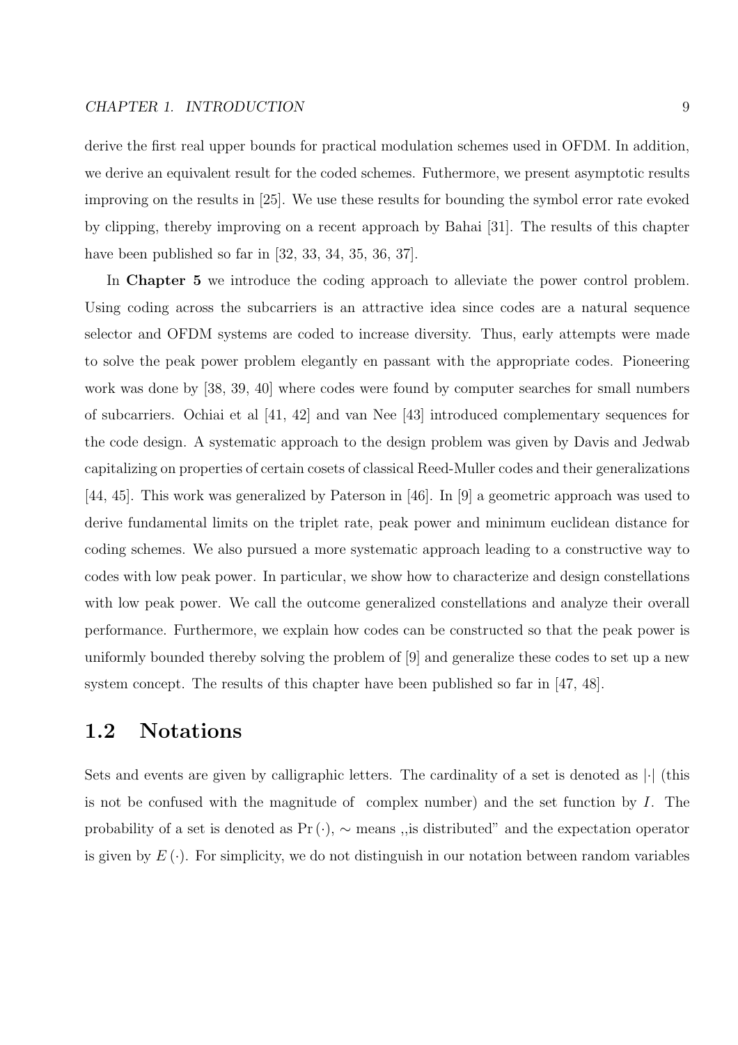derive the first real upper bounds for practical modulation schemes used in OFDM. In addition, we derive an equivalent result for the coded schemes. Futhermore, we present asymptotic results improving on the results in [25]. We use these results for bounding the symbol error rate evoked by clipping, thereby improving on a recent approach by Bahai [31]. The results of this chapter have been published so far in [32, 33, 34, 35, 36, 37].

In **Chapter 5** we introduce the coding approach to alleviate the power control problem. Using coding across the subcarriers is an attractive idea since codes are a natural sequence selector and OFDM systems are coded to increase diversity. Thus, early attempts were made to solve the peak power problem elegantly en passant with the appropriate codes. Pioneering work was done by [38, 39, 40] where codes were found by computer searches for small numbers of subcarriers. Ochiai et al [41, 42] and van Nee [43] introduced complementary sequences for the code design. A systematic approach to the design problem was given by Davis and Jedwab capitalizing on properties of certain cosets of classical Reed-Muller codes and their generalizations [44, 45]. This work was generalized by Paterson in [46]. In [9] a geometric approach was used to derive fundamental limits on the triplet rate, peak power and minimum euclidean distance for coding schemes. We also pursued a more systematic approach leading to a constructive way to codes with low peak power. In particular, we show how to characterize and design constellations with low peak power. We call the outcome generalized constellations and analyze their overall performance. Furthermore, we explain how codes can be constructed so that the peak power is uniformly bounded thereby solving the problem of [9] and generalize these codes to set up a new system concept. The results of this chapter have been published so far in [47, 48].

## 1.2 Notations

Sets and events are given by calligraphic letters. The cardinality of a set is denoted as $|\cdot|$ (this is not be confused with the magnitude of complex number) and the set function by $I$. The probability of a set is denoted as $\Pr(\cdot)$, $\sim$ means ,,is distributed" and the expectation operator is given by $E(\cdot)$. For simplicity, we do not distinguish in our notation between random variables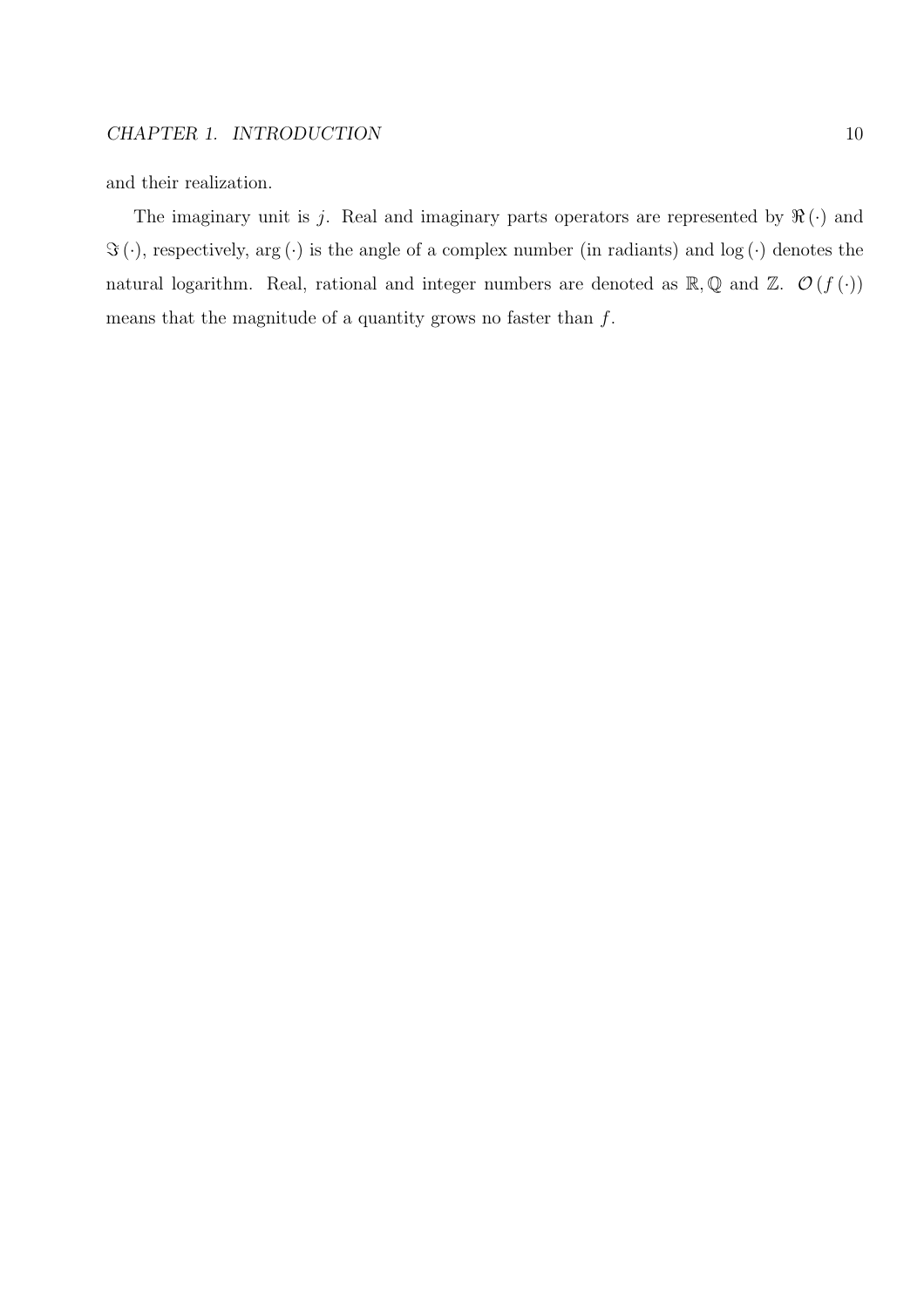and their realization.

The imaginary unit is $j$. Real and imaginary parts operators are represented by $\Re(\cdot)$ and $\Im(\cdot)$, respectively, $\arg(\cdot)$ is the angle of a complex number (in radiants) and $\log(\cdot)$ denotes the natural logarithm. Real, rational and integer numbers are denoted as $\mathbb{R}, \mathbb{Q}$ and $\mathbb{Z}$. $\mathcal{O}(f(\cdot))$ means that the magnitude of a quantity grows no faster than $f$.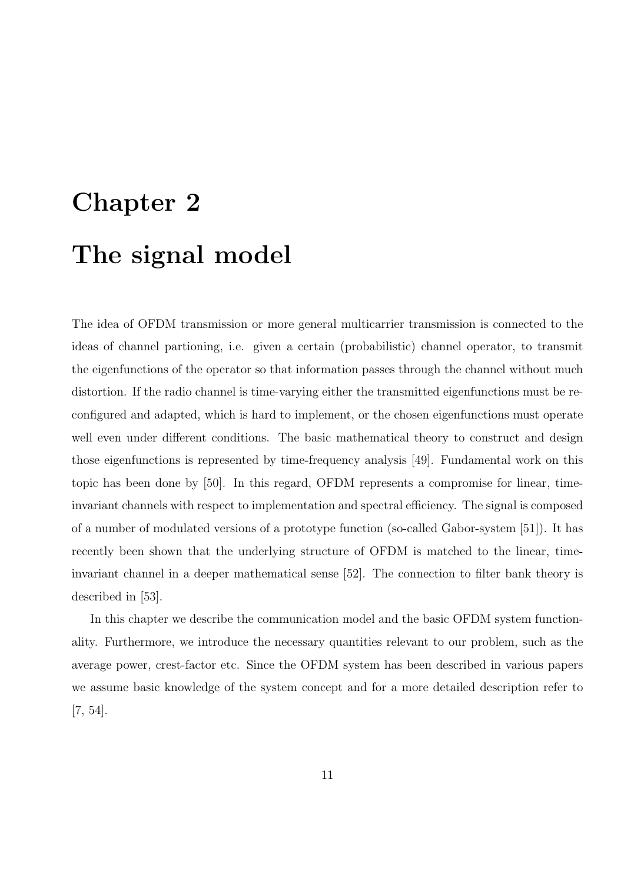# Chapter 2

# The signal model

The idea of OFDM transmission or more general multicarrier transmission is connected to the ideas of channel partioning, i.e. given a certain (probabilistic) channel operator, to transmit the eigenfunctions of the operator so that information passes through the channel without much distortion. If the radio channel is time-varying either the transmitted eigenfunctions must be reconfigured and adapted, which is hard to implement, or the chosen eigenfunctions must operate well even under different conditions. The basic mathematical theory to construct and design those eigenfunctions is represented by time-frequency analysis [49]. Fundamental work on this topic has been done by [50]. In this regard, OFDM represents a compromise for linear, time-invariant channels with respect to implementation and spectral efficiency. The signal is composed of a number of modulated versions of a prototype function (so-called Gabor-system [51]). It has recently been shown that the underlying structure of OFDM is matched to the linear, time-invariant channel in a deeper mathematical sense [52]. The connection to filter bank theory is described in [53].

In this chapter we describe the communication model and the basic OFDM system functionality. Furthermore, we introduce the necessary quantities relevant to our problem, such as the average power, crest-factor etc. Since the OFDM system has been described in various papers we assume basic knowledge of the system concept and for a more detailed description refer to [7, 54].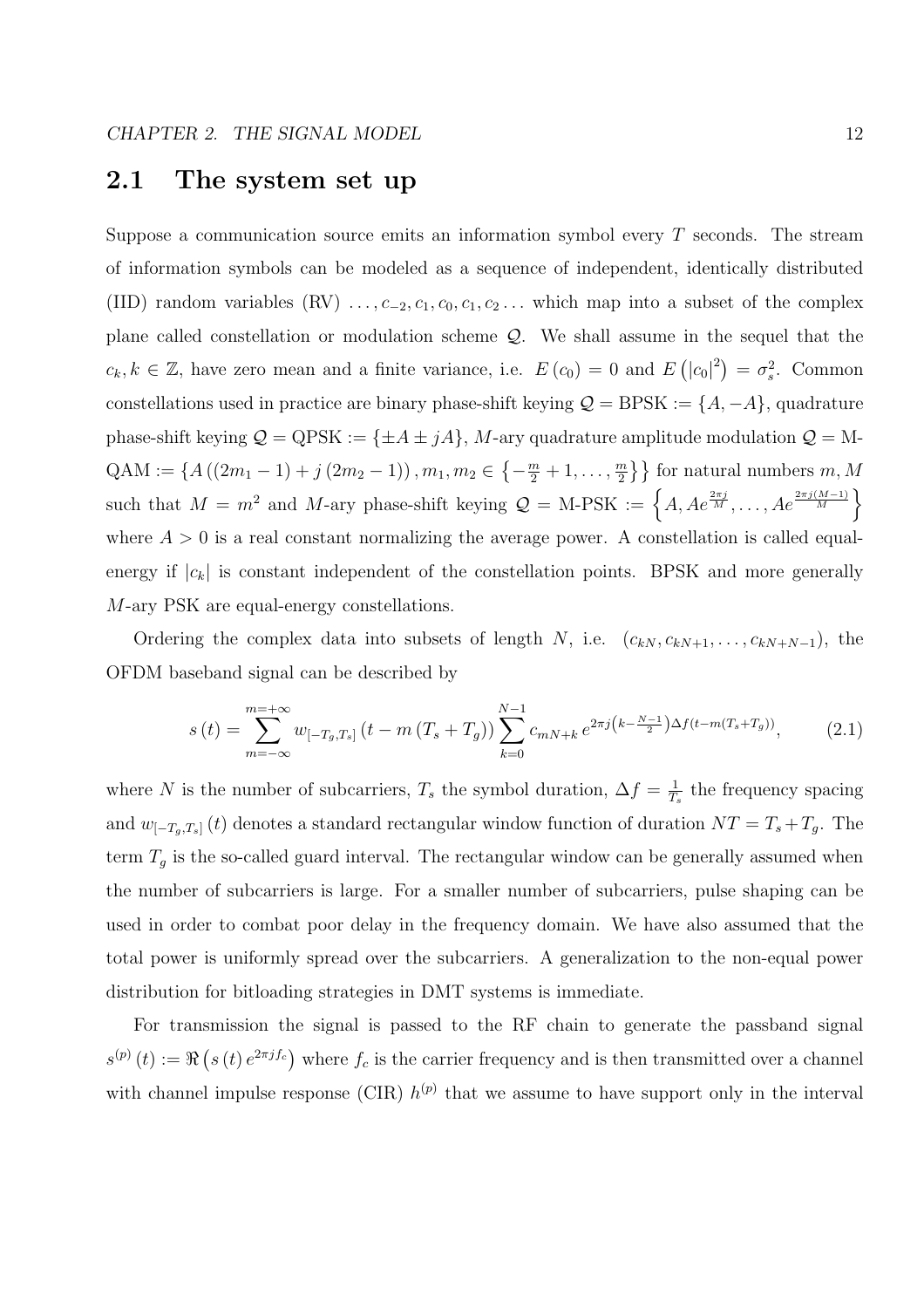## 2.1 The system set up

Suppose a communication source emits an information symbol every $T$ seconds. The stream of information symbols can be modeled as a sequence of independent, identically distributed (IID) random variables (RV) $\ldots, c_{-2}, c_1, c_0, c_1, c_2 \ldots$ which map into a subset of the complex plane called constellation or modulation scheme $\mathcal{Q}$. We shall assume in the sequel that the $c_k, k \in \mathbb{Z}$, have zero mean and a finite variance, i.e. $E(c_0) = 0$ and $E\left(|c_0|^2\right) = \sigma_s^2$. Common constellations used in practice are binary phase-shift keying $\mathcal{Q} = \text{BPSK} := \{A, -A\}$, quadrature phase-shift keying $\mathcal{Q} = \text{QPSK} := \{\pm A \pm jA\}$, $M$-ary quadrature amplitude modulation $\mathcal{Q} =$ M-QAM $:= \left\{A\left((2m_1 - 1) + j\left(2m_2 - 1\right)\right), m_1, m_2 \in \left\{-\frac{m}{2} + 1, \ldots, \frac{m}{2}\right\}\right\}$ for natural numbers $m, M$ such that $M = m^2$ and $M$-ary phase-shift keying $\mathcal{Q} =$ M-PSK $:= \left\{A, Ae^{\frac{2\pi j}{M}}, \ldots, Ae^{\frac{2\pi j(M-1)}{M}}\right\}$ where $A > 0$ is a real constant normalizing the average power. A constellation is called equal-energy if $|c_k|$ is constant independent of the constellation points. BPSK and more generally $M$-ary PSK are equal-energy constellations.

Ordering the complex data into subsets of length $N$, i.e. $(c_{kN}, c_{kN+1}, \ldots, c_{kN+N-1})$, the OFDM baseband signal can be described by

$$s(t) = \sum_{m=-\infty}^{m=+\infty} w_{[-T_g, T_s]}\left(t - m\left(T_s + T_g\right)\right) \sum_{k=0}^{N-1} c_{mN+k}\, e^{2\pi j\left(k - \frac{N-1}{2}\right)\Delta f\left(t - m\left(T_s + T_g\right)\right)}, \tag{2.1}$$

where $N$ is the number of subcarriers, $T_s$ the symbol duration, $\Delta f = \frac{1}{T_s}$ the frequency spacing and $w_{[-T_g, T_s]}(t)$ denotes a standard rectangular window function of duration $NT = T_s + T_g$. The term $T_g$ is the so-called guard interval. The rectangular window can be generally assumed when the number of subcarriers is large. For a smaller number of subcarriers, pulse shaping can be used in order to combat poor delay in the frequency domain. We have also assumed that the total power is uniformly spread over the subcarriers. A generalization to the non-equal power distribution for bitloading strategies in DMT systems is immediate.

For transmission the signal is passed to the RF chain to generate the passband signal $s^{(p)}(t) := \Re\left(s(t)\, e^{2\pi j f_c}\right)$ where $f_c$ is the carrier frequency and is then transmitted over a channel with channel impulse response (CIR) $h^{(p)}$ that we assume to have support only in the interval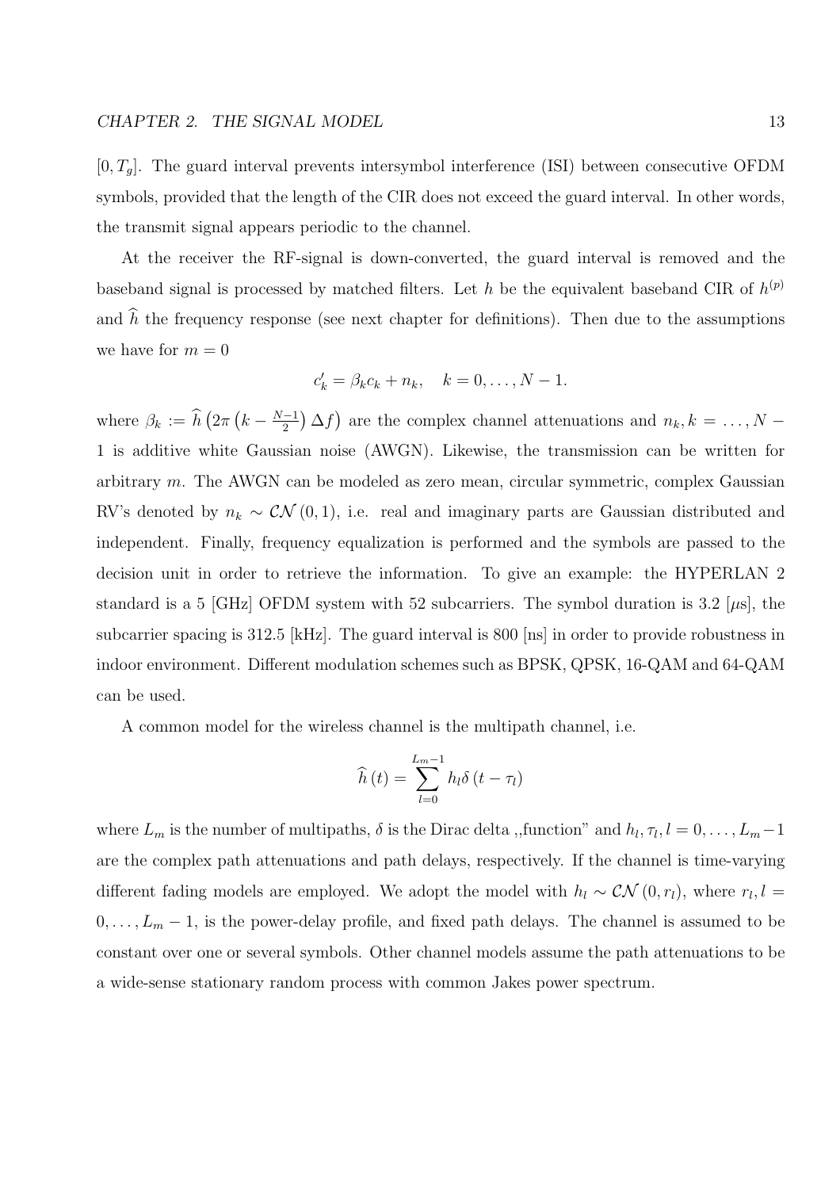$[0, T_g]$. The guard interval prevents intersymbol interference (ISI) between consecutive OFDM symbols, provided that the length of the CIR does not exceed the guard interval. In other words, the transmit signal appears periodic to the channel.

At the receiver the RF-signal is down-converted, the guard interval is removed and the baseband signal is processed by matched filters. Let $h$ be the equivalent baseband CIR of $h^{(p)}$ and $\widehat{h}$ the frequency response (see next chapter for definitions). Then due to the assumptions we have for $m = 0$

$$c'_k = \beta_k c_k + n_k, \quad k = 0, \ldots, N-1.$$

where $\beta_k := \widehat{h}\left(2\pi\left(k - \frac{N-1}{2}\right)\Delta f\right)$ are the complex channel attenuations and $n_k, k = \ldots, N-1$ is additive white Gaussian noise (AWGN). Likewise, the transmission can be written for arbitrary $m$. The AWGN can be modeled as zero mean, circular symmetric, complex Gaussian RV's denoted by $n_k \sim \mathcal{CN}(0, 1)$, i.e. real and imaginary parts are Gaussian distributed and independent. Finally, frequency equalization is performed and the symbols are passed to the decision unit in order to retrieve the information. To give an example: the HYPERLAN 2 standard is a 5 [GHz] OFDM system with 52 subcarriers. The symbol duration is 3.2 [$\mu$s], the subcarrier spacing is 312.5 [kHz]. The guard interval is 800 [ns] in order to provide robustness in indoor environment. Different modulation schemes such as BPSK, QPSK, 16-QAM and 64-QAM can be used.

A common model for the wireless channel is the multipath channel, i.e.

$$\widehat{h}(t) = \sum_{l=0}^{L_m-1} h_l \delta(t - \tau_l)$$

where $L_m$ is the number of multipaths, $\delta$ is the Dirac delta ,,function" and $h_l, \tau_l, l = 0, \ldots, L_m - 1$ are the complex path attenuations and path delays, respectively. If the channel is time-varying different fading models are employed. We adopt the model with $h_l \sim \mathcal{CN}(0, r_l)$, where $r_l, l = 0, \ldots, L_m - 1$, is the power-delay profile, and fixed path delays. The channel is assumed to be constant over one or several symbols. Other channel models assume the path attenuations to be a wide-sense stationary random process with common Jakes power spectrum.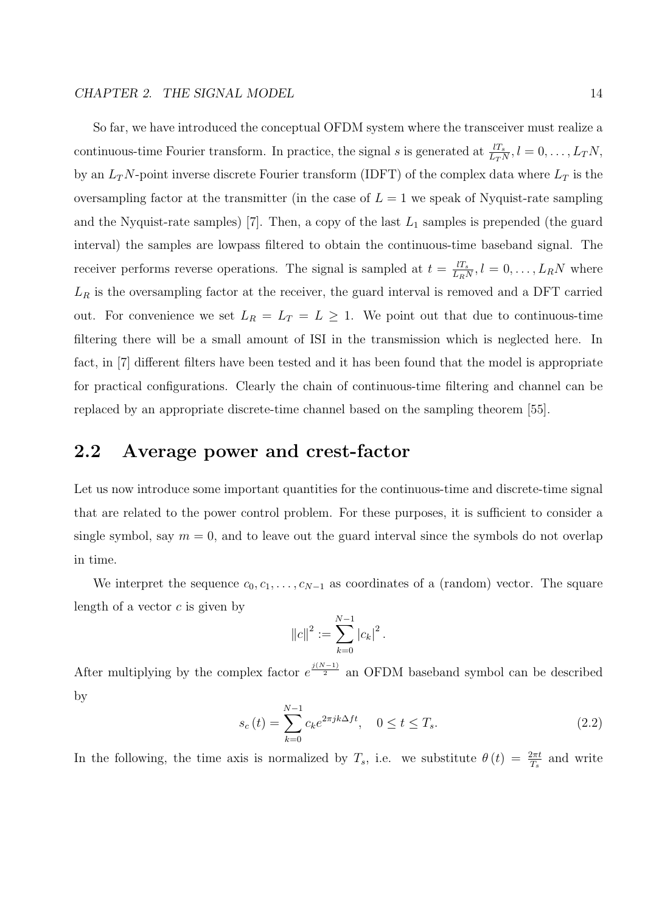So far, we have introduced the conceptual OFDM system where the transceiver must realize a continuous-time Fourier transform. In practice, the signal $s$ is generated at $\frac{lT_s}{L_T N}, l = 0, \ldots, L_T N$, by an $L_T N$-point inverse discrete Fourier transform (IDFT) of the complex data where $L_T$ is the oversampling factor at the transmitter (in the case of $L = 1$ we speak of Nyquist-rate sampling and the Nyquist-rate samples) [7]. Then, a copy of the last $L_1$ samples is prepended (the guard interval) the samples are lowpass filtered to obtain the continuous-time baseband signal. The receiver performs reverse operations. The signal is sampled at $t = \frac{lT_s}{L_R N}, l = 0, \ldots, L_R N$ where $L_R$ is the oversampling factor at the receiver, the guard interval is removed and a DFT carried out. For convenience we set $L_R = L_T = L \geq 1$. We point out that due to continuous-time filtering there will be a small amount of ISI in the transmission which is neglected here. In fact, in [7] different filters have been tested and it has been found that the model is appropriate for practical configurations. Clearly the chain of continuous-time filtering and channel can be replaced by an appropriate discrete-time channel based on the sampling theorem [55].

## 2.2 Average power and crest-factor

Let us now introduce some important quantities for the continuous-time and discrete-time signal that are related to the power control problem. For these purposes, it is sufficient to consider a single symbol, say $m = 0$, and to leave out the guard interval since the symbols do not overlap in time.

We interpret the sequence $c_0, c_1, \ldots, c_{N-1}$ as coordinates of a (random) vector. The square length of a vector $c$ is given by

$$\|c\|^2 := \sum_{k=0}^{N-1} |c_k|^2 .$$

After multiplying by the complex factor $e^{\frac{j(N-1)}{2}}$ an OFDM baseband symbol can be described by

$$s_c(t) = \sum_{k=0}^{N-1} c_k e^{2\pi jk\Delta ft}, \quad 0 \leq t \leq T_s. \tag{2.2}$$

In the following, the time axis is normalized by $T_s$, i.e. we substitute $\theta(t) = \frac{2\pi t}{T_s}$ and write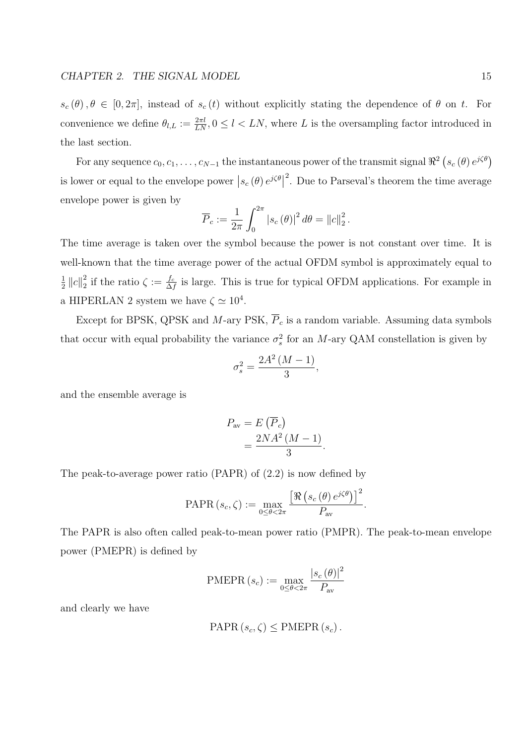$s_c(\theta), \theta \in [0, 2\pi]$, instead of $s_c(t)$ without explicitly stating the dependence of $\theta$ on $t$. For convenience we define $\theta_{l,L} := \frac{2\pi l}{LN}, 0 \leq l < LN$, where $L$ is the oversampling factor introduced in the last section.

For any sequence $c_0, c_1, \ldots, c_{N-1}$ the instantaneous power of the transmit signal $\Re^2\left(s_c(\theta) e^{j\zeta\theta}\right)$ is lower or equal to the envelope power $\left|s_c(\theta) e^{j\zeta\theta}\right|^2$. Due to Parseval's theorem the time average envelope power is given by

$$\overline{P}_c := \frac{1}{2\pi} \int_0^{2\pi} |s_c(\theta)|^2 \, d\theta = \|c\|_2^2 .$$

The time average is taken over the symbol because the power is not constant over time. It is well-known that the time average power of the actual OFDM symbol is approximately equal to $\frac{1}{2}\|c\|_2^2$ if the ratio $\zeta := \frac{f_c}{\Delta f}$ is large. This is true for typical OFDM applications. For example in a HIPERLAN 2 system we have $\zeta \simeq 10^4$.

Except for BPSK, QPSK and $M$-ary PSK, $\overline{P}_c$ is a random variable. Assuming data symbols that occur with equal probability the variance $\sigma_s^2$ for an $M$-ary QAM constellation is given by

$$\sigma_s^2 = \frac{2A^2(M-1)}{3},$$

and the ensemble average is

$$\begin{aligned} P_{\text{av}} &= E\left(\overline{P}_c\right) \\ &= \frac{2NA^2(M-1)}{3}. \end{aligned}$$

The peak-to-average power ratio (PAPR) of (2.2) is now defined by

$$\text{PAPR}(s_c, \zeta) := \max_{0 \leq \theta < 2\pi} \frac{\left[\Re\left(s_c(\theta) e^{j\zeta\theta}\right)\right]^2}{P_{\text{av}}}.$$

The PAPR is also often called peak-to-mean power ratio (PMPR). The peak-to-mean envelope power (PMEPR) is defined by

$$\text{PMEPR}(s_c) := \max_{0 \leq \theta < 2\pi} \frac{|s_c(\theta)|^2}{P_{\text{av}}}$$

and clearly we have

$$\text{PAPR}(s_c, \zeta) \leq \text{PMEPR}(s_c).$$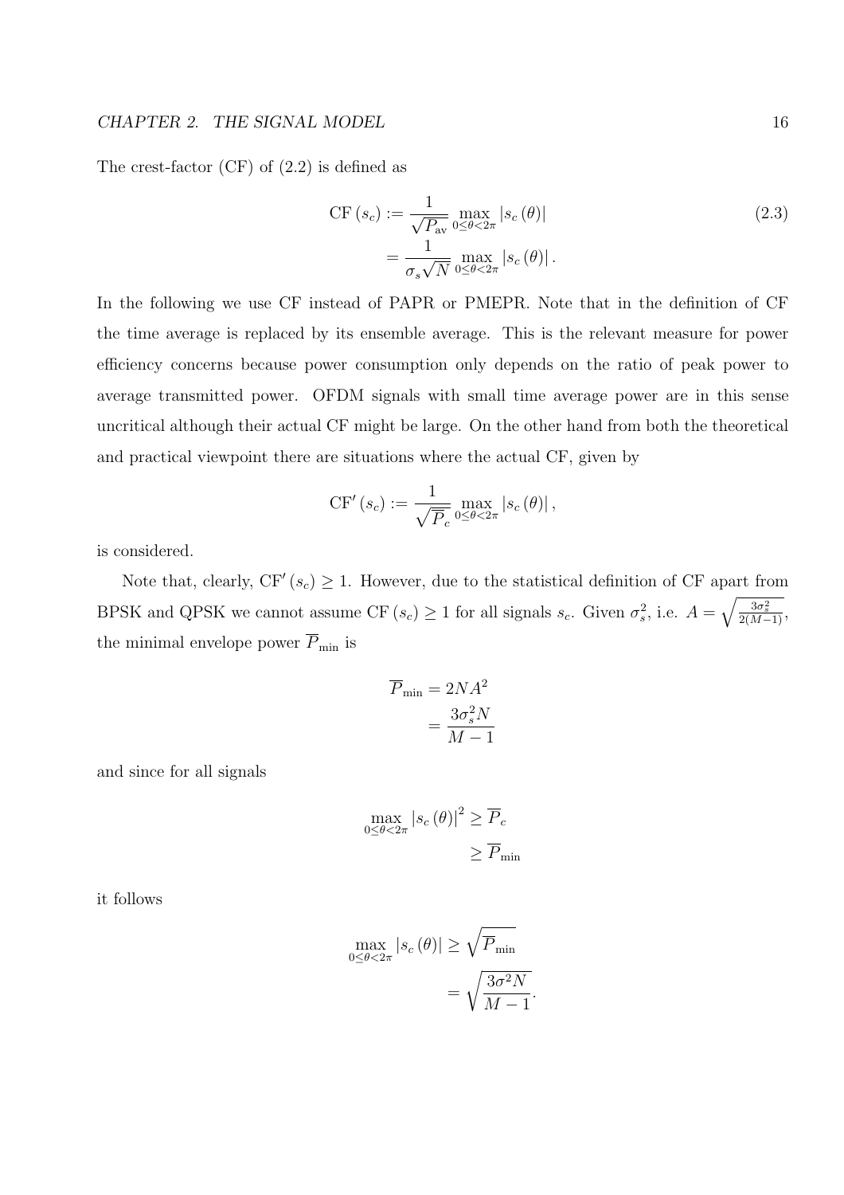The crest-factor (CF) of (2.2) is defined as

$$
\begin{aligned}
\mathrm{CF}\left(s_c\right) &:= \frac{1}{\sqrt{P_{\mathrm{av}}}} \max_{0 \leq \theta < 2\pi} \left|s_c\left(\theta\right)\right| \\
&= \frac{1}{\sigma_s \sqrt{N}} \max_{0 \leq \theta < 2\pi} \left|s_c\left(\theta\right)\right|.
\end{aligned}
\tag{2.3}
$$

In the following we use CF instead of PAPR or PMEPR. Note that in the definition of CF the time average is replaced by its ensemble average. This is the relevant measure for power efficiency concerns because power consumption only depends on the ratio of peak power to average transmitted power. OFDM signals with small time average power are in this sense uncritical although their actual CF might be large. On the other hand from both the theoretical and practical viewpoint there are situations where the actual CF, given by

$$
\mathrm{CF}'\left(s_c\right) := \frac{1}{\sqrt{\overline{P}_c}} \max_{0 \leq \theta < 2\pi} \left|s_c\left(\theta\right)\right|,
$$

is considered.

Note that, clearly, $\mathrm{CF}'\left(s_c\right) \geq 1$. However, due to the statistical definition of CF apart from BPSK and QPSK we cannot assume $\mathrm{CF}\left(s_c\right) \geq 1$ for all signals $s_c$. Given $\sigma_s^2$, i.e. $A = \sqrt{\frac{3\sigma_s^2}{2(M-1)}}$, the minimal envelope power $\overline{P}_{\min}$ is

$$
\begin{aligned}
\overline{P}_{\min} &= 2NA^2 \\
&= \frac{3\sigma_s^2 N}{M-1}
\end{aligned}
$$

and since for all signals

$$
\begin{aligned}
\max_{0 \leq \theta < 2\pi} \left|s_c\left(\theta\right)\right|^2 &\geq \overline{P}_c \\
&\geq \overline{P}_{\min}
\end{aligned}
$$

it follows

$$
\begin{aligned}
\max_{0 \leq \theta < 2\pi} \left|s_c\left(\theta\right)\right| &\geq \sqrt{\overline{P}_{\min}} \\
&= \sqrt{\frac{3\sigma^2 N}{M-1}}.
\end{aligned}
$$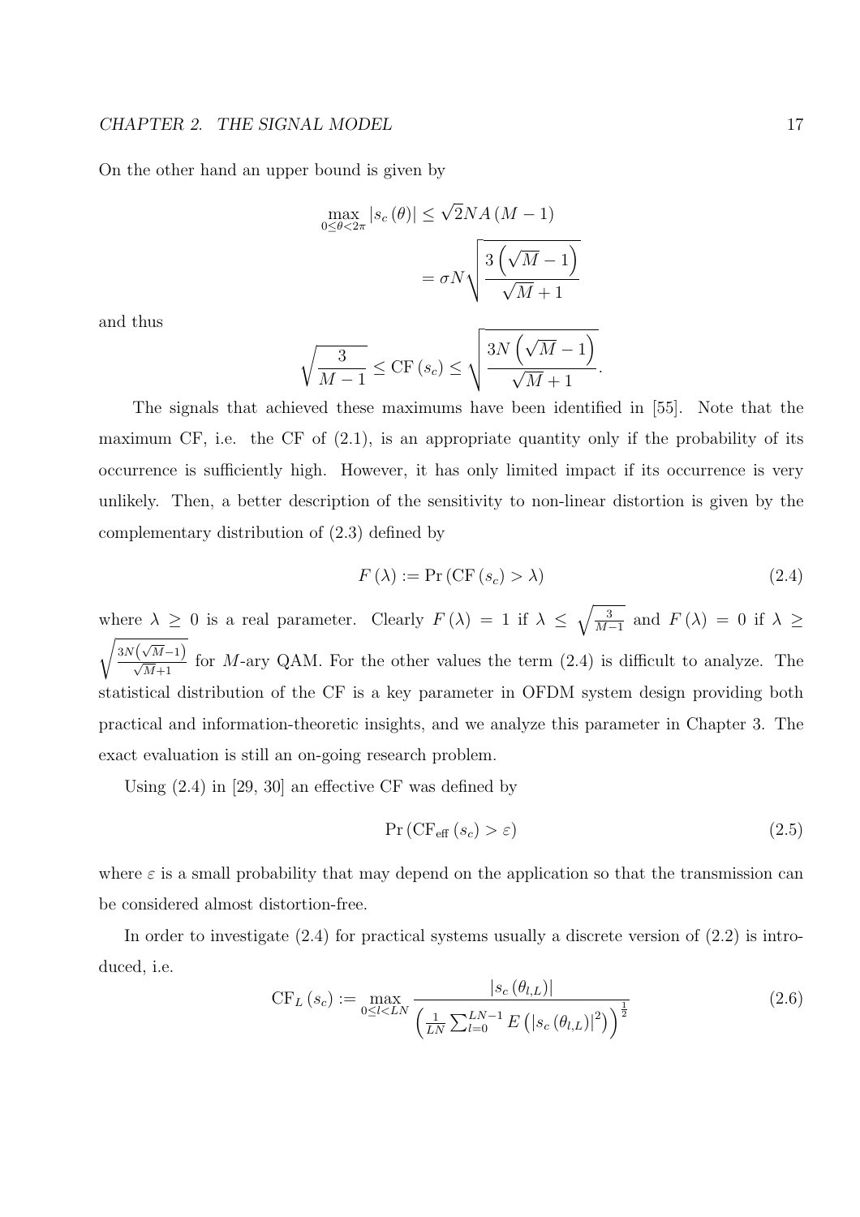On the other hand an upper bound is given by

$$
\begin{aligned}
\max_{0 \leq \theta < 2\pi} |s_c(\theta)| &\leq \sqrt{2} N A (M-1) \\
&= \sigma N \sqrt{\frac{3\left(\sqrt{M}-1\right)}{\sqrt{M}+1}}
\end{aligned}
$$

and thus

$$
\sqrt{\frac{3}{M-1}} \leq \mathrm{CF}(s_c) \leq \sqrt{\frac{3N\left(\sqrt{M}-1\right)}{\sqrt{M}+1}}.
$$

The signals that achieved these maximums have been identified in [55]. Note that the maximum CF, i.e. the CF of (2.1), is an appropriate quantity only if the probability of its occurrence is sufficiently high. However, it has only limited impact if its occurrence is very unlikely. Then, a better description of the sensitivity to non-linear distortion is given by the complementary distribution of (2.3) defined by

$$
F(\lambda) := \Pr\left(\mathrm{CF}(s_c) > \lambda\right) \tag{2.4}
$$

where $\lambda \geq 0$ is a real parameter. Clearly $F(\lambda) = 1$ if $\lambda \leq \sqrt{\frac{3}{M-1}}$ and $F(\lambda) = 0$ if $\lambda \geq \sqrt{\frac{3N(\sqrt{M}-1)}{\sqrt{M}+1}}$ for $M$-ary QAM. For the other values the term (2.4) is difficult to analyze. The statistical distribution of the CF is a key parameter in OFDM system design providing both practical and information-theoretic insights, and we analyze this parameter in Chapter 3. The exact evaluation is still an on-going research problem.

Using (2.4) in [29, 30] an effective CF was defined by

$$
\Pr\left(\mathrm{CF}_{\mathrm{eff}}(s_c) > \varepsilon\right) \tag{2.5}
$$

where $\varepsilon$ is a small probability that may depend on the application so that the transmission can be considered almost distortion-free.

In order to investigate (2.4) for practical systems usually a discrete version of (2.2) is introduced, i.e.

$$
\mathrm{CF}_L(s_c) := \max_{0 \leq l < LN} \frac{|s_c(\theta_{l,L})|}{\left(\frac{1}{LN}\sum_{l=0}^{LN-1} E\left(|s_c(\theta_{l,L})|^2\right)\right)^{\frac{1}{2}}} \tag{2.6}
$$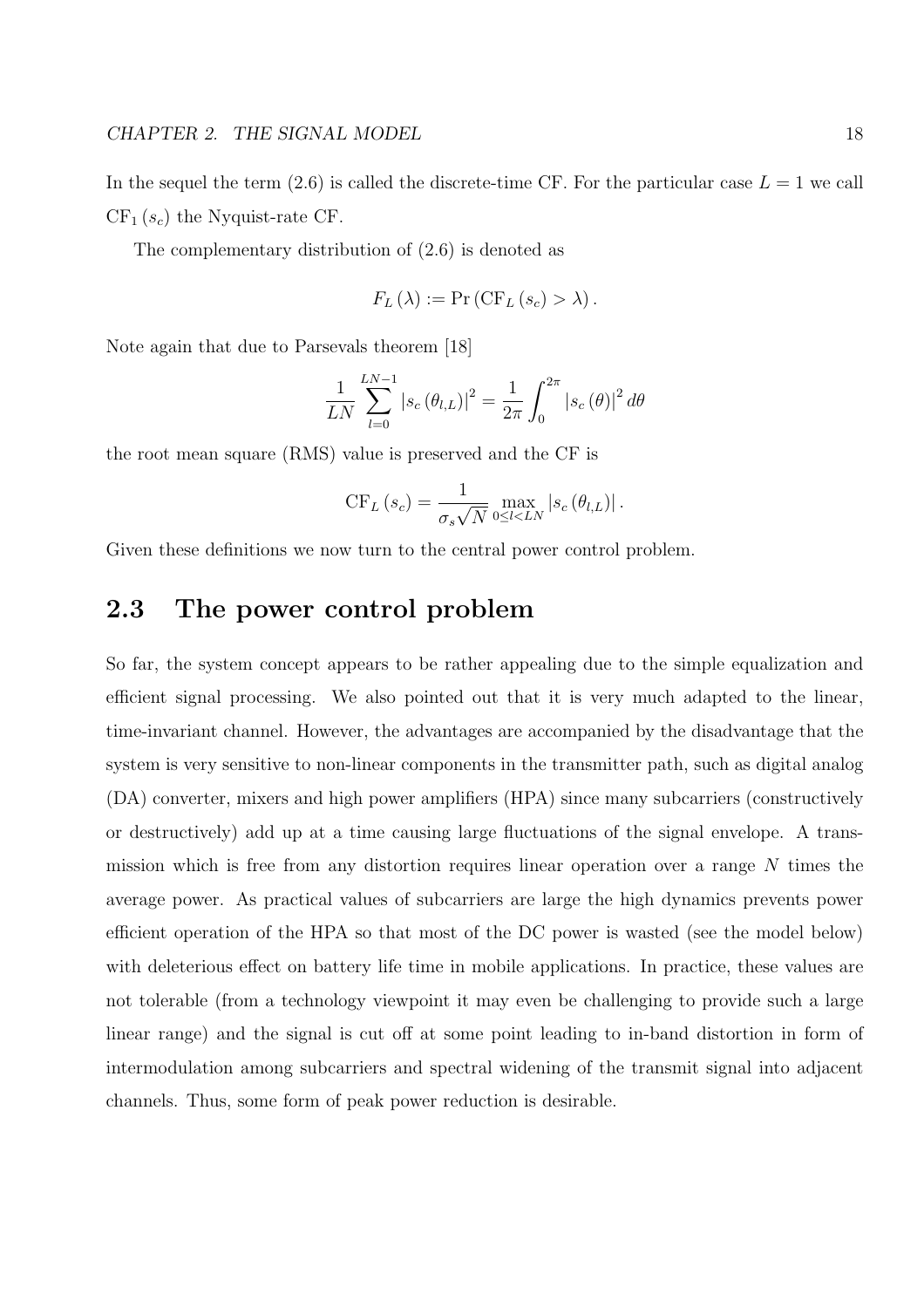In the sequel the term (2.6) is called the discrete-time CF. For the particular case $L = 1$ we call $\mathrm{CF}_1(s_c)$ the Nyquist-rate CF.

The complementary distribution of (2.6) is denoted as

$$F_L(\lambda) := \Pr\left(\mathrm{CF}_L(s_c) > \lambda\right).$$

Note again that due to Parsevals theorem [18]

$$\frac{1}{LN}\sum_{l=0}^{LN-1}\left|s_c(\theta_{l,L})\right|^2 = \frac{1}{2\pi}\int_0^{2\pi}\left|s_c(\theta)\right|^2 d\theta$$

the root mean square (RMS) value is preserved and the CF is

$$\mathrm{CF}_L(s_c) = \frac{1}{\sigma_s\sqrt{N}}\max_{0\le l<LN}\left|s_c(\theta_{l,L})\right|.$$

Given these definitions we now turn to the central power control problem.

## 2.3 The power control problem

So far, the system concept appears to be rather appealing due to the simple equalization and efficient signal processing. We also pointed out that it is very much adapted to the linear, time-invariant channel. However, the advantages are accompanied by the disadvantage that the system is very sensitive to non-linear components in the transmitter path, such as digital analog (DA) converter, mixers and high power amplifiers (HPA) since many subcarriers (constructively or destructively) add up at a time causing large fluctuations of the signal envelope. A transmission which is free from any distortion requires linear operation over a range $N$ times the average power. As practical values of subcarriers are large the high dynamics prevents power efficient operation of the HPA so that most of the DC power is wasted (see the model below) with deleterious effect on battery life time in mobile applications. In practice, these values are not tolerable (from a technology viewpoint it may even be challenging to provide such a large linear range) and the signal is cut off at some point leading to in-band distortion in form of intermodulation among subcarriers and spectral widening of the transmit signal into adjacent channels. Thus, some form of peak power reduction is desirable.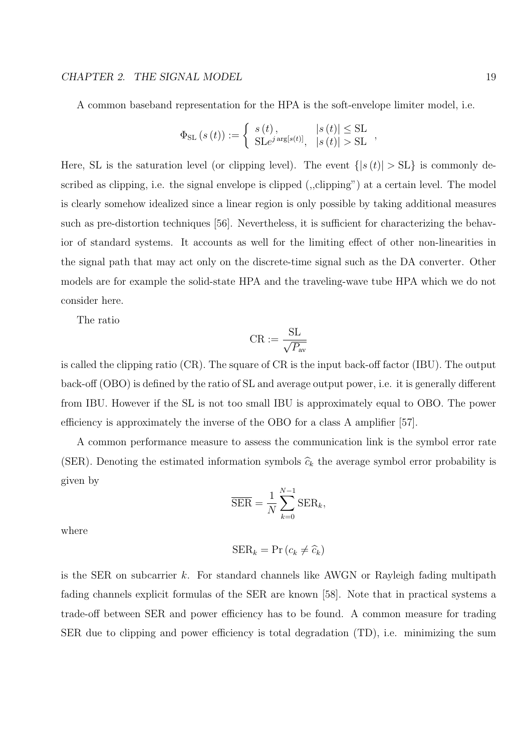A common baseband representation for the HPA is the soft-envelope limiter model, i.e.

$$\Phi_{\mathrm{SL}}\left(s\left(t\right)\right) := \begin{cases} s\left(t\right), & \left|s\left(t\right)\right| \leq \mathrm{SL} \\ \mathrm{SL} e^{j \arg[s(t)]}, & \left|s\left(t\right)\right| > \mathrm{SL} \end{cases},$$

Here, SL is the saturation level (or clipping level). The event $\{|s(t)| > \mathrm{SL}\}$ is commonly described as clipping, i.e. the signal envelope is clipped (,,clipping") at a certain level. The model is clearly somehow idealized since a linear region is only possible by taking additional measures such as pre-distortion techniques [56]. Nevertheless, it is sufficient for characterizing the behavior of standard systems. It accounts as well for the limiting effect of other non-linearities in the signal path that may act only on the discrete-time signal such as the DA converter. Other models are for example the solid-state HPA and the traveling-wave tube HPA which we do not consider here.

The ratio

$$\mathrm{CR} := \frac{\mathrm{SL}}{\sqrt{P_{\mathrm{av}}}}$$

is called the clipping ratio (CR). The square of CR is the input back-off factor (IBU). The output back-off (OBO) is defined by the ratio of SL and average output power, i.e. it is generally different from IBU. However if the SL is not too small IBU is approximately equal to OBO. The power efficiency is approximately the inverse of the OBO for a class A amplifier [57].

A common performance measure to assess the communication link is the symbol error rate (SER). Denoting the estimated information symbols $\widehat{c}_k$ the average symbol error probability is given by

$$\overline{\mathrm{SER}} = \frac{1}{N} \sum_{k=0}^{N-1} \mathrm{SER}_k,$$

where

$$\mathrm{SER}_k = \Pr\left(c_k \neq \widehat{c}_k\right)$$

is the SER on subcarrier $k$. For standard channels like AWGN or Rayleigh fading multipath fading channels explicit formulas of the SER are known [58]. Note that in practical systems a trade-off between SER and power efficiency has to be found. A common measure for trading SER due to clipping and power efficiency is total degradation (TD), i.e. minimizing the sum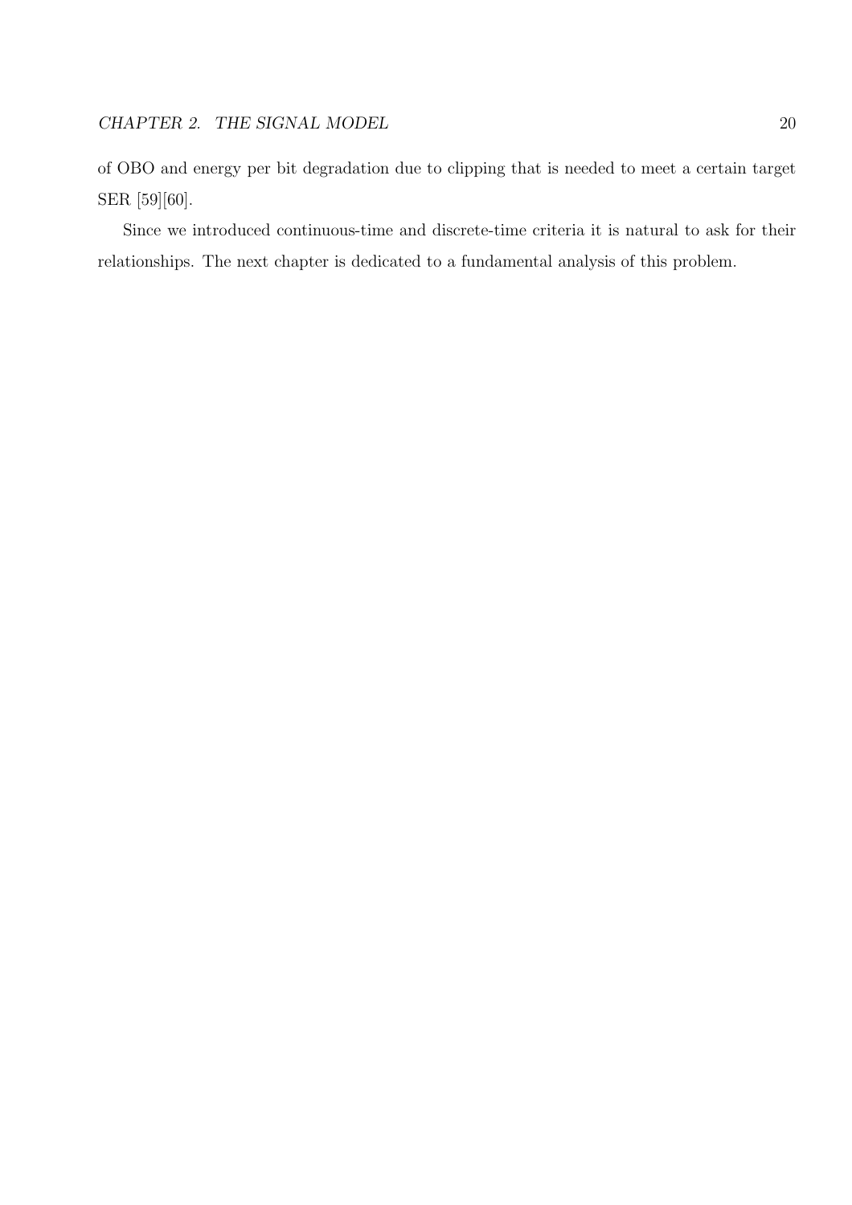of OBO and energy per bit degradation due to clipping that is needed to meet a certain target SER [59][60].

Since we introduced continuous-time and discrete-time criteria it is natural to ask for their relationships. The next chapter is dedicated to a fundamental analysis of this problem.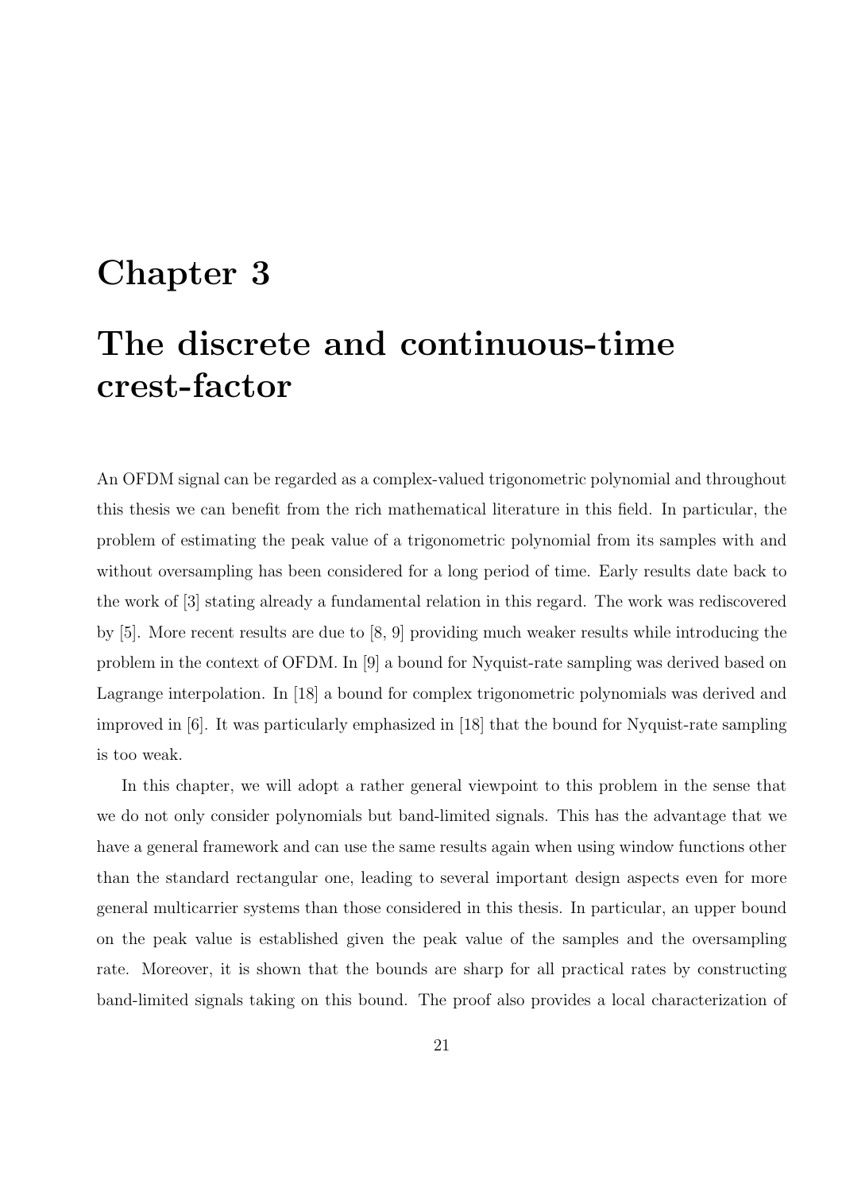# Chapter 3

# The discrete and continuous-time crest-factor

An OFDM signal can be regarded as a complex-valued trigonometric polynomial and throughout this thesis we can benefit from the rich mathematical literature in this field. In particular, the problem of estimating the peak value of a trigonometric polynomial from its samples with and without oversampling has been considered for a long period of time. Early results date back to the work of [3] stating already a fundamental relation in this regard. The work was rediscovered by [5]. More recent results are due to [8, 9] providing much weaker results while introducing the problem in the context of OFDM. In [9] a bound for Nyquist-rate sampling was derived based on Lagrange interpolation. In [18] a bound for complex trigonometric polynomials was derived and improved in [6]. It was particularly emphasized in [18] that the bound for Nyquist-rate sampling is too weak.

In this chapter, we will adopt a rather general viewpoint to this problem in the sense that we do not only consider polynomials but band-limited signals. This has the advantage that we have a general framework and can use the same results again when using window functions other than the standard rectangular one, leading to several important design aspects even for more general multicarrier systems than those considered in this thesis. In particular, an upper bound on the peak value is established given the peak value of the samples and the oversampling rate. Moreover, it is shown that the bounds are sharp for all practical rates by constructing band-limited signals taking on this bound. The proof also provides a local characterization of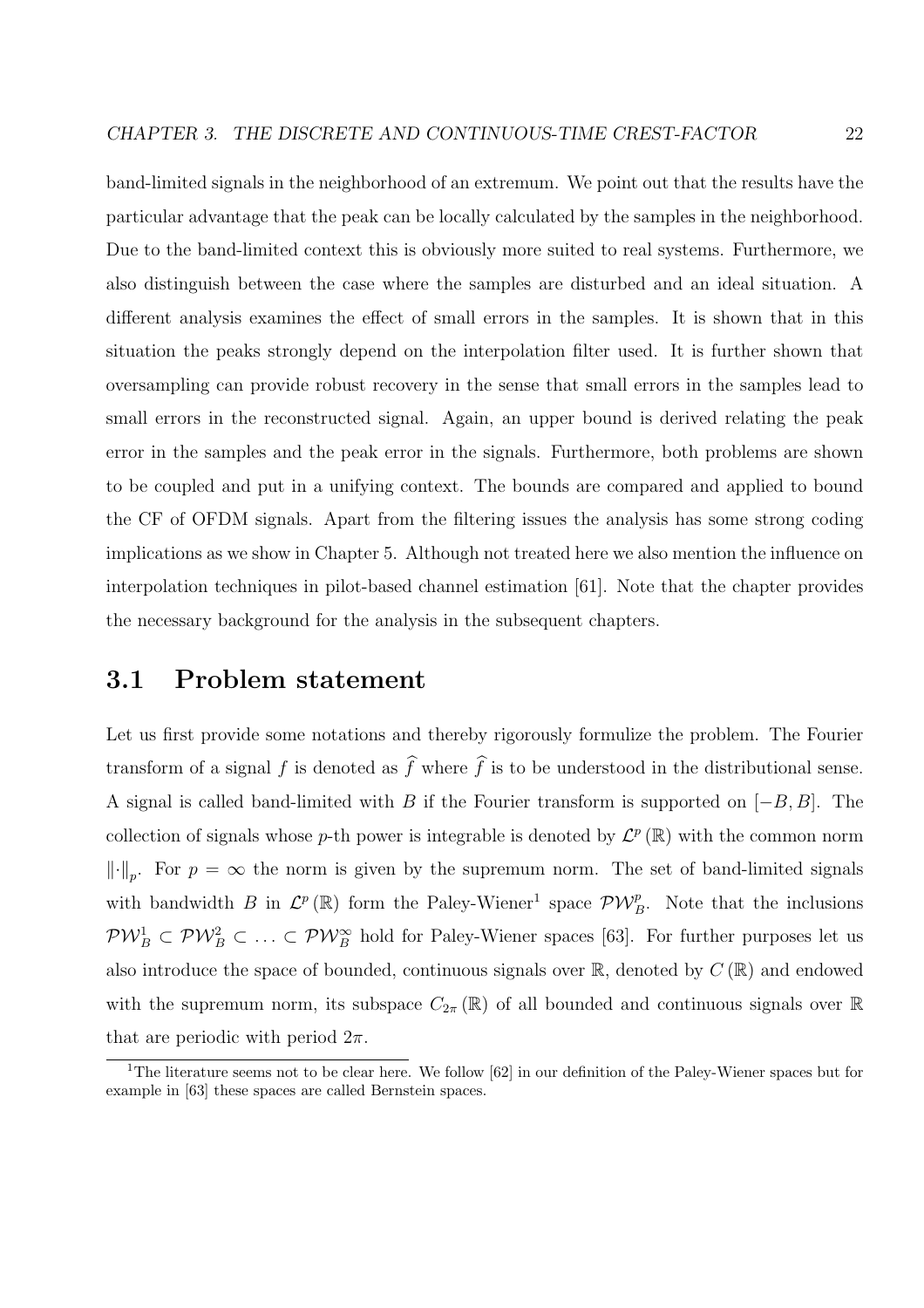band-limited signals in the neighborhood of an extremum. We point out that the results have the particular advantage that the peak can be locally calculated by the samples in the neighborhood. Due to the band-limited context this is obviously more suited to real systems. Furthermore, we also distinguish between the case where the samples are disturbed and an ideal situation. A different analysis examines the effect of small errors in the samples. It is shown that in this situation the peaks strongly depend on the interpolation filter used. It is further shown that oversampling can provide robust recovery in the sense that small errors in the samples lead to small errors in the reconstructed signal. Again, an upper bound is derived relating the peak error in the samples and the peak error in the signals. Furthermore, both problems are shown to be coupled and put in a unifying context. The bounds are compared and applied to bound the CF of OFDM signals. Apart from the filtering issues the analysis has some strong coding implications as we show in Chapter 5. Although not treated here we also mention the influence on interpolation techniques in pilot-based channel estimation [61]. Note that the chapter provides the necessary background for the analysis in the subsequent chapters.

## 3.1 Problem statement

Let us first provide some notations and thereby rigorously formulize the problem. The Fourier transform of a signal $f$ is denoted as $\widehat{f}$ where $\widehat{f}$ is to be understood in the distributional sense. A signal is called band-limited with $B$ if the Fourier transform is supported on $[-B, B]$. The collection of signals whose $p$-th power is integrable is denoted by $\mathcal{L}^p(\mathbb{R})$ with the common norm $\|\cdot\|_p$. For $p = \infty$ the norm is given by the supremum norm. The set of band-limited signals with bandwidth $B$ in $\mathcal{L}^p(\mathbb{R})$ form the Paley-Wiener[1] space $\mathcal{PW}_B^p$. Note that the inclusions $\mathcal{PW}_B^1 \subset \mathcal{PW}_B^2 \subset \ldots \subset \mathcal{PW}_B^\infty$ hold for Paley-Wiener spaces [63]. For further purposes let us also introduce the space of bounded, continuous signals over $\mathbb{R}$, denoted by $C(\mathbb{R})$ and endowed with the supremum norm, its subspace $C_{2\pi}(\mathbb{R})$ of all bounded and continuous signals over $\mathbb{R}$ that are periodic with period $2\pi$.

[1] The literature seems not to be clear here. We follow [62] in our definition of the Paley-Wiener spaces but for example in [63] these spaces are called Bernstein spaces.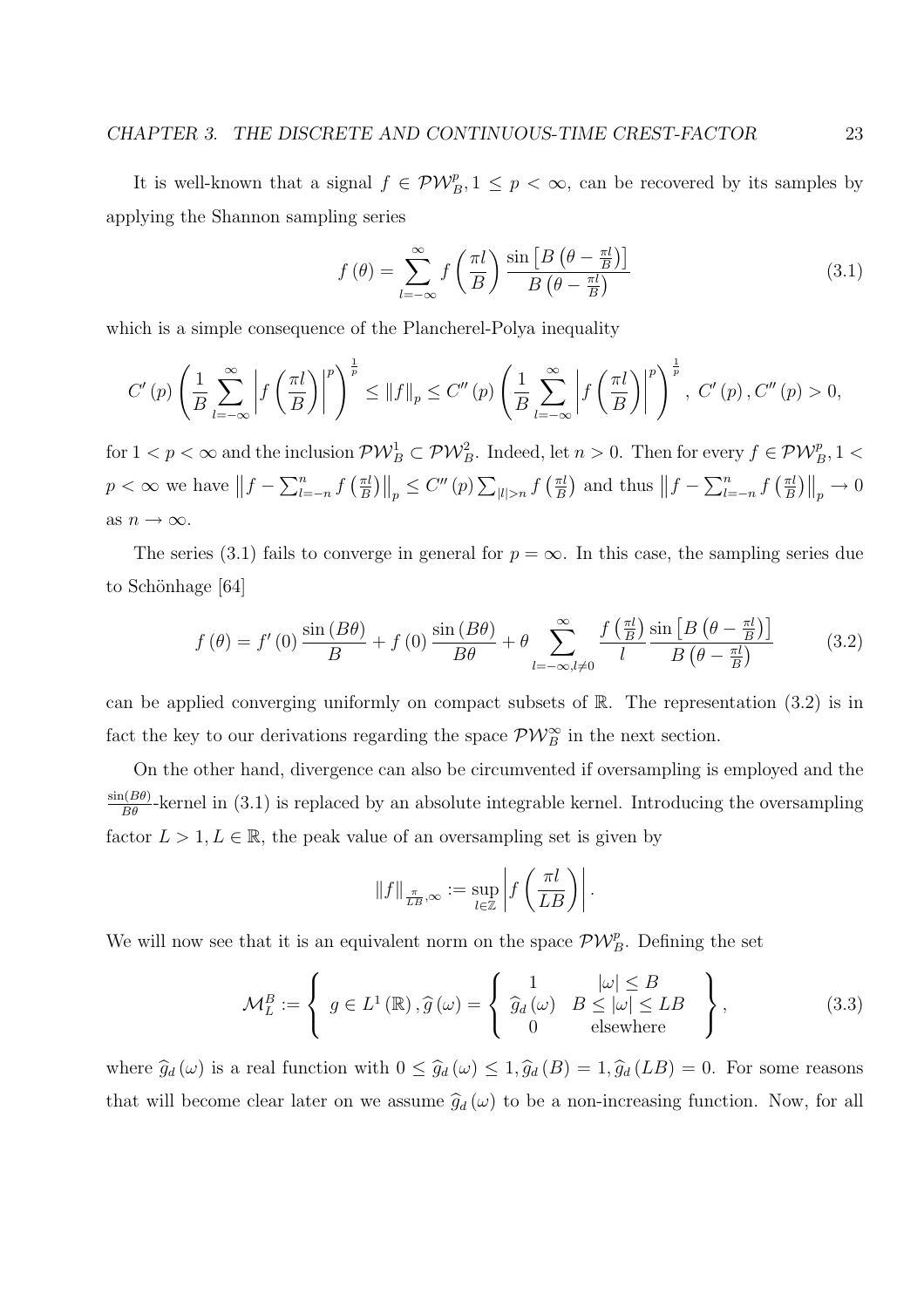It is well-known that a signal $f \in \mathcal{PW}_B^p, 1 \leq p < \infty$, can be recovered by its samples by applying the Shannon sampling series

$$f(\theta) = \sum_{l=-\infty}^{\infty} f\left(\frac{\pi l}{B}\right) \frac{\sin\left[B\left(\theta - \frac{\pi l}{B}\right)\right]}{B\left(\theta - \frac{\pi l}{B}\right)} \tag{3.1}$$

which is a simple consequence of the Plancherel-Polya inequality

$$C'(p)\left(\frac{1}{B}\sum_{l=-\infty}^{\infty}\left|f\left(\frac{\pi l}{B}\right)\right|^p\right)^{\frac{1}{p}} \leq \|f\|_p \leq C''(p)\left(\frac{1}{B}\sum_{l=-\infty}^{\infty}\left|f\left(\frac{\pi l}{B}\right)\right|^p\right)^{\frac{1}{p}},\ C'(p), C''(p) > 0,$$

for $1 < p < \infty$ and the inclusion $\mathcal{PW}_B^1 \subset \mathcal{PW}_B^2$. Indeed, let $n > 0$. Then for every $f \in \mathcal{PW}_B^p, 1 < p < \infty$ we have $\left\|f - \sum_{l=-n}^{n} f\left(\frac{\pi l}{B}\right)\right\|_p \leq C''(p) \sum_{|l|>n} f\left(\frac{\pi l}{B}\right)$ and thus $\left\|f - \sum_{l=-n}^{n} f\left(\frac{\pi l}{B}\right)\right\|_p \to 0$ as $n \to \infty$.

The series (3.1) fails to converge in general for $p = \infty$. In this case, the sampling series due to Schönhage [64]

$$f(\theta) = f'(0)\frac{\sin(B\theta)}{B} + f(0)\frac{\sin(B\theta)}{B\theta} + \theta \sum_{l=-\infty, l\neq 0}^{\infty} \frac{f\left(\frac{\pi l}{B}\right)}{l} \frac{\sin\left[B\left(\theta - \frac{\pi l}{B}\right)\right]}{B\left(\theta - \frac{\pi l}{B}\right)} \tag{3.2}$$

can be applied converging uniformly on compact subsets of $\mathbb{R}$. The representation (3.2) is in fact the key to our derivations regarding the space $\mathcal{PW}_B^\infty$ in the next section.

On the other hand, divergence can also be circumvented if oversampling is employed and the $\frac{\sin(B\theta)}{B\theta}$-kernel in (3.1) is replaced by an absolute integrable kernel. Introducing the oversampling factor $L > 1, L \in \mathbb{R}$, the peak value of an oversampling set is given by

$$\|f\|_{\frac{\pi}{LB},\infty} := \sup_{l \in \mathbb{Z}} \left|f\left(\frac{\pi l}{LB}\right)\right|.$$

We will now see that it is an equivalent norm on the space $\mathcal{PW}_B^p$. Defining the set

$$\mathcal{M}_L^B := \left\{ g \in L^1(\mathbb{R}), \widehat{g}(\omega) = \left\{ \begin{array}{cc} 1 & |\omega| \leq B \\ \widehat{g}_d(\omega) & B \leq |\omega| \leq LB \\ 0 & \text{elsewhere} \end{array} \right. \right\}, \tag{3.3}$$

where $\widehat{g}_d(\omega)$ is a real function with $0 \leq \widehat{g}_d(\omega) \leq 1, \widehat{g}_d(B) = 1, \widehat{g}_d(LB) = 0$. For some reasons that will become clear later on we assume $\widehat{g}_d(\omega)$ to be a non-increasing function. Now, for all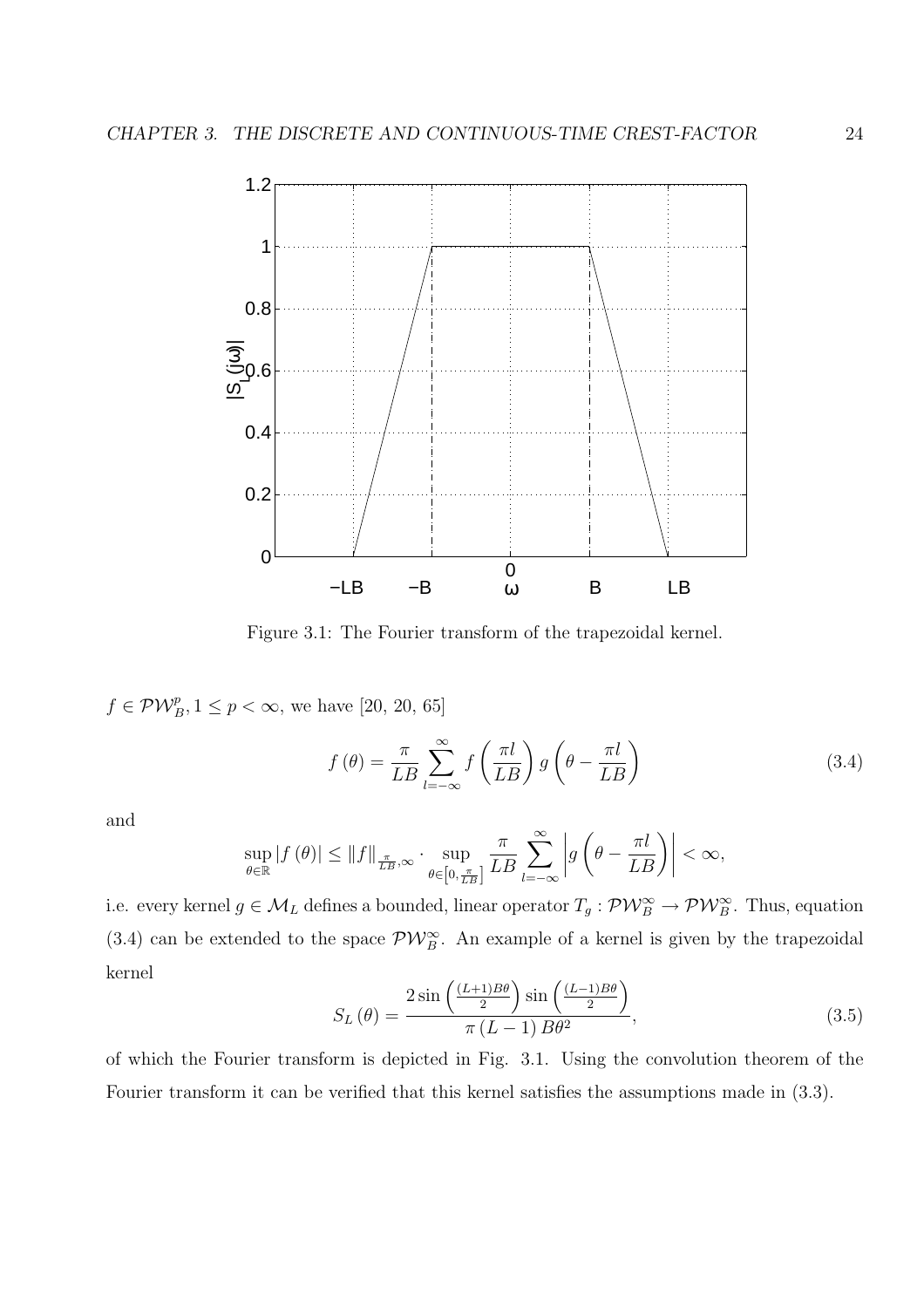Figure 3.1: The Fourier transform of the trapezoidal kernel.

$f \in \mathcal{PW}_B^p, 1 \leq p < \infty$, we have [20, 20, 65]

$$f(\theta) = \frac{\pi}{LB} \sum_{l=-\infty}^{\infty} f\left(\frac{\pi l}{LB}\right) g\left(\theta - \frac{\pi l}{LB}\right) \tag{3.4}$$

and

$$\sup_{\theta \in \mathbb{R}} |f(\theta)| \leq \|f\|_{\frac{\pi}{LB},\infty} \cdot \sup_{\theta \in \left[0, \frac{\pi}{LB}\right]} \frac{\pi}{LB} \sum_{l=-\infty}^{\infty} \left| g\left(\theta - \frac{\pi l}{LB}\right) \right| < \infty,$$

i.e. every kernel $g \in \mathcal{M}_L$ defines a bounded, linear operator $T_g : \mathcal{PW}_B^\infty \to \mathcal{PW}_B^\infty$. Thus, equation (3.4) can be extended to the space $\mathcal{PW}_B^\infty$. An example of a kernel is given by the trapezoidal kernel

$$S_L(\theta) = \frac{2 \sin\left(\frac{(L+1)B\theta}{2}\right) \sin\left(\frac{(L-1)B\theta}{2}\right)}{\pi (L-1) B \theta^2}, \tag{3.5}$$

of which the Fourier transform is depicted in Fig. 3.1. Using the convolution theorem of the Fourier transform it can be verified that this kernel satisfies the assumptions made in (3.3).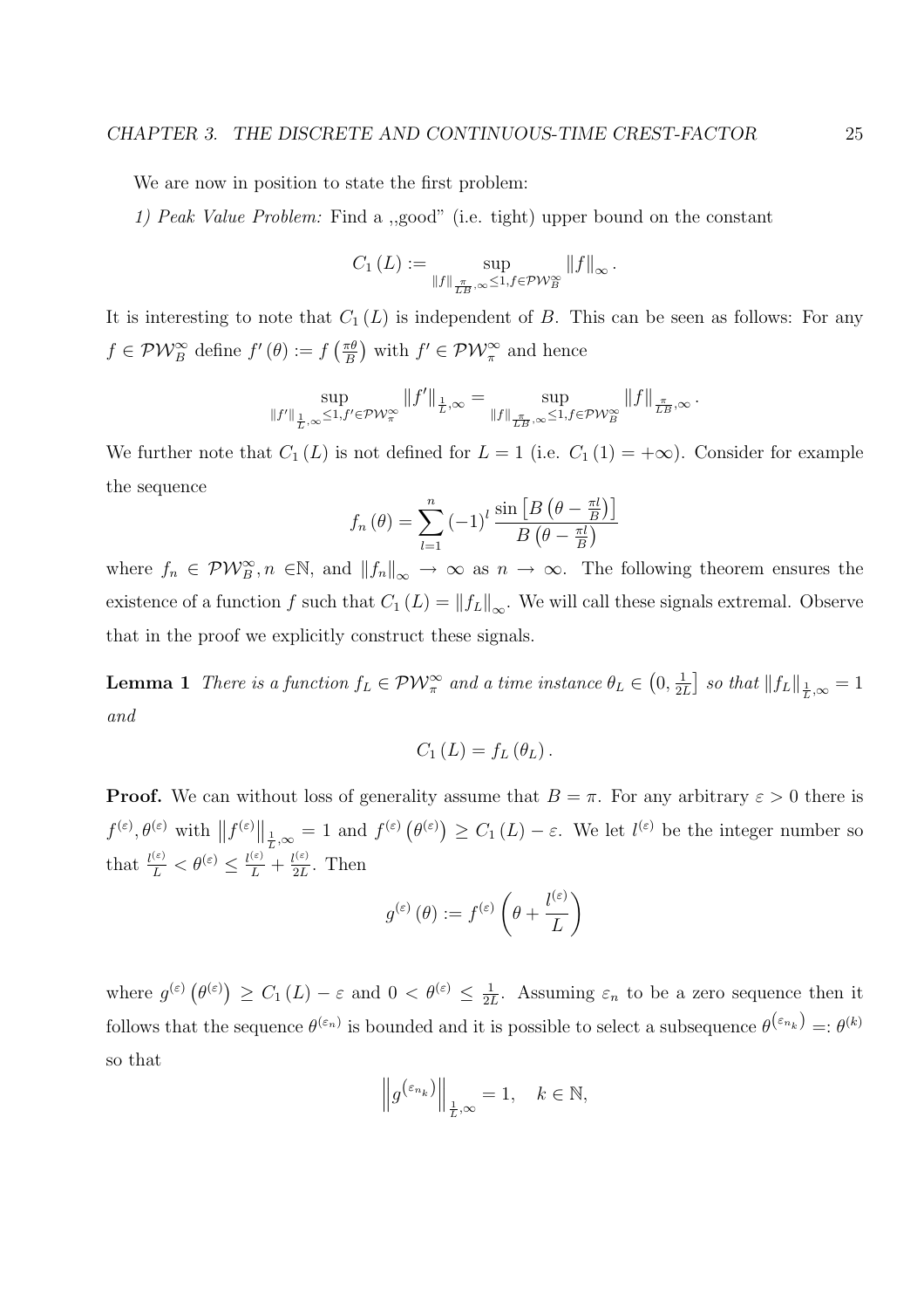We are now in position to state the first problem:

*1) Peak Value Problem:* Find a ,,good" (i.e. tight) upper bound on the constant

$$C_1(L) := \sup_{\|f\|_{\frac{\pi}{LB},\infty} \le 1, f \in \mathcal{PW}_B^\infty} \|f\|_\infty .$$

It is interesting to note that $C_1(L)$ is independent of $B$. This can be seen as follows: For any $f \in \mathcal{PW}_B^\infty$ define $f'(\theta) := f\left(\frac{\pi\theta}{B}\right)$ with $f' \in \mathcal{PW}_\pi^\infty$ and hence

$$\sup_{\|f'\|_{\frac{1}{L},\infty} \le 1, f' \in \mathcal{PW}_\pi^\infty} \|f'\|_{\frac{1}{L},\infty} = \sup_{\|f\|_{\frac{\pi}{LB},\infty} \le 1, f \in \mathcal{PW}_B^\infty} \|f\|_{\frac{\pi}{LB},\infty} .$$

We further note that $C_1(L)$ is not defined for $L = 1$ (i.e. $C_1(1) = +\infty$). Consider for example the sequence

$$f_n(\theta) = \sum_{l=1}^{n} (-1)^l \frac{\sin\left[B\left(\theta - \frac{\pi l}{B}\right)\right]}{B\left(\theta - \frac{\pi l}{B}\right)}$$

where $f_n \in \mathcal{PW}_B^\infty, n \in \mathbb{N}$, and $\|f_n\|_\infty \to \infty$ as $n \to \infty$. The following theorem ensures the existence of a function $f$ such that $C_1(L) = \|f_L\|_\infty$. We will call these signals extremal. Observe that in the proof we explicitly construct these signals.

**Lemma 1** *There is a function $f_L \in \mathcal{PW}_\pi^\infty$ and a time instance $\theta_L \in \left(0, \frac{1}{2L}\right]$ so that $\|f_L\|_{\frac{1}{L},\infty} = 1$ and*

$$C_1(L) = f_L(\theta_L) .$$

**Proof.** We can without loss of generality assume that $B = \pi$. For any arbitrary $\varepsilon > 0$ there is $f^{(\varepsilon)}, \theta^{(\varepsilon)}$ with $\left\|f^{(\varepsilon)}\right\|_{\frac{1}{L},\infty} = 1$ and $f^{(\varepsilon)}\left(\theta^{(\varepsilon)}\right) \ge C_1(L) - \varepsilon$. We let $l^{(\varepsilon)}$ be the integer number so that $\frac{l^{(\varepsilon)}}{L} < \theta^{(\varepsilon)} \le \frac{l^{(\varepsilon)}}{L} + \frac{l^{(\varepsilon)}}{2L}$. Then

$$g^{(\varepsilon)}(\theta) := f^{(\varepsilon)}\left(\theta + \frac{l^{(\varepsilon)}}{L}\right)$$

where $g^{(\varepsilon)}\left(\theta^{(\varepsilon)}\right) \ge C_1(L) - \varepsilon$ and $0 < \theta^{(\varepsilon)} \le \frac{1}{2L}$. Assuming $\varepsilon_n$ to be a zero sequence then it follows that the sequence $\theta^{(\varepsilon_n)}$ is bounded and it is possible to select a subsequence $\theta^{\left(\varepsilon_{n_k}\right)} =: \theta^{(k)}$ so that

$$\left\|g^{\left(\varepsilon_{n_k}\right)}\right\|_{\frac{1}{L},\infty} = 1, \quad k \in \mathbb{N},$$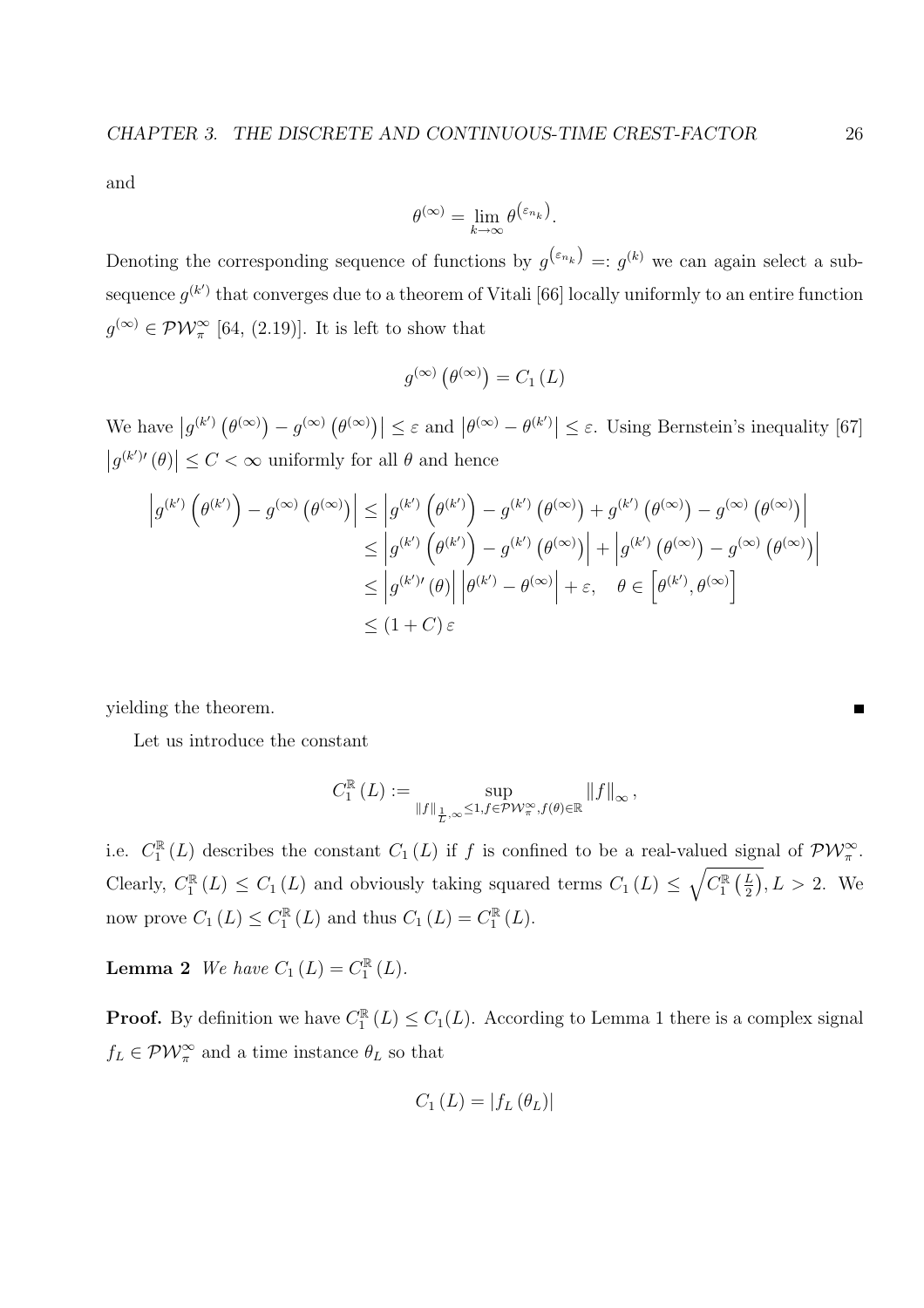and

$$\theta^{(\infty)} = \lim_{k\to\infty} \theta^{\left(\varepsilon_{n_k}\right)}.$$

Denoting the corresponding sequence of functions by $g^{\left(\varepsilon_{n_k}\right)} =: g^{(k)}$ we can again select a subsequence $g^{(k')}$ that converges due to a theorem of Vitali [66] locally uniformly to an entire function $g^{(\infty)} \in \mathcal{PW}_\pi^\infty$ [64, (2.19)]. It is left to show that

$$g^{(\infty)}\left(\theta^{(\infty)}\right) = C_1(L)$$

We have $\left|g^{(k')}\left(\theta^{(\infty)}\right) - g^{(\infty)}\left(\theta^{(\infty)}\right)\right| \leq \varepsilon$ and $\left|\theta^{(\infty)} - \theta^{(k')}\right| \leq \varepsilon$. Using Bernstein's inequality [67] $\left|g^{(k')\prime}(\theta)\right| \leq C < \infty$ uniformly for all $\theta$ and hence

$$\begin{aligned}
\left|g^{(k')}\left(\theta^{(k')}\right) - g^{(\infty)}\left(\theta^{(\infty)}\right)\right| &\leq \left|g^{(k')}\left(\theta^{(k')}\right) - g^{(k')}\left(\theta^{(\infty)}\right) + g^{(k')}\left(\theta^{(\infty)}\right) - g^{(\infty)}\left(\theta^{(\infty)}\right)\right| \\
&\leq \left|g^{(k')}\left(\theta^{(k')}\right) - g^{(k')}\left(\theta^{(\infty)}\right)\right| + \left|g^{(k')}\left(\theta^{(\infty)}\right) - g^{(\infty)}\left(\theta^{(\infty)}\right)\right| \\
&\leq \left|g^{(k')\prime}(\theta)\right| \left|\theta^{(k')} - \theta^{(\infty)}\right| + \varepsilon, \quad \theta \in \left[\theta^{(k')}, \theta^{(\infty)}\right] \\
&\leq (1 + C)\,\varepsilon
\end{aligned}$$

yielding the theorem. ∎

Let us introduce the constant

$$C_1^{\mathbb{R}}(L) := \sup_{\|f\|_{\frac{1}{L},\infty} \leq 1, f \in \mathcal{PW}_\pi^\infty, f(\theta) \in \mathbb{R}} \|f\|_\infty,$$

i.e. $C_1^{\mathbb{R}}(L)$ describes the constant $C_1(L)$ if $f$ is confined to be a real-valued signal of $\mathcal{PW}_\pi^\infty$. Clearly, $C_1^{\mathbb{R}}(L) \leq C_1(L)$ and obviously taking squared terms $C_1(L) \leq \sqrt{C_1^{\mathbb{R}}\left(\frac{L}{2}\right)}, L > 2$. We now prove $C_1(L) \leq C_1^{\mathbb{R}}(L)$ and thus $C_1(L) = C_1^{\mathbb{R}}(L)$.

**Lemma 2** *We have $C_1(L) = C_1^{\mathbb{R}}(L)$.*

**Proof.** By definition we have $C_1^{\mathbb{R}}(L) \leq C_1(L)$. According to Lemma 1 there is a complex signal $f_L \in \mathcal{PW}_\pi^\infty$ and a time instance $\theta_L$ so that

$$C_1(L) = |f_L(\theta_L)|$$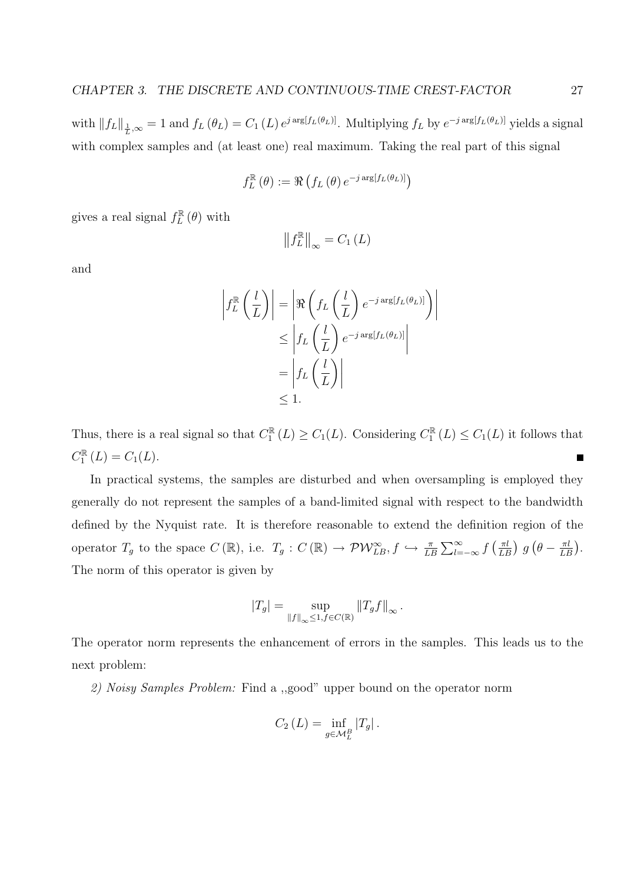with $\|f_L\|_{\frac{1}{L},\infty} = 1$ and $f_L(\theta_L) = C_1(L)\, e^{j \arg[f_L(\theta_L)]}$. Multiplying $f_L$ by $e^{-j \arg[f_L(\theta_L)]}$ yields a signal with complex samples and (at least one) real maximum. Taking the real part of this signal

$$f_L^{\mathbb{R}}(\theta) := \Re\left(f_L(\theta)\, e^{-j \arg[f_L(\theta_L)]}\right)$$

gives a real signal $f_L^{\mathbb{R}}(\theta)$ with

$$\left\|f_L^{\mathbb{R}}\right\|_\infty = C_1(L)$$

and

$$\begin{aligned}
\left|f_L^{\mathbb{R}}\left(\frac{l}{L}\right)\right| &= \left|\Re\left(f_L\left(\frac{l}{L}\right) e^{-j \arg[f_L(\theta_L)]}\right)\right| \\
&\leq \left|f_L\left(\frac{l}{L}\right) e^{-j \arg[f_L(\theta_L)]}\right| \\
&= \left|f_L\left(\frac{l}{L}\right)\right| \\
&\leq 1.
\end{aligned}$$

Thus, there is a real signal so that $C_1^{\mathbb{R}}(L) \geq C_1(L)$. Considering $C_1^{\mathbb{R}}(L) \leq C_1(L)$ it follows that $C_1^{\mathbb{R}}(L) = C_1(L)$. ∎

In practical systems, the samples are disturbed and when oversampling is employed they generally do not represent the samples of a band-limited signal with respect to the bandwidth defined by the Nyquist rate. It is therefore reasonable to extend the definition region of the operator $T_g$ to the space $C(\mathbb{R})$, i.e. $T_g : C(\mathbb{R}) \to \mathcal{PW}_{LB}^{\infty}, f \hookrightarrow \frac{\pi}{LB} \sum_{l=-\infty}^{\infty} f\left(\frac{\pi l}{LB}\right) g\left(\theta - \frac{\pi l}{LB}\right)$. The norm of this operator is given by

$$|T_g| = \sup_{\|f\|_\infty \leq 1, f \in C(\mathbb{R})} \|T_g f\|_\infty .$$

The operator norm represents the enhancement of errors in the samples. This leads us to the next problem:

*2) Noisy Samples Problem:* Find a ,,good" upper bound on the operator norm

$$C_2(L) = \inf_{g \in \mathcal{M}_L^B} |T_g| .$$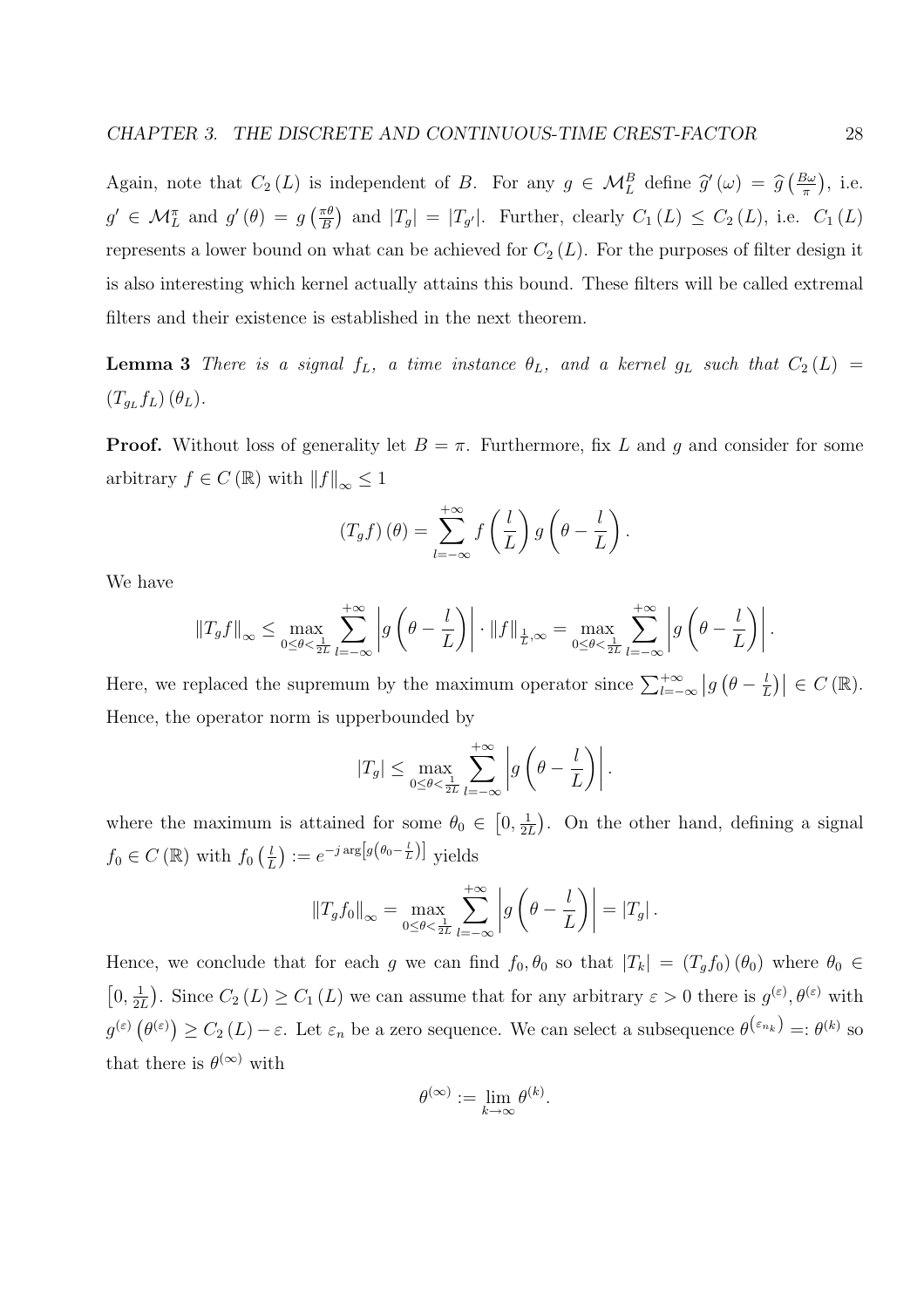Again, note that $C_2(L)$ is independent of $B$. For any $g \in \mathcal{M}_L^B$ define $\widehat{g}'(\omega) = \widehat{g}\left(\frac{B\omega}{\pi}\right)$, i.e. $g' \in \mathcal{M}_L^{\pi}$ and $g'(\theta) = g\left(\frac{\pi\theta}{B}\right)$ and $|T_g| = |T_{g'}|$. Further, clearly $C_1(L) \leq C_2(L)$, i.e. $C_1(L)$ represents a lower bound on what can be achieved for $C_2(L)$. For the purposes of filter design it is also interesting which kernel actually attains this bound. These filters will be called extremal filters and their existence is established in the next theorem.

**Lemma 3** *There is a signal $f_L$, a time instance $\theta_L$, and a kernel $g_L$ such that $C_2(L) = (T_{g_L} f_L)(\theta_L)$.*

**Proof.** Without loss of generality let $B = \pi$. Furthermore, fix $L$ and $g$ and consider for some arbitrary $f \in C(\mathbb{R})$ with $\|f\|_\infty \leq 1$

$$(T_g f)(\theta) = \sum_{l=-\infty}^{+\infty} f\left(\frac{l}{L}\right) g\left(\theta - \frac{l}{L}\right).$$

We have

$$\|T_g f\|_\infty \leq \max_{0 \leq \theta < \frac{1}{2L}} \sum_{l=-\infty}^{+\infty} \left| g\left(\theta - \frac{l}{L}\right)\right| \cdot \|f\|_{\frac{1}{L},\infty} = \max_{0 \leq \theta < \frac{1}{2L}} \sum_{l=-\infty}^{+\infty} \left| g\left(\theta - \frac{l}{L}\right)\right|.$$

Here, we replaced the supremum by the maximum operator since $\sum_{l=-\infty}^{+\infty} \left|g\left(\theta - \frac{l}{L}\right)\right| \in C(\mathbb{R})$. Hence, the operator norm is upperbounded by

$$|T_g| \leq \max_{0 \leq \theta < \frac{1}{2L}} \sum_{l=-\infty}^{+\infty} \left| g\left(\theta - \frac{l}{L}\right)\right|.$$

where the maximum is attained for some $\theta_0 \in \left[0, \frac{1}{2L}\right)$. On the other hand, defining a signal $f_0 \in C(\mathbb{R})$ with $f_0\left(\frac{l}{L}\right) := e^{-j\arg\left[g\left(\theta_0 - \frac{l}{L}\right)\right]}$ yields

$$\|T_g f_0\|_\infty = \max_{0 \leq \theta < \frac{1}{2L}} \sum_{l=-\infty}^{+\infty} \left| g\left(\theta - \frac{l}{L}\right)\right| = |T_g|.$$

Hence, we conclude that for each $g$ we can find $f_0, \theta_0$ so that $|T_k| = (T_g f_0)(\theta_0)$ where $\theta_0 \in \left[0, \frac{1}{2L}\right)$. Since $C_2(L) \geq C_1(L)$ we can assume that for any arbitrary $\varepsilon > 0$ there is $g^{(\varepsilon)}, \theta^{(\varepsilon)}$ with $g^{(\varepsilon)}\left(\theta^{(\varepsilon)}\right) \geq C_2(L) - \varepsilon$. Let $\varepsilon_n$ be a zero sequence. We can select a subsequence $\theta^{\left(\varepsilon_{n_k}\right)} =: \theta^{(k)}$ so that there is $\theta^{(\infty)}$ with

$$\theta^{(\infty)} := \lim_{k\to\infty} \theta^{(k)}.$$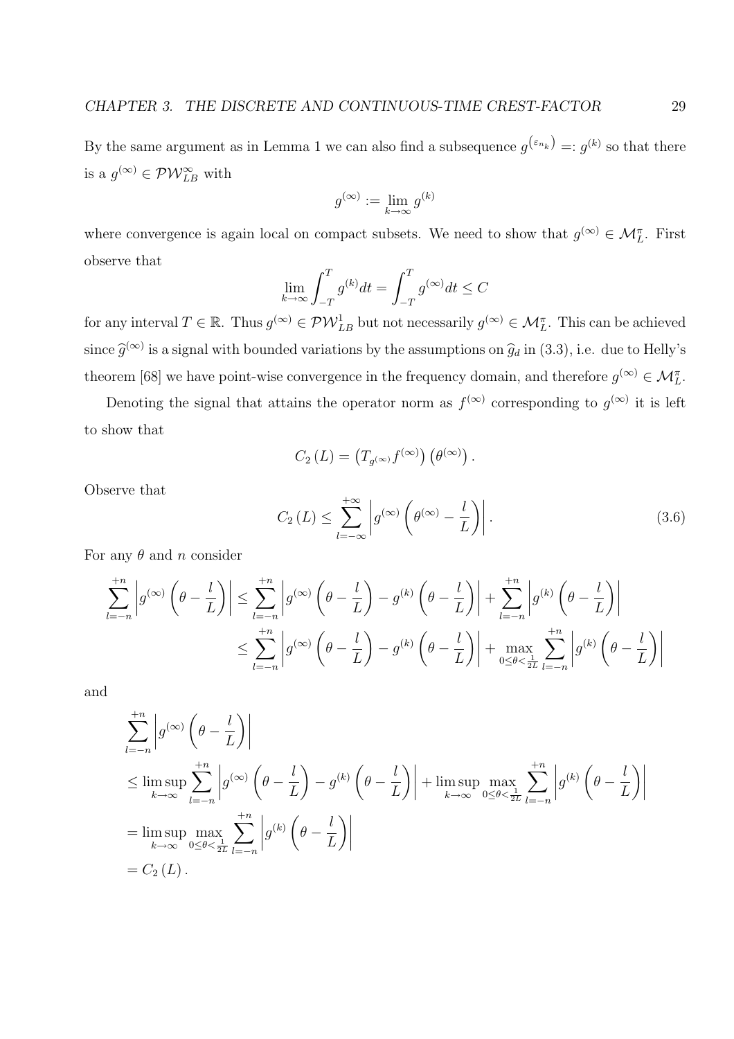By the same argument as in Lemma 1 we can also find a subsequence $g^{(\varepsilon_{n_k})} =: g^{(k)}$ so that there is a $g^{(\infty)} \in \mathcal{PW}_{LB}^{\infty}$ with

$$g^{(\infty)} := \lim_{k\to\infty} g^{(k)}$$

where convergence is again local on compact subsets. We need to show that $g^{(\infty)} \in \mathcal{M}_L^{\pi}$. First observe that

$$\lim_{k\to\infty} \int_{-T}^{T} g^{(k)} dt = \int_{-T}^{T} g^{(\infty)} dt \leq C$$

for any interval $T \in \mathbb{R}$. Thus $g^{(\infty)} \in \mathcal{PW}_{LB}^{1}$ but not necessarily $g^{(\infty)} \in \mathcal{M}_L^{\pi}$. This can be achieved since $\widehat{g}^{(\infty)}$ is a signal with bounded variations by the assumptions on $\widehat{g}_d$ in (3.3), i.e. due to Helly's theorem [68] we have point-wise convergence in the frequency domain, and therefore $g^{(\infty)} \in \mathcal{M}_L^{\pi}$.

Denoting the signal that attains the operator norm as $f^{(\infty)}$ corresponding to $g^{(\infty)}$ it is left to show that

$$C_2(L) = \left(T_{g^{(\infty)}} f^{(\infty)}\right)\left(\theta^{(\infty)}\right).$$

Observe that

$$C_2(L) \leq \sum_{l=-\infty}^{+\infty} \left| g^{(\infty)}\left(\theta^{(\infty)} - \frac{l}{L}\right)\right|. \tag{3.6}$$

For any $\theta$ and $n$ consider

$$\begin{aligned}
\sum_{l=-n}^{+n} \left| g^{(\infty)}\left(\theta - \frac{l}{L}\right)\right| &\leq \sum_{l=-n}^{+n} \left| g^{(\infty)}\left(\theta - \frac{l}{L}\right) - g^{(k)}\left(\theta - \frac{l}{L}\right)\right| + \sum_{l=-n}^{+n} \left| g^{(k)}\left(\theta - \frac{l}{L}\right)\right| \\
&\leq \sum_{l=-n}^{+n} \left| g^{(\infty)}\left(\theta - \frac{l}{L}\right) - g^{(k)}\left(\theta - \frac{l}{L}\right)\right| + \max_{0\leq\theta<\frac{1}{2L}} \sum_{l=-n}^{+n} \left| g^{(k)}\left(\theta - \frac{l}{L}\right)\right|
\end{aligned}$$

and

$$\begin{aligned}
&\sum_{l=-n}^{+n} \left| g^{(\infty)}\left(\theta - \frac{l}{L}\right)\right| \\
&\leq \limsup_{k\to\infty} \sum_{l=-n}^{+n} \left| g^{(\infty)}\left(\theta - \frac{l}{L}\right) - g^{(k)}\left(\theta - \frac{l}{L}\right)\right| + \limsup_{k\to\infty} \max_{0\leq\theta<\frac{1}{2L}} \sum_{l=-n}^{+n} \left| g^{(k)}\left(\theta - \frac{l}{L}\right)\right| \\
&= \limsup_{k\to\infty} \max_{0\leq\theta<\frac{1}{2L}} \sum_{l=-n}^{+n} \left| g^{(k)}\left(\theta - \frac{l}{L}\right)\right| \\
&= C_2(L).
\end{aligned}$$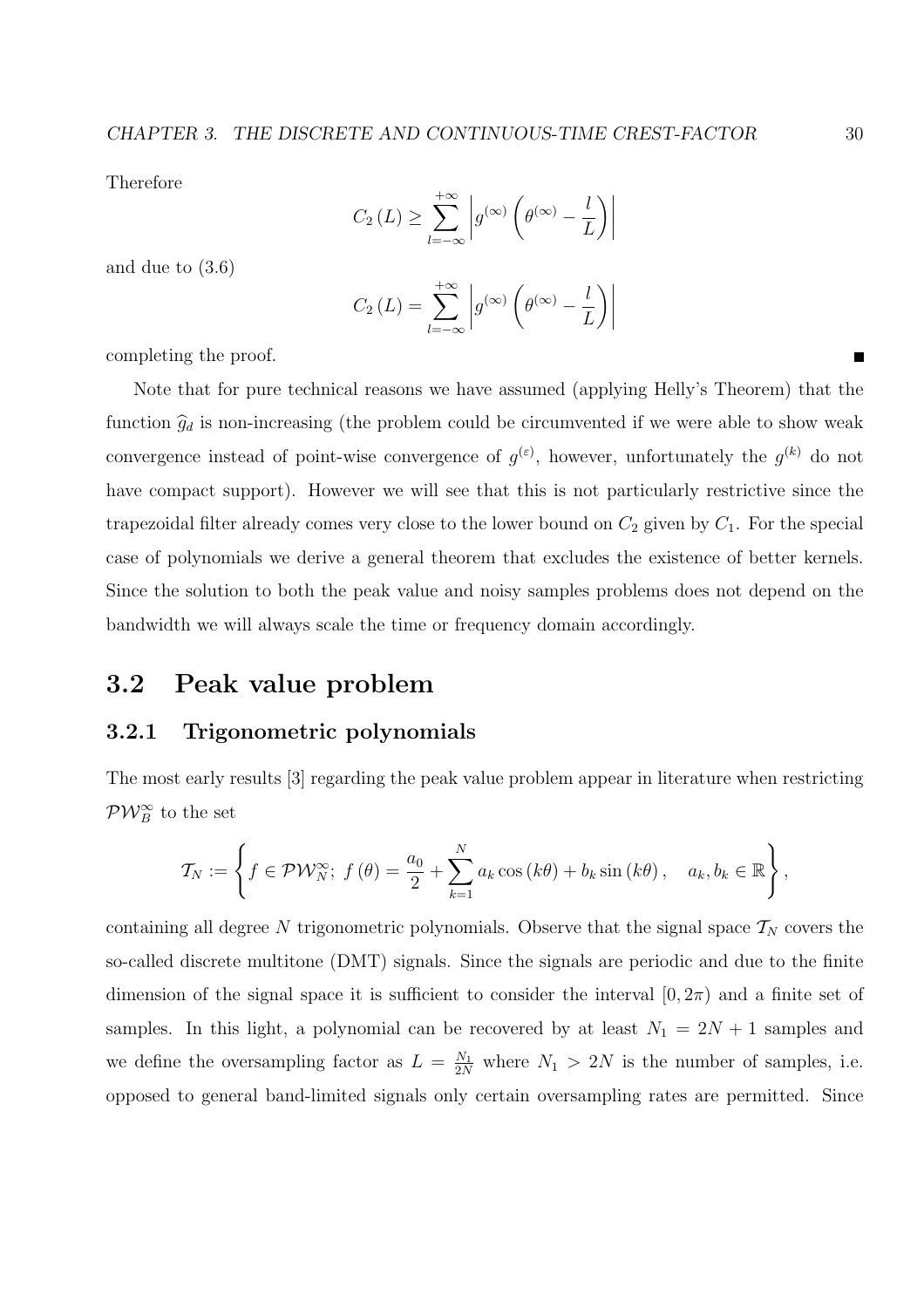Therefore

$$C_2(L) \geq \sum_{l=-\infty}^{+\infty} \left| g^{(\infty)} \left( \theta^{(\infty)} - \frac{l}{L} \right) \right|$$

and due to (3.6)

$$C_2(L) = \sum_{l=-\infty}^{+\infty} \left| g^{(\infty)} \left( \theta^{(\infty)} - \frac{l}{L} \right) \right|$$

completing the proof. ■

Note that for pure technical reasons we have assumed (applying Helly's Theorem) that the function $\widehat{g}_d$ is non-increasing (the problem could be circumvented if we were able to show weak convergence instead of point-wise convergence of $g^{(\varepsilon)}$, however, unfortunately the $g^{(k)}$ do not have compact support). However we will see that this is not particularly restrictive since the trapezoidal filter already comes very close to the lower bound on $C_2$ given by $C_1$. For the special case of polynomials we derive a general theorem that excludes the existence of better kernels. Since the solution to both the peak value and noisy samples problems does not depend on the bandwidth we will always scale the time or frequency domain accordingly.

## 3.2 Peak value problem

### 3.2.1 Trigonometric polynomials

The most early results [3] regarding the peak value problem appear in literature when restricting $\mathcal{PW}_B^\infty$ to the set

$$\mathcal{T}_N := \left\{ f \in \mathcal{PW}_N^\infty;\ f(\theta) = \frac{a_0}{2} + \sum_{k=1}^{N} a_k \cos(k\theta) + b_k \sin(k\theta), \quad a_k, b_k \in \mathbb{R} \right\},$$

containing all degree $N$ trigonometric polynomials. Observe that the signal space $\mathcal{T}_N$ covers the so-called discrete multitone (DMT) signals. Since the signals are periodic and due to the finite dimension of the signal space it is sufficient to consider the interval $[0, 2\pi)$ and a finite set of samples. In this light, a polynomial can be recovered by at least $N_1 = 2N + 1$ samples and we define the oversampling factor as $L = \frac{N_1}{2N}$ where $N_1 > 2N$ is the number of samples, i.e. opposed to general band-limited signals only certain oversampling rates are permitted. Since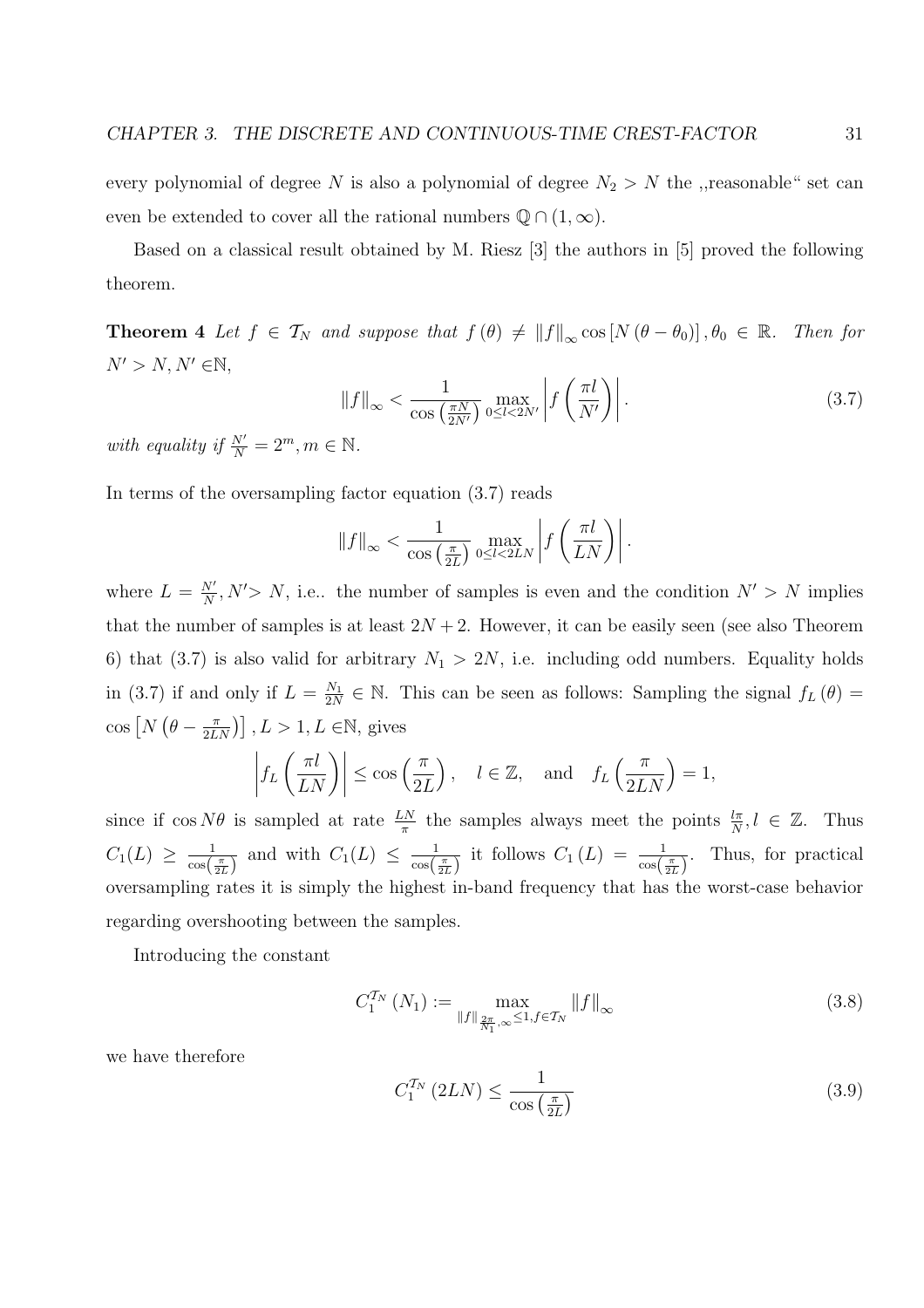every polynomial of degree $N$ is also a polynomial of degree $N_2 > N$ the ,,reasonable" set can even be extended to cover all the rational numbers $\mathbb{Q} \cap (1, \infty)$.

Based on a classical result obtained by M. Riesz [3] the authors in [5] proved the following theorem.

**Theorem 4** *Let $f \in \mathcal{T}_N$ and suppose that $f(\theta) \neq \|f\|_\infty \cos[N(\theta - \theta_0)], \theta_0 \in \mathbb{R}$. Then for $N' > N, N' \in \mathbb{N}$,*

$$\|f\|_\infty < \frac{1}{\cos\left(\frac{\pi N}{2N'}\right)} \max_{0 \leq l < 2N'} \left| f\left(\frac{\pi l}{N'}\right) \right|. \tag{3.7}$$

*with equality if $\frac{N'}{N} = 2^m, m \in \mathbb{N}$.*

In terms of the oversampling factor equation (3.7) reads

$$\|f\|_\infty < \frac{1}{\cos\left(\frac{\pi}{2L}\right)} \max_{0 \leq l < 2LN} \left| f\left(\frac{\pi l}{LN}\right) \right|.$$

where $L = \frac{N'}{N}, N' > N$, i.e.. the number of samples is even and the condition $N' > N$ implies that the number of samples is at least $2N + 2$. However, it can be easily seen (see also Theorem 6) that (3.7) is also valid for arbitrary $N_1 > 2N$, i.e. including odd numbers. Equality holds in (3.7) if and only if $L = \frac{N_1}{2N} \in \mathbb{N}$. This can be seen as follows: Sampling the signal $f_L(\theta) = \cos\left[N\left(\theta - \frac{\pi}{2LN}\right)\right], L > 1, L \in \mathbb{N}$, gives

$$\left| f_L\left(\frac{\pi l}{LN}\right) \right| \leq \cos\left(\frac{\pi}{2L}\right), \quad l \in \mathbb{Z}, \quad \text{and} \quad f_L\left(\frac{\pi}{2LN}\right) = 1,$$

since if $\cos N\theta$ is sampled at rate $\frac{LN}{\pi}$ the samples always meet the points $\frac{l\pi}{N}, l \in \mathbb{Z}$. Thus $C_1(L) \geq \frac{1}{\cos\left(\frac{\pi}{2L}\right)}$ and with $C_1(L) \leq \frac{1}{\cos\left(\frac{\pi}{2L}\right)}$ it follows $C_1(L) = \frac{1}{\cos\left(\frac{\pi}{2L}\right)}$. Thus, for practical oversampling rates it is simply the highest in-band frequency that has the worst-case behavior regarding overshooting between the samples.

Introducing the constant

$$C_1^{\mathcal{T}_N}(N_1) := \max_{\|f\|_{\frac{2\pi}{N_1},\infty} \leq 1, f \in \mathcal{T}_N} \|f\|_\infty \tag{3.8}$$

we have therefore

$$C_1^{\mathcal{T}_N}(2LN) \leq \frac{1}{\cos\left(\frac{\pi}{2L}\right)} \tag{3.9}$$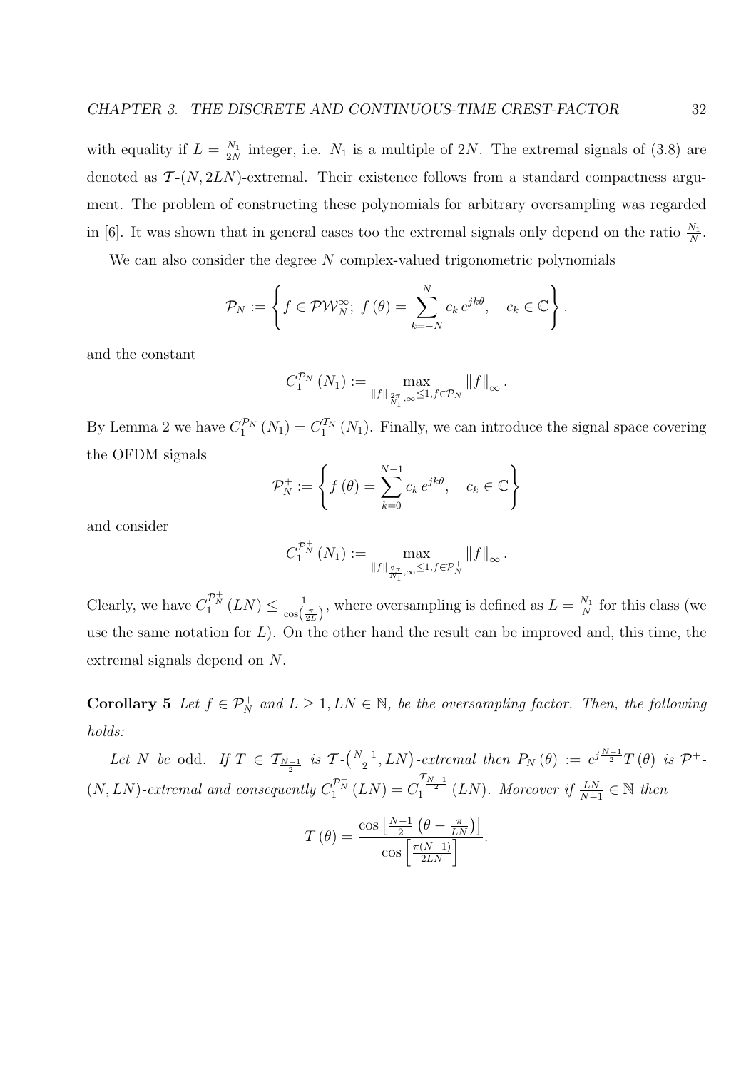with equality if $L = \frac{N_1}{2N}$ integer, i.e. $N_1$ is a multiple of $2N$. The extremal signals of (3.8) are denoted as $\mathcal{T}$-$(N, 2LN)$-extremal. Their existence follows from a standard compactness argument. The problem of constructing these polynomials for arbitrary oversampling was regarded in [6]. It was shown that in general cases too the extremal signals only depend on the ratio $\frac{N_1}{N}$.

We can also consider the degree $N$ complex-valued trigonometric polynomials

$$\mathcal{P}_N := \left\{ f \in \mathcal{PW}_N^\infty;\ f(\theta) = \sum_{k=-N}^{N} c_k\, e^{jk\theta}, \quad c_k \in \mathbb{C} \right\}.$$

and the constant

$$C_1^{\mathcal{P}_N}(N_1) := \max_{\|f\|_{\frac{2\pi}{N_1},\infty} \leq 1, f \in \mathcal{P}_N} \|f\|_\infty.$$

By Lemma 2 we have $C_1^{\mathcal{P}_N}(N_1) = C_1^{\mathcal{T}_N}(N_1)$. Finally, we can introduce the signal space covering the OFDM signals

$$\mathcal{P}_N^+ := \left\{ f(\theta) = \sum_{k=0}^{N-1} c_k\, e^{jk\theta}, \quad c_k \in \mathbb{C} \right\}$$

and consider

$$C_1^{\mathcal{P}_N^+}(N_1) := \max_{\|f\|_{\frac{2\pi}{N_1},\infty} \leq 1, f \in \mathcal{P}_N^+} \|f\|_\infty.$$

Clearly, we have $C_1^{\mathcal{P}_N^+}(LN) \leq \frac{1}{\cos\left(\frac{\pi}{2L}\right)}$, where oversampling is defined as $L = \frac{N_1}{N}$ for this class (we use the same notation for $L$). On the other hand the result can be improved and, this time, the extremal signals depend on $N$.

**Corollary 5** *Let $f \in \mathcal{P}_N^+$ and $L \geq 1, LN \in \mathbb{N}$, be the oversampling factor. Then, the following holds:*

*Let $N$ be* odd. *If $T \in \mathcal{T}_{\frac{N-1}{2}}$ is $\mathcal{T}$-$\left(\frac{N-1}{2}, LN\right)$-extremal then $P_N(\theta) := e^{j\frac{N-1}{2}} T(\theta)$ is $\mathcal{P}^+$-$(N, LN)$-extremal and consequently $C_1^{\mathcal{P}_N^+}(LN) = C_1^{\mathcal{T}_{\frac{N-1}{2}}}(LN)$. Moreover if $\frac{LN}{N-1} \in \mathbb{N}$ then*

$$T(\theta) = \frac{\cos\left[\frac{N-1}{2}\left(\theta - \frac{\pi}{LN}\right)\right]}{\cos\left[\frac{\pi(N-1)}{2LN}\right]}.$$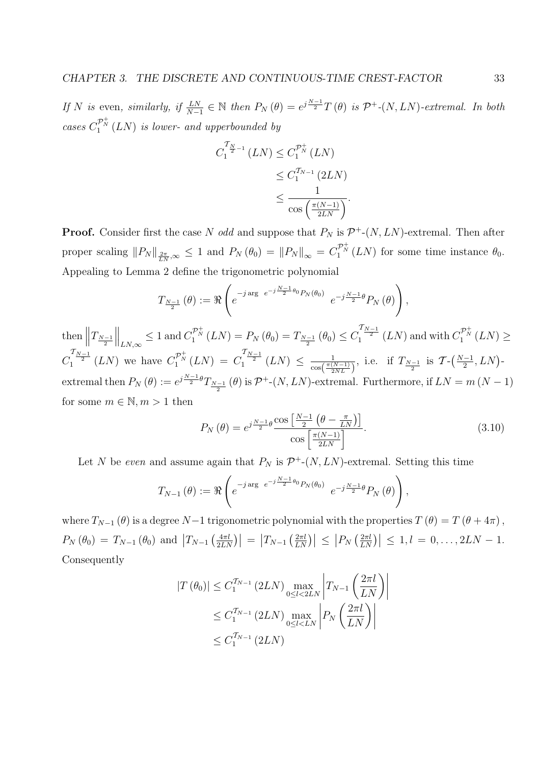*If $N$ is* even, *similarly, if $\frac{LN}{N-1} \in \mathbb{N}$ then $P_N(\theta) = e^{j\frac{N-1}{2}} T(\theta)$ is $\mathcal{P}^+$-$(N, LN)$-extremal. In both cases $C_1^{\mathcal{P}_N^+}(LN)$ is lower- and upperbounded by*

$$
\begin{aligned}
C_1^{\mathcal{T}_{\frac{N}{2}-1}}(LN) &\leq C_1^{\mathcal{P}_N^+}(LN) \\
&\leq C_1^{\mathcal{T}_{N-1}}(2LN) \\
&\leq \frac{1}{\cos\left(\frac{\pi(N-1)}{2LN}\right)}.
\end{aligned}
$$

**Proof.** Consider first the case $N$ *odd* and suppose that $P_N$ is $\mathcal{P}^+$-$(N, LN)$-extremal. Then after proper scaling $\|P_N\|_{\frac{2\pi}{LN},\infty} \leq 1$ and $P_N(\theta_0) = \|P_N\|_\infty = C_1^{\mathcal{P}_N^+}(LN)$ for some time instance $\theta_0$. Appealing to Lemma 2 define the trigonometric polynomial

$$
T_{\frac{N-1}{2}}(\theta) := \Re\left(e^{-j\arg\ e^{-j\frac{N-1}{2}\theta_0}P_N(\theta_0)}\ e^{-j\frac{N-1}{2}\theta}P_N(\theta)\right),
$$

then $\left\|T_{\frac{N-1}{2}}\right\|_{LN,\infty} \leq 1$ and $C_1^{\mathcal{P}_N^+}(LN) = P_N(\theta_0) = T_{\frac{N-1}{2}}(\theta_0) \leq C_1^{\mathcal{T}_{\frac{N-1}{2}}}(LN)$ and with $C_1^{\mathcal{P}_N^+}(LN) \geq C_1^{\mathcal{T}_{\frac{N-1}{2}}}(LN)$ we have $C_1^{\mathcal{P}_N^+}(LN) = C_1^{\mathcal{T}_{\frac{N-1}{2}}}(LN) \leq \frac{1}{\cos\left(\frac{\pi(N-1)}{2NL}\right)}$, i.e. if $T_{\frac{N-1}{2}}$ is $\mathcal{T}$-$\left(\frac{N-1}{2}, LN\right)$-extremal then $P_N(\theta) := e^{j\frac{N-1}{2}\theta}T_{\frac{N-1}{2}}(\theta)$ is $\mathcal{P}^+$-$(N, LN)$-extremal. Furthermore, if $LN = m(N-1)$ for some $m \in \mathbb{N}, m > 1$ then

$$
P_N(\theta) = e^{j\frac{N-1}{2}\theta}\frac{\cos\left[\frac{N-1}{2}\left(\theta - \frac{\pi}{LN}\right)\right]}{\cos\left[\frac{\pi(N-1)}{2LN}\right]}. \tag{3.10}
$$

Let $N$ be *even* and assume again that $P_N$ is $\mathcal{P}^+$-$(N, LN)$-extremal. Setting this time

$$
T_{N-1}(\theta) := \Re\left(e^{-j\arg\ e^{-j\frac{N-1}{2}\theta_0}P_N(\theta_0)}\ e^{-j\frac{N-1}{2}\theta}P_N(\theta)\right),
$$

where $T_{N-1}(\theta)$ is a degree $N-1$ trigonometric polynomial with the properties $T(\theta) = T(\theta + 4\pi)$, $P_N(\theta_0) = T_{N-1}(\theta_0)$ and $\left|T_{N-1}\left(\frac{4\pi l}{2LN}\right)\right| = \left|T_{N-1}\left(\frac{2\pi l}{LN}\right)\right| \leq \left|P_N\left(\frac{2\pi l}{LN}\right)\right| \leq 1, l = 0, \ldots, 2LN-1$. Consequently

$$
\begin{aligned}
|T(\theta_0)| &\leq C_1^{\mathcal{T}_{N-1}}(2LN) \max_{0 \leq l < 2LN}\left|T_{N-1}\left(\frac{2\pi l}{LN}\right)\right| \\
&\leq C_1^{\mathcal{T}_{N-1}}(2LN) \max_{0 \leq l < LN}\left|P_N\left(\frac{2\pi l}{LN}\right)\right| \\
&\leq C_1^{\mathcal{T}_{N-1}}(2LN)
\end{aligned}
$$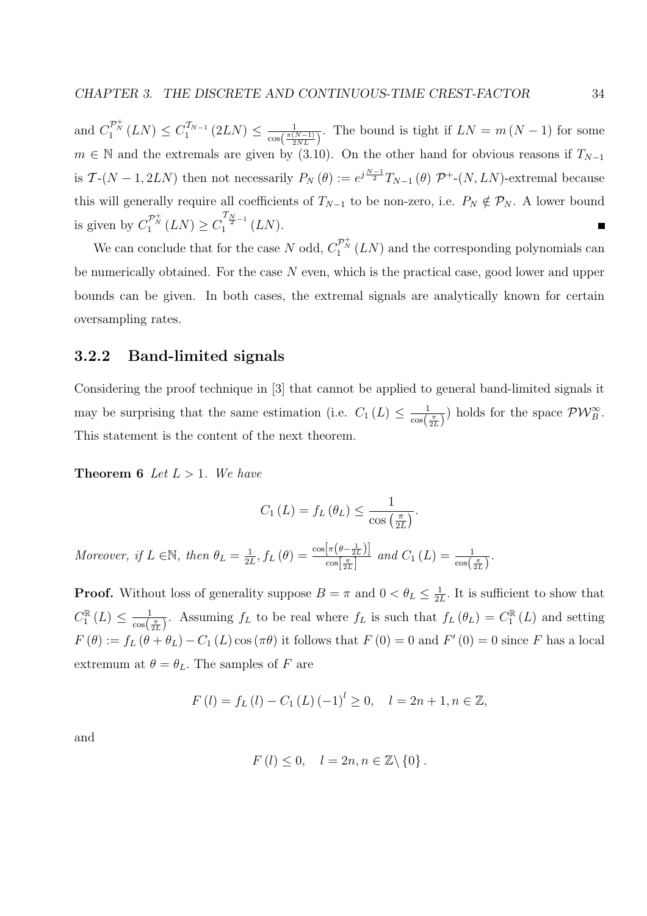and $C_1^{\mathcal{P}_N^+}(LN) \leq C_1^{\mathcal{T}_{N-1}}(2LN) \leq \frac{1}{\cos\left(\frac{\pi(N-1)}{2NL}\right)}$. The bound is tight if $LN = m(N-1)$ for some $m \in \mathbb{N}$ and the extremals are given by (3.10). On the other hand for obvious reasons if $T_{N-1}$ is $\mathcal{T}$-$(N-1, 2LN)$ then not necessarily $P_N(\theta) := e^{j\frac{N-1}{2}} T_{N-1}(\theta)$ $\mathcal{P}^+$-$(N, LN)$-extremal because this will generally require all coefficients of $T_{N-1}$ to be non-zero, i.e. $P_N \notin \mathcal{P}_N$. A lower bound is given by $C_1^{\mathcal{P}_N^+}(LN) \geq C_1^{\mathcal{T}_{\frac{N}{2}-1}}(LN)$. ■

We can conclude that for the case $N$ odd, $C_1^{\mathcal{P}_N^+}(LN)$ and the corresponding polynomials can be numerically obtained. For the case $N$ even, which is the practical case, good lower and upper bounds can be given. In both cases, the extremal signals are analytically known for certain oversampling rates.

### 3.2.2 Band-limited signals

Considering the proof technique in [3] that cannot be applied to general band-limited signals it may be surprising that the same estimation (i.e. $C_1(L) \leq \frac{1}{\cos\left(\frac{\pi}{2L}\right)}$) holds for the space $\mathcal{PW}_B^\infty$. This statement is the content of the next theorem.

**Theorem 6** *Let $L > 1$. We have*

$$C_1(L) = f_L(\theta_L) \leq \frac{1}{\cos\left(\frac{\pi}{2L}\right)}.$$

*Moreover, if $L \in \mathbb{N}$, then $\theta_L = \frac{1}{2L}$, $f_L(\theta) = \frac{\cos\left[\pi\left(\theta - \frac{1}{2L}\right)\right]}{\cos\left[\frac{\pi}{2L}\right]}$ and $C_1(L) = \frac{1}{\cos\left(\frac{\pi}{2L}\right)}$.*

**Proof.** Without loss of generality suppose $B = \pi$ and $0 < \theta_L \leq \frac{1}{2L}$. It is sufficient to show that $C_1^{\mathbb{R}}(L) \leq \frac{1}{\cos\left(\frac{\pi}{2L}\right)}$. Assuming $f_L$ to be real where $f_L$ is such that $f_L(\theta_L) = C_1^{\mathbb{R}}(L)$ and setting $F(\theta) := f_L(\theta + \theta_L) - C_1(L)\cos(\pi\theta)$ it follows that $F(0) = 0$ and $F'(0) = 0$ since $F$ has a local extremum at $\theta = \theta_L$. The samples of $F$ are

$$F(l) = f_L(l) - C_1(L)(-1)^l \geq 0, \quad l = 2n+1, n \in \mathbb{Z},$$

and

$$F(l) \leq 0, \quad l = 2n, n \in \mathbb{Z} \setminus \{0\}.$$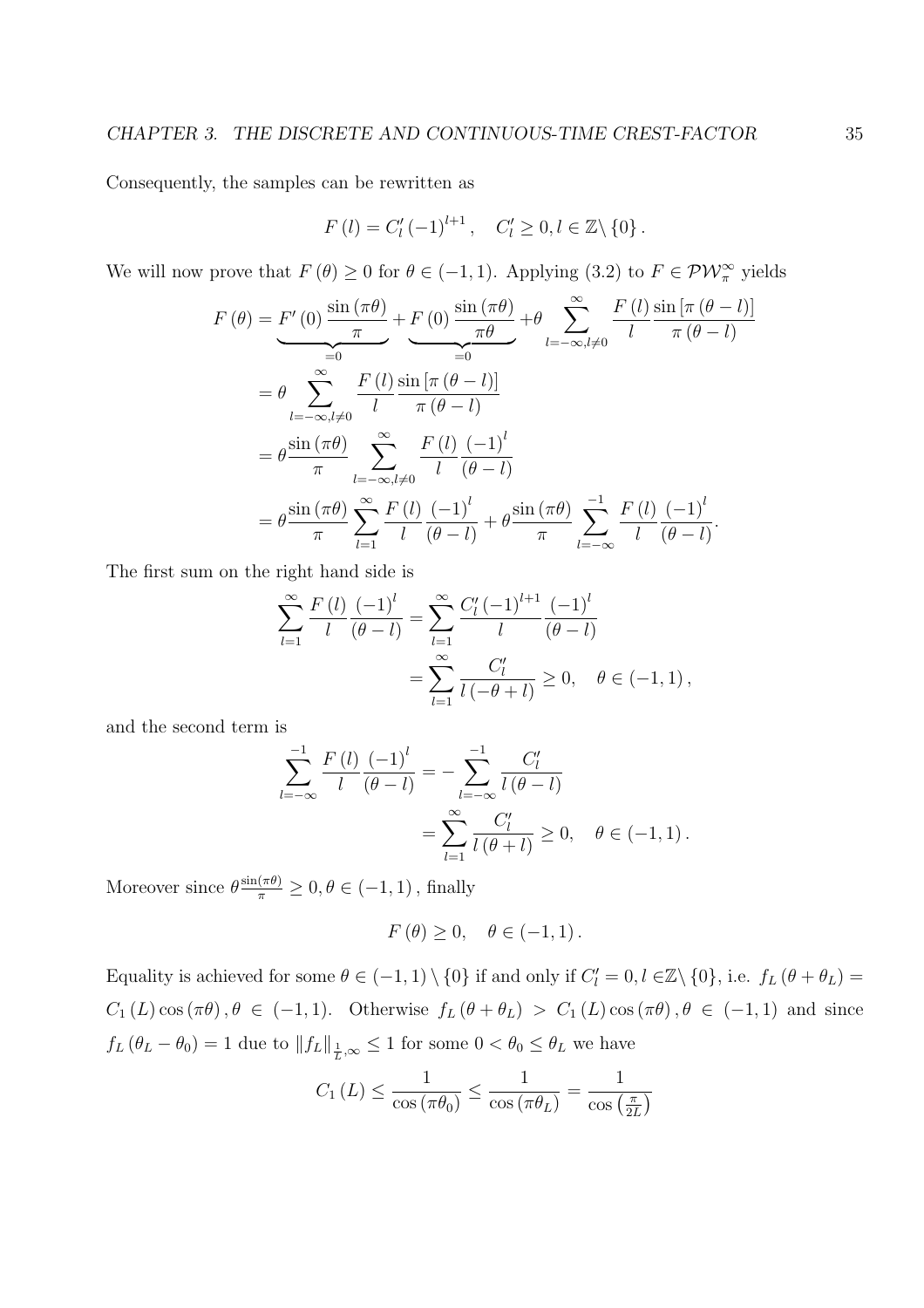Consequently, the samples can be rewritten as

$$F(l) = C_l' (-1)^{l+1}, \quad C_l' \geq 0, l \in \mathbb{Z} \setminus \{0\}.$$

We will now prove that $F(\theta) \geq 0$ for $\theta \in (-1,1)$. Applying (3.2) to $F \in \mathcal{PW}_\pi^\infty$ yields

$$\begin{aligned}
F(\theta) &= \underbrace{F'(0)\frac{\sin(\pi\theta)}{\pi}}_{=0} + \underbrace{F(0)\frac{\sin(\pi\theta)}{\pi\theta}}_{=0} + \theta \sum_{l=-\infty, l\neq 0}^{\infty} \frac{F(l)}{l} \frac{\sin[\pi(\theta - l)]}{\pi(\theta - l)} \\
&= \theta \sum_{l=-\infty, l\neq 0}^{\infty} \frac{F(l)}{l} \frac{\sin[\pi(\theta - l)]}{\pi(\theta - l)} \\
&= \theta \frac{\sin(\pi\theta)}{\pi} \sum_{l=-\infty, l\neq 0}^{\infty} \frac{F(l)}{l} \frac{(-1)^l}{(\theta - l)} \\
&= \theta \frac{\sin(\pi\theta)}{\pi} \sum_{l=1}^{\infty} \frac{F(l)}{l} \frac{(-1)^l}{(\theta - l)} + \theta \frac{\sin(\pi\theta)}{\pi} \sum_{l=-\infty}^{-1} \frac{F(l)}{l} \frac{(-1)^l}{(\theta - l)}.
\end{aligned}$$

The first sum on the right hand side is

$$\begin{aligned}
\sum_{l=1}^{\infty} \frac{F(l)}{l} \frac{(-1)^l}{(\theta - l)} &= \sum_{l=1}^{\infty} \frac{C_l' (-1)^{l+1}}{l} \frac{(-1)^l}{(\theta - l)} \\
&= \sum_{l=1}^{\infty} \frac{C_l'}{l(-\theta + l)} \geq 0, \quad \theta \in (-1,1),
\end{aligned}$$

and the second term is

$$\begin{aligned}
\sum_{l=-\infty}^{-1} \frac{F(l)}{l} \frac{(-1)^l}{(\theta - l)} &= -\sum_{l=-\infty}^{-1} \frac{C_l'}{l(\theta - l)} \\
&= \sum_{l=1}^{\infty} \frac{C_l'}{l(\theta + l)} \geq 0, \quad \theta \in (-1,1).
\end{aligned}$$

Moreover since $\theta \frac{\sin(\pi\theta)}{\pi} \geq 0, \theta \in (-1,1)$, finally

$$F(\theta) \geq 0, \quad \theta \in (-1,1).$$

Equality is achieved for some $\theta \in (-1,1) \setminus \{0\}$ if and only if $C_l' = 0, l \in \mathbb{Z} \setminus \{0\}$, i.e. $f_L(\theta + \theta_L) = C_1(L)\cos(\pi\theta), \theta \in (-1,1)$. Otherwise $f_L(\theta + \theta_L) > C_1(L)\cos(\pi\theta), \theta \in (-1,1)$ and since $f_L(\theta_L - \theta_0) = 1$ due to $\|f_L\|_{\frac{1}{L},\infty} \leq 1$ for some $0 < \theta_0 \leq \theta_L$ we have

$$C_1(L) \leq \frac{1}{\cos(\pi\theta_0)} \leq \frac{1}{\cos(\pi\theta_L)} = \frac{1}{\cos\left(\frac{\pi}{2L}\right)}$$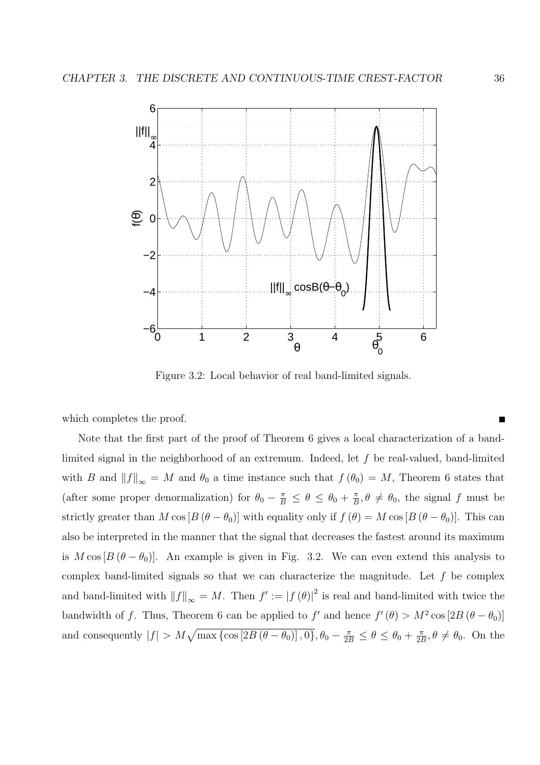Figure 3.2: Local behavior of real band-limited signals.

which completes the proof. ■

Note that the first part of the proof of Theorem 6 gives a local characterization of a band-limited signal in the neighborhood of an extremum. Indeed, let $f$ be real-valued, band-limited with $B$ and $\|f\|_\infty = M$ and $\theta_0$ a time instance such that $f(\theta_0) = M$, Theorem 6 states that (after some proper denormalization) for $\theta_0 - \frac{\pi}{B} \leq \theta \leq \theta_0 + \frac{\pi}{B}, \theta \neq \theta_0$, the signal $f$ must be strictly greater than $M\cos[B(\theta - \theta_0)]$ with equality only if $f(\theta) = M\cos[B(\theta - \theta_0)]$. This can also be interpreted in the manner that the signal that decreases the fastest around its maximum is $M\cos[B(\theta - \theta_0)]$. An example is given in Fig. 3.2. We can even extend this analysis to complex band-limited signals so that we can characterize the magnitude. Let $f$ be complex and band-limited with $\|f\|_\infty = M$. Then $f' := |f(\theta)|^2$ is real and band-limited with twice the bandwidth of $f$. Thus, Theorem 6 can be applied to $f'$ and hence $f'(\theta) > M^2 \cos[2B(\theta - \theta_0)]$ and consequently $|f| > M\sqrt{\max\{\cos[2B(\theta - \theta_0)], 0\}}, \theta_0 - \frac{\pi}{2B} \leq \theta \leq \theta_0 + \frac{\pi}{2B}, \theta \neq \theta_0$. On the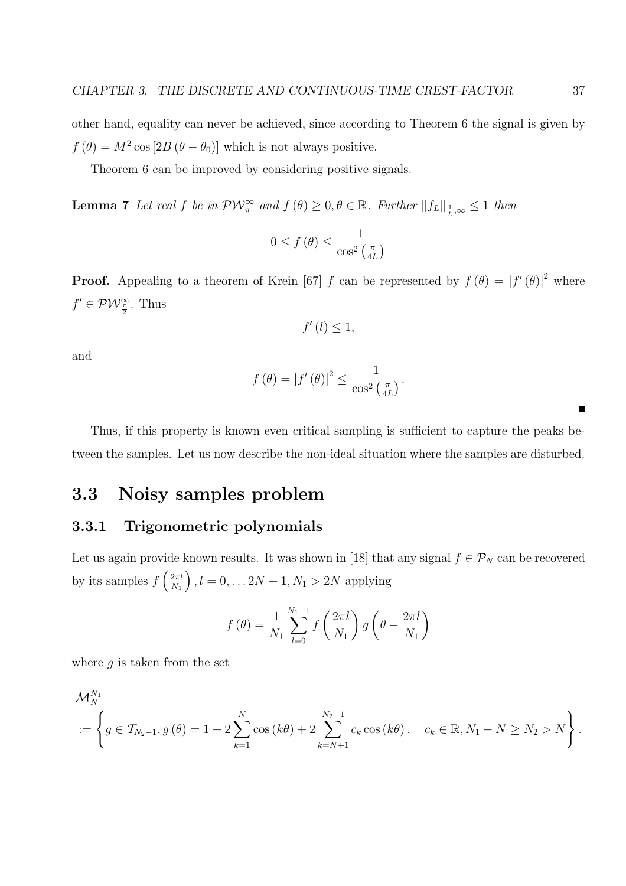other hand, equality can never be achieved, since according to Theorem 6 the signal is given by $f(\theta) = M^2 \cos[2B(\theta - \theta_0)]$ which is not always positive.

Theorem 6 can be improved by considering positive signals.

**Lemma 7** *Let real $f$ be in $\mathcal{PW}_{\pi}^{\infty}$ and $f(\theta) \geq 0, \theta \in \mathbb{R}$. Further $\|f_L\|_{\frac{1}{L},\infty} \leq 1$ then*

$$0 \leq f(\theta) \leq \frac{1}{\cos^2\left(\frac{\pi}{4L}\right)}$$

**Proof.** Appealing to a theorem of Krein [67] $f$ can be represented by $f(\theta) = |f'(\theta)|^2$ where $f' \in \mathcal{PW}_{\frac{\pi}{2}}^{\infty}$. Thus

$$f'(l) \leq 1,$$

and

$$f(\theta) = |f'(\theta)|^2 \leq \frac{1}{\cos^2\left(\frac{\pi}{4L}\right)}.$$

■

Thus, if this property is known even critical sampling is sufficient to capture the peaks between the samples. Let us now describe the non-ideal situation where the samples are disturbed.

## 3.3 Noisy samples problem

### 3.3.1 Trigonometric polynomials

Let us again provide known results. It was shown in [18] that any signal $f \in \mathcal{P}_N$ can be recovered by its samples $f\left(\frac{2\pi l}{N_1}\right), l = 0, \ldots 2N+1, N_1 > 2N$ applying

$$f(\theta) = \frac{1}{N_1} \sum_{l=0}^{N_1 - 1} f\left(\frac{2\pi l}{N_1}\right) g\left(\theta - \frac{2\pi l}{N_1}\right)$$

where $g$ is taken from the set

$$\mathcal{M}_N^{N_1} := \left\{ g \in \mathcal{T}_{N_2 - 1}, g(\theta) = 1 + 2\sum_{k=1}^{N} \cos(k\theta) + 2\sum_{k=N+1}^{N_2 - 1} c_k \cos(k\theta), \quad c_k \in \mathbb{R}, N_1 - N \geq N_2 > N \right\}.$$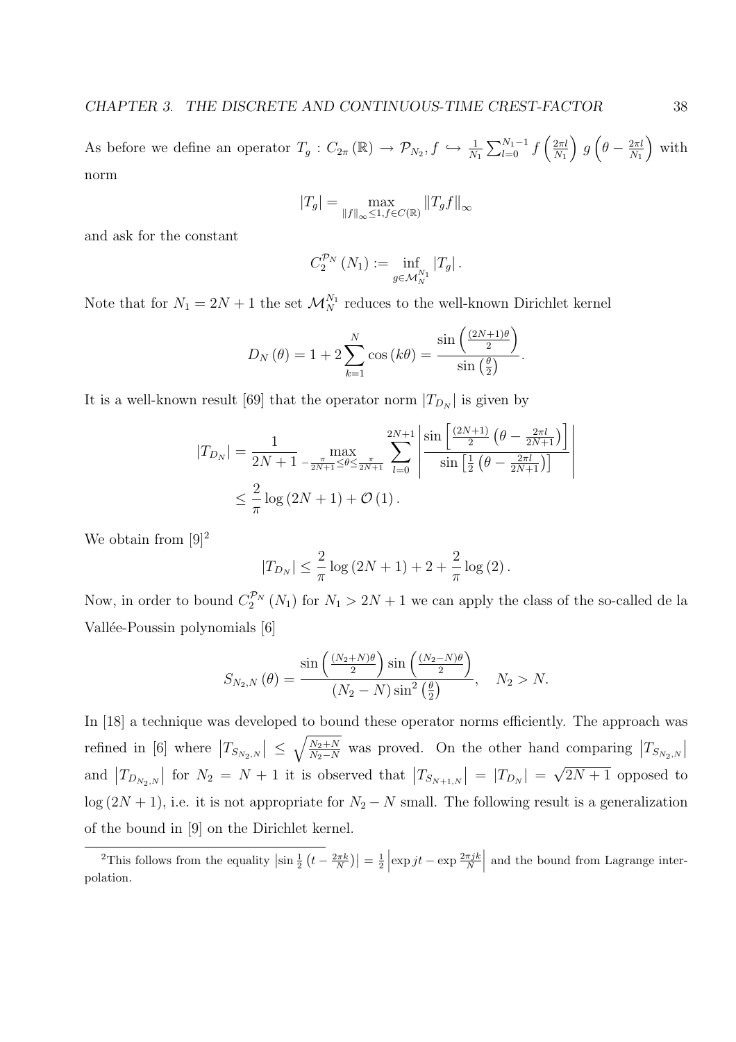As before we define an operator $T_g : C_{2\pi}(\mathbb{R}) \rightarrow \mathcal{P}_{N_2}, f \hookrightarrow \frac{1}{N_1}\sum_{l=0}^{N_1-1} f\left(\frac{2\pi l}{N_1}\right) g\left(\theta - \frac{2\pi l}{N_1}\right)$ with norm

$$|T_g| = \max_{\|f\|_\infty \leq 1, f \in C(\mathbb{R})} \|T_g f\|_\infty$$

and ask for the constant

$$C_2^{\mathcal{P}_N}(N_1) := \inf_{g \in \mathcal{M}_N^{N_1}} |T_g|.$$

Note that for $N_1 = 2N+1$ the set $\mathcal{M}_N^{N_1}$ reduces to the well-known Dirichlet kernel

$$D_N(\theta) = 1 + 2\sum_{k=1}^{N} \cos(k\theta) = \frac{\sin\left(\frac{(2N+1)\theta}{2}\right)}{\sin\left(\frac{\theta}{2}\right)}.$$

It is a well-known result [69] that the operator norm $|T_{D_N}|$ is given by

$$\begin{aligned}
|T_{D_N}| &= \frac{1}{2N+1} \max_{-\frac{\pi}{2N+1} \leq \theta \leq \frac{\pi}{2N+1}} \sum_{l=0}^{2N+1} \left| \frac{\sin\left[\frac{(2N+1)}{2}\left(\theta - \frac{2\pi l}{2N+1}\right)\right]}{\sin\left[\frac{1}{2}\left(\theta - \frac{2\pi l}{2N+1}\right)\right]} \right| \\
&\leq \frac{2}{\pi}\log(2N+1) + \mathcal{O}(1).
\end{aligned}$$

We obtain from [9][2]

$$|T_{D_N}| \leq \frac{2}{\pi}\log(2N+1) + 2 + \frac{2}{\pi}\log(2).$$

Now, in order to bound $C_2^{\mathcal{P}_N}(N_1)$ for $N_1 > 2N+1$ we can apply the class of the so-called de la Vallée-Poussin polynomials [6]

$$S_{N_2,N}(\theta) = \frac{\sin\left(\frac{(N_2+N)\theta}{2}\right)\sin\left(\frac{(N_2-N)\theta}{2}\right)}{(N_2-N)\sin^2\left(\frac{\theta}{2}\right)}, \quad N_2 > N.$$

In [18] a technique was developed to bound these operator norms efficiently. The approach was refined in [6] where $\left|T_{S_{N_2,N}}\right| \leq \sqrt{\frac{N_2+N}{N_2-N}}$ was proved. On the other hand comparing $\left|T_{S_{N_2,N}}\right|$ and $\left|T_{D_{N_2,N}}\right|$ for $N_2 = N+1$ it is observed that $\left|T_{S_{N+1,N}}\right| = |T_{D_N}| = \sqrt{2N+1}$ opposed to $\log(2N+1)$, i.e. it is not appropriate for $N_2 - N$ small. The following result is a generalization of the bound in [9] on the Dirichlet kernel.

---

[2] This follows from the equality $\left|\sin\frac{1}{2}\left(t - \frac{2\pi k}{N}\right)\right| = \frac{1}{2}\left|\exp jt - \exp\frac{2\pi jk}{N}\right|$ and the bound from Lagrange interpolation.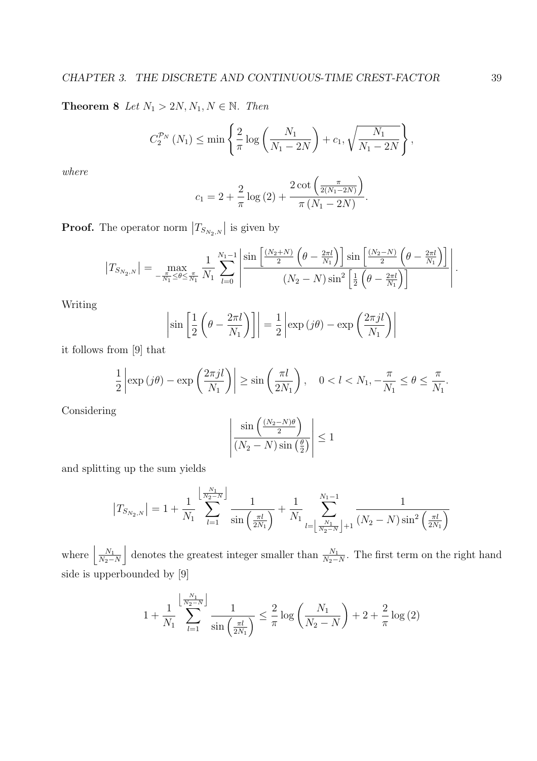**Theorem 8** *Let $N_1 > 2N, N_1, N \in \mathbb{N}$. Then*

$$C_2^{\mathcal{P}_N}(N_1) \leq \min \left\{ \frac{2}{\pi} \log \left( \frac{N_1}{N_1 - 2N} \right) + c_1, \sqrt{\frac{N_1}{N_1 - 2N}} \right\},$$

*where*

$$c_1 = 2 + \frac{2}{\pi} \log(2) + \frac{2 \cot\left(\frac{\pi}{2(N_1 - 2N)}\right)}{\pi (N_1 - 2N)}.$$

**Proof.** The operator norm $\left|T_{S_{N_2,N}}\right|$ is given by

$$\left|T_{S_{N_2,N}}\right| = \max_{-\frac{\pi}{N_1} \leq \theta \leq \frac{\pi}{N_1}} \frac{1}{N_1} \sum_{l=0}^{N_1 - 1} \left| \frac{\sin\left[\frac{(N_2+N)}{2}\left(\theta - \frac{2\pi l}{N_1}\right)\right] \sin\left[\frac{(N_2-N)}{2}\left(\theta - \frac{2\pi l}{N_1}\right)\right]}{(N_2 - N)\sin^2\left[\frac{1}{2}\left(\theta - \frac{2\pi l}{N_1}\right)\right]} \right|.$$

Writing

$$\left| \sin\left[\frac{1}{2}\left(\theta - \frac{2\pi l}{N_1}\right)\right] \right| = \frac{1}{2} \left| \exp(j\theta) - \exp\left(\frac{2\pi j l}{N_1}\right) \right|$$

it follows from [9] that

$$\frac{1}{2} \left| \exp(j\theta) - \exp\left(\frac{2\pi j l}{N_1}\right) \right| \geq \sin\left(\frac{\pi l}{2N_1}\right), \quad 0 < l < N_1, -\frac{\pi}{N_1} \leq \theta \leq \frac{\pi}{N_1}.$$

Considering

$$\left| \frac{\sin\left(\frac{(N_2-N)\theta}{2}\right)}{(N_2 - N)\sin\left(\frac{\theta}{2}\right)} \right| \leq 1$$

and splitting up the sum yields

$$\left|T_{S_{N_2,N}}\right| = 1 + \frac{1}{N_1} \sum_{l=1}^{\left\lfloor \frac{N_1}{N_2 - N} \right\rfloor} \frac{1}{\sin\left(\frac{\pi l}{2N_1}\right)} + \frac{1}{N_1} \sum_{l=\left\lfloor \frac{N_1}{N_2 - N} \right\rfloor + 1}^{N_1 - 1} \frac{1}{(N_2 - N)\sin^2\left(\frac{\pi l}{2N_1}\right)}$$

where $\left\lfloor \frac{N_1}{N_2 - N} \right\rfloor$ denotes the greatest integer smaller than $\frac{N_1}{N_2 - N}$. The first term on the right hand side is upperbounded by [9]

$$1 + \frac{1}{N_1} \sum_{l=1}^{\left\lfloor \frac{N_1}{N_2 - N} \right\rfloor} \frac{1}{\sin\left(\frac{\pi l}{2N_1}\right)} \leq \frac{2}{\pi} \log\left(\frac{N_1}{N_2 - N}\right) + 2 + \frac{2}{\pi} \log(2)$$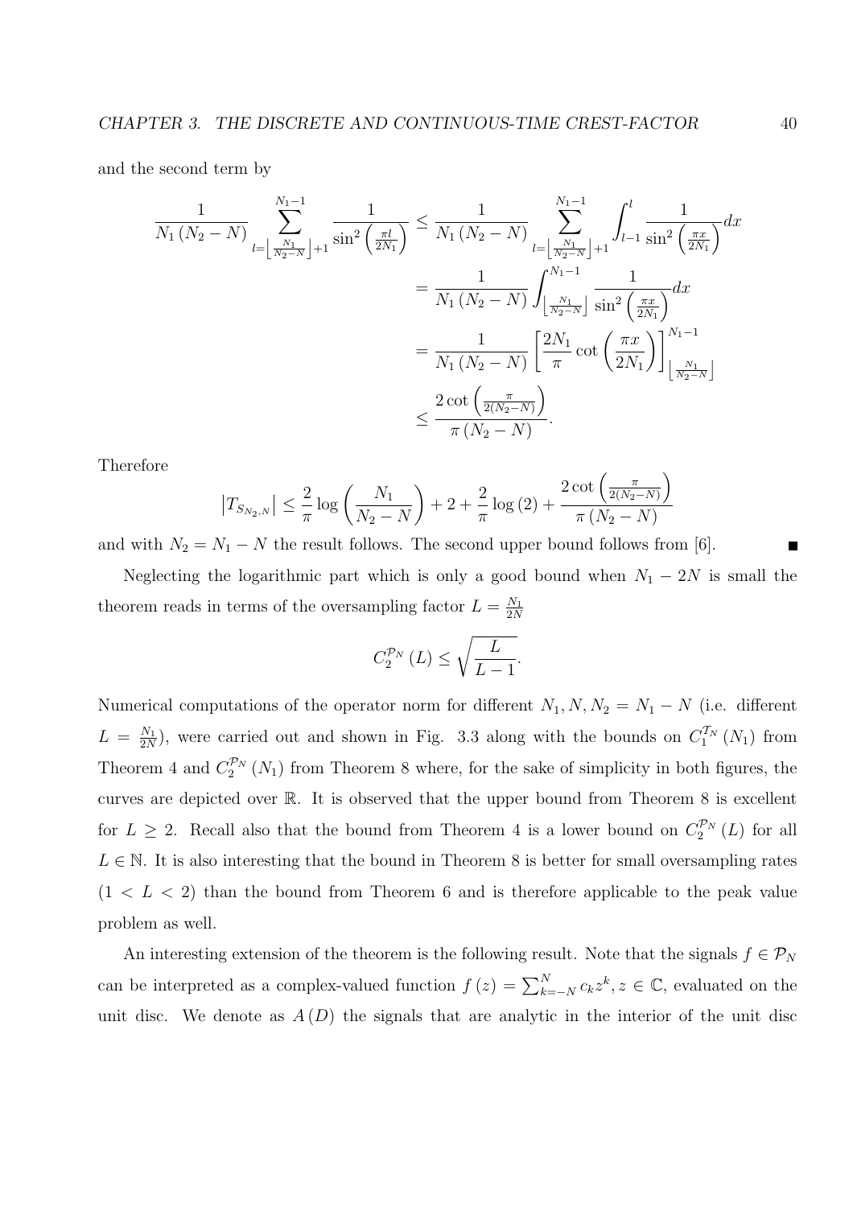and the second term by

$$
\begin{aligned}
\frac{1}{N_1\left(N_2-N\right)} \sum_{l=\left\lfloor\frac{N_1}{N_2-N}\right\rfloor+1}^{N_1-1} \frac{1}{\sin^2\left(\frac{\pi l}{2N_1}\right)} &\leq \frac{1}{N_1\left(N_2-N\right)} \sum_{l=\left\lfloor\frac{N_1}{N_2-N}\right\rfloor+1}^{N_1-1} \int_{l-1}^{l} \frac{1}{\sin^2\left(\frac{\pi x}{2N_1}\right)} dx \\
&= \frac{1}{N_1\left(N_2-N\right)} \int_{\left\lfloor\frac{N_1}{N_2-N}\right\rfloor}^{N_1-1} \frac{1}{\sin^2\left(\frac{\pi x}{2N_1}\right)} dx \\
&= \frac{1}{N_1\left(N_2-N\right)} \left[\frac{2N_1}{\pi} \cot\left(\frac{\pi x}{2N_1}\right)\right]_{\left\lfloor\frac{N_1}{N_2-N}\right\rfloor}^{N_1-1} \\
&\leq \frac{2\cot\left(\frac{\pi}{2(N_2-N)}\right)}{\pi\left(N_2-N\right)}.
\end{aligned}
$$

Therefore

$$
\left|T_{S_{N_2,N}}\right| \leq \frac{2}{\pi}\log\left(\frac{N_1}{N_2-N}\right) + 2 + \frac{2}{\pi}\log\left(2\right) + \frac{2\cot\left(\frac{\pi}{2(N_2-N)}\right)}{\pi\left(N_2-N\right)}
$$

and with $N_2 = N_1 - N$ the result follows. The second upper bound follows from [6]. ∎

Neglecting the logarithmic part which is only a good bound when $N_1 - 2N$ is small the theorem reads in terms of the oversampling factor $L = \frac{N_1}{2N}$

$$
C_2^{\mathcal{P}_N}\left(L\right) \leq \sqrt{\frac{L}{L-1}}.
$$

Numerical computations of the operator norm for different $N_1, N, N_2 = N_1 - N$ (i.e. different $L = \frac{N_1}{2N}$), were carried out and shown in Fig. 3.3 along with the bounds on $C_1^{\mathcal{T}_N}\left(N_1\right)$ from Theorem 4 and $C_2^{\mathcal{P}_N}\left(N_1\right)$ from Theorem 8 where, for the sake of simplicity in both figures, the curves are depicted over $\mathbb{R}$. It is observed that the upper bound from Theorem 8 is excellent for $L \geq 2$. Recall also that the bound from Theorem 4 is a lower bound on $C_2^{\mathcal{P}_N}\left(L\right)$ for all $L \in \mathbb{N}$. It is also interesting that the bound in Theorem 8 is better for small oversampling rates $(1 < L < 2)$ than the bound from Theorem 6 and is therefore applicable to the peak value problem as well.

An interesting extension of the theorem is the following result. Note that the signals $f \in \mathcal{P}_N$ can be interpreted as a complex-valued function $f\left(z\right) = \sum_{k=-N}^{N} c_k z^k, z \in \mathbb{C}$, evaluated on the unit disc. We denote as $A\left(D\right)$ the signals that are analytic in the interior of the unit disc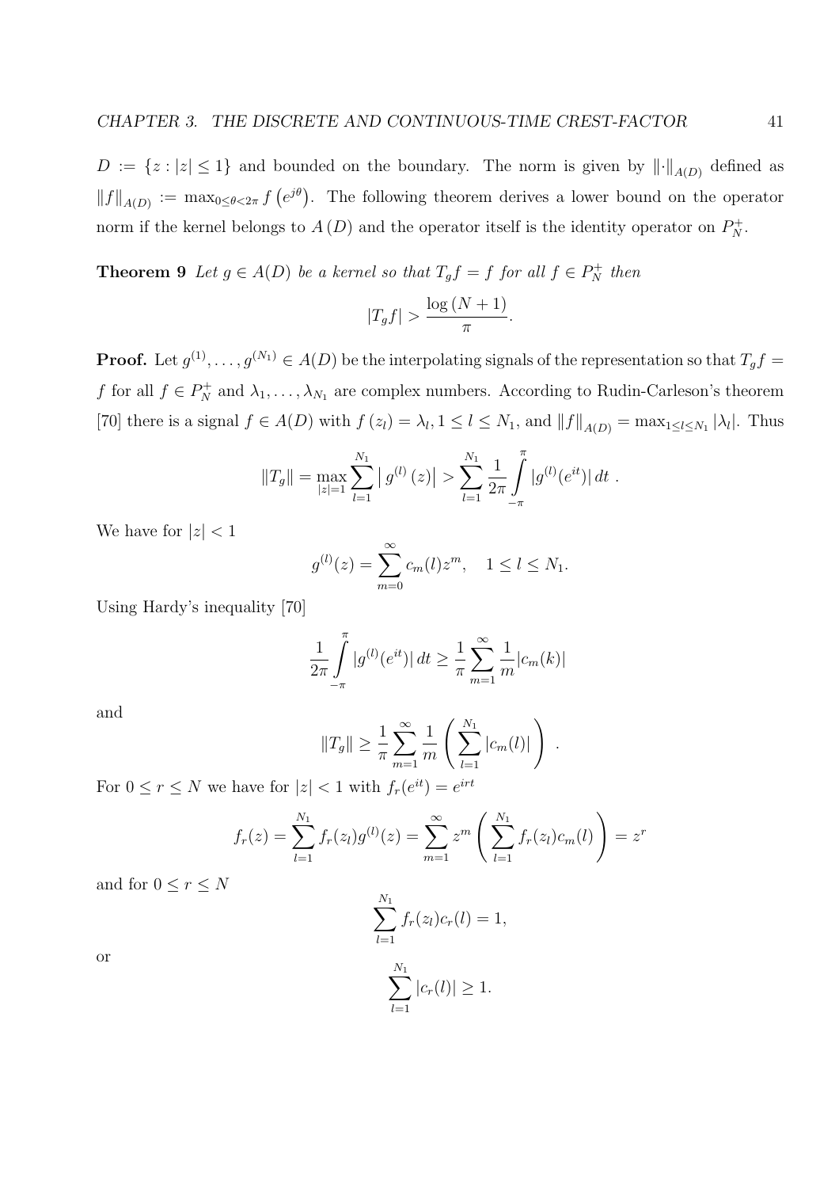$D := \{z : |z| \leq 1\}$ and bounded on the boundary. The norm is given by $\|\cdot\|_{A(D)}$ defined as $\|f\|_{A(D)} := \max_{0 \leq \theta < 2\pi} f\left(e^{j\theta}\right)$. The following theorem derives a lower bound on the operator norm if the kernel belongs to $A(D)$ and the operator itself is the identity operator on $P_N^+$.

**Theorem 9** *Let $g \in A(D)$ be a kernel so that $T_g f = f$ for all $f \in P_N^+$ then*

$$|T_g f| > \frac{\log(N+1)}{\pi}.$$

**Proof.** Let $g^{(1)}, \ldots, g^{(N_1)} \in A(D)$ be the interpolating signals of the representation so that $T_g f = f$ for all $f \in P_N^+$ and $\lambda_1, \ldots, \lambda_{N_1}$ are complex numbers. According to Rudin-Carleson's theorem [70] there is a signal $f \in A(D)$ with $f(z_l) = \lambda_l, 1 \leq l \leq N_1$, and $\|f\|_{A(D)} = \max_{1 \leq l \leq N_1} |\lambda_l|$. Thus

$$\|T_g\| = \max_{|z|=1} \sum_{l=1}^{N_1} \left| g^{(l)}(z) \right| > \sum_{l=1}^{N_1} \frac{1}{2\pi} \int_{-\pi}^{\pi} |g^{(l)}(e^{it})| \, dt \; .$$

We have for $|z| < 1$

$$g^{(l)}(z) = \sum_{m=0}^{\infty} c_m(l) z^m, \quad 1 \leq l \leq N_1.$$

Using Hardy's inequality [70]

$$\frac{1}{2\pi} \int_{-\pi}^{\pi} |g^{(l)}(e^{it})| \, dt \geq \frac{1}{\pi} \sum_{m=1}^{\infty} \frac{1}{m} |c_m(k)|$$

and

$$\|T_g\| \geq \frac{1}{\pi} \sum_{m=1}^{\infty} \frac{1}{m} \left( \sum_{l=1}^{N_1} |c_m(l)| \right) \; .$$

For $0 \leq r \leq N$ we have for $|z| < 1$ with $f_r(e^{it}) = e^{irt}$

$$f_r(z) = \sum_{l=1}^{N_1} f_r(z_l) g^{(l)}(z) = \sum_{m=1}^{\infty} z^m \left( \sum_{l=1}^{N_1} f_r(z_l) c_m(l) \right) = z^r$$

and for $0 \leq r \leq N$

$$\sum_{l=1}^{N_1} f_r(z_l) c_r(l) = 1,$$

or

$$\sum_{l=1}^{N_1} |c_r(l)| \geq 1.$$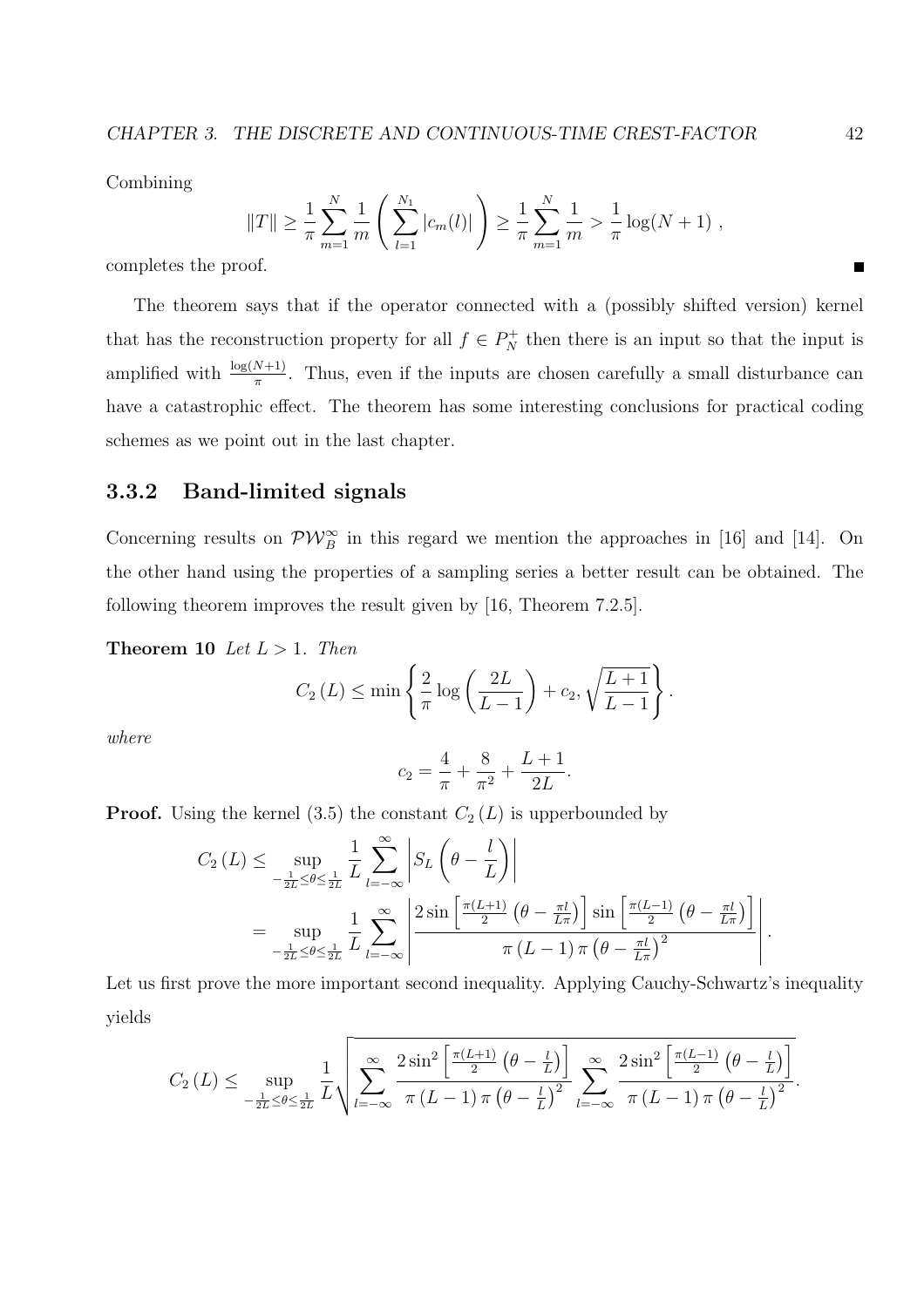Combining

$$\|T\| \geq \frac{1}{\pi} \sum_{m=1}^{N} \frac{1}{m} \left( \sum_{l=1}^{N_1} |c_m(l)| \right) \geq \frac{1}{\pi} \sum_{m=1}^{N} \frac{1}{m} > \frac{1}{\pi} \log(N+1) \ ,$$

completes the proof. ∎

The theorem says that if the operator connected with a (possibly shifted version) kernel that has the reconstruction property for all $f \in P_N^+$ then there is an input so that the input is amplified with $\frac{\log(N+1)}{\pi}$. Thus, even if the inputs are chosen carefully a small disturbance can have a catastrophic effect. The theorem has some interesting conclusions for practical coding schemes as we point out in the last chapter.

### 3.3.2 Band-limited signals

Concerning results on $\mathcal{PW}_B^\infty$ in this regard we mention the approaches in [16] and [14]. On the other hand using the properties of a sampling series a better result can be obtained. The following theorem improves the result given by [16, Theorem 7.2.5].

**Theorem 10** *Let $L > 1$. Then*

$$C_2(L) \leq \min \left\{ \frac{2}{\pi} \log \left( \frac{2L}{L-1} \right) + c_2, \sqrt{\frac{L+1}{L-1}} \right\}.$$

*where*

$$c_2 = \frac{4}{\pi} + \frac{8}{\pi^2} + \frac{L+1}{2L}.$$

**Proof.** Using the kernel (3.5) the constant $C_2(L)$ is upperbounded by

$$\begin{aligned}
C_2(L) &\leq \sup_{-\frac{1}{2L} \leq \theta \leq \frac{1}{2L}} \frac{1}{L} \sum_{l=-\infty}^{\infty} \left| S_L\left(\theta - \frac{l}{L}\right) \right| \\
&= \sup_{-\frac{1}{2L} \leq \theta \leq \frac{1}{2L}} \frac{1}{L} \sum_{l=-\infty}^{\infty} \left| \frac{2 \sin\left[\frac{\pi(L+1)}{2}\left(\theta - \frac{\pi l}{L\pi}\right)\right] \sin\left[\frac{\pi(L-1)}{2}\left(\theta - \frac{\pi l}{L\pi}\right)\right]}{\pi(L-1)\pi\left(\theta - \frac{\pi l}{L\pi}\right)^2} \right|.
\end{aligned}$$

Let us first prove the more important second inequality. Applying Cauchy-Schwartz's inequality yields

$$C_2(L) \leq \sup_{-\frac{1}{2L} \leq \theta \leq \frac{1}{2L}} \frac{1}{L} \sqrt{\sum_{l=-\infty}^{\infty} \frac{2\sin^2\left[\frac{\pi(L+1)}{2}\left(\theta - \frac{l}{L}\right)\right]}{\pi(L-1)\pi\left(\theta - \frac{l}{L}\right)^2} \sum_{l=-\infty}^{\infty} \frac{2\sin^2\left[\frac{\pi(L-1)}{2}\left(\theta - \frac{l}{L}\right)\right]}{\pi(L-1)\pi\left(\theta - \frac{l}{L}\right)^2}}.$$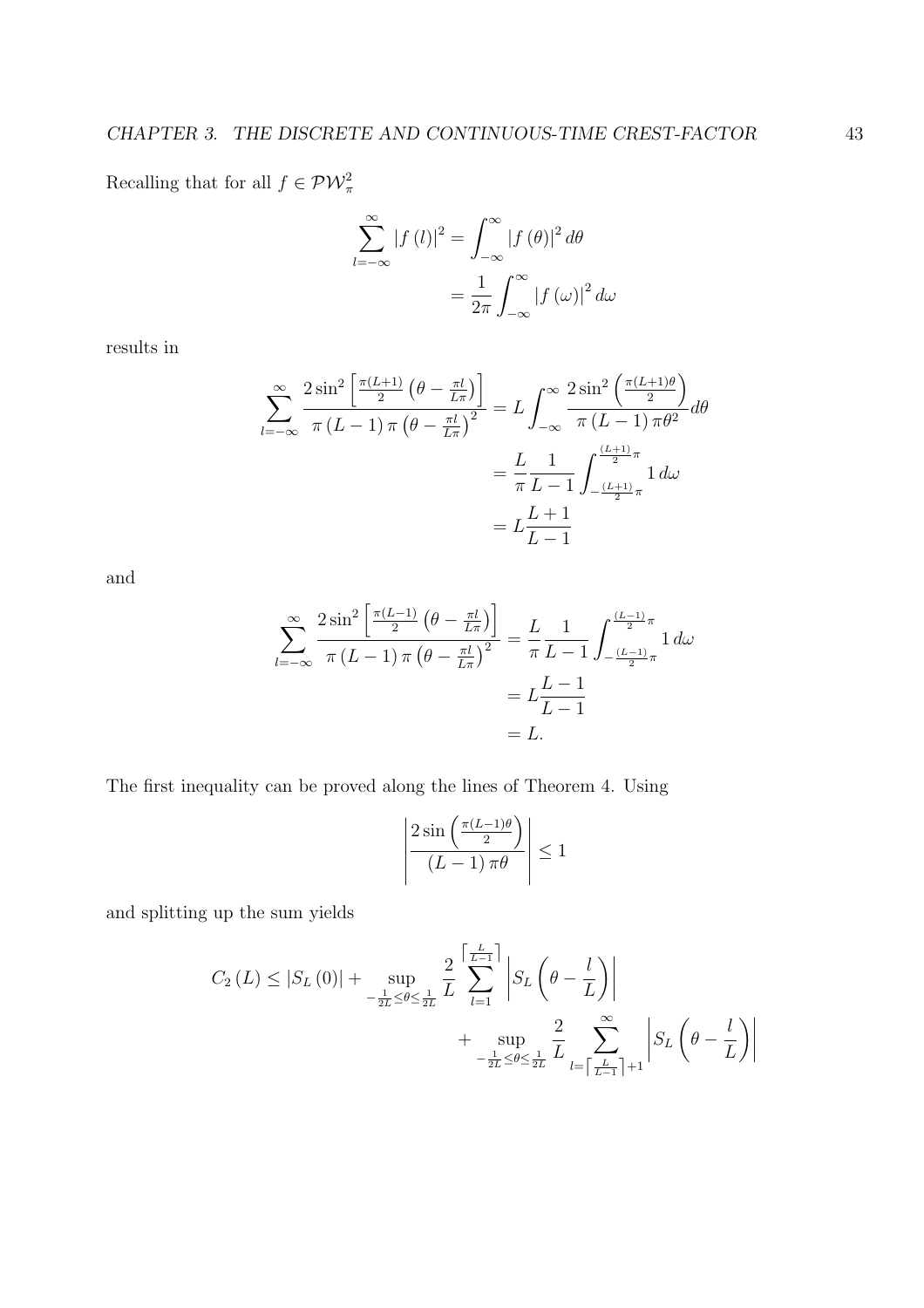Recalling that for all $f \in \mathcal{PW}_{\pi}^{2}$

$$\sum_{l=-\infty}^{\infty} |f(l)|^2 = \int_{-\infty}^{\infty} |f(\theta)|^2 \, d\theta$$
$$= \frac{1}{2\pi} \int_{-\infty}^{\infty} |f(\omega)|^2 \, d\omega$$

results in

$$\sum_{l=-\infty}^{\infty} \frac{2\sin^2\left[\frac{\pi(L+1)}{2}\left(\theta - \frac{\pi l}{L\pi}\right)\right]}{\pi(L-1)\pi\left(\theta - \frac{\pi l}{L\pi}\right)^2} = L\int_{-\infty}^{\infty} \frac{2\sin^2\left(\frac{\pi(L+1)\theta}{2}\right)}{\pi(L-1)\pi\theta^2} d\theta$$
$$= \frac{L}{\pi}\frac{1}{L-1}\int_{-\frac{(L+1)}{2}\pi}^{\frac{(L+1)}{2}\pi} 1 \, d\omega$$
$$= L\frac{L+1}{L-1}$$

and

$$\sum_{l=-\infty}^{\infty} \frac{2\sin^2\left[\frac{\pi(L-1)}{2}\left(\theta - \frac{\pi l}{L\pi}\right)\right]}{\pi(L-1)\pi\left(\theta - \frac{\pi l}{L\pi}\right)^2} = \frac{L}{\pi}\frac{1}{L-1}\int_{-\frac{(L-1)}{2}\pi}^{\frac{(L-1)}{2}\pi} 1 \, d\omega$$
$$= L\frac{L-1}{L-1}$$
$$= L.$$

The first inequality can be proved along the lines of Theorem 4. Using

$$\left|\frac{2\sin\left(\frac{\pi(L-1)\theta}{2}\right)}{(L-1)\pi\theta}\right| \leq 1$$

and splitting up the sum yields

$$C_2(L) \leq |S_L(0)| + \sup_{-\frac{1}{2L} \leq \theta \leq \frac{1}{2L}} \frac{2}{L} \sum_{l=1}^{\left\lceil \frac{L}{L-1} \right\rceil} \left|S_L\left(\theta - \frac{l}{L}\right)\right|$$
$$+ \sup_{-\frac{1}{2L} \leq \theta \leq \frac{1}{2L}} \frac{2}{L} \sum_{l=\left\lceil \frac{L}{L-1} \right\rceil + 1}^{\infty} \left|S_L\left(\theta - \frac{l}{L}\right)\right|$$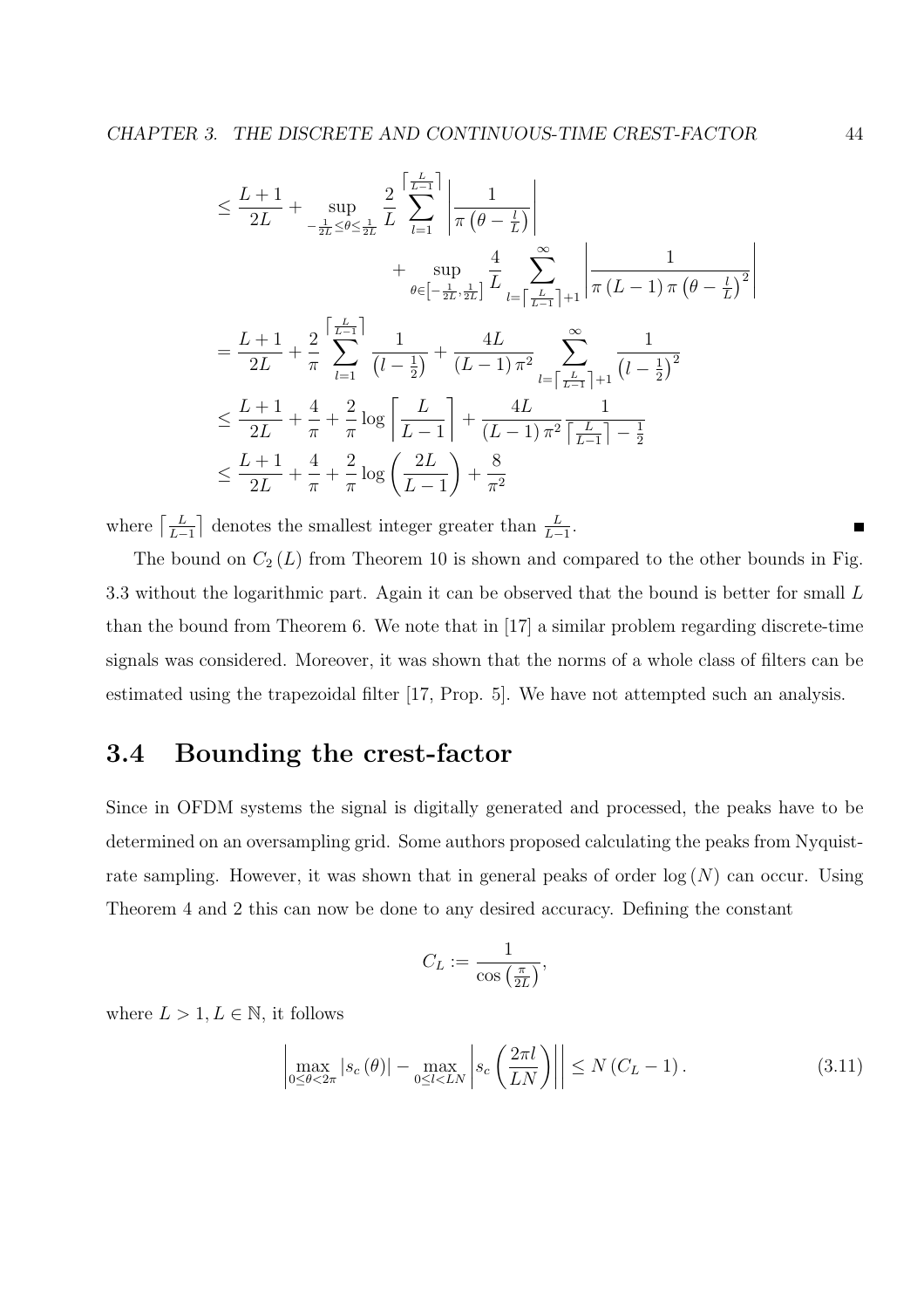$$
\begin{aligned}
&\leq \frac{L+1}{2L} + \sup_{-\frac{1}{2L}\leq\theta\leq\frac{1}{2L}} \frac{2}{L}\sum_{l=1}^{\left\lceil\frac{L}{L-1}\right\rceil}\left|\frac{1}{\pi\left(\theta-\frac{l}{L}\right)}\right| \\
&\qquad\qquad + \sup_{\theta\in\left[-\frac{1}{2L},\frac{1}{2L}\right]}\frac{4}{L}\sum_{l=\left\lceil\frac{L}{L-1}\right\rceil+1}^{\infty}\left|\frac{1}{\pi\left(L-1\right)\pi\left(\theta-\frac{l}{L}\right)^2}\right| \\
&= \frac{L+1}{2L} + \frac{2}{\pi}\sum_{l=1}^{\left\lceil\frac{L}{L-1}\right\rceil}\frac{1}{\left(l-\frac{1}{2}\right)} + \frac{4L}{\left(L-1\right)\pi^2}\sum_{l=\left\lceil\frac{L}{L-1}\right\rceil+1}^{\infty}\frac{1}{\left(l-\frac{1}{2}\right)^2} \\
&\leq \frac{L+1}{2L} + \frac{4}{\pi} + \frac{2}{\pi}\log\left\lceil\frac{L}{L-1}\right\rceil + \frac{4L}{\left(L-1\right)\pi^2}\frac{1}{\left\lceil\frac{L}{L-1}\right\rceil-\frac{1}{2}} \\
&\leq \frac{L+1}{2L} + \frac{4}{\pi} + \frac{2}{\pi}\log\left(\frac{2L}{L-1}\right) + \frac{8}{\pi^2}
\end{aligned}
$$

where $\left\lceil\frac{L}{L-1}\right\rceil$ denotes the smallest integer greater than $\frac{L}{L-1}$. ∎

The bound on $C_2\left(L\right)$ from Theorem 10 is shown and compared to the other bounds in Fig. 3.3 without the logarithmic part. Again it can be observed that the bound is better for small $L$ than the bound from Theorem 6. We note that in [17] a similar problem regarding discrete-time signals was considered. Moreover, it was shown that the norms of a whole class of filters can be estimated using the trapezoidal filter [17, Prop. 5]. We have not attempted such an analysis.

## 3.4 Bounding the crest-factor

Since in OFDM systems the signal is digitally generated and processed, the peaks have to be determined on an oversampling grid. Some authors proposed calculating the peaks from Nyquist-rate sampling. However, it was shown that in general peaks of order $\log\left(N\right)$ can occur. Using Theorem 4 and 2 this can now be done to any desired accuracy. Defining the constant

$$
C_L := \frac{1}{\cos\left(\frac{\pi}{2L}\right)},
$$

where $L > 1, L \in \mathbb{N}$, it follows

$$
\left|\max_{0\leq\theta<2\pi}\left|s_c\left(\theta\right)\right| - \max_{0\leq l<LN}\left|s_c\left(\frac{2\pi l}{LN}\right)\right|\right| \leq N\left(C_L - 1\right). \tag{3.11}
$$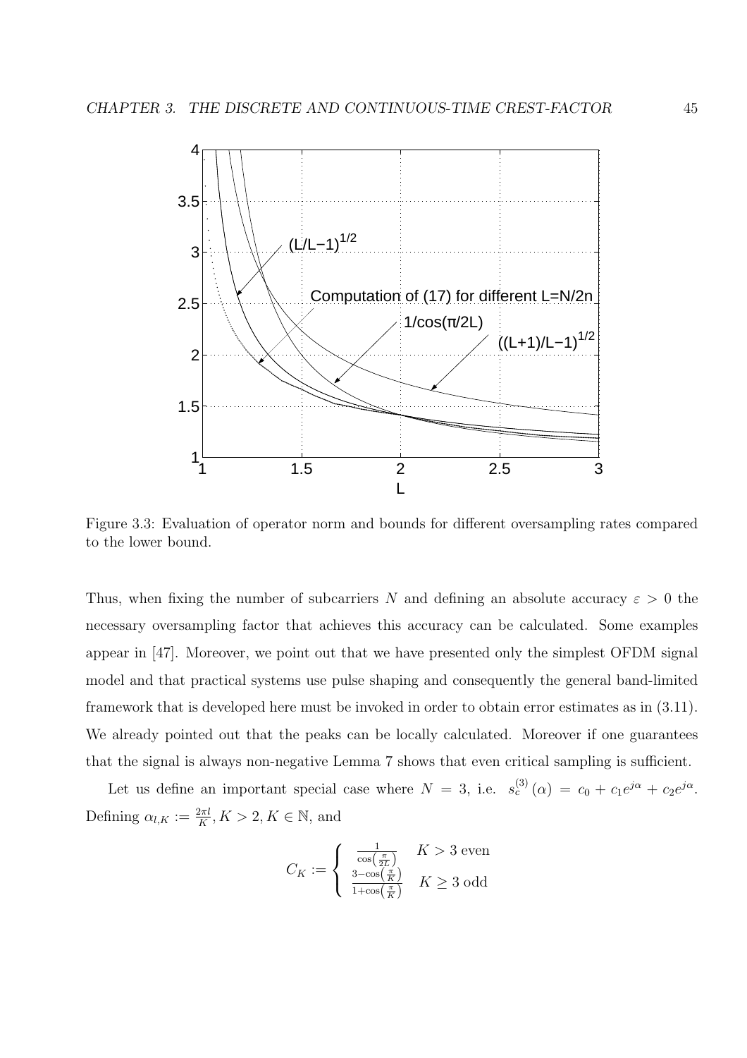Figure 3.3: Evaluation of operator norm and bounds for different oversampling rates compared to the lower bound.

Thus, when fixing the number of subcarriers $N$ and defining an absolute accuracy $\varepsilon > 0$ the necessary oversampling factor that achieves this accuracy can be calculated. Some examples appear in [47]. Moreover, we point out that we have presented only the simplest OFDM signal model and that practical systems use pulse shaping and consequently the general band-limited framework that is developed here must be invoked in order to obtain error estimates as in (3.11). We already pointed out that the peaks can be locally calculated. Moreover if one guarantees that the signal is always non-negative Lemma 7 shows that even critical sampling is sufficient.

Let us define an important special case where $N = 3$, i.e. $s_c^{(3)}(\alpha) = c_0 + c_1 e^{j\alpha} + c_2 e^{j\alpha}$. Defining $\alpha_{l,K} := \frac{2\pi l}{K}, K > 2, K \in \mathbb{N}$, and

$$C_K := \begin{cases} \frac{1}{\cos\left(\frac{\pi}{2L}\right)} & K > 3 \text{ even} \\ \frac{3-\cos\left(\frac{\pi}{K}\right)}{1+\cos\left(\frac{\pi}{K}\right)} & K \geq 3 \text{ odd} \end{cases}$$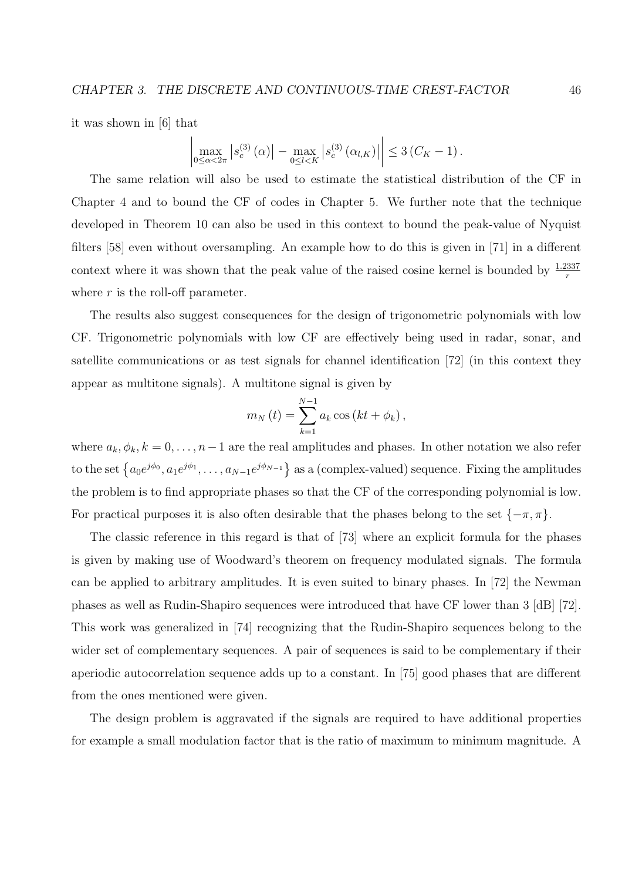it was shown in [6] that

$$\left| \max_{0\le\alpha<2\pi} \left| s_c^{(3)}(\alpha) \right| - \max_{0\le l<K} \left| s_c^{(3)}(\alpha_{l,K}) \right| \right| \le 3\left(C_K - 1\right).$$

The same relation will also be used to estimate the statistical distribution of the CF in Chapter 4 and to bound the CF of codes in Chapter 5. We further note that the technique developed in Theorem 10 can also be used in this context to bound the peak-value of Nyquist filters [58] even without oversampling. An example how to do this is given in [71] in a different context where it was shown that the peak value of the raised cosine kernel is bounded by $\frac{1.2337}{r}$ where $r$ is the roll-off parameter.

The results also suggest consequences for the design of trigonometric polynomials with low CF. Trigonometric polynomials with low CF are effectively being used in radar, sonar, and satellite communications or as test signals for channel identification [72] (in this context they appear as multitone signals). A multitone signal is given by

$$m_N(t) = \sum_{k=1}^{N-1} a_k \cos\left(kt + \phi_k\right),$$

where $a_k, \phi_k, k = 0, \ldots, n-1$ are the real amplitudes and phases. In other notation we also refer to the set $\left\{a_0 e^{j\phi_0}, a_1 e^{j\phi_1}, \ldots, a_{N-1} e^{j\phi_{N-1}}\right\}$ as a (complex-valued) sequence. Fixing the amplitudes the problem is to find appropriate phases so that the CF of the corresponding polynomial is low. For practical purposes it is also often desirable that the phases belong to the set $\{-\pi, \pi\}$.

The classic reference in this regard is that of [73] where an explicit formula for the phases is given by making use of Woodward's theorem on frequency modulated signals. The formula can be applied to arbitrary amplitudes. It is even suited to binary phases. In [72] the Newman phases as well as Rudin-Shapiro sequences were introduced that have CF lower than 3 [dB] [72]. This work was generalized in [74] recognizing that the Rudin-Shapiro sequences belong to the wider set of complementary sequences. A pair of sequences is said to be complementary if their aperiodic autocorrelation sequence adds up to a constant. In [75] good phases that are different from the ones mentioned were given.

The design problem is aggravated if the signals are required to have additional properties for example a small modulation factor that is the ratio of maximum to minimum magnitude. A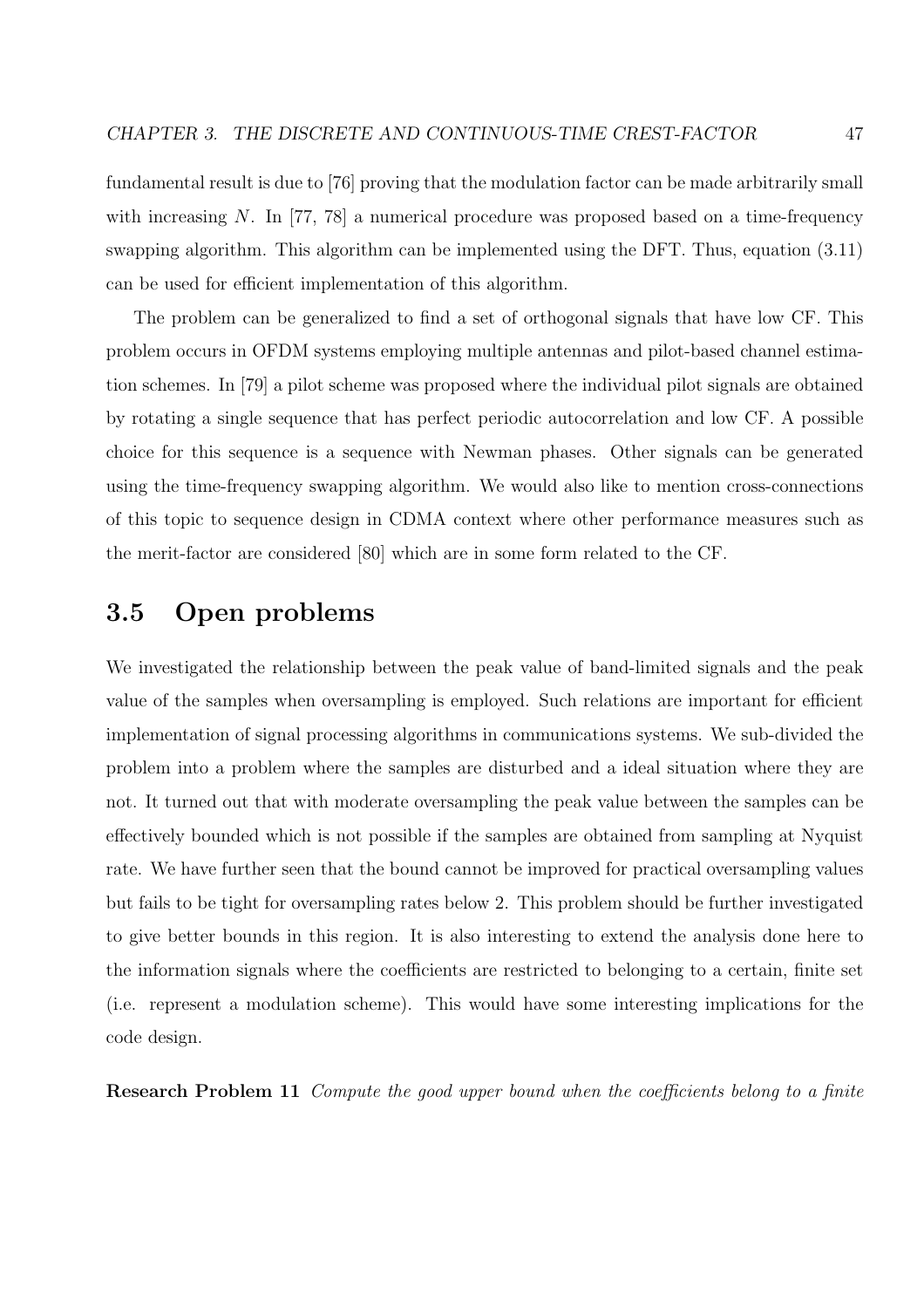fundamental result is due to [76] proving that the modulation factor can be made arbitrarily small with increasing $N$. In [77, 78] a numerical procedure was proposed based on a time-frequency swapping algorithm. This algorithm can be implemented using the DFT. Thus, equation (3.11) can be used for efficient implementation of this algorithm.

The problem can be generalized to find a set of orthogonal signals that have low CF. This problem occurs in OFDM systems employing multiple antennas and pilot-based channel estimation schemes. In [79] a pilot scheme was proposed where the individual pilot signals are obtained by rotating a single sequence that has perfect periodic autocorrelation and low CF. A possible choice for this sequence is a sequence with Newman phases. Other signals can be generated using the time-frequency swapping algorithm. We would also like to mention cross-connections of this topic to sequence design in CDMA context where other performance measures such as the merit-factor are considered [80] which are in some form related to the CF.

## 3.5 Open problems

We investigated the relationship between the peak value of band-limited signals and the peak value of the samples when oversampling is employed. Such relations are important for efficient implementation of signal processing algorithms in communications systems. We sub-divided the problem into a problem where the samples are disturbed and a ideal situation where they are not. It turned out that with moderate oversampling the peak value between the samples can be effectively bounded which is not possible if the samples are obtained from sampling at Nyquist rate. We have further seen that the bound cannot be improved for practical oversampling values but fails to be tight for oversampling rates below 2. This problem should be further investigated to give better bounds in this region. It is also interesting to extend the analysis done here to the information signals where the coefficients are restricted to belonging to a certain, finite set (i.e. represent a modulation scheme). This would have some interesting implications for the code design.

**Research Problem 11** *Compute the good upper bound when the coefficients belong to a finite*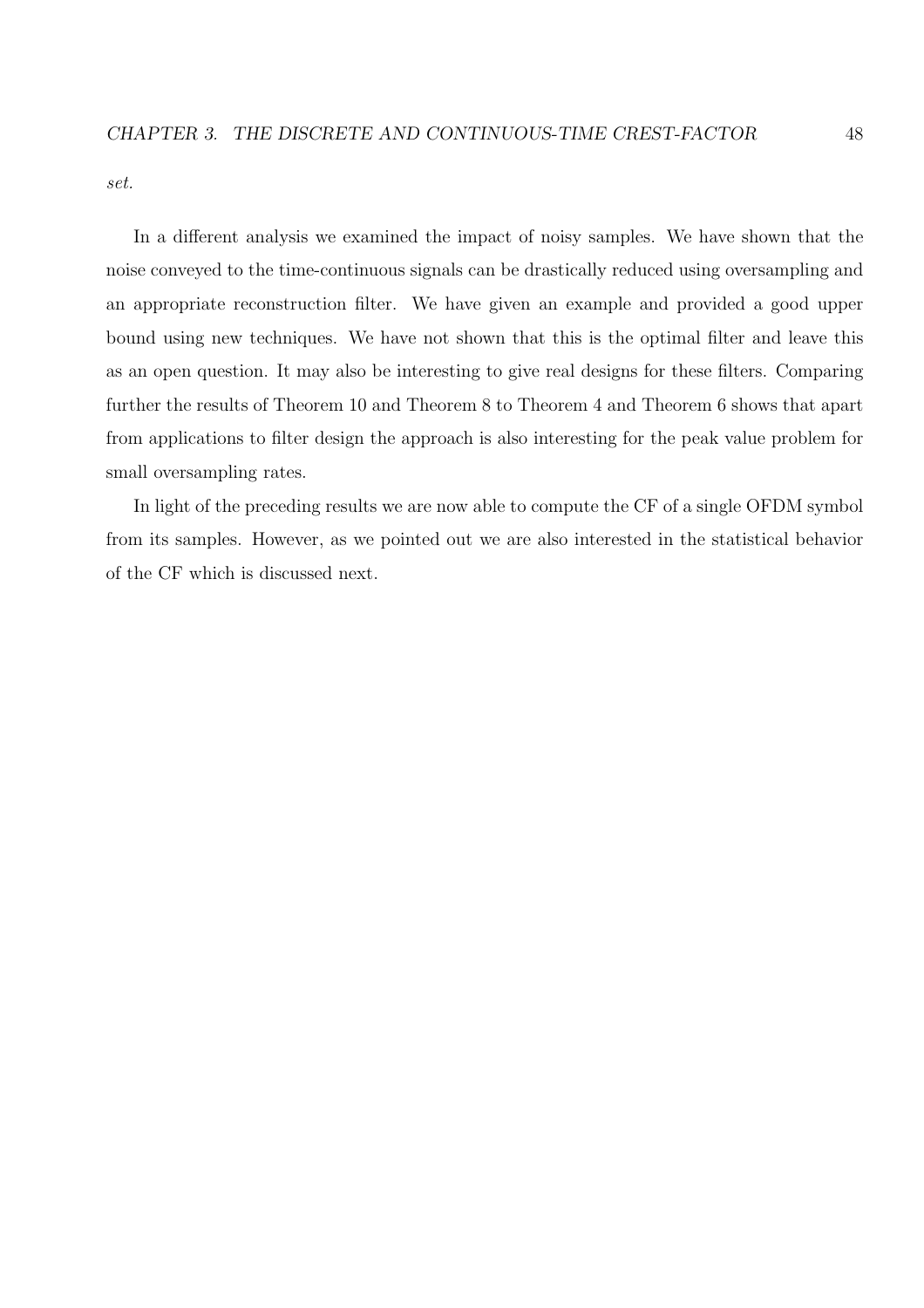*set.*

In a different analysis we examined the impact of noisy samples. We have shown that the noise conveyed to the time-continuous signals can be drastically reduced using oversampling and an appropriate reconstruction filter. We have given an example and provided a good upper bound using new techniques. We have not shown that this is the optimal filter and leave this as an open question. It may also be interesting to give real designs for these filters. Comparing further the results of Theorem 10 and Theorem 8 to Theorem 4 and Theorem 6 shows that apart from applications to filter design the approach is also interesting for the peak value problem for small oversampling rates.

In light of the preceding results we are now able to compute the CF of a single OFDM symbol from its samples. However, as we pointed out we are also interested in the statistical behavior of the CF which is discussed next.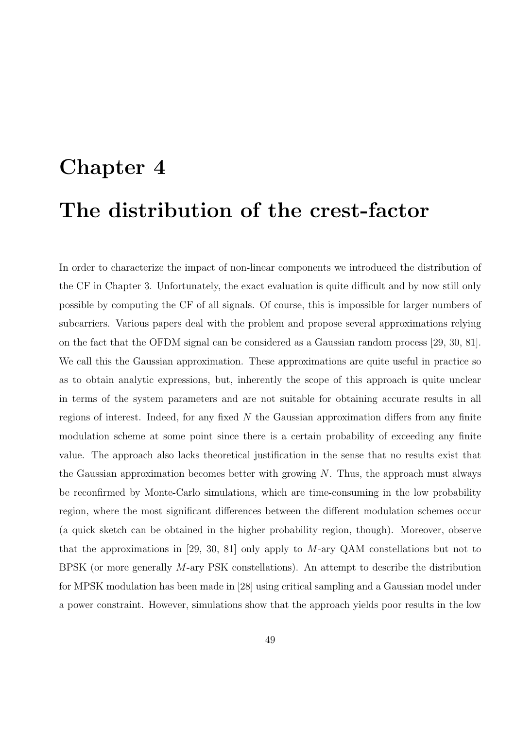# Chapter 4

# The distribution of the crest-factor

In order to characterize the impact of non-linear components we introduced the distribution of the CF in Chapter 3. Unfortunately, the exact evaluation is quite difficult and by now still only possible by computing the CF of all signals. Of course, this is impossible for larger numbers of subcarriers. Various papers deal with the problem and propose several approximations relying on the fact that the OFDM signal can be considered as a Gaussian random process [29, 30, 81]. We call this the Gaussian approximation. These approximations are quite useful in practice so as to obtain analytic expressions, but, inherently the scope of this approach is quite unclear in terms of the system parameters and are not suitable for obtaining accurate results in all regions of interest. Indeed, for any fixed $N$ the Gaussian approximation differs from any finite modulation scheme at some point since there is a certain probability of exceeding any finite value. The approach also lacks theoretical justification in the sense that no results exist that the Gaussian approximation becomes better with growing $N$. Thus, the approach must always be reconfirmed by Monte-Carlo simulations, which are time-consuming in the low probability region, where the most significant differences between the different modulation schemes occur (a quick sketch can be obtained in the higher probability region, though). Moreover, observe that the approximations in [29, 30, 81] only apply to $M$-ary QAM constellations but not to BPSK (or more generally $M$-ary PSK constellations). An attempt to describe the distribution for MPSK modulation has been made in [28] using critical sampling and a Gaussian model under a power constraint. However, simulations show that the approach yields poor results in the low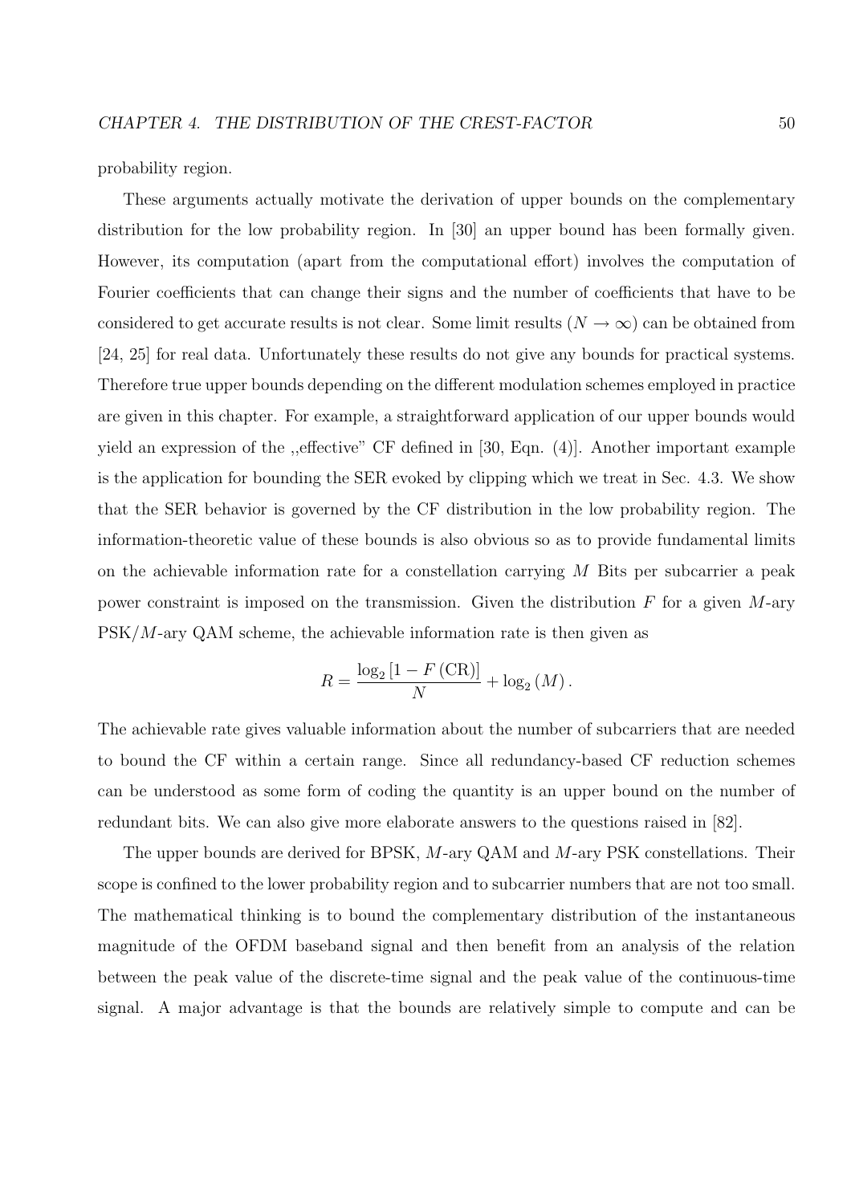probability region.

These arguments actually motivate the derivation of upper bounds on the complementary distribution for the low probability region. In [30] an upper bound has been formally given. However, its computation (apart from the computational effort) involves the computation of Fourier coefficients that can change their signs and the number of coefficients that have to be considered to get accurate results is not clear. Some limit results ($N \to \infty$) can be obtained from [24, 25] for real data. Unfortunately these results do not give any bounds for practical systems. Therefore true upper bounds depending on the different modulation schemes employed in practice are given in this chapter. For example, a straightforward application of our upper bounds would yield an expression of the ,,effective" CF defined in [30, Eqn. (4)]. Another important example is the application for bounding the SER evoked by clipping which we treat in Sec. 4.3. We show that the SER behavior is governed by the CF distribution in the low probability region. The information-theoretic value of these bounds is also obvious so as to provide fundamental limits on the achievable information rate for a constellation carrying $M$ Bits per subcarrier a peak power constraint is imposed on the transmission. Given the distribution $F$ for a given $M$-ary PSK/$M$-ary QAM scheme, the achievable information rate is then given as

$$R = \frac{\log_2 \left[1 - F\left(\mathrm{CR}\right)\right]}{N} + \log_2\left(M\right).$$

The achievable rate gives valuable information about the number of subcarriers that are needed to bound the CF within a certain range. Since all redundancy-based CF reduction schemes can be understood as some form of coding the quantity is an upper bound on the number of redundant bits. We can also give more elaborate answers to the questions raised in [82].

The upper bounds are derived for BPSK, $M$-ary QAM and $M$-ary PSK constellations. Their scope is confined to the lower probability region and to subcarrier numbers that are not too small. The mathematical thinking is to bound the complementary distribution of the instantaneous magnitude of the OFDM baseband signal and then benefit from an analysis of the relation between the peak value of the discrete-time signal and the peak value of the continuous-time signal. A major advantage is that the bounds are relatively simple to compute and can be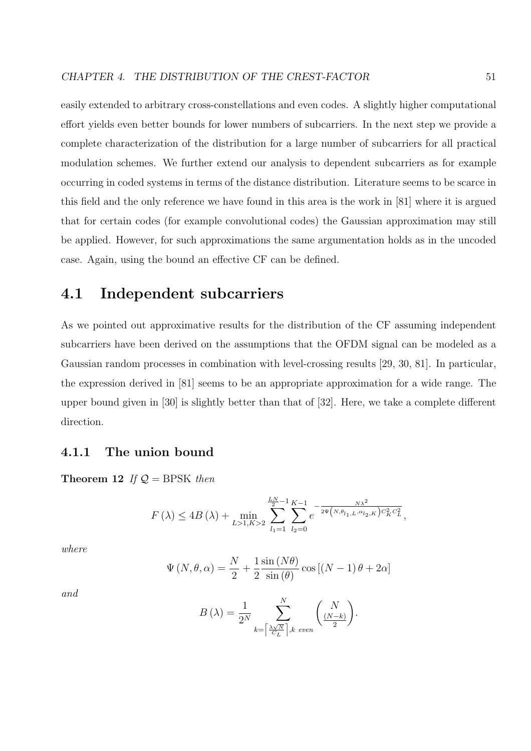easily extended to arbitrary cross-constellations and even codes. A slightly higher computational effort yields even better bounds for lower numbers of subcarriers. In the next step we provide a complete characterization of the distribution for a large number of subcarriers for all practical modulation schemes. We further extend our analysis to dependent subcarriers as for example occurring in coded systems in terms of the distance distribution. Literature seems to be scarce in this field and the only reference we have found in this area is the work in [81] where it is argued that for certain codes (for example convolutional codes) the Gaussian approximation may still be applied. However, for such approximations the same argumentation holds as in the uncoded case. Again, using the bound an effective CF can be defined.

## 4.1 Independent subcarriers

As we pointed out approximative results for the distribution of the CF assuming independent subcarriers have been derived on the assumptions that the OFDM signal can be modeled as a Gaussian random processes in combination with level-crossing results [29, 30, 81]. In particular, the expression derived in [81] seems to be an appropriate approximation for a wide range. The upper bound given in [30] is slightly better than that of [32]. Here, we take a complete different direction.

### 4.1.1 The union bound

**Theorem 12** *If* $\mathcal{Q} = \text{BPSK}$ *then*

$$F(\lambda) \leq 4B(\lambda) + \min_{L>1, K>2} \sum_{l_1=1}^{\frac{LN}{2}-1} \sum_{l_2=0}^{K-1} e^{-\frac{N\lambda^2}{2\Psi\left(N, \theta_{l_1,L}, \alpha_{l_2,K}\right) C_K^2 C_L^2}},$$

*where*

$$\Psi(N, \theta, \alpha) = \frac{N}{2} + \frac{1}{2} \frac{\sin(N\theta)}{\sin(\theta)} \cos\left[(N-1)\theta + 2\alpha\right]$$

*and*

$$B(\lambda) = \frac{1}{2^N} \sum_{k=\left\lceil \frac{\lambda\sqrt{N}}{C_L} \right\rceil, k \text{ even}}^{N} \binom{N}{\frac{(N-k)}{2}}.$$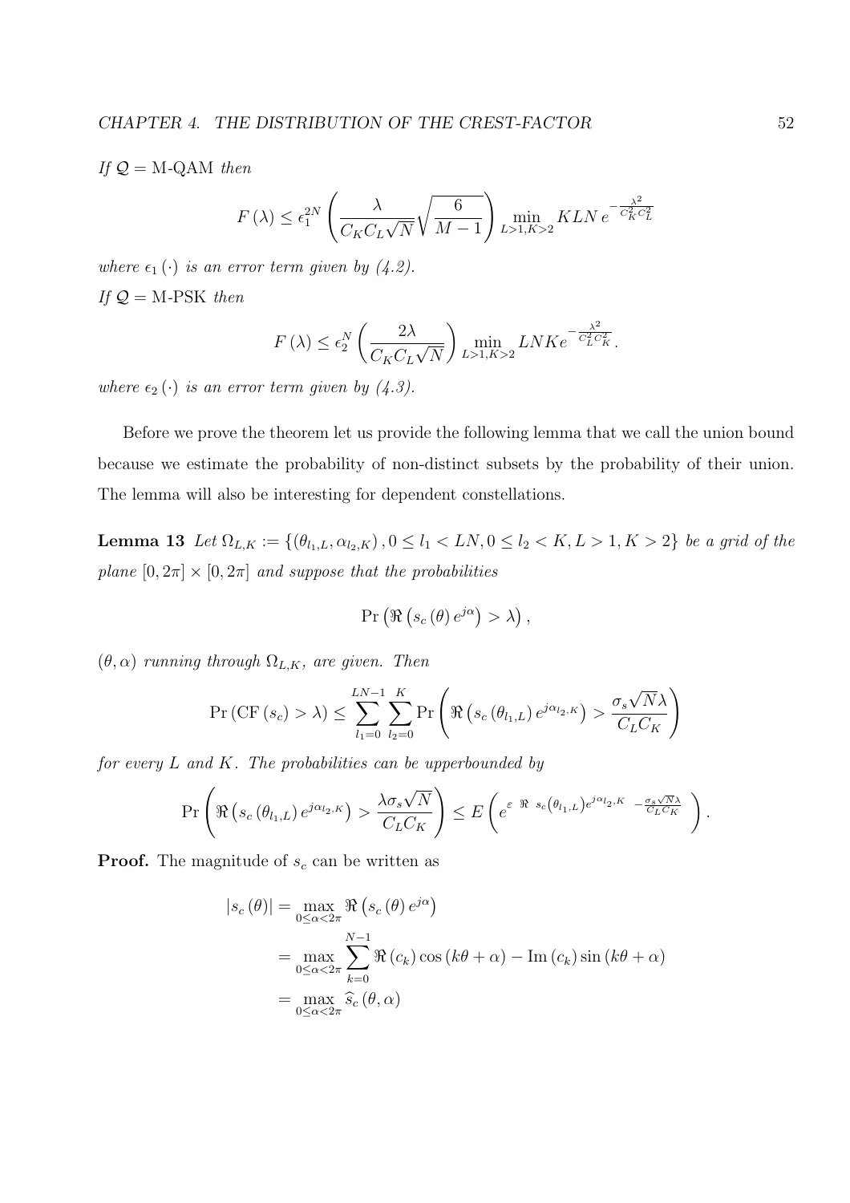*If* $\mathcal{Q} = \text{M-QAM}$ *then*

$$F(\lambda) \leq \epsilon_1^{2N} \left( \frac{\lambda}{C_K C_L \sqrt{N}} \sqrt{\frac{6}{M-1}} \right) \min_{L>1,K>2} KLN \, e^{-\frac{\lambda^2}{C_K^2 C_L^2}}$$

*where* $\epsilon_1(\cdot)$ *is an error term given by (4.2).*

*If* $\mathcal{Q} = \text{M-PSK}$ *then*

$$F(\lambda) \leq \epsilon_2^N \left( \frac{2\lambda}{C_K C_L \sqrt{N}} \right) \min_{L>1,K>2} LNK e^{-\frac{\lambda^2}{C_L^2 C_K^2}}.$$

*where* $\epsilon_2(\cdot)$ *is an error term given by (4.3).*

Before we prove the theorem let us provide the following lemma that we call the union bound because we estimate the probability of non-distinct subsets by the probability of their union. The lemma will also be interesting for dependent constellations.

**Lemma 13** *Let* $\Omega_{L,K} := \{(\theta_{l_1,L}, \alpha_{l_2,K}), 0 \leq l_1 < LN, 0 \leq l_2 < K, L > 1, K > 2\}$ *be a grid of the plane* $[0, 2\pi] \times [0, 2\pi]$ *and suppose that the probabilities*

$$\Pr\left(\Re\left(s_c(\theta) e^{j\alpha}\right) > \lambda\right),$$

$(\theta, \alpha)$ *running through* $\Omega_{L,K}$*, are given. Then*

$$\Pr(\text{CF}(s_c) > \lambda) \leq \sum_{l_1=0}^{LN-1} \sum_{l_2=0}^{K} \Pr\left(\Re\left(s_c(\theta_{l_1,L}) e^{j\alpha_{l_2,K}}\right) > \frac{\sigma_s \sqrt{N} \lambda}{C_L C_K}\right)$$

*for every* $L$ *and* $K$*. The probabilities can be upperbounded by*

$$\Pr\left(\Re\left(s_c(\theta_{l_1,L}) e^{j\alpha_{l_2,K}}\right) > \frac{\lambda \sigma_s \sqrt{N}}{C_L C_K}\right) \leq E\left(e^{\varepsilon\left(\Re\left(s_c(\theta_{l_1,L}) e^{j\alpha_{l_2,K}}\right) - \frac{\sigma_s \sqrt{N} \lambda}{C_L C_K}\right)}\right).$$

**Proof.** The magnitude of $s_c$ can be written as

$$\begin{aligned}
|s_c(\theta)| &= \max_{0 \leq \alpha < 2\pi} \Re\left(s_c(\theta) e^{j\alpha}\right) \\
&= \max_{0 \leq \alpha < 2\pi} \sum_{k=0}^{N-1} \Re(c_k) \cos(k\theta + \alpha) - \text{Im}(c_k) \sin(k\theta + \alpha) \\
&= \max_{0 \leq \alpha < 2\pi} \widehat{s}_c(\theta, \alpha)
\end{aligned}$$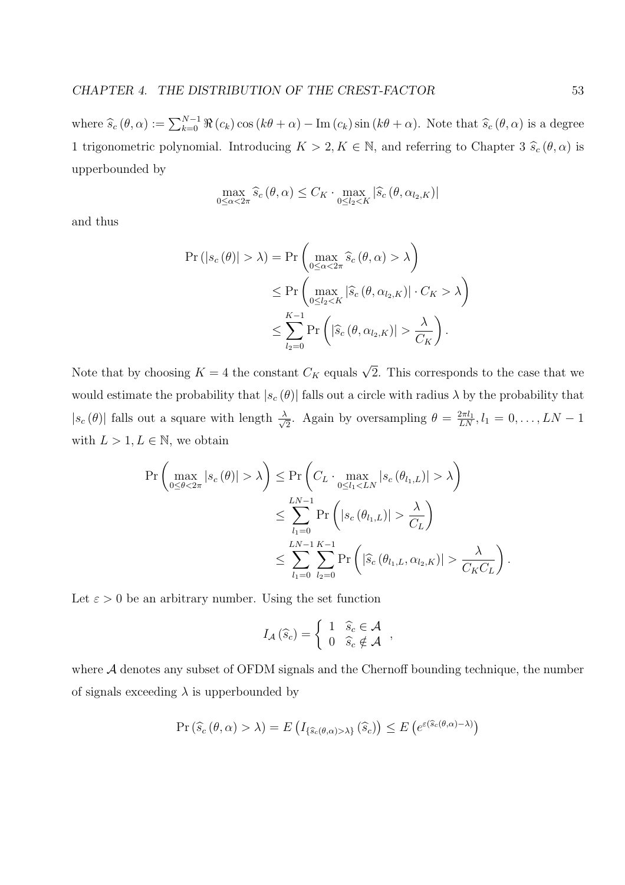where $\widehat{s}_c(\theta, \alpha) := \sum_{k=0}^{N-1} \Re(c_k) \cos(k\theta + \alpha) - \operatorname{Im}(c_k) \sin(k\theta + \alpha)$. Note that $\widehat{s}_c(\theta, \alpha)$ is a degree 1 trigonometric polynomial. Introducing $K > 2, K \in \mathbb{N}$, and referring to Chapter 3 $\widehat{s}_c(\theta, \alpha)$ is upperbounded by

$$\max_{0 \le \alpha < 2\pi} \widehat{s}_c(\theta, \alpha) \le C_K \cdot \max_{0 \le l_2 < K} |\widehat{s}_c(\theta, \alpha_{l_2,K})|$$

and thus

$$\begin{aligned}
\Pr(|s_c(\theta)| > \lambda) &= \Pr\left(\max_{0 \le \alpha < 2\pi} \widehat{s}_c(\theta, \alpha) > \lambda\right) \\
&\le \Pr\left(\max_{0 \le l_2 < K} |\widehat{s}_c(\theta, \alpha_{l_2,K})| \cdot C_K > \lambda\right) \\
&\le \sum_{l_2=0}^{K-1} \Pr\left(|\widehat{s}_c(\theta, \alpha_{l_2,K})| > \frac{\lambda}{C_K}\right).
\end{aligned}$$

Note that by choosing $K = 4$ the constant $C_K$ equals $\sqrt{2}$. This corresponds to the case that we would estimate the probability that $|s_c(\theta)|$ falls out a circle with radius $\lambda$ by the probability that $|s_c(\theta)|$ falls out a square with length $\frac{\lambda}{\sqrt{2}}$. Again by oversampling $\theta = \frac{2\pi l_1}{LN}, l_1 = 0, \ldots, LN-1$ with $L > 1, L \in \mathbb{N}$, we obtain

$$\begin{aligned}
\Pr\left(\max_{0 \le \theta < 2\pi} |s_c(\theta)| > \lambda\right) &\le \Pr\left(C_L \cdot \max_{0 \le l_1 < LN} |s_c(\theta_{l_1,L})| > \lambda\right) \\
&\le \sum_{l_1=0}^{LN-1} \Pr\left(|s_c(\theta_{l_1,L})| > \frac{\lambda}{C_L}\right) \\
&\le \sum_{l_1=0}^{LN-1} \sum_{l_2=0}^{K-1} \Pr\left(|\widehat{s}_c(\theta_{l_1,L}, \alpha_{l_2,K})| > \frac{\lambda}{C_K C_L}\right).
\end{aligned}$$

Let $\varepsilon > 0$ be an arbitrary number. Using the set function

$$I_{\mathcal{A}}(\widehat{s}_c) = \begin{cases} 1 & \widehat{s}_c \in \mathcal{A} \\ 0 & \widehat{s}_c \notin \mathcal{A} \end{cases},$$

where $\mathcal{A}$ denotes any subset of OFDM signals and the Chernoff bounding technique, the number of signals exceeding $\lambda$ is upperbounded by

$$\Pr(\widehat{s}_c(\theta, \alpha) > \lambda) = E\left(I_{\{\widehat{s}_c(\theta,\alpha) > \lambda\}}(\widehat{s}_c)\right) \le E\left(e^{\varepsilon(\widehat{s}_c(\theta,\alpha) - \lambda)}\right)$$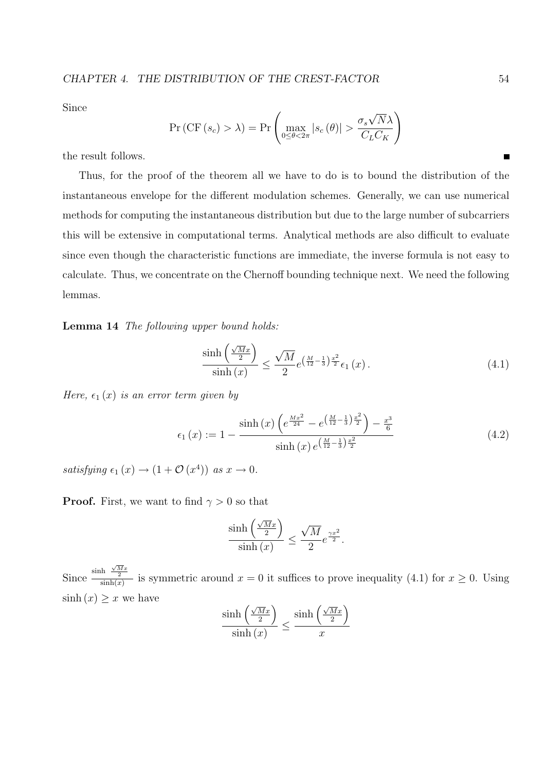Since

$$\Pr\left(\mathrm{CF}\left(s_c\right) > \lambda\right) = \Pr\left(\max_{0 \le \theta < 2\pi} \left|s_c\left(\theta\right)\right| > \frac{\sigma_s \sqrt{N} \lambda}{C_L C_K}\right)$$

the result follows. ∎

Thus, for the proof of the theorem all we have to do is to bound the distribution of the instantaneous envelope for the different modulation schemes. Generally, we can use numerical methods for computing the instantaneous distribution but due to the large number of subcarriers this will be extensive in computational terms. Analytical methods are also difficult to evaluate since even though the characteristic functions are immediate, the inverse formula is not easy to calculate. Thus, we concentrate on the Chernoff bounding technique next. We need the following lemmas.

**Lemma 14** *The following upper bound holds:*

$$\frac{\sinh\left(\frac{\sqrt{M}x}{2}\right)}{\sinh\left(x\right)} \le \frac{\sqrt{M}}{2} e^{\left(\frac{M}{12} - \frac{1}{3}\right)\frac{x^2}{2}} \epsilon_1\left(x\right). \tag{4.1}$$

*Here, $\epsilon_1(x)$ is an error term given by*

$$\epsilon_1\left(x\right) := 1 - \frac{\sinh\left(x\right)\left(e^{\frac{Mx^2}{24}} - e^{\left(\frac{M}{12} - \frac{1}{3}\right)\frac{x^2}{2}}\right) - \frac{x^3}{6}}{\sinh\left(x\right) e^{\left(\frac{M}{12} - \frac{1}{3}\right)\frac{x^2}{2}}} \tag{4.2}$$

*satisfying $\epsilon_1(x) \to (1 + \mathcal{O}(x^4))$ as $x \to 0$.*

**Proof.** First, we want to find $\gamma > 0$ so that

$$\frac{\sinh\left(\frac{\sqrt{M}x}{2}\right)}{\sinh\left(x\right)} \le \frac{\sqrt{M}}{2} e^{\frac{\gamma x^2}{2}}.$$

Since $\frac{\sinh \frac{\sqrt{M}x}{2}}{\sinh(x)}$ is symmetric around $x = 0$ it suffices to prove inequality (4.1) for $x \ge 0$. Using $\sinh(x) \ge x$ we have

$$\frac{\sinh\left(\frac{\sqrt{M}x}{2}\right)}{\sinh\left(x\right)} \le \frac{\sinh\left(\frac{\sqrt{M}x}{2}\right)}{x}$$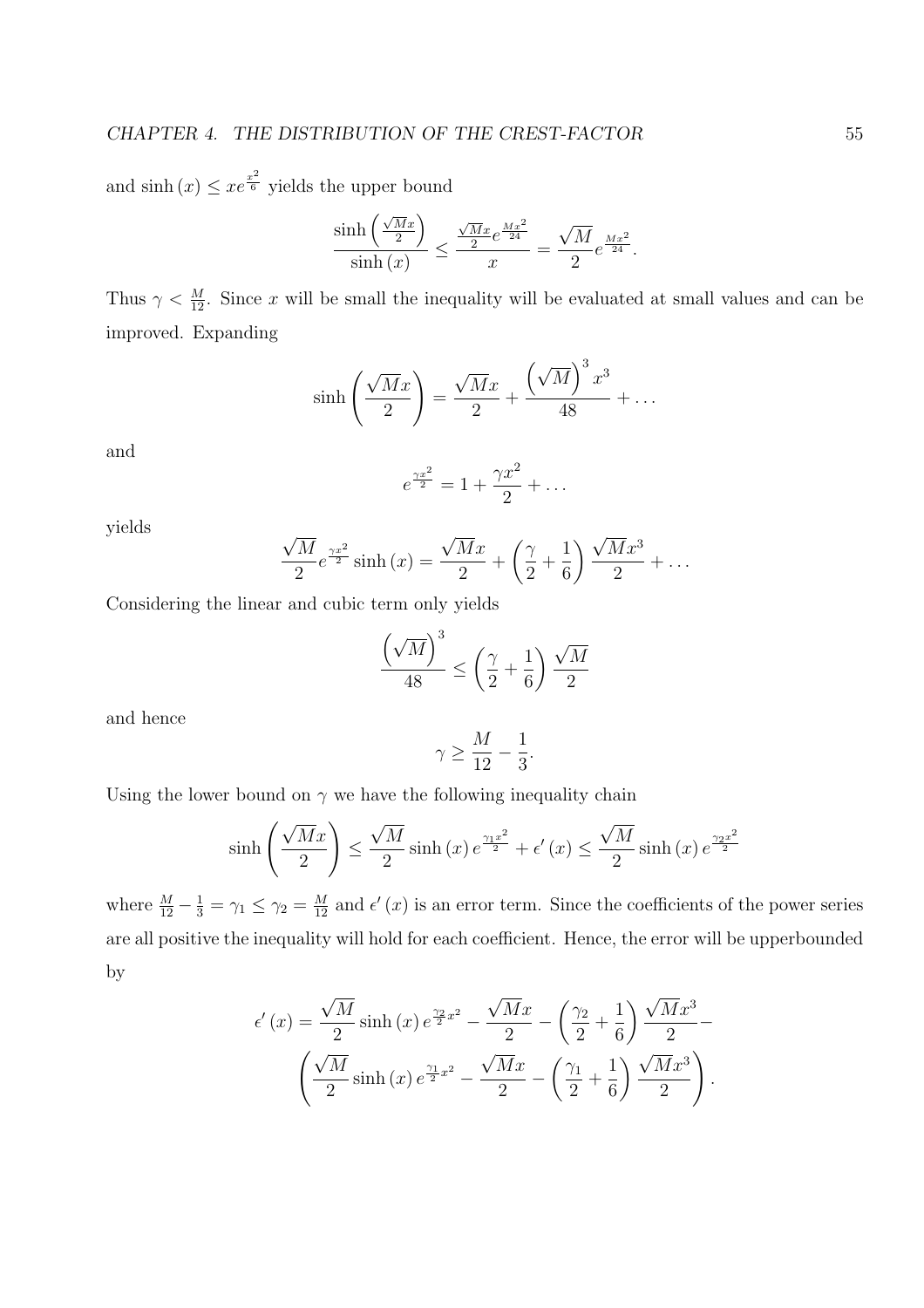and $\sinh(x) \leq x e^{\frac{x^2}{6}}$ yields the upper bound

$$\frac{\sinh\left(\frac{\sqrt{M}x}{2}\right)}{\sinh(x)} \leq \frac{\frac{\sqrt{M}x}{2} e^{\frac{Mx^2}{24}}}{x} = \frac{\sqrt{M}}{2} e^{\frac{Mx^2}{24}}.$$

Thus $\gamma < \frac{M}{12}$. Since $x$ will be small the inequality will be evaluated at small values and can be improved. Expanding

$$\sinh\left(\frac{\sqrt{M}x}{2}\right) = \frac{\sqrt{M}x}{2} + \frac{\left(\sqrt{M}\right)^3 x^3}{48} + \dots$$

and

$$e^{\frac{\gamma x^2}{2}} = 1 + \frac{\gamma x^2}{2} + \dots$$

yields

$$\frac{\sqrt{M}}{2} e^{\frac{\gamma x^2}{2}} \sinh(x) = \frac{\sqrt{M}x}{2} + \left(\frac{\gamma}{2} + \frac{1}{6}\right) \frac{\sqrt{M}x^3}{2} + \dots$$

Considering the linear and cubic term only yields

$$\frac{\left(\sqrt{M}\right)^3}{48} \leq \left(\frac{\gamma}{2} + \frac{1}{6}\right) \frac{\sqrt{M}}{2}$$

and hence

$$\gamma \geq \frac{M}{12} - \frac{1}{3}.$$

Using the lower bound on $\gamma$ we have the following inequality chain

$$\sinh\left(\frac{\sqrt{M}x}{2}\right) \leq \frac{\sqrt{M}}{2} \sinh(x)\, e^{\frac{\gamma_1 x^2}{2}} + \epsilon'(x) \leq \frac{\sqrt{M}}{2} \sinh(x)\, e^{\frac{\gamma_2 x^2}{2}}$$

where $\frac{M}{12} - \frac{1}{3} = \gamma_1 \leq \gamma_2 = \frac{M}{12}$ and $\epsilon'(x)$ is an error term. Since the coefficients of the power series are all positive the inequality will hold for each coefficient. Hence, the error will be upperbounded by

$$\epsilon'(x) = \frac{\sqrt{M}}{2} \sinh(x)\, e^{\frac{\gamma_2}{2} x^2} - \frac{\sqrt{M}x}{2} - \left(\frac{\gamma_2}{2} + \frac{1}{6}\right) \frac{\sqrt{M}x^3}{2} - \left(\frac{\sqrt{M}}{2} \sinh(x)\, e^{\frac{\gamma_1}{2} x^2} - \frac{\sqrt{M}x}{2} - \left(\frac{\gamma_1}{2} + \frac{1}{6}\right) \frac{\sqrt{M}x^3}{2}\right).$$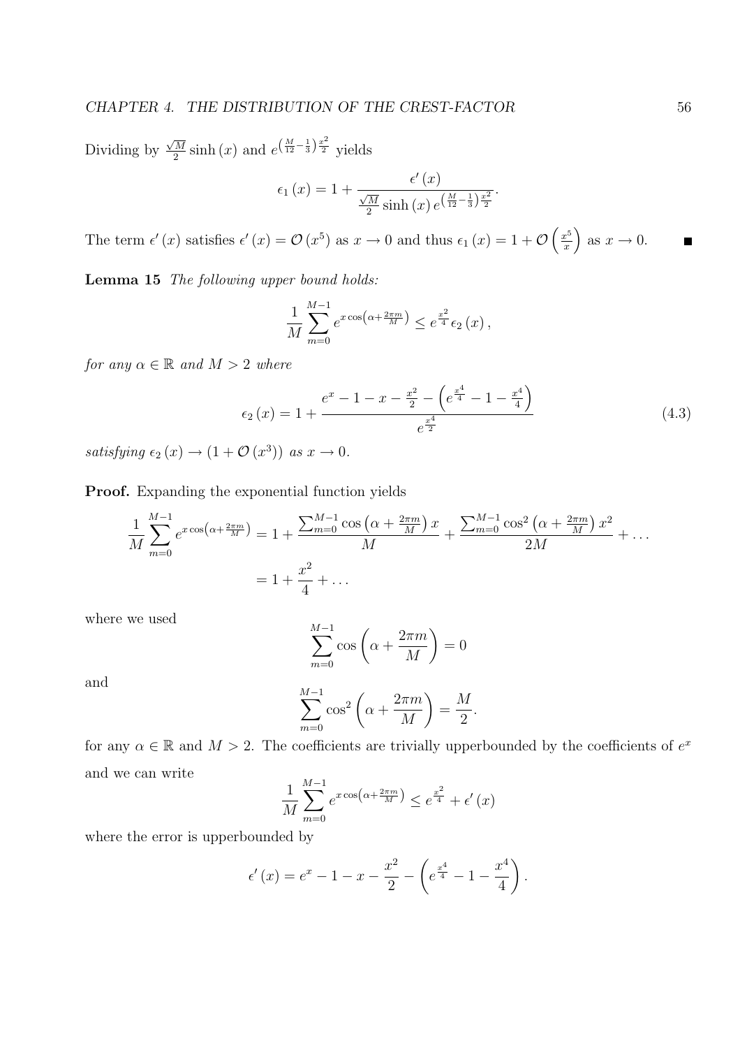Dividing by $\frac{\sqrt{M}}{2}\sinh(x)$ and $e^{\left(\frac{M}{12}-\frac{1}{3}\right)\frac{x^2}{2}}$ yields

$$\epsilon_1(x) = 1 + \frac{\epsilon'(x)}{\frac{\sqrt{M}}{2}\sinh(x)\, e^{\left(\frac{M}{12}-\frac{1}{3}\right)\frac{x^2}{2}}}.$$

The term $\epsilon'(x)$ satisfies $\epsilon'(x) = \mathcal{O}(x^5)$ as $x \to 0$ and thus $\epsilon_1(x) = 1 + \mathcal{O}\left(\frac{x^5}{x}\right)$ as $x \to 0$. ∎

**Lemma 15** *The following upper bound holds:*

$$\frac{1}{M}\sum_{m=0}^{M-1} e^{x\cos\left(\alpha+\frac{2\pi m}{M}\right)} \leq e^{\frac{x^2}{4}}\epsilon_2(x),$$

*for any $\alpha \in \mathbb{R}$ and $M > 2$ where*

$$\epsilon_2(x) = 1 + \frac{e^x - 1 - x - \frac{x^2}{2} - \left(e^{\frac{x^4}{4}} - 1 - \frac{x^4}{4}\right)}{e^{\frac{x^4}{2}}} \tag{4.3}$$

*satisfying $\epsilon_2(x) \to (1 + \mathcal{O}(x^3))$ as $x \to 0$.*

**Proof.** Expanding the exponential function yields

$$\begin{aligned}
\frac{1}{M}\sum_{m=0}^{M-1} e^{x\cos\left(\alpha+\frac{2\pi m}{M}\right)} &= 1 + \frac{\sum_{m=0}^{M-1}\cos\left(\alpha+\frac{2\pi m}{M}\right)x}{M} + \frac{\sum_{m=0}^{M-1}\cos^2\left(\alpha+\frac{2\pi m}{M}\right)x^2}{2M} + \dots \\
&= 1 + \frac{x^2}{4} + \dots
\end{aligned}$$

where we used

$$\sum_{m=0}^{M-1}\cos\left(\alpha + \frac{2\pi m}{M}\right) = 0$$

and

$$\sum_{m=0}^{M-1}\cos^2\left(\alpha + \frac{2\pi m}{M}\right) = \frac{M}{2}.$$

for any $\alpha \in \mathbb{R}$ and $M > 2$. The coefficients are trivially upperbounded by the coefficients of $e^x$ and we can write

$$\frac{1}{M}\sum_{m=0}^{M-1} e^{x\cos\left(\alpha+\frac{2\pi m}{M}\right)} \leq e^{\frac{x^2}{4}} + \epsilon'(x)$$

where the error is upperbounded by

$$\epsilon'(x) = e^x - 1 - x - \frac{x^2}{2} - \left(e^{\frac{x^4}{4}} - 1 - \frac{x^4}{4}\right).$$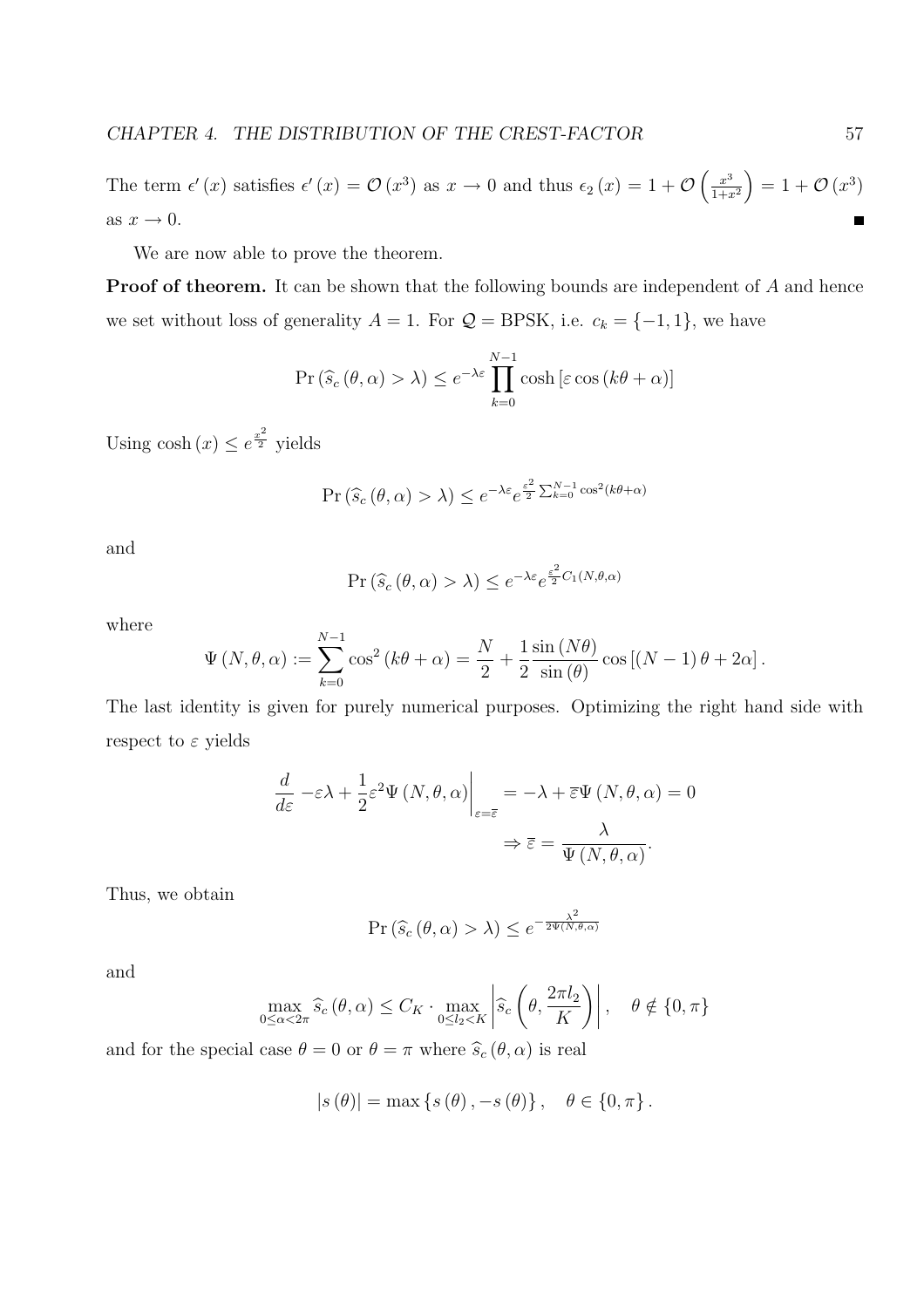The term $\epsilon'(x)$ satisfies $\epsilon'(x) = \mathcal{O}(x^3)$ as $x \to 0$ and thus $\epsilon_2(x) = 1 + \mathcal{O}\left(\frac{x^3}{1+x^2}\right) = 1 + \mathcal{O}(x^3)$ as $x \to 0$. ∎

We are now able to prove the theorem.

**Proof of theorem.** It can be shown that the following bounds are independent of $A$ and hence we set without loss of generality $A = 1$. For $\mathcal{Q} = \text{BPSK}$, i.e. $c_k = \{-1, 1\}$, we have

$$\Pr\left(\widehat{s}_c(\theta, \alpha) > \lambda\right) \leq e^{-\lambda\varepsilon} \prod_{k=0}^{N-1} \cosh\left[\varepsilon \cos(k\theta + \alpha)\right]$$

Using $\cosh(x) \leq e^{\frac{x^2}{2}}$ yields

$$\Pr\left(\widehat{s}_c(\theta, \alpha) > \lambda\right) \leq e^{-\lambda\varepsilon} e^{\frac{\varepsilon^2}{2}\sum_{k=0}^{N-1}\cos^2(k\theta+\alpha)}$$

and

$$\Pr\left(\widehat{s}_c(\theta, \alpha) > \lambda\right) \leq e^{-\lambda\varepsilon} e^{\frac{\varepsilon^2}{2} C_1(N,\theta,\alpha)}$$

where

$$\Psi(N, \theta, \alpha) := \sum_{k=0}^{N-1} \cos^2(k\theta + \alpha) = \frac{N}{2} + \frac{1}{2}\frac{\sin(N\theta)}{\sin(\theta)} \cos\left[(N-1)\theta + 2\alpha\right].$$

The last identity is given for purely numerical purposes. Optimizing the right hand side with respect to $\varepsilon$ yields

$$\frac{d}{d\varepsilon} -\varepsilon\lambda + \frac{1}{2}\varepsilon^2 \Psi(N, \theta, \alpha)\bigg|_{\varepsilon=\overline{\varepsilon}} = -\lambda + \overline{\varepsilon}\Psi(N, \theta, \alpha) = 0$$

$$\Rightarrow \overline{\varepsilon} = \frac{\lambda}{\Psi(N, \theta, \alpha)}.$$

Thus, we obtain

$$\Pr\left(\widehat{s}_c(\theta, \alpha) > \lambda\right) \leq e^{-\frac{\lambda^2}{2\Psi(N,\theta,\alpha)}}$$

and

$$\max_{0 \leq \alpha < 2\pi} \widehat{s}_c(\theta, \alpha) \leq C_K \cdot \max_{0 \leq l_2 < K} \left|\widehat{s}_c\left(\theta, \frac{2\pi l_2}{K}\right)\right|, \quad \theta \notin \{0, \pi\}$$

and for the special case $\theta = 0$ or $\theta = \pi$ where $\widehat{s}_c(\theta, \alpha)$ is real

$$|s(\theta)| = \max\left\{s(\theta), -s(\theta)\right\}, \quad \theta \in \{0, \pi\}.$$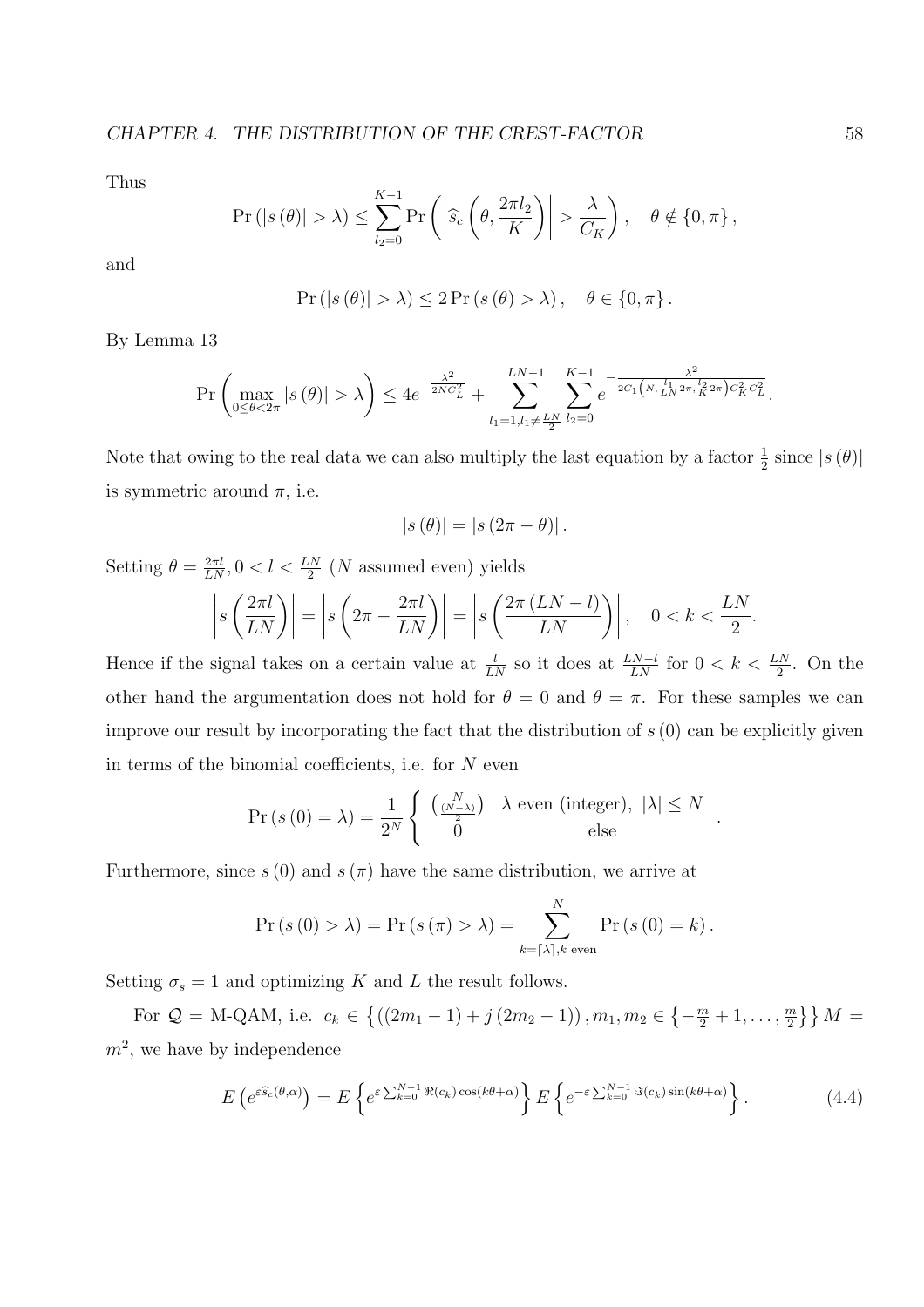Thus

$$\Pr\left(|s(\theta)| > \lambda\right) \leq \sum_{l_2=0}^{K-1} \Pr\left(\left|\widehat{s}_c\left(\theta, \frac{2\pi l_2}{K}\right)\right| > \frac{\lambda}{C_K}\right), \quad \theta \notin \{0, \pi\},$$

and

$$\Pr\left(|s(\theta)| > \lambda\right) \leq 2\Pr\left(s(\theta) > \lambda\right), \quad \theta \in \{0, \pi\}.$$

By Lemma 13

$$\Pr\left(\max_{0 \leq \theta < 2\pi} |s(\theta)| > \lambda\right) \leq 4e^{-\frac{\lambda^2}{2NC_L^2}} + \sum_{l_1=1, l_1 \neq \frac{LN}{2}}^{LN-1} \sum_{l_2=0}^{K-1} e^{-\frac{\lambda^2}{2C_1\left(N, \frac{l_1}{LN}2\pi, \frac{l_2}{K}2\pi\right)C_K^2 C_L^2}}.$$

Note that owing to the real data we can also multiply the last equation by a factor $\frac{1}{2}$ since $|s(\theta)|$ is symmetric around $\pi$, i.e.

$$|s(\theta)| = |s(2\pi - \theta)|.$$

Setting $\theta = \frac{2\pi l}{LN}, 0 < l < \frac{LN}{2}$ ($N$ assumed even) yields

$$\left|s\left(\frac{2\pi l}{LN}\right)\right| = \left|s\left(2\pi - \frac{2\pi l}{LN}\right)\right| = \left|s\left(\frac{2\pi(LN - l)}{LN}\right)\right|, \quad 0 < k < \frac{LN}{2}.$$

Hence if the signal takes on a certain value at $\frac{l}{LN}$ so it does at $\frac{LN-l}{LN}$ for $0 < k < \frac{LN}{2}$. On the other hand the argumentation does not hold for $\theta = 0$ and $\theta = \pi$. For these samples we can improve our result by incorporating the fact that the distribution of $s(0)$ can be explicitly given in terms of the binomial coefficients, i.e. for $N$ even

$$\Pr\left(s(0) = \lambda\right) = \frac{1}{2^N} \begin{cases} \binom{N}{\frac{(N-\lambda)}{2}} & \lambda \text{ even (integer)}, \ |\lambda| \leq N \\ 0 & \text{else} \end{cases}.$$

Furthermore, since $s(0)$ and $s(\pi)$ have the same distribution, we arrive at

$$\Pr\left(s(0) > \lambda\right) = \Pr\left(s(\pi) > \lambda\right) = \sum_{k = \lceil \lambda \rceil, k \text{ even}}^{N} \Pr\left(s(0) = k\right).$$

Setting $\sigma_s = 1$ and optimizing $K$ and $L$ the result follows.

For $\mathcal{Q} =$ M-QAM, i.e. $c_k \in \left\{\left((2m_1 - 1) + j(2m_2 - 1)\right), m_1, m_2 \in \left\{-\frac{m}{2} + 1, \ldots, \frac{m}{2}\right\}\right\} M = m^2$, we have by independence

$$E\left(e^{\varepsilon \widehat{s}_c(\theta, \alpha)}\right) = E\left\{e^{\varepsilon \sum_{k=0}^{N-1} \Re(c_k)\cos(k\theta + \alpha)}\right\} E\left\{e^{-\varepsilon \sum_{k=0}^{N-1} \Im(c_k)\sin(k\theta + \alpha)}\right\}. \tag{4.4}$$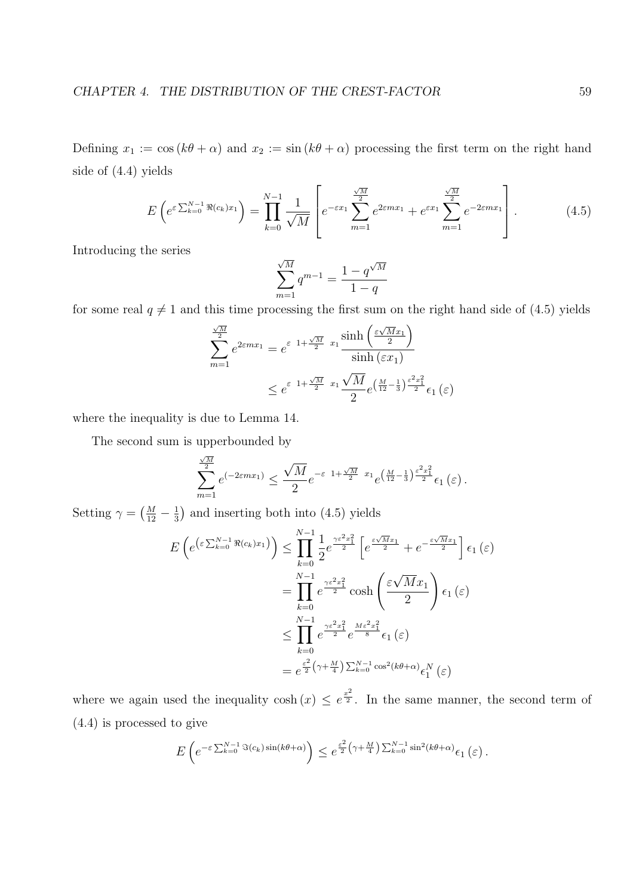Defining $x_1 := \cos(k\theta + \alpha)$ and $x_2 := \sin(k\theta + \alpha)$ processing the first term on the right hand side of (4.4) yields

$$E\left(e^{\varepsilon \sum_{k=0}^{N-1} \Re(c_k) x_1}\right) = \prod_{k=0}^{N-1} \frac{1}{\sqrt{M}} \left[ e^{-\varepsilon x_1} \sum_{m=1}^{\frac{\sqrt{M}}{2}} e^{2\varepsilon m x_1} + e^{\varepsilon x_1} \sum_{m=1}^{\frac{\sqrt{M}}{2}} e^{-2\varepsilon m x_1} \right]. \tag{4.5}$$

Introducing the series

$$\sum_{m=1}^{\sqrt{M}} q^{m-1} = \frac{1 - q^{\sqrt{M}}}{1-q}$$

for some real $q \neq 1$ and this time processing the first sum on the right hand side of (4.5) yields

$$\begin{aligned}
\sum_{m=1}^{\frac{\sqrt{M}}{2}} e^{2\varepsilon m x_1} &= e^{\varepsilon \ 1 + \frac{\sqrt{M}}{2} \ x_1} \frac{\sinh\left(\frac{\varepsilon \sqrt{M} x_1}{2}\right)}{\sinh(\varepsilon x_1)} \\
&\leq e^{\varepsilon \ 1 + \frac{\sqrt{M}}{2} \ x_1} \frac{\sqrt{M}}{2} e^{\left(\frac{M}{12} - \frac{1}{3}\right)\frac{\varepsilon^2 x_1^2}{2}} \epsilon_1(\varepsilon)
\end{aligned}$$

where the inequality is due to Lemma 14.

The second sum is upperbounded by

$$\sum_{m=1}^{\frac{\sqrt{M}}{2}} e^{(-2\varepsilon m x_1)} \leq \frac{\sqrt{M}}{2} e^{-\varepsilon \ 1 + \frac{\sqrt{M}}{2} \ x_1} e^{\left(\frac{M}{12} - \frac{1}{3}\right)\frac{\varepsilon^2 x_1^2}{2}} \epsilon_1(\varepsilon).$$

Setting $\gamma = \left(\frac{M}{12} - \frac{1}{3}\right)$ and inserting both into (4.5) yields

$$\begin{aligned}
E\left(e^{\left(\varepsilon \sum_{k=0}^{N-1} \Re(c_k) x_1\right)}\right) &\leq \prod_{k=0}^{N-1} \frac{1}{2} e^{\frac{\gamma \varepsilon^2 x_1^2}{2}} \left[ e^{\frac{\varepsilon \sqrt{M} x_1}{2}} + e^{-\frac{\varepsilon \sqrt{M} x_1}{2}} \right] \epsilon_1(\varepsilon) \\
&= \prod_{k=0}^{N-1} e^{\frac{\gamma \varepsilon^2 x_1^2}{2}} \cosh\left(\frac{\varepsilon \sqrt{M} x_1}{2}\right) \epsilon_1(\varepsilon) \\
&\leq \prod_{k=0}^{N-1} e^{\frac{\gamma \varepsilon^2 x_1^2}{2}} e^{\frac{M \varepsilon^2 x_1^2}{8}} \epsilon_1(\varepsilon) \\
&= e^{\frac{\varepsilon^2}{2}\left(\gamma + \frac{M}{4}\right) \sum_{k=0}^{N-1} \cos^2(k\theta + \alpha)} \epsilon_1^N(\varepsilon)
\end{aligned}$$

where we again used the inequality $\cosh(x) \leq e^{\frac{x^2}{2}}$. In the same manner, the second term of (4.4) is processed to give

$$E\left(e^{-\varepsilon \sum_{k=0}^{N-1} \Im(c_k) \sin(k\theta + \alpha)}\right) \leq e^{\frac{\varepsilon^2}{2}\left(\gamma + \frac{M}{4}\right) \sum_{k=0}^{N-1} \sin^2(k\theta + \alpha)} \epsilon_1(\varepsilon).$$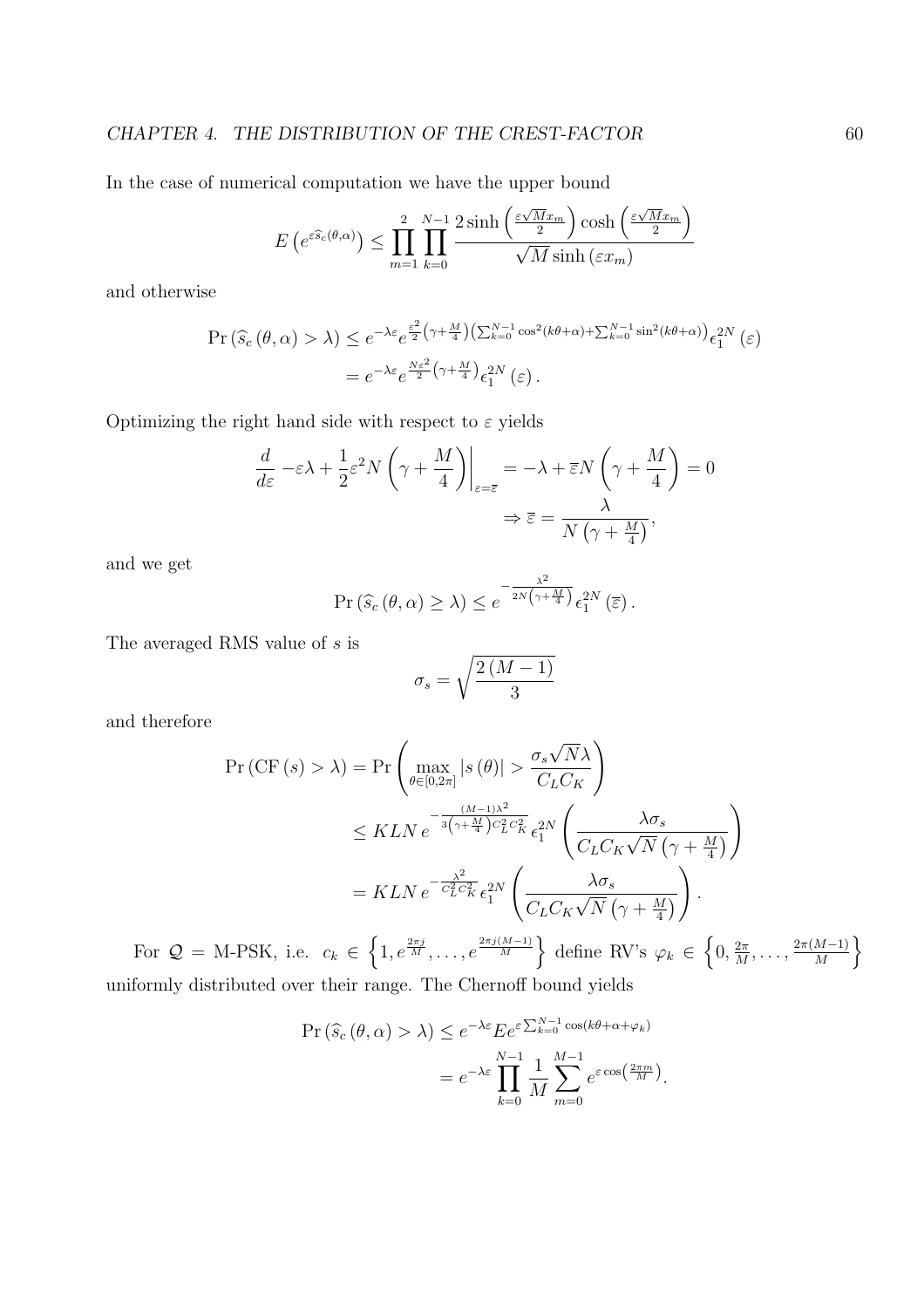In the case of numerical computation we have the upper bound

$$E\left(e^{\varepsilon \widehat{s}_c(\theta,\alpha)}\right) \leq \prod_{m=1}^{2} \prod_{k=0}^{N-1} \frac{2\sinh\left(\frac{\varepsilon\sqrt{M}x_m}{2}\right)\cosh\left(\frac{\varepsilon\sqrt{M}x_m}{2}\right)}{\sqrt{M}\sinh\left(\varepsilon x_m\right)}$$

and otherwise

$$\begin{aligned}
\Pr\left(\widehat{s}_c\left(\theta,\alpha\right) > \lambda\right) &\leq e^{-\lambda\varepsilon} e^{\frac{\varepsilon^2}{2}\left(\gamma+\frac{M}{4}\right)\left(\sum_{k=0}^{N-1}\cos^2(k\theta+\alpha)+\sum_{k=0}^{N-1}\sin^2(k\theta+\alpha)\right)} \epsilon_1^{2N}\left(\varepsilon\right) \\
&= e^{-\lambda\varepsilon} e^{\frac{N\varepsilon^2}{2}\left(\gamma+\frac{M}{4}\right)} \epsilon_1^{2N}\left(\varepsilon\right).
\end{aligned}$$

Optimizing the right hand side with respect to $\varepsilon$ yields

$$\begin{aligned}
\frac{d}{d\varepsilon} -\varepsilon\lambda + \frac{1}{2}\varepsilon^2 N\left(\gamma+\frac{M}{4}\right)\bigg|_{\varepsilon=\overline{\varepsilon}} &= -\lambda + \overline{\varepsilon}N\left(\gamma+\frac{M}{4}\right) = 0 \\
&\Rightarrow \overline{\varepsilon} = \frac{\lambda}{N\left(\gamma+\frac{M}{4}\right)},
\end{aligned}$$

and we get

$$\Pr\left(\widehat{s}_c\left(\theta,\alpha\right) \geq \lambda\right) \leq e^{-\frac{\lambda^2}{2N\left(\gamma+\frac{M}{4}\right)}} \epsilon_1^{2N}\left(\overline{\varepsilon}\right).$$

The averaged RMS value of $s$ is

$$\sigma_s = \sqrt{\frac{2\left(M-1\right)}{3}}$$

and therefore

$$\begin{aligned}
\Pr\left(\mathrm{CF}\left(s\right) > \lambda\right) &= \Pr\left(\max_{\theta\in[0,2\pi]}\left|s\left(\theta\right)\right| > \frac{\sigma_s\sqrt{N}\lambda}{C_L C_K}\right) \\
&\leq KLN\, e^{-\frac{(M-1)\lambda^2}{3\left(\gamma+\frac{M}{4}\right)C_L^2 C_K^2}} \epsilon_1^{2N}\left(\frac{\lambda\sigma_s}{C_L C_K\sqrt{N}\left(\gamma+\frac{M}{4}\right)}\right) \\
&= KLN\, e^{-\frac{\lambda^2}{C_L^2 C_K^2}} \epsilon_1^{2N}\left(\frac{\lambda\sigma_s}{C_L C_K\sqrt{N}\left(\gamma+\frac{M}{4}\right)}\right).
\end{aligned}$$

For $\mathcal{Q}$ = M-PSK, i.e. $c_k \in \left\{1, e^{\frac{2\pi j}{M}}, \ldots, e^{\frac{2\pi j(M-1)}{M}}\right\}$ define RV's $\varphi_k \in \left\{0, \frac{2\pi}{M}, \ldots, \frac{2\pi(M-1)}{M}\right\}$ uniformly distributed over their range. The Chernoff bound yields

$$\begin{aligned}
\Pr\left(\widehat{s}_c\left(\theta,\alpha\right) > \lambda\right) &\leq e^{-\lambda\varepsilon} E e^{\varepsilon\sum_{k=0}^{N-1}\cos(k\theta+\alpha+\varphi_k)} \\
&= e^{-\lambda\varepsilon} \prod_{k=0}^{N-1} \frac{1}{M} \sum_{m=0}^{M-1} e^{\varepsilon\cos\left(\frac{2\pi m}{M}\right)}.
\end{aligned}$$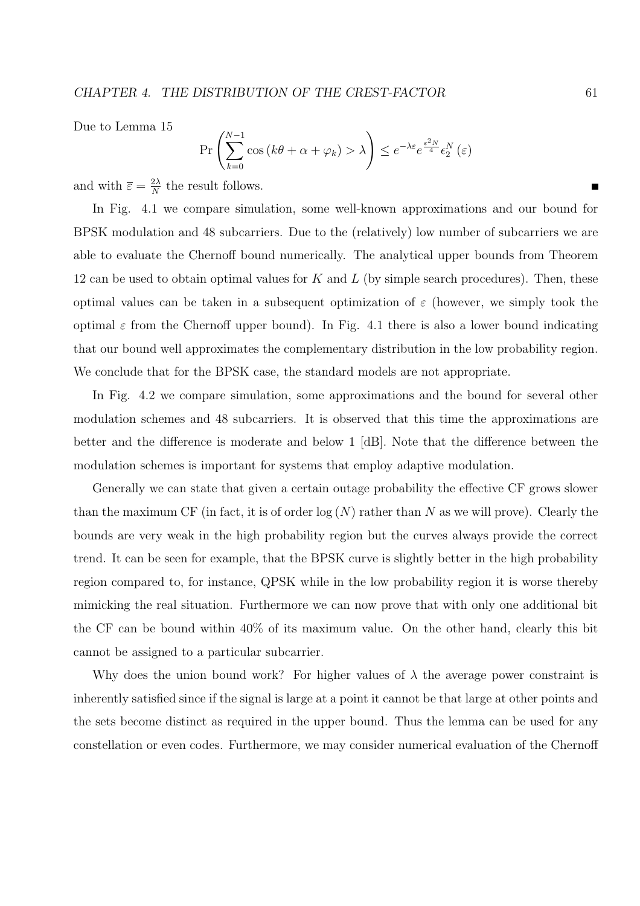Due to Lemma 15

$$\Pr\left(\sum_{k=0}^{N-1}\cos\left(k\theta+\alpha+\varphi_k\right)>\lambda\right)\leq e^{-\lambda\varepsilon}e^{\frac{\varepsilon^2 N}{4}}\epsilon_2^N\left(\varepsilon\right)$$

and with $\overline{\varepsilon}=\frac{2\lambda}{N}$ the result follows. ∎

In Fig. 4.1 we compare simulation, some well-known approximations and our bound for BPSK modulation and 48 subcarriers. Due to the (relatively) low number of subcarriers we are able to evaluate the Chernoff bound numerically. The analytical upper bounds from Theorem 12 can be used to obtain optimal values for $K$ and $L$ (by simple search procedures). Then, these optimal values can be taken in a subsequent optimization of $\varepsilon$ (however, we simply took the optimal $\varepsilon$ from the Chernoff upper bound). In Fig. 4.1 there is also a lower bound indicating that our bound well approximates the complementary distribution in the low probability region. We conclude that for the BPSK case, the standard models are not appropriate.

In Fig. 4.2 we compare simulation, some approximations and the bound for several other modulation schemes and 48 subcarriers. It is observed that this time the approximations are better and the difference is moderate and below 1 [dB]. Note that the difference between the modulation schemes is important for systems that employ adaptive modulation.

Generally we can state that given a certain outage probability the effective CF grows slower than the maximum CF (in fact, it is of order $\log(N)$ rather than $N$ as we will prove). Clearly the bounds are very weak in the high probability region but the curves always provide the correct trend. It can be seen for example, that the BPSK curve is slightly better in the high probability region compared to, for instance, QPSK while in the low probability region it is worse thereby mimicking the real situation. Furthermore we can now prove that with only one additional bit the CF can be bound within 40% of its maximum value. On the other hand, clearly this bit cannot be assigned to a particular subcarrier.

Why does the union bound work? For higher values of $\lambda$ the average power constraint is inherently satisfied since if the signal is large at a point it cannot be that large at other points and the sets become distinct as required in the upper bound. Thus the lemma can be used for any constellation or even codes. Furthermore, we may consider numerical evaluation of the Chernoff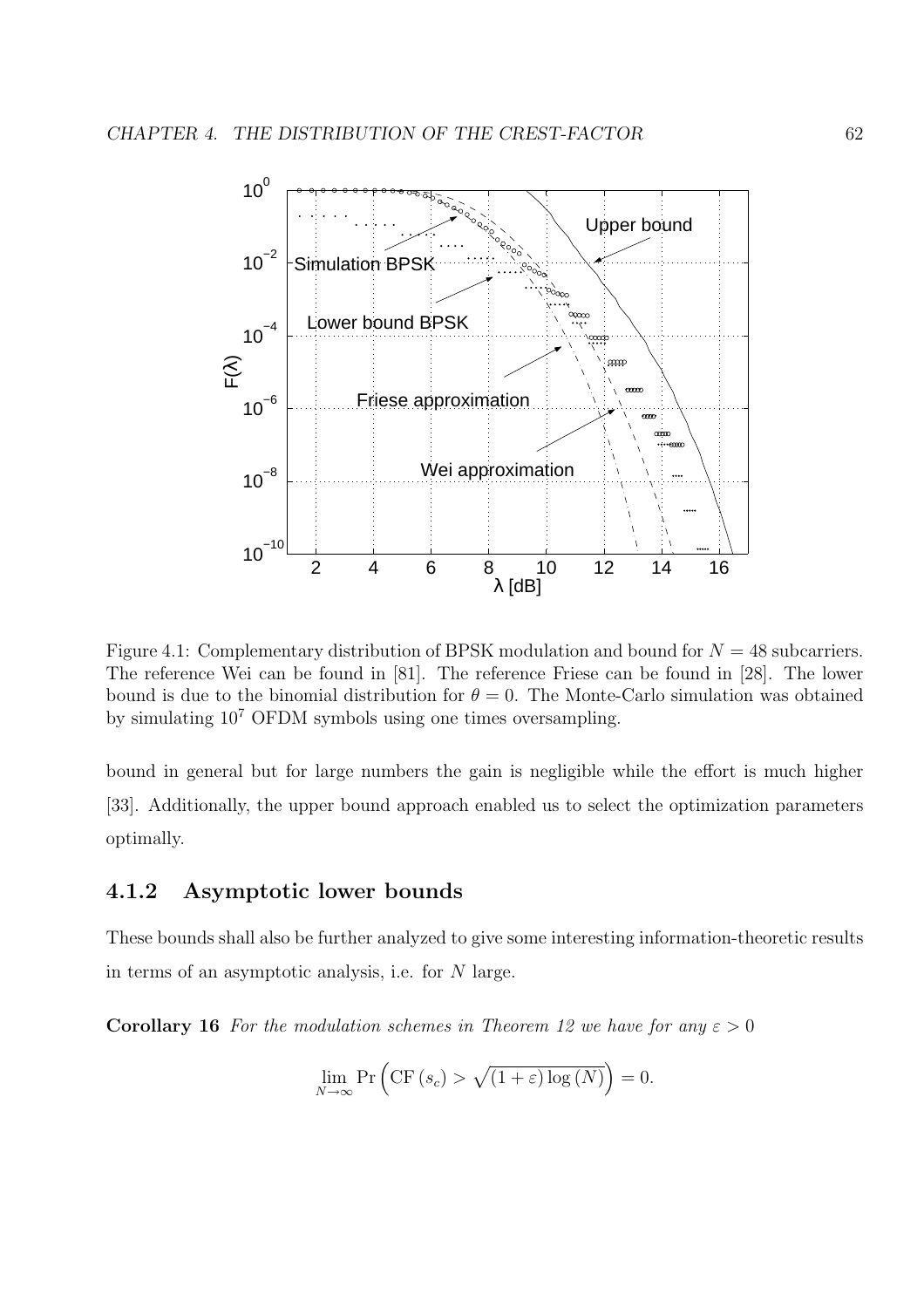Figure 4.1: Complementary distribution of BPSK modulation and bound for $N = 48$ subcarriers. The reference Wei can be found in [81]. The reference Friese can be found in [28]. The lower bound is due to the binomial distribution for $\theta = 0$. The Monte-Carlo simulation was obtained by simulating $10^7$ OFDM symbols using one times oversampling.

bound in general but for large numbers the gain is negligible while the effort is much higher [33]. Additionally, the upper bound approach enabled us to select the optimization parameters optimally.

### 4.1.2 Asymptotic lower bounds

These bounds shall also be further analyzed to give some interesting information-theoretic results in terms of an asymptotic analysis, i.e. for $N$ large.

**Corollary 16** *For the modulation schemes in Theorem 12 we have for any $\varepsilon > 0$*

$$\lim_{N \to \infty} \Pr\left(\mathrm{CF}\left(s_c\right) > \sqrt{(1+\varepsilon)\log(N)}\right) = 0.$$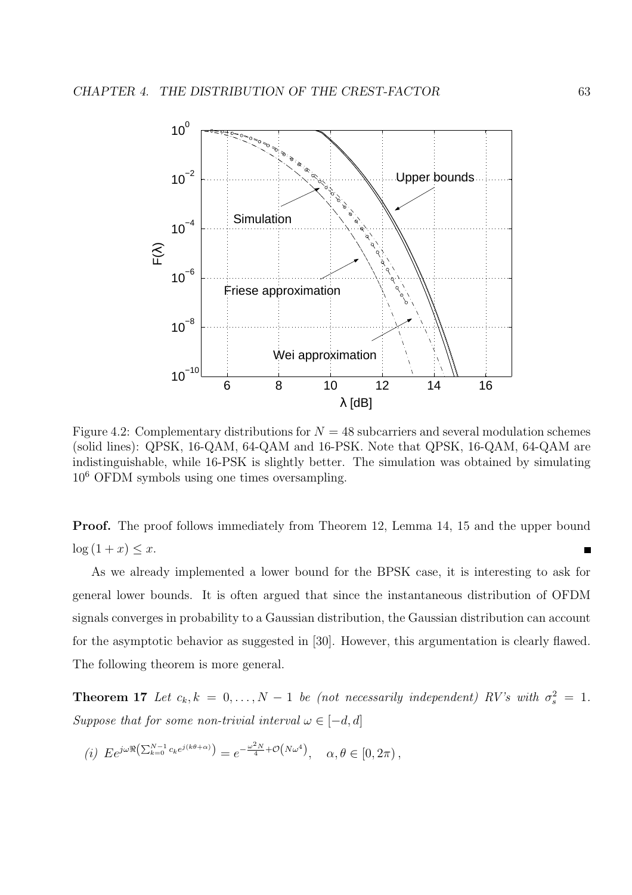Figure 4.2: Complementary distributions for $N = 48$ subcarriers and several modulation schemes (solid lines): QPSK, 16-QAM, 64-QAM and 16-PSK. Note that QPSK, 16-QAM, 64-QAM are indistinguishable, while 16-PSK is slightly better. The simulation was obtained by simulating $10^6$ OFDM symbols using one times oversampling.

**Proof.** The proof follows immediately from Theorem 12, Lemma 14, 15 and the upper bound $\log(1 + x) \leq x$. ■

As we already implemented a lower bound for the BPSK case, it is interesting to ask for general lower bounds. It is often argued that since the instantaneous distribution of OFDM signals converges in probability to a Gaussian distribution, the Gaussian distribution can account for the asymptotic behavior as suggested in [30]. However, this argumentation is clearly flawed. The following theorem is more general.

**Theorem 17** *Let $c_k, k = 0, \ldots, N-1$ be (not necessarily independent) RV's with $\sigma_s^2 = 1$. Suppose that for some non-trivial interval $\omega \in [-d, d]$*

*(i)* $Ee^{j\omega\Re\left(\sum_{k=0}^{N-1} c_k e^{j(k\theta+\alpha)}\right)} = e^{-\frac{\omega^2 N}{4} + \mathcal{O}\left(N\omega^4\right)}, \quad \alpha, \theta \in [0, 2\pi)$,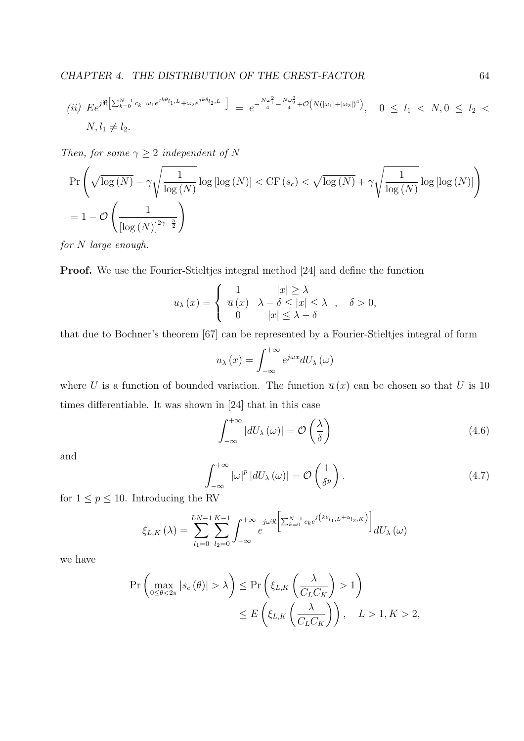*(ii)* $Ee^{j\Re\left[\sum_{k=0}^{N-1} c_k \;\; \omega_1 e^{jk\theta_{l_1,L}} + \omega_2 e^{jk\theta_{l_2,L}} \;\right]} = e^{-\frac{N\omega_1^2}{4} - \frac{N\omega_2^2}{4} + \mathcal{O}\left(N(|\omega_1|+|\omega_2|)^4\right)}, \quad 0 \leq l_1 < N, 0 \leq l_2 < N, l_1 \neq l_2.$

*Then, for some $\gamma \geq 2$ independent of $N$*

$$\Pr\left(\sqrt{\log(N)} - \gamma\sqrt{\frac{1}{\log(N)}}\log[\log(N)] < \mathrm{CF}(s_c) < \sqrt{\log(N)} + \gamma\sqrt{\frac{1}{\log(N)}}\log[\log(N)]\right)$$
$$= 1 - \mathcal{O}\left(\frac{1}{[\log(N)]^{2\gamma - \frac{5}{2}}}\right)$$

*for $N$ large enough.*

**Proof.** We use the Fourier-Stieltjes integral method [24] and define the function

$$u_\lambda(x) = \begin{cases} 1 & |x| \geq \lambda \\ \overline{u}(x) & \lambda - \delta \leq |x| \leq \lambda \\ 0 & |x| \leq \lambda - \delta \end{cases}, \quad \delta > 0,$$

that due to Bochner's theorem [67] can be represented by a Fourier-Stieltjes integral of form

$$u_\lambda(x) = \int_{-\infty}^{+\infty} e^{j\omega x} dU_\lambda(\omega)$$

where $U$ is a function of bounded variation. The function $\overline{u}(x)$ can be chosen so that $U$ is 10 times differentiable. It was shown in [24] that in this case

$$\int_{-\infty}^{+\infty} |dU_\lambda(\omega)| = \mathcal{O}\left(\frac{\lambda}{\delta}\right) \tag{4.6}$$

and

$$\int_{-\infty}^{+\infty} |\omega|^p |dU_\lambda(\omega)| = \mathcal{O}\left(\frac{1}{\delta^p}\right). \tag{4.7}$$

for $1 \leq p \leq 10$. Introducing the RV

$$\xi_{L,K}(\lambda) = \sum_{l_1=0}^{LN-1}\sum_{l_2=0}^{K-1}\int_{-\infty}^{+\infty} e^{j\omega\Re\left[\sum_{k=0}^{N-1} c_k e^{j\left(k\theta_{l_1,L} + \alpha_{l_2,K}\right)}\right]} dU_\lambda(\omega)$$

we have

$$\Pr\left(\max_{0\leq\theta<2\pi}|s_c(\theta)| > \lambda\right) \leq \Pr\left(\xi_{L,K}\left(\frac{\lambda}{C_L C_K}\right) > 1\right)$$
$$\leq E\left(\xi_{L,K}\left(\frac{\lambda}{C_L C_K}\right)\right), \quad L > 1, K > 2,$$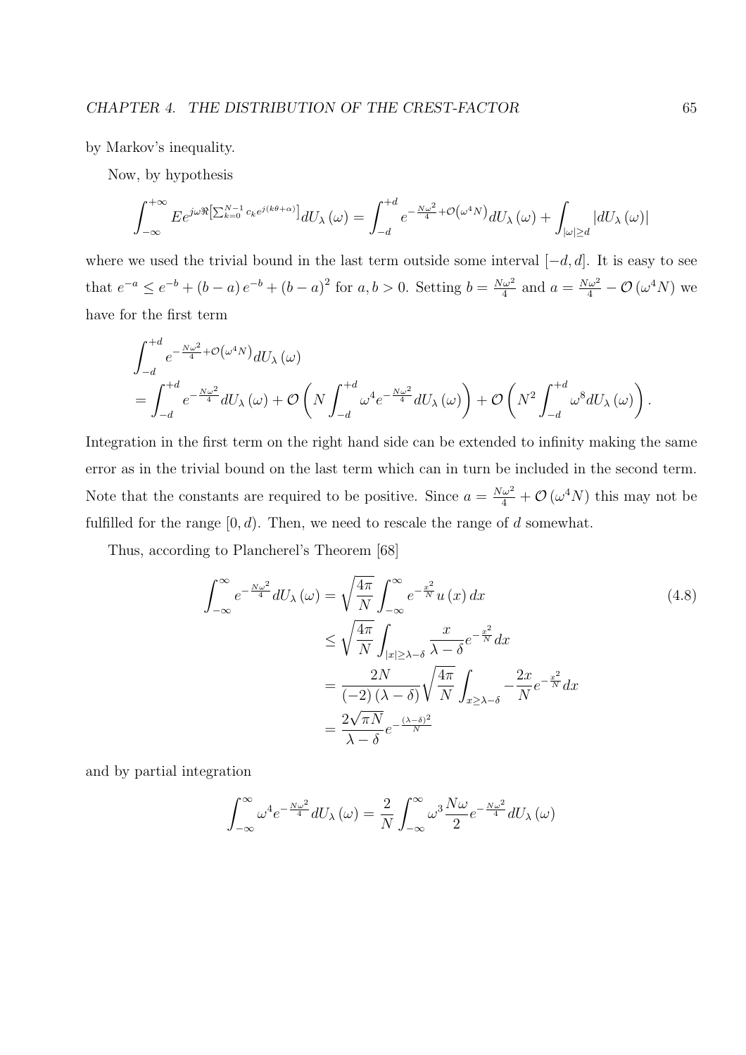by Markov's inequality.

Now, by hypothesis

$$\int_{-\infty}^{+\infty} Ee^{j\omega\Re\left[\sum_{k=0}^{N-1} c_k e^{j(k\theta+\alpha)}\right]} dU_\lambda(\omega) = \int_{-d}^{+d} e^{-\frac{N\omega^2}{4}+\mathcal{O}\left(\omega^4 N\right)} dU_\lambda(\omega) + \int_{|\omega|\geq d} |dU_\lambda(\omega)|$$

where we used the trivial bound in the last term outside some interval $[-d, d]$. It is easy to see that $e^{-a} \leq e^{-b} + (b-a)e^{-b} + (b-a)^2$ for $a, b > 0$. Setting $b = \frac{N\omega^2}{4}$ and $a = \frac{N\omega^2}{4} - \mathcal{O}(\omega^4 N)$ we have for the first term

$$\begin{aligned}
&\int_{-d}^{+d} e^{-\frac{N\omega^2}{4}+\mathcal{O}\left(\omega^4 N\right)} dU_\lambda(\omega) \\
&= \int_{-d}^{+d} e^{-\frac{N\omega^2}{4}} dU_\lambda(\omega) + \mathcal{O}\left(N \int_{-d}^{+d} \omega^4 e^{-\frac{N\omega^2}{4}} dU_\lambda(\omega)\right) + \mathcal{O}\left(N^2 \int_{-d}^{+d} \omega^8 dU_\lambda(\omega)\right).
\end{aligned}$$

Integration in the first term on the right hand side can be extended to infinity making the same error as in the trivial bound on the last term which can in turn be included in the second term. Note that the constants are required to be positive. Since $a = \frac{N\omega^2}{4} + \mathcal{O}(\omega^4 N)$ this may not be fulfilled for the range $[0, d)$. Then, we need to rescale the range of $d$ somewhat.

Thus, according to Plancherel's Theorem [68]

$$\begin{aligned}
\int_{-\infty}^{\infty} e^{-\frac{N\omega^2}{4}} dU_\lambda(\omega) &= \sqrt{\frac{4\pi}{N}} \int_{-\infty}^{\infty} e^{-\frac{x^2}{N}} u(x)\, dx \\
&\leq \sqrt{\frac{4\pi}{N}} \int_{|x|\geq\lambda-\delta} \frac{x}{\lambda-\delta} e^{-\frac{x^2}{N}} dx \\
&= \frac{2N}{(-2)(\lambda-\delta)} \sqrt{\frac{4\pi}{N}} \int_{x\geq\lambda-\delta} -\frac{2x}{N} e^{-\frac{x^2}{N}} dx \\
&= \frac{2\sqrt{\pi N}}{\lambda-\delta} e^{-\frac{(\lambda-\delta)^2}{N}}
\end{aligned} \tag{4.8}$$

and by partial integration

$$\int_{-\infty}^{\infty} \omega^4 e^{-\frac{N\omega^2}{4}} dU_\lambda(\omega) = \frac{2}{N} \int_{-\infty}^{\infty} \omega^3 \frac{N\omega}{2} e^{-\frac{N\omega^2}{4}} dU_\lambda(\omega)$$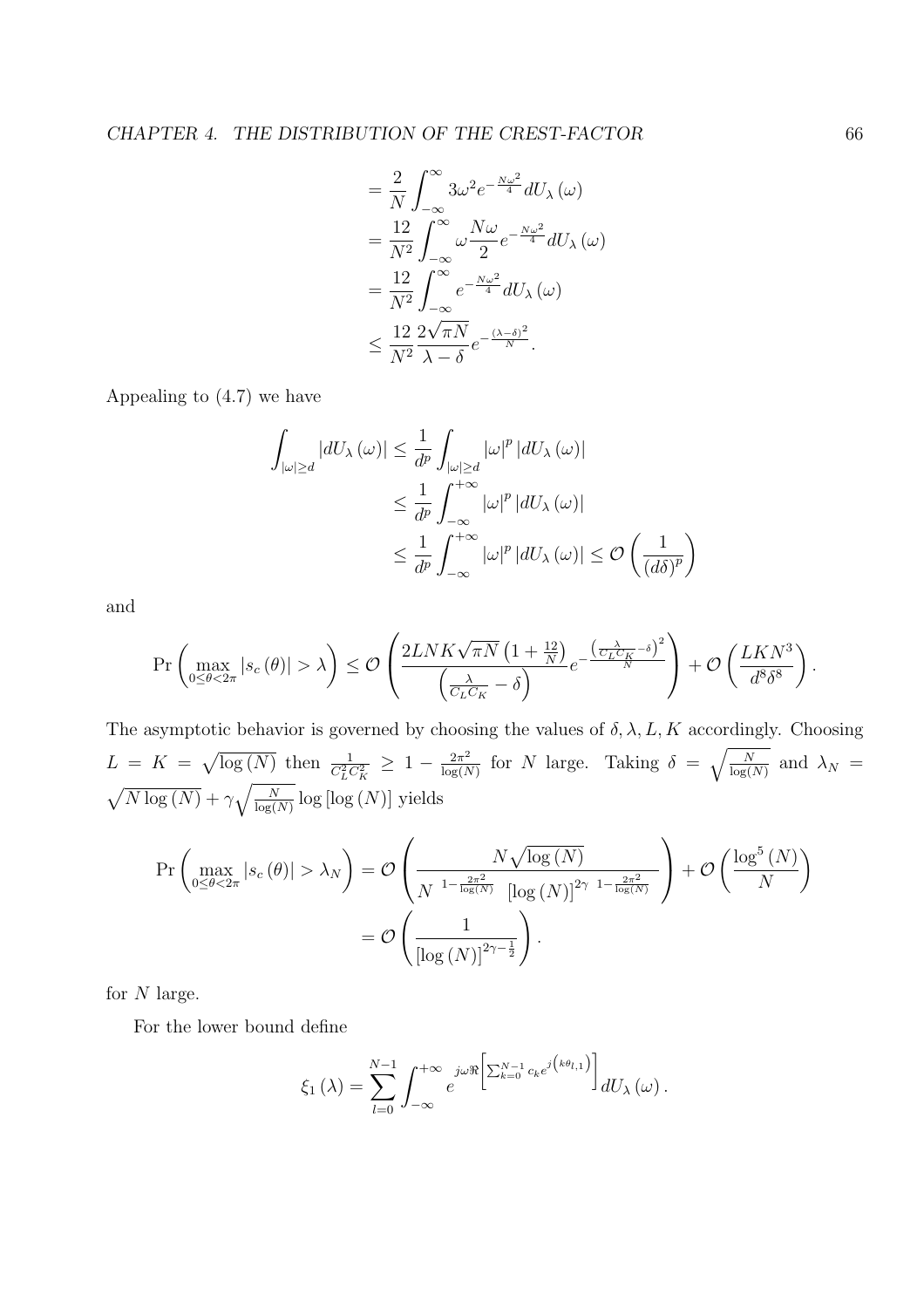$$
\begin{aligned}
&= \frac{2}{N}\int_{-\infty}^{\infty} 3\omega^2 e^{-\frac{N\omega^2}{4}} dU_\lambda(\omega) \\
&= \frac{12}{N^2}\int_{-\infty}^{\infty} \omega \frac{N\omega}{2} e^{-\frac{N\omega^2}{4}} dU_\lambda(\omega) \\
&= \frac{12}{N^2}\int_{-\infty}^{\infty} e^{-\frac{N\omega^2}{4}} dU_\lambda(\omega) \\
&\leq \frac{12}{N^2}\frac{2\sqrt{\pi N}}{\lambda-\delta} e^{-\frac{(\lambda-\delta)^2}{N}}.
\end{aligned}
$$

Appealing to (4.7) we have

$$
\begin{aligned}
\int_{|\omega|\geq d} |dU_\lambda(\omega)| &\leq \frac{1}{d^p}\int_{|\omega|\geq d} |\omega|^p |dU_\lambda(\omega)| \\
&\leq \frac{1}{d^p}\int_{-\infty}^{+\infty} |\omega|^p |dU_\lambda(\omega)| \\
&\leq \frac{1}{d^p}\int_{-\infty}^{+\infty} |\omega|^p |dU_\lambda(\omega)| \leq \mathcal{O}\left(\frac{1}{(d\delta)^p}\right)
\end{aligned}
$$

and

$$
\Pr\left(\max_{0\leq\theta<2\pi} |s_c(\theta)| > \lambda\right) \leq \mathcal{O}\left(\frac{2LNK\sqrt{\pi N}\left(1+\frac{12}{N}\right)}{\left(\frac{\lambda}{C_L C_K}-\delta\right)} e^{-\frac{\left(\frac{\lambda}{C_L C_K}-\delta\right)^2}{N}}\right) + \mathcal{O}\left(\frac{LKN^3}{d^8\delta^8}\right).
$$

The asymptotic behavior is governed by choosing the values of $\delta, \lambda, L, K$ accordingly. Choosing $L = K = \sqrt{\log(N)}$ then $\frac{1}{C_L^2 C_K^2} \geq 1 - \frac{2\pi^2}{\log(N)}$ for $N$ large. Taking $\delta = \sqrt{\frac{N}{\log(N)}}$ and $\lambda_N = \sqrt{N\log(N)} + \gamma\sqrt{\frac{N}{\log(N)}}\log[\log(N)]$ yields

$$
\begin{aligned}
\Pr\left(\max_{0\leq\theta<2\pi} |s_c(\theta)| > \lambda_N\right) &= \mathcal{O}\left(\frac{N\sqrt{\log(N)}}{N^{\,1-\frac{2\pi^2}{\log(N)}}\,[\log(N)]^{2\gamma\,\,1-\frac{2\pi^2}{\log(N)}}}\right) + \mathcal{O}\left(\frac{\log^5(N)}{N}\right) \\
&= \mathcal{O}\left(\frac{1}{[\log(N)]^{2\gamma-\frac{1}{2}}}\right).
\end{aligned}
$$

for $N$ large.

For the lower bound define

$$
\xi_1(\lambda) = \sum_{l=0}^{N-1}\int_{-\infty}^{+\infty} e^{j\omega\Re\left[\sum_{k=0}^{N-1} c_k e^{j\left(k\theta_{l,1}\right)}\right]} dU_\lambda(\omega).
$$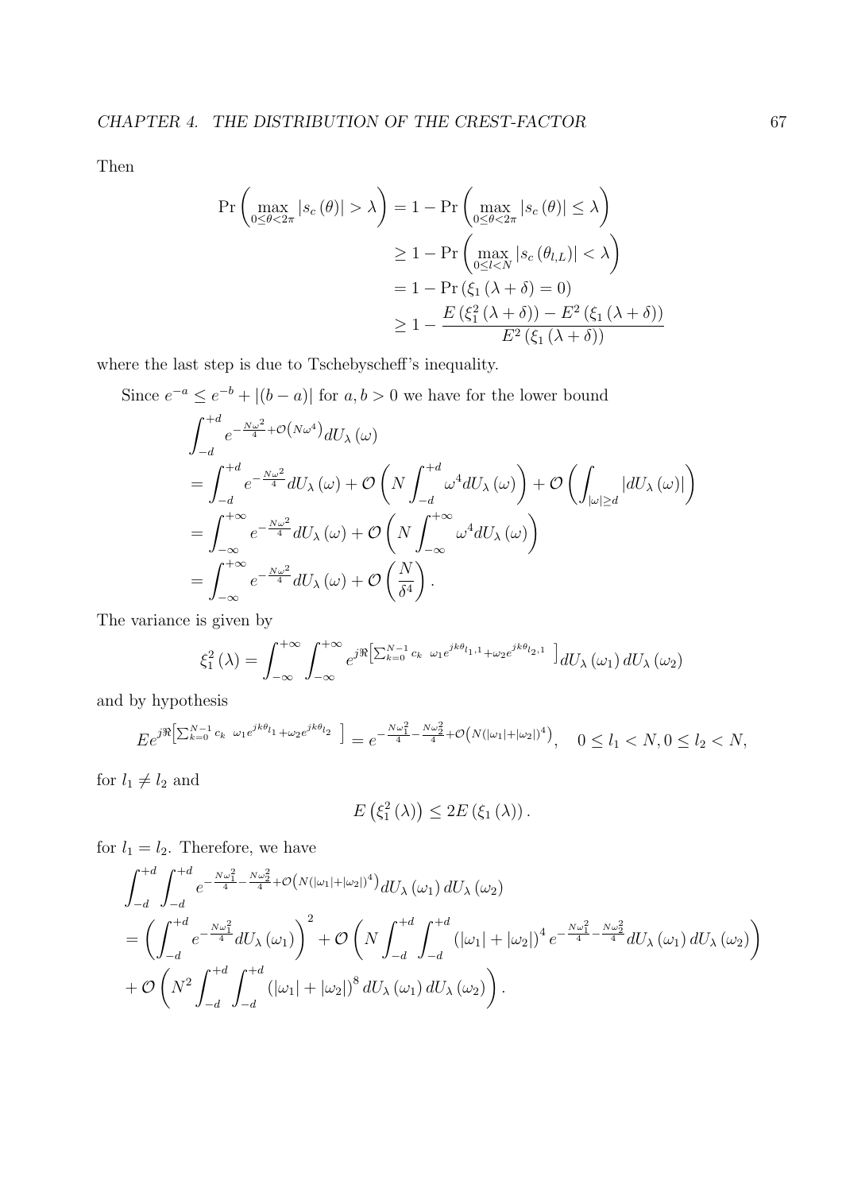Then

$$
\begin{aligned}
\Pr\left(\max_{0\leq\theta<2\pi}|s_c(\theta)|>\lambda\right) &= 1-\Pr\left(\max_{0\leq\theta<2\pi}|s_c(\theta)|\leq\lambda\right)\\
&\geq 1-\Pr\left(\max_{0\leq l<N}|s_c(\theta_{l,L})|<\lambda\right)\\
&= 1-\Pr\left(\xi_1(\lambda+\delta)=0\right)\\
&\geq 1-\frac{E\left(\xi_1^2(\lambda+\delta)\right)-E^2\left(\xi_1(\lambda+\delta)\right)}{E^2\left(\xi_1(\lambda+\delta)\right)}
\end{aligned}
$$

where the last step is due to Tschebyscheff's inequality.

Since $e^{-a}\leq e^{-b}+|(b-a)|$ for $a,b>0$ we have for the lower bound

$$
\begin{aligned}
&\int_{-d}^{+d} e^{-\frac{N\omega^2}{4}+\mathcal{O}\left(N\omega^4\right)}dU_\lambda(\omega)\\
&= \int_{-d}^{+d} e^{-\frac{N\omega^2}{4}}dU_\lambda(\omega)+\mathcal{O}\left(N\int_{-d}^{+d}\omega^4 dU_\lambda(\omega)\right)+\mathcal{O}\left(\int_{|\omega|\geq d}|dU_\lambda(\omega)|\right)\\
&= \int_{-\infty}^{+\infty} e^{-\frac{N\omega^2}{4}}dU_\lambda(\omega)+\mathcal{O}\left(N\int_{-\infty}^{+\infty}\omega^4 dU_\lambda(\omega)\right)\\
&= \int_{-\infty}^{+\infty} e^{-\frac{N\omega^2}{4}}dU_\lambda(\omega)+\mathcal{O}\left(\frac{N}{\delta^4}\right).
\end{aligned}
$$

The variance is given by

$$
\xi_1^2(\lambda)=\int_{-\infty}^{+\infty}\int_{-\infty}^{+\infty} e^{j\Re\left[\sum_{k=0}^{N-1}c_k\ \ \omega_1 e^{jk\theta_{l_1,1}}+\omega_2 e^{jk\theta_{l_2,1}}\ \right]}dU_\lambda(\omega_1)\,dU_\lambda(\omega_2)
$$

and by hypothesis

$$
Ee^{j\Re\left[\sum_{k=0}^{N-1}c_k\ \ \omega_1 e^{jk\theta_{l_1}}+\omega_2 e^{jk\theta_{l_2}}\ \right]}=e^{-\frac{N\omega_1^2}{4}-\frac{N\omega_2^2}{4}+\mathcal{O}\left(N(|\omega_1|+|\omega_2|)^4\right)},\quad 0\leq l_1<N, 0\leq l_2<N,
$$

for $l_1\neq l_2$ and

$$
E\left(\xi_1^2(\lambda)\right)\leq 2E\left(\xi_1(\lambda)\right).
$$

for $l_1=l_2$. Therefore, we have

$$
\begin{aligned}
&\int_{-d}^{+d}\int_{-d}^{+d} e^{-\frac{N\omega_1^2}{4}-\frac{N\omega_2^2}{4}+\mathcal{O}\left(N(|\omega_1|+|\omega_2|)^4\right)}dU_\lambda(\omega_1)\,dU_\lambda(\omega_2)\\
&= \left(\int_{-d}^{+d} e^{-\frac{N\omega_1^2}{4}}dU_\lambda(\omega_1)\right)^2+\mathcal{O}\left(N\int_{-d}^{+d}\int_{-d}^{+d}(|\omega_1|+|\omega_2|)^4 e^{-\frac{N\omega_1^2}{4}-\frac{N\omega_2^2}{4}}dU_\lambda(\omega_1)\,dU_\lambda(\omega_2)\right)\\
&+\mathcal{O}\left(N^2\int_{-d}^{+d}\int_{-d}^{+d}(|\omega_1|+|\omega_2|)^8\,dU_\lambda(\omega_1)\,dU_\lambda(\omega_2)\right).
\end{aligned}
$$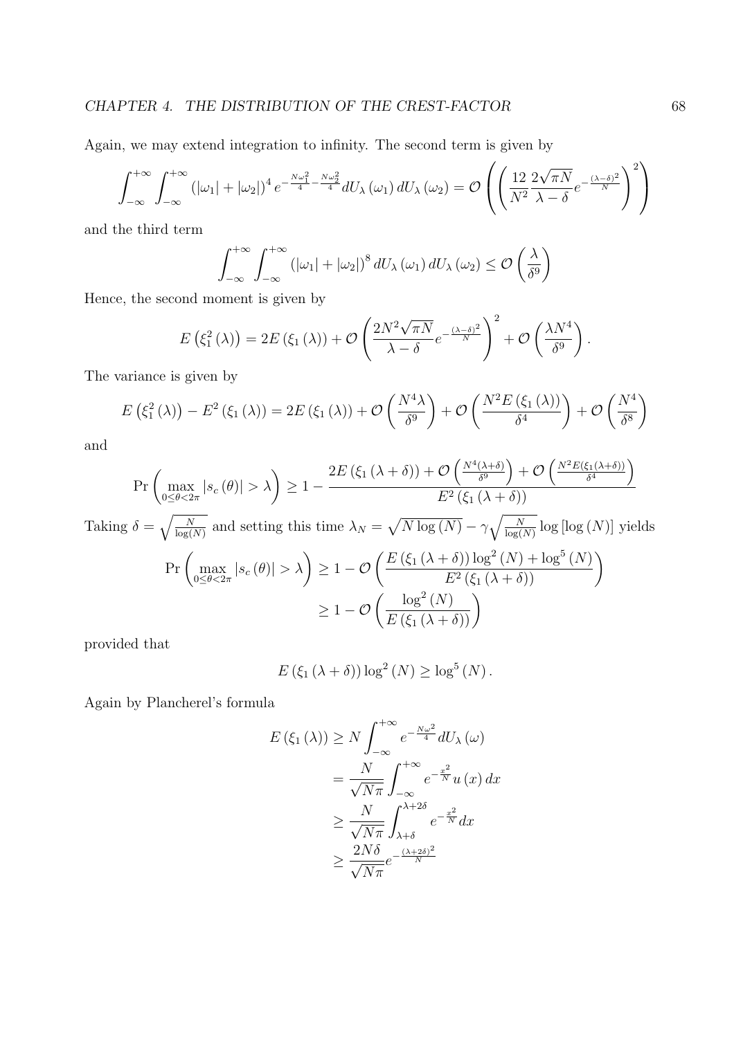Again, we may extend integration to infinity. The second term is given by

$$\int_{-\infty}^{+\infty}\int_{-\infty}^{+\infty}\left(|\omega_1|+|\omega_2|\right)^4 e^{-\frac{N\omega_1^2}{4}-\frac{N\omega_2^2}{4}}dU_\lambda\left(\omega_1\right)dU_\lambda\left(\omega_2\right)=\mathcal{O}\left(\left(\frac{12}{N^2}\frac{2\sqrt{\pi N}}{\lambda-\delta}e^{-\frac{(\lambda-\delta)^2}{N}}\right)^2\right)$$

and the third term

$$\int_{-\infty}^{+\infty}\int_{-\infty}^{+\infty}\left(|\omega_1|+|\omega_2|\right)^8 dU_\lambda\left(\omega_1\right)dU_\lambda\left(\omega_2\right)\leq\mathcal{O}\left(\frac{\lambda}{\delta^9}\right)$$

Hence, the second moment is given by

$$E\left(\xi_1^2\left(\lambda\right)\right)=2E\left(\xi_1\left(\lambda\right)\right)+\mathcal{O}\left(\frac{2N^2\sqrt{\pi N}}{\lambda-\delta}e^{-\frac{(\lambda-\delta)^2}{N}}\right)^2+\mathcal{O}\left(\frac{\lambda N^4}{\delta^9}\right).$$

The variance is given by

$$E\left(\xi_1^2\left(\lambda\right)\right)-E^2\left(\xi_1\left(\lambda\right)\right)=2E\left(\xi_1\left(\lambda\right)\right)+\mathcal{O}\left(\frac{N^4\lambda}{\delta^9}\right)+\mathcal{O}\left(\frac{N^2E\left(\xi_1\left(\lambda\right)\right)}{\delta^4}\right)+\mathcal{O}\left(\frac{N^4}{\delta^8}\right)$$

and

$$\Pr\left(\max_{0\leq\theta<2\pi}|s_c\left(\theta\right)|>\lambda\right)\geq 1-\frac{2E\left(\xi_1\left(\lambda+\delta\right)\right)+\mathcal{O}\left(\frac{N^4(\lambda+\delta)}{\delta^9}\right)+\mathcal{O}\left(\frac{N^2E(\xi_1(\lambda+\delta))}{\delta^4}\right)}{E^2\left(\xi_1\left(\lambda+\delta\right)\right)}$$

Taking $\delta=\sqrt{\frac{N}{\log(N)}}$ and setting this time $\lambda_N=\sqrt{N\log\left(N\right)}-\gamma\sqrt{\frac{N}{\log(N)}}\log\left[\log\left(N\right)\right]$ yields

$$\begin{aligned}\Pr\left(\max_{0\leq\theta<2\pi}|s_c\left(\theta\right)|>\lambda\right)&\geq 1-\mathcal{O}\left(\frac{E\left(\xi_1\left(\lambda+\delta\right)\right)\log^2\left(N\right)+\log^5\left(N\right)}{E^2\left(\xi_1\left(\lambda+\delta\right)\right)}\right)\\&\geq 1-\mathcal{O}\left(\frac{\log^2\left(N\right)}{E\left(\xi_1\left(\lambda+\delta\right)\right)}\right)\end{aligned}$$

provided that

$$E\left(\xi_1\left(\lambda+\delta\right)\right)\log^2\left(N\right)\geq\log^5\left(N\right).$$

Again by Plancherel's formula

$$\begin{aligned}E\left(\xi_1\left(\lambda\right)\right)&\geq N\int_{-\infty}^{+\infty}e^{-\frac{N\omega^2}{4}}dU_\lambda\left(\omega\right)\\&=\frac{N}{\sqrt{N\pi}}\int_{-\infty}^{+\infty}e^{-\frac{x^2}{N}}u\left(x\right)dx\\&\geq\frac{N}{\sqrt{N\pi}}\int_{\lambda+\delta}^{\lambda+2\delta}e^{-\frac{x^2}{N}}dx\\&\geq\frac{2N\delta}{\sqrt{N\pi}}e^{-\frac{(\lambda+2\delta)^2}{N}}\end{aligned}$$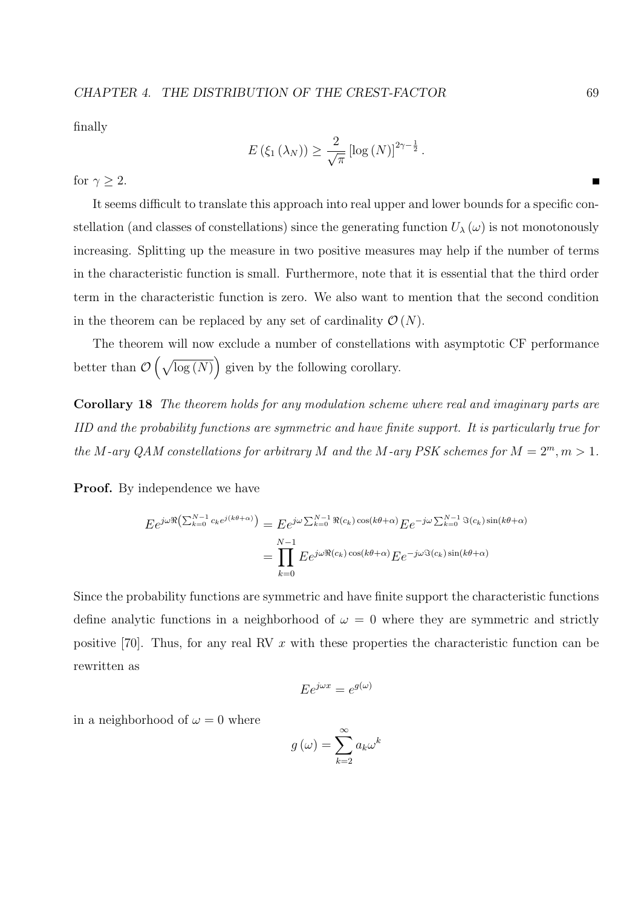finally

$$E\left(\xi_1\left(\lambda_N\right)\right) \geq \frac{2}{\sqrt{\pi}}\left[\log\left(N\right)\right]^{2\gamma-\frac{1}{2}}.$$

for $\gamma \geq 2$. ■

It seems difficult to translate this approach into real upper and lower bounds for a specific constellation (and classes of constellations) since the generating function $U_\lambda\left(\omega\right)$ is not monotonously increasing. Splitting up the measure in two positive measures may help if the number of terms in the characteristic function is small. Furthermore, note that it is essential that the third order term in the characteristic function is zero. We also want to mention that the second condition in the theorem can be replaced by any set of cardinality $\mathcal{O}\left(N\right)$.

The theorem will now exclude a number of constellations with asymptotic CF performance better than $\mathcal{O}\left(\sqrt{\log\left(N\right)}\right)$ given by the following corollary.

**Corollary 18** *The theorem holds for any modulation scheme where real and imaginary parts are IID and the probability functions are symmetric and have finite support. It is particularly true for the $M$-ary QAM constellations for arbitrary $M$ and the $M$-ary PSK schemes for $M = 2^m, m > 1$.*

**Proof.** By independence we have

$$\begin{aligned} Ee^{j\omega\Re\left(\sum_{k=0}^{N-1} c_k e^{j(k\theta+\alpha)}\right)} &= Ee^{j\omega\sum_{k=0}^{N-1}\Re(c_k)\cos(k\theta+\alpha)}Ee^{-j\omega\sum_{k=0}^{N-1}\Im(c_k)\sin(k\theta+\alpha)} \\ &= \prod_{k=0}^{N-1} Ee^{j\omega\Re(c_k)\cos(k\theta+\alpha)}Ee^{-j\omega\Im(c_k)\sin(k\theta+\alpha)} \end{aligned}$$

Since the probability functions are symmetric and have finite support the characteristic functions define analytic functions in a neighborhood of $\omega = 0$ where they are symmetric and strictly positive [70]. Thus, for any real RV $x$ with these properties the characteristic function can be rewritten as

$$Ee^{j\omega x} = e^{g(\omega)}$$

in a neighborhood of $\omega = 0$ where

$$g\left(\omega\right) = \sum_{k=2}^{\infty} a_k \omega^k$$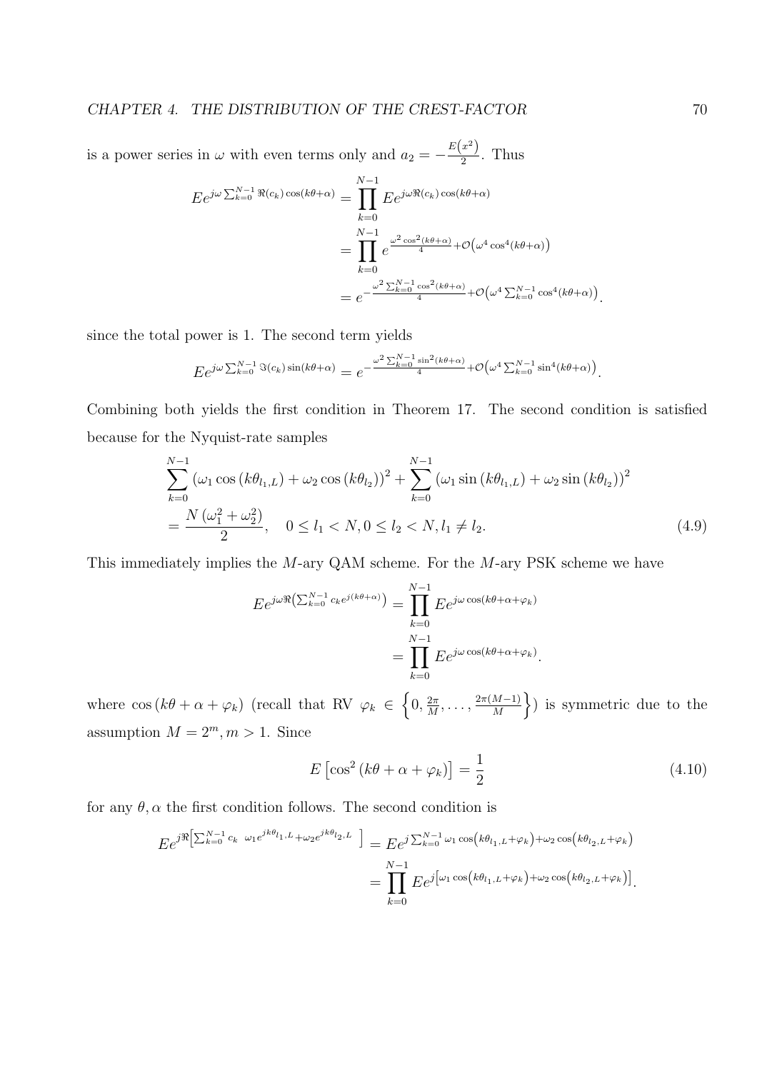is a power series in $\omega$ with even terms only and $a_2 = -\frac{E(x^2)}{2}$. Thus

$$
\begin{aligned}
Ee^{j\omega \sum_{k=0}^{N-1} \Re(c_k)\cos(k\theta+\alpha)} &= \prod_{k=0}^{N-1} Ee^{j\omega \Re(c_k)\cos(k\theta+\alpha)} \\
&= \prod_{k=0}^{N-1} e^{\frac{\omega^2 \cos^2(k\theta+\alpha)}{4} + \mathcal{O}\left(\omega^4 \cos^4(k\theta+\alpha)\right)} \\
&= e^{-\frac{\omega^2 \sum_{k=0}^{N-1} \cos^2(k\theta+\alpha)}{4} + \mathcal{O}\left(\omega^4 \sum_{k=0}^{N-1} \cos^4(k\theta+\alpha)\right)}.
\end{aligned}
$$

since the total power is 1. The second term yields

$$
Ee^{j\omega \sum_{k=0}^{N-1} \Im(c_k)\sin(k\theta+\alpha)} = e^{-\frac{\omega^2 \sum_{k=0}^{N-1} \sin^2(k\theta+\alpha)}{4} + \mathcal{O}\left(\omega^4 \sum_{k=0}^{N-1} \sin^4(k\theta+\alpha)\right)}.
$$

Combining both yields the first condition in Theorem 17. The second condition is satisfied because for the Nyquist-rate samples

$$
\begin{aligned}
&\sum_{k=0}^{N-1} \left(\omega_1 \cos\left(k\theta_{l_1,L}\right) + \omega_2 \cos\left(k\theta_{l_2}\right)\right)^2 + \sum_{k=0}^{N-1} \left(\omega_1 \sin\left(k\theta_{l_1,L}\right) + \omega_2 \sin\left(k\theta_{l_2}\right)\right)^2 \\
&= \frac{N\left(\omega_1^2 + \omega_2^2\right)}{2}, \quad 0 \le l_1 < N, 0 \le l_2 < N, l_1 \ne l_2. \qquad (4.9)
\end{aligned}
$$

This immediately implies the $M$-ary QAM scheme. For the $M$-ary PSK scheme we have

$$
\begin{aligned}
Ee^{j\omega \Re\left(\sum_{k=0}^{N-1} c_k e^{j(k\theta+\alpha)}\right)} &= \prod_{k=0}^{N-1} Ee^{j\omega \cos(k\theta+\alpha+\varphi_k)} \\
&= \prod_{k=0}^{N-1} Ee^{j\omega \cos(k\theta+\alpha+\varphi_k)}.
\end{aligned}
$$

where $\cos\left(k\theta+\alpha+\varphi_k\right)$ (recall that RV $\varphi_k \in \left\{0, \frac{2\pi}{M}, \ldots, \frac{2\pi(M-1)}{M}\right\}$) is symmetric due to the assumption $M = 2^m, m > 1$. Since

$$
E\left[\cos^2\left(k\theta+\alpha+\varphi_k\right)\right] = \frac{1}{2} \qquad (4.10)
$$

for any $\theta, \alpha$ the first condition follows. The second condition is

$$
\begin{aligned}
Ee^{j\Re\left[\sum_{k=0}^{N-1} c_k \ \omega_1 e^{jk\theta_{l_1,L}} + \omega_2 e^{jk\theta_{l_2,L}}\ \right]} &= Ee^{j\sum_{k=0}^{N-1} \omega_1 \cos\left(k\theta_{l_1,L}+\varphi_k\right) + \omega_2 \cos\left(k\theta_{l_2,L}+\varphi_k\right)} \\
&= \prod_{k=0}^{N-1} Ee^{j\left[\omega_1 \cos\left(k\theta_{l_1,L}+\varphi_k\right) + \omega_2 \cos\left(k\theta_{l_2,L}+\varphi_k\right)\right]}.
\end{aligned}
$$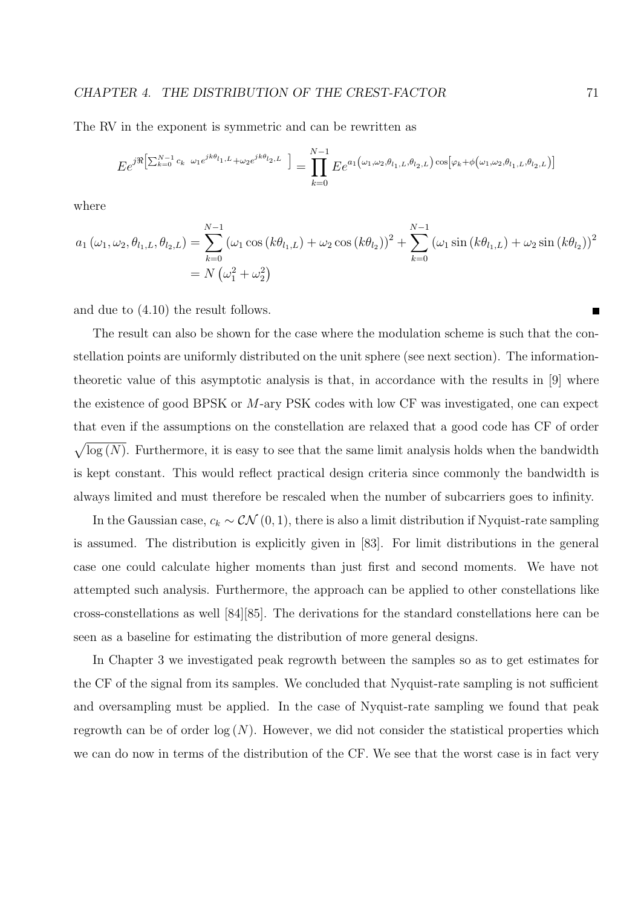The RV in the exponent is symmetric and can be rewritten as

$$Ee^{j\Re\left[\sum_{k=0}^{N-1} c_k \ \ \omega_1 e^{jk\theta_{l_1,L}} + \omega_2 e^{jk\theta_{l_2,L}} \ \ \right]} = \prod_{k=0}^{N-1} Ee^{a_1\left(\omega_1,\omega_2,\theta_{l_1,L},\theta_{l_2,L}\right)\cos\left[\varphi_k + \phi\left(\omega_1,\omega_2,\theta_{l_1,L},\theta_{l_2,L}\right)\right]}$$

where

$$\begin{aligned}
a_1\left(\omega_1,\omega_2,\theta_{l_1,L},\theta_{l_2,L}\right) &= \sum_{k=0}^{N-1}\left(\omega_1\cos\left(k\theta_{l_1,L}\right)+\omega_2\cos\left(k\theta_{l_2}\right)\right)^2 + \sum_{k=0}^{N-1}\left(\omega_1\sin\left(k\theta_{l_1,L}\right)+\omega_2\sin\left(k\theta_{l_2}\right)\right)^2 \\
&= N\left(\omega_1^2+\omega_2^2\right)
\end{aligned}$$

and due to (4.10) the result follows. ∎

The result can also be shown for the case where the modulation scheme is such that the constellation points are uniformly distributed on the unit sphere (see next section). The information-theoretic value of this asymptotic analysis is that, in accordance with the results in [9] where the existence of good BPSK or $M$-ary PSK codes with low CF was investigated, one can expect that even if the assumptions on the constellation are relaxed that a good code has CF of order $\sqrt{\log(N)}$. Furthermore, it is easy to see that the same limit analysis holds when the bandwidth is kept constant. This would reflect practical design criteria since commonly the bandwidth is always limited and must therefore be rescaled when the number of subcarriers goes to infinity.

In the Gaussian case, $c_k \sim \mathcal{CN}(0,1)$, there is also a limit distribution if Nyquist-rate sampling is assumed. The distribution is explicitly given in [83]. For limit distributions in the general case one could calculate higher moments than just first and second moments. We have not attempted such analysis. Furthermore, the approach can be applied to other constellations like cross-constellations as well [84][85]. The derivations for the standard constellations here can be seen as a baseline for estimating the distribution of more general designs.

In Chapter 3 we investigated peak regrowth between the samples so as to get estimates for the CF of the signal from its samples. We concluded that Nyquist-rate sampling is not sufficient and oversampling must be applied. In the case of Nyquist-rate sampling we found that peak regrowth can be of order $\log(N)$. However, we did not consider the statistical properties which we can do now in terms of the distribution of the CF. We see that the worst case is in fact very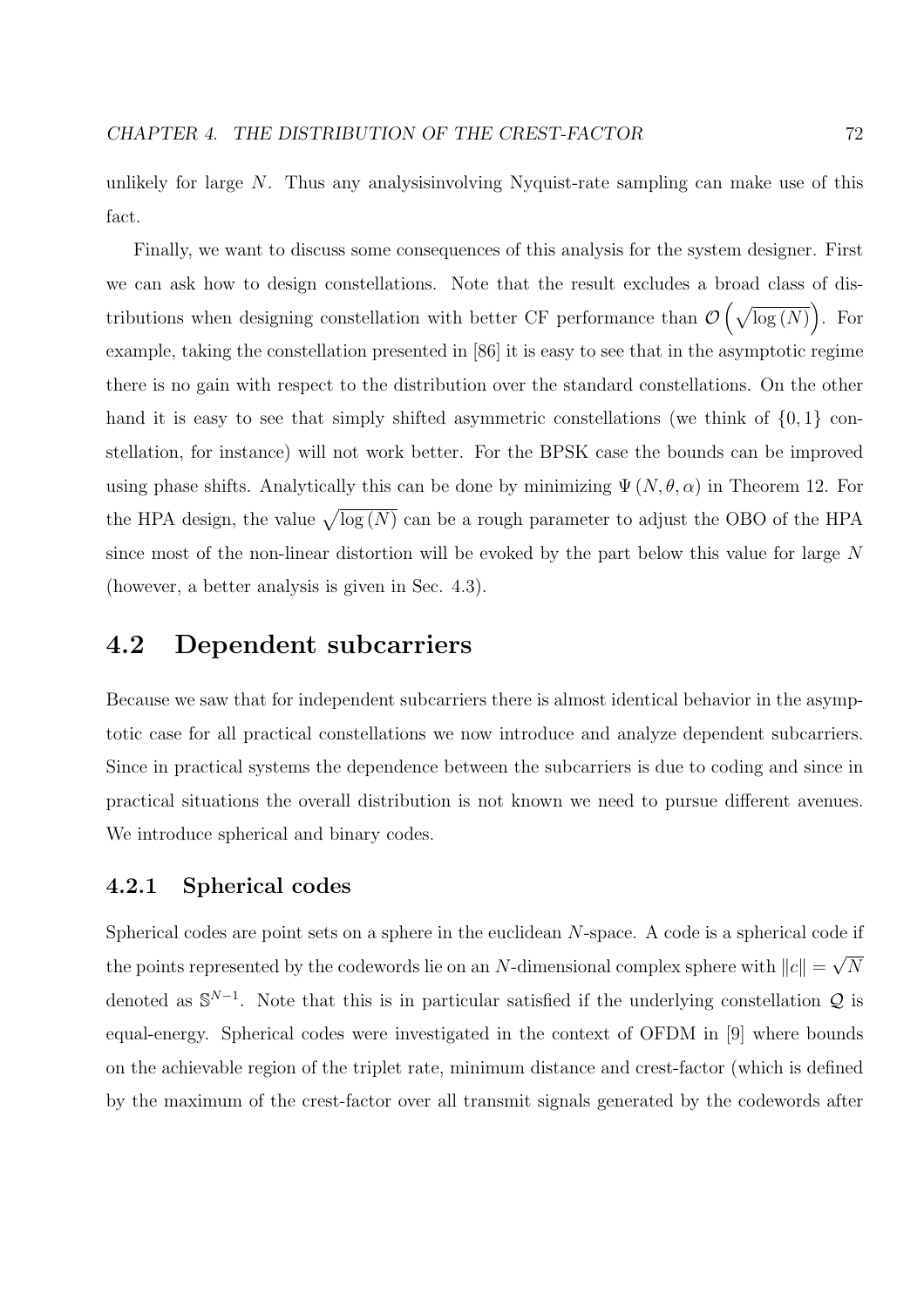unlikely for large $N$. Thus any analysisinvolving Nyquist-rate sampling can make use of this fact.

Finally, we want to discuss some consequences of this analysis for the system designer. First we can ask how to design constellations. Note that the result excludes a broad class of distributions when designing constellation with better CF performance than $\mathcal{O}\left(\sqrt{\log(N)}\right)$. For example, taking the constellation presented in [86] it is easy to see that in the asymptotic regime there is no gain with respect to the distribution over the standard constellations. On the other hand it is easy to see that simply shifted asymmetric constellations (we think of $\{0, 1\}$ constellation, for instance) will not work better. For the BPSK case the bounds can be improved using phase shifts. Analytically this can be done by minimizing $\Psi(N, \theta, \alpha)$ in Theorem 12. For the HPA design, the value $\sqrt{\log(N)}$ can be a rough parameter to adjust the OBO of the HPA since most of the non-linear distortion will be evoked by the part below this value for large $N$ (however, a better analysis is given in Sec. 4.3).

## 4.2 Dependent subcarriers

Because we saw that for independent subcarriers there is almost identical behavior in the asymptotic case for all practical constellations we now introduce and analyze dependent subcarriers. Since in practical systems the dependence between the subcarriers is due to coding and since in practical situations the overall distribution is not known we need to pursue different avenues. We introduce spherical and binary codes.

### 4.2.1 Spherical codes

Spherical codes are point sets on a sphere in the euclidean $N$-space. A code is a spherical code if the points represented by the codewords lie on an $N$-dimensional complex sphere with $\|c\| = \sqrt{N}$ denoted as $\mathbb{S}^{N-1}$. Note that this is in particular satisfied if the underlying constellation $\mathcal{Q}$ is equal-energy. Spherical codes were investigated in the context of OFDM in [9] where bounds on the achievable region of the triplet rate, minimum distance and crest-factor (which is defined by the maximum of the crest-factor over all transmit signals generated by the codewords after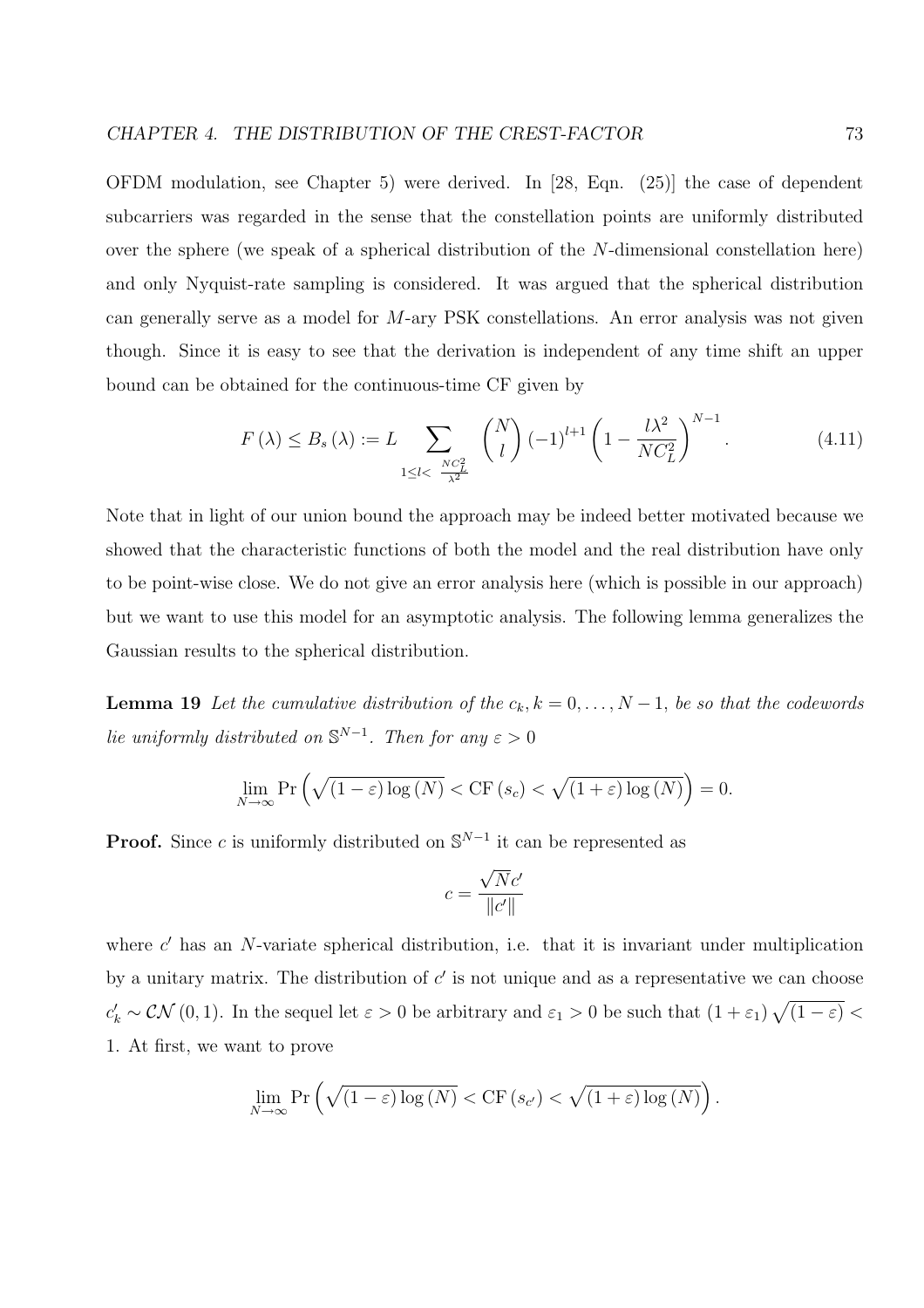OFDM modulation, see Chapter 5) were derived. In [28, Eqn. (25)] the case of dependent subcarriers was regarded in the sense that the constellation points are uniformly distributed over the sphere (we speak of a spherical distribution of the $N$-dimensional constellation here) and only Nyquist-rate sampling is considered. It was argued that the spherical distribution can generally serve as a model for $M$-ary PSK constellations. An error analysis was not given though. Since it is easy to see that the derivation is independent of any time shift an upper bound can be obtained for the continuous-time CF given by

$$F(\lambda) \leq B_s(\lambda) := L \sum_{1 \leq l < \frac{NC_L^2}{\lambda^2}} \binom{N}{l} (-1)^{l+1} \left(1 - \frac{l\lambda^2}{NC_L^2}\right)^{N-1}. \tag{4.11}$$

Note that in light of our union bound the approach may be indeed better motivated because we showed that the characteristic functions of both the model and the real distribution have only to be point-wise close. We do not give an error analysis here (which is possible in our approach) but we want to use this model for an asymptotic analysis. The following lemma generalizes the Gaussian results to the spherical distribution.

**Lemma 19** *Let the cumulative distribution of the $c_k, k = 0, \ldots, N-1$, be so that the codewords lie uniformly distributed on $\mathbb{S}^{N-1}$. Then for any $\varepsilon > 0$*

$$\lim_{N \to \infty} \Pr\left(\sqrt{(1-\varepsilon)\log(N)} < \mathrm{CF}(s_c) < \sqrt{(1+\varepsilon)\log(N)}\right) = 0.$$

**Proof.** Since $c$ is uniformly distributed on $\mathbb{S}^{N-1}$ it can be represented as

$$c = \frac{\sqrt{N}c'}{\|c'\|}$$

where $c'$ has an $N$-variate spherical distribution, i.e. that it is invariant under multiplication by a unitary matrix. The distribution of $c'$ is not unique and as a representative we can choose $c'_k \sim \mathcal{CN}(0,1)$. In the sequel let $\varepsilon > 0$ be arbitrary and $\varepsilon_1 > 0$ be such that $(1+\varepsilon_1)\sqrt{(1-\varepsilon)} < 1$. At first, we want to prove

$$\lim_{N \to \infty} \Pr\left(\sqrt{(1-\varepsilon)\log(N)} < \mathrm{CF}(s_{c'}) < \sqrt{(1+\varepsilon)\log(N)}\right).$$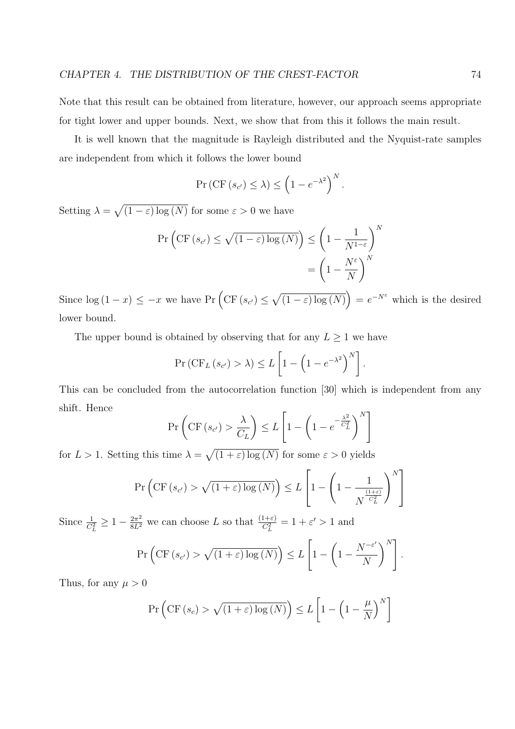Note that this result can be obtained from literature, however, our approach seems appropriate for tight lower and upper bounds. Next, we show that from this it follows the main result.

It is well known that the magnitude is Rayleigh distributed and the Nyquist-rate samples are independent from which it follows the lower bound

$$\Pr\left(\mathrm{CF}\left(s_{c'}\right) \le \lambda\right) \le \left(1 - e^{-\lambda^2}\right)^N.$$

Setting $\lambda = \sqrt{(1-\varepsilon)\log(N)}$ for some $\varepsilon > 0$ we have

$$\begin{aligned}\Pr\left(\mathrm{CF}\left(s_{c'}\right) \le \sqrt{(1-\varepsilon)\log(N)}\right) &\le \left(1 - \frac{1}{N^{1-\varepsilon}}\right)^N \\ &= \left(1 - \frac{N^{\varepsilon}}{N}\right)^N\end{aligned}$$

Since $\log(1-x) \le -x$ we have $\Pr\left(\mathrm{CF}\left(s_{c'}\right) \le \sqrt{(1-\varepsilon)\log(N)}\right) = e^{-N^{\varepsilon}}$ which is the desired lower bound.

The upper bound is obtained by observing that for any $L \ge 1$ we have

$$\Pr\left(\mathrm{CF}_L\left(s_{c'}\right) > \lambda\right) \le L\left[1 - \left(1 - e^{-\lambda^2}\right)^N\right].$$

This can be concluded from the autocorrelation function [30] which is independent from any shift. Hence

$$\Pr\left(\mathrm{CF}\left(s_{c'}\right) > \frac{\lambda}{C_L}\right) \le L\left[1 - \left(1 - e^{-\frac{\lambda^2}{C_L^2}}\right)^N\right]$$

for $L > 1$. Setting this time $\lambda = \sqrt{(1+\varepsilon)\log(N)}$ for some $\varepsilon > 0$ yields

$$\Pr\left(\mathrm{CF}\left(s_{c'}\right) > \sqrt{(1+\varepsilon)\log(N)}\right) \le L\left[1 - \left(1 - \frac{1}{N^{\frac{(1+\varepsilon)}{C_L^2}}}\right)^N\right]$$

Since $\frac{1}{C_L^2} \ge 1 - \frac{2\pi^2}{8L^2}$ we can choose $L$ so that $\frac{(1+\varepsilon)}{C_L^2} = 1 + \varepsilon' > 1$ and

$$\Pr\left(\mathrm{CF}\left(s_{c'}\right) > \sqrt{(1+\varepsilon)\log(N)}\right) \le L\left[1 - \left(1 - \frac{N^{-\varepsilon'}}{N}\right)^N\right].$$

Thus, for any $\mu > 0$

$$\Pr\left(\mathrm{CF}\left(s_c\right) > \sqrt{(1+\varepsilon)\log(N)}\right) \le L\left[1 - \left(1 - \frac{\mu}{N}\right)^N\right]$$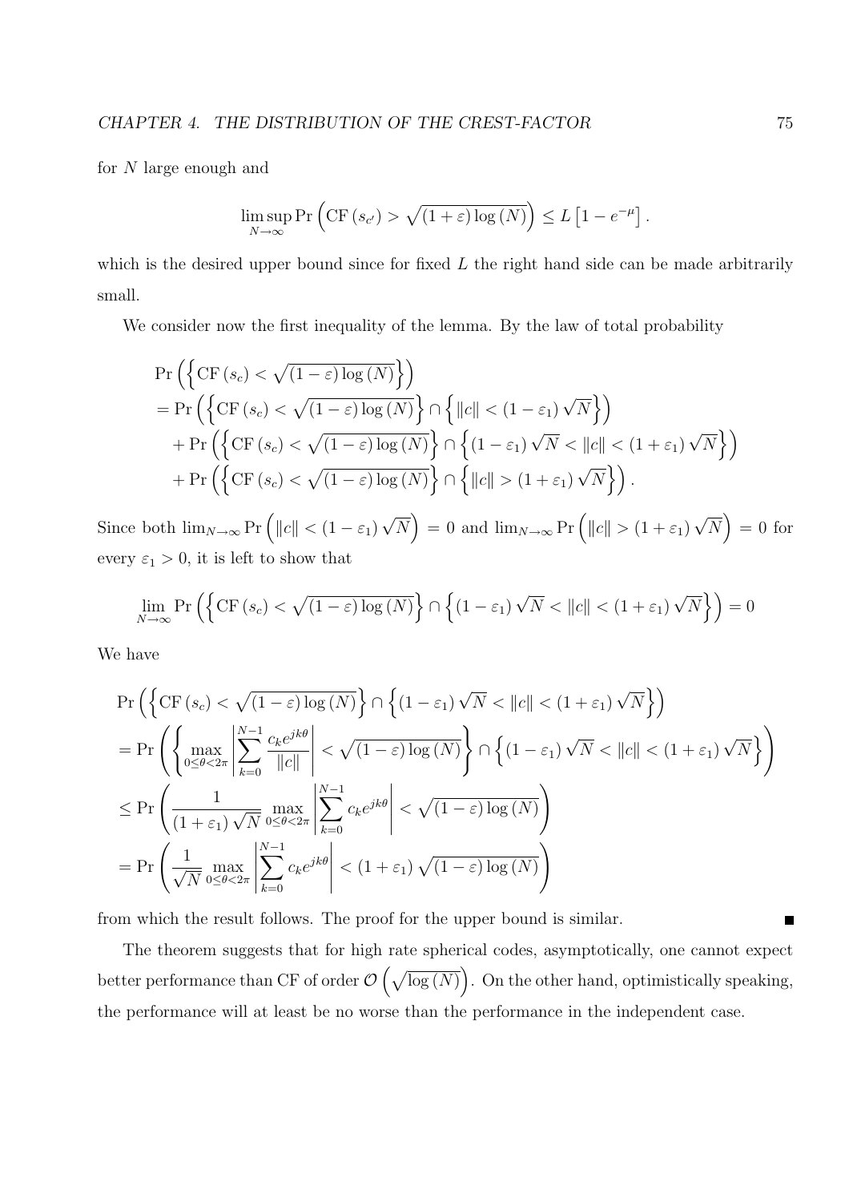for $N$ large enough and

$$\limsup_{N\to\infty} \Pr\left(\mathrm{CF}\left(s_{c'}\right) > \sqrt{(1+\varepsilon)\log(N)}\right) \leq L\left[1-e^{-\mu}\right].$$

which is the desired upper bound since for fixed $L$ the right hand side can be made arbitrarily small.

We consider now the first inequality of the lemma. By the law of total probability

$$\begin{aligned}
&\Pr\left(\left\{\mathrm{CF}\left(s_c\right) < \sqrt{(1-\varepsilon)\log(N)}\right\}\right) \\
&= \Pr\left(\left\{\mathrm{CF}\left(s_c\right) < \sqrt{(1-\varepsilon)\log(N)}\right\} \cap \left\{\|c\| < (1-\varepsilon_1)\sqrt{N}\right\}\right) \\
&\quad + \Pr\left(\left\{\mathrm{CF}\left(s_c\right) < \sqrt{(1-\varepsilon)\log(N)}\right\} \cap \left\{(1-\varepsilon_1)\sqrt{N} < \|c\| < (1+\varepsilon_1)\sqrt{N}\right\}\right) \\
&\quad + \Pr\left(\left\{\mathrm{CF}\left(s_c\right) < \sqrt{(1-\varepsilon)\log(N)}\right\} \cap \left\{\|c\| > (1+\varepsilon_1)\sqrt{N}\right\}\right).
\end{aligned}$$

Since both $\lim_{N\to\infty}\Pr\left(\|c\| < (1-\varepsilon_1)\sqrt{N}\right) = 0$ and $\lim_{N\to\infty}\Pr\left(\|c\| > (1+\varepsilon_1)\sqrt{N}\right) = 0$ for every $\varepsilon_1 > 0$, it is left to show that

$$\lim_{N\to\infty}\Pr\left(\left\{\mathrm{CF}\left(s_c\right) < \sqrt{(1-\varepsilon)\log(N)}\right\} \cap \left\{(1-\varepsilon_1)\sqrt{N} < \|c\| < (1+\varepsilon_1)\sqrt{N}\right\}\right) = 0$$

We have

$$\begin{aligned}
&\Pr\left(\left\{\mathrm{CF}\left(s_c\right) < \sqrt{(1-\varepsilon)\log(N)}\right\} \cap \left\{(1-\varepsilon_1)\sqrt{N} < \|c\| < (1+\varepsilon_1)\sqrt{N}\right\}\right) \\
&= \Pr\left(\left\{\max_{0\leq\theta<2\pi}\left|\sum_{k=0}^{N-1}\frac{c_k e^{jk\theta}}{\|c\|}\right| < \sqrt{(1-\varepsilon)\log(N)}\right\} \cap \left\{(1-\varepsilon_1)\sqrt{N} < \|c\| < (1+\varepsilon_1)\sqrt{N}\right\}\right) \\
&\leq \Pr\left(\frac{1}{(1+\varepsilon_1)\sqrt{N}}\max_{0\leq\theta<2\pi}\left|\sum_{k=0}^{N-1}c_k e^{jk\theta}\right| < \sqrt{(1-\varepsilon)\log(N)}\right) \\
&= \Pr\left(\frac{1}{\sqrt{N}}\max_{0\leq\theta<2\pi}\left|\sum_{k=0}^{N-1}c_k e^{jk\theta}\right| < (1+\varepsilon_1)\sqrt{(1-\varepsilon)\log(N)}\right)
\end{aligned}$$

from which the result follows. The proof for the upper bound is similar. ∎

The theorem suggests that for high rate spherical codes, asymptotically, one cannot expect better performance than CF of order $\mathcal{O}\left(\sqrt{\log(N)}\right)$. On the other hand, optimistically speaking, the performance will at least be no worse than the performance in the independent case.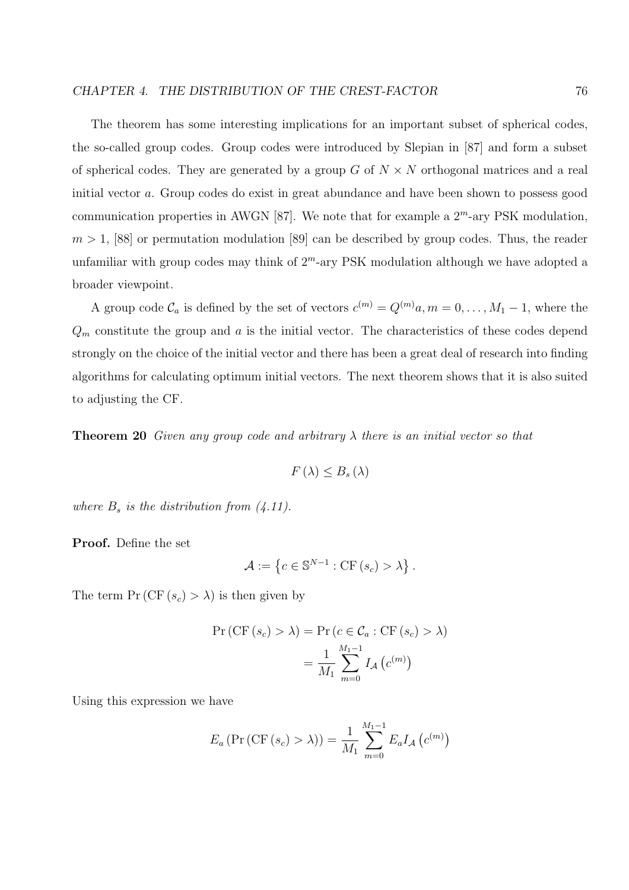The theorem has some interesting implications for an important subset of spherical codes, the so-called group codes. Group codes were introduced by Slepian in [87] and form a subset of spherical codes. They are generated by a group $G$ of $N \times N$ orthogonal matrices and a real initial vector $a$. Group codes do exist in great abundance and have been shown to possess good communication properties in AWGN [87]. We note that for example a $2^m$-ary PSK modulation, $m > 1$, [88] or permutation modulation [89] can be described by group codes. Thus, the reader unfamiliar with group codes may think of $2^m$-ary PSK modulation although we have adopted a broader viewpoint.

A group code $\mathcal{C}_a$ is defined by the set of vectors $c^{(m)} = Q^{(m)}a, m = 0, \ldots, M_1 - 1$, where the $Q_m$ constitute the group and $a$ is the initial vector. The characteristics of these codes depend strongly on the choice of the initial vector and there has been a great deal of research into finding algorithms for calculating optimum initial vectors. The next theorem shows that it is also suited to adjusting the CF.

**Theorem 20** *Given any group code and arbitrary $\lambda$ there is an initial vector so that*

$$F(\lambda) \leq B_s(\lambda)$$

*where $B_s$ is the distribution from (4.11).*

**Proof.** Define the set

$$\mathcal{A} := \left\{ c \in \mathbb{S}^{N-1} : \mathrm{CF}(s_c) > \lambda \right\}.$$

The term $\Pr(\mathrm{CF}(s_c) > \lambda)$ is then given by

$$\begin{aligned}
\Pr(\mathrm{CF}(s_c) > \lambda) &= \Pr(c \in \mathcal{C}_a : \mathrm{CF}(s_c) > \lambda) \\
&= \frac{1}{M_1} \sum_{m=0}^{M_1 - 1} I_{\mathcal{A}}\left(c^{(m)}\right)
\end{aligned}$$

Using this expression we have

$$E_a\left(\Pr(\mathrm{CF}(s_c) > \lambda)\right) = \frac{1}{M_1} \sum_{m=0}^{M_1 - 1} E_a I_{\mathcal{A}}\left(c^{(m)}\right)$$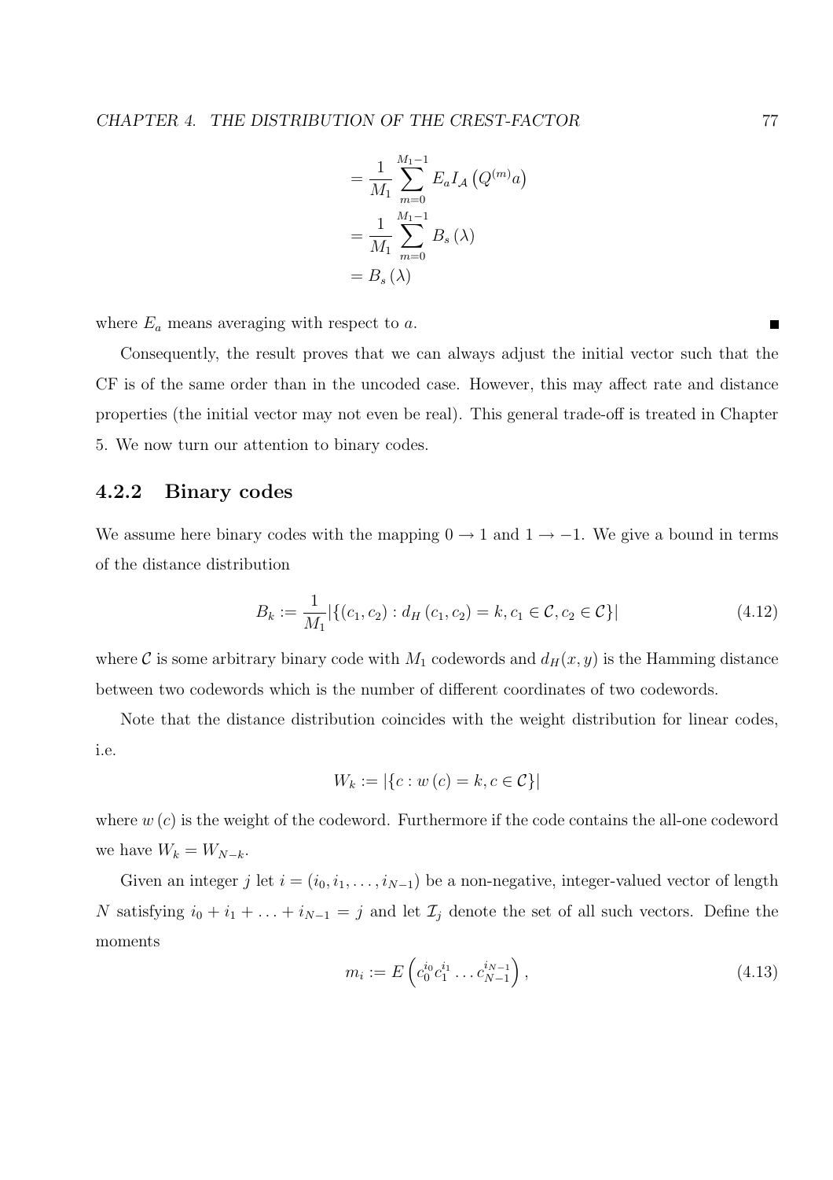$$
\begin{aligned}
&= \frac{1}{M_1} \sum_{m=0}^{M_1-1} E_a I_{\mathcal{A}} \left( Q^{(m)} a \right) \\
&= \frac{1}{M_1} \sum_{m=0}^{M_1-1} B_s (\lambda) \\
&= B_s (\lambda)
\end{aligned}
$$

where $E_a$ means averaging with respect to $a$. ■

Consequently, the result proves that we can always adjust the initial vector such that the CF is of the same order than in the uncoded case. However, this may affect rate and distance properties (the initial vector may not even be real). This general trade-off is treated in Chapter 5. We now turn our attention to binary codes.

### 4.2.2 Binary codes

We assume here binary codes with the mapping $0 \to 1$ and $1 \to -1$. We give a bound in terms of the distance distribution

$$
B_k := \frac{1}{M_1} |\{(c_1, c_2) : d_H (c_1, c_2) = k, c_1 \in \mathcal{C}, c_2 \in \mathcal{C}\}| \tag{4.12}
$$

where $\mathcal{C}$ is some arbitrary binary code with $M_1$ codewords and $d_H(x, y)$ is the Hamming distance between two codewords which is the number of different coordinates of two codewords.

Note that the distance distribution coincides with the weight distribution for linear codes, i.e.

$$
W_k := |\{c : w (c) = k, c \in \mathcal{C}\}|
$$

where $w (c)$ is the weight of the codeword. Furthermore if the code contains the all-one codeword we have $W_k = W_{N-k}$.

Given an integer $j$ let $i = (i_0, i_1, \ldots, i_{N-1})$ be a non-negative, integer-valued vector of length $N$ satisfying $i_0 + i_1 + \ldots + i_{N-1} = j$ and let $\mathcal{I}_j$ denote the set of all such vectors. Define the moments

$$
m_i := E \left( c_0^{i_0} c_1^{i_1} \ldots c_{N-1}^{i_{N-1}} \right), \tag{4.13}
$$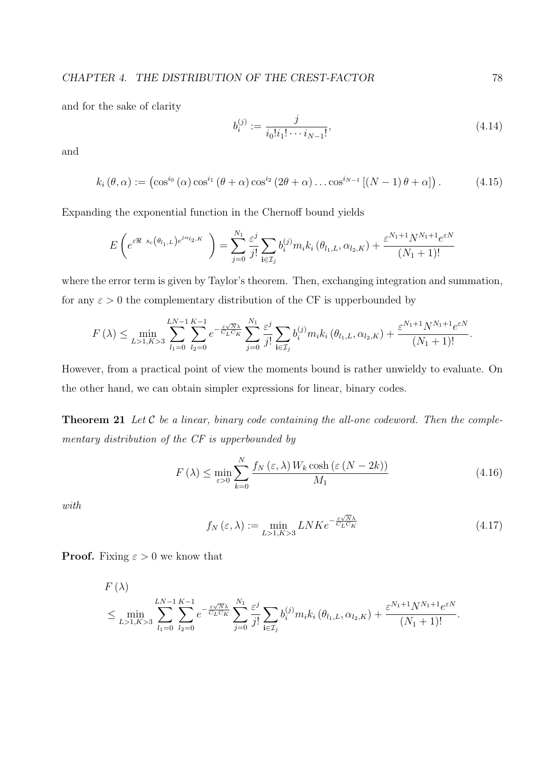and for the sake of clarity

$$b_i^{(j)} := \frac{j}{i_0! i_1! \cdots i_{N-1}!}, \tag{4.14}$$

and

$$k_i(\theta, \alpha) := \left( \cos^{i_0}(\alpha) \cos^{i_1}(\theta + \alpha) \cos^{i_2}(2\theta + \alpha) \ldots \cos^{i_{N-1}}[(N-1)\theta + \alpha] \right). \tag{4.15}$$

Expanding the exponential function in the Chernoff bound yields

$$E\left( e^{\varepsilon \Re \ s_c(\theta_{l_1,L}) e^{j\alpha_{l_2,K}}} \right) = \sum_{j=0}^{N_1} \frac{\varepsilon^j}{j!} \sum_{\mathbf{i} \in \mathcal{I}_j} b_i^{(j)} m_i k_i(\theta_{l_1,L}, \alpha_{l_2,K}) + \frac{\varepsilon^{N_1+1} N^{N_1+1} e^{\varepsilon N}}{(N_1+1)!}$$

where the error term is given by Taylor's theorem. Then, exchanging integration and summation, for any $\varepsilon > 0$ the complementary distribution of the CF is upperbounded by

$$F(\lambda) \leq \min_{L>1, K>3} \sum_{l_1=0}^{LN-1} \sum_{l_2=0}^{K-1} e^{-\frac{\varepsilon\sqrt{N}\lambda}{C_L C_K}} \sum_{j=0}^{N_1} \frac{\varepsilon^j}{j!} \sum_{\mathbf{i} \in \mathcal{I}_j} b_i^{(j)} m_i k_i(\theta_{l_1,L}, \alpha_{l_2,K}) + \frac{\varepsilon^{N_1+1} N^{N_1+1} e^{\varepsilon N}}{(N_1+1)!}.$$

However, from a practical point of view the moments bound is rather unwieldy to evaluate. On the other hand, we can obtain simpler expressions for linear, binary codes.

**Theorem 21** *Let $\mathcal{C}$ be a linear, binary code containing the all-one codeword. Then the complementary distribution of the CF is upperbounded by*

$$F(\lambda) \leq \min_{\varepsilon > 0} \sum_{k=0}^{N} \frac{f_N(\varepsilon, \lambda) W_k \cosh(\varepsilon(N-2k))}{M_1} \tag{4.16}$$

*with*

$$f_N(\varepsilon, \lambda) := \min_{L>1, K>3} LNK e^{-\frac{\varepsilon\sqrt{N}\lambda}{C_L C_K}} \tag{4.17}$$

**Proof.** Fixing $\varepsilon > 0$ we know that

$$F(\lambda) \leq \min_{L>1, K>3} \sum_{l_1=0}^{LN-1} \sum_{l_2=0}^{K-1} e^{-\frac{\varepsilon\sqrt{N}\lambda}{C_L C_K}} \sum_{j=0}^{N_1} \frac{\varepsilon^j}{j!} \sum_{\mathbf{i} \in \mathcal{I}_j} b_i^{(j)} m_i k_i(\theta_{l_1,L}, \alpha_{l_2,K}) + \frac{\varepsilon^{N_1+1} N^{N_1+1} e^{\varepsilon N}}{(N_1+1)!}.$$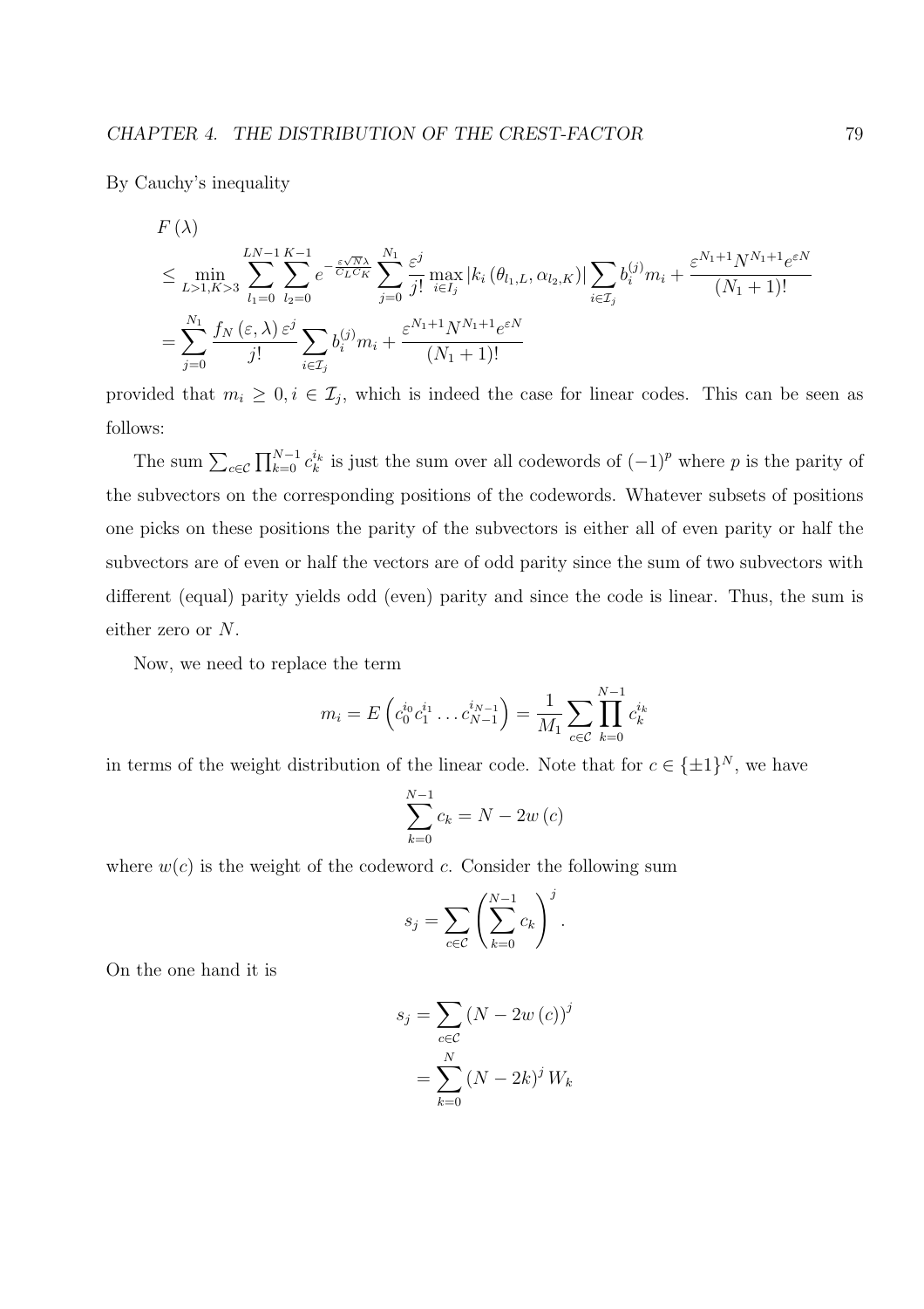By Cauchy's inequality

$$
\begin{aligned}
& F(\lambda) \\
& \leq \min_{L>1, K>3} \sum_{l_1=0}^{LN-1} \sum_{l_2=0}^{K-1} e^{-\frac{\varepsilon\sqrt{N}\lambda}{C_L C_K}} \sum_{j=0}^{N_1} \frac{\varepsilon^j}{j!} \max_{i \in I_j} \left| k_i \left(\theta_{l_1,L}, \alpha_{l_2,K}\right) \right| \sum_{i \in \mathcal{I}_j} b_i^{(j)} m_i + \frac{\varepsilon^{N_1+1} N^{N_1+1} e^{\varepsilon N}}{(N_1+1)!} \\
& = \sum_{j=0}^{N_1} \frac{f_N(\varepsilon, \lambda)\, \varepsilon^j}{j!} \sum_{i \in \mathcal{I}_j} b_i^{(j)} m_i + \frac{\varepsilon^{N_1+1} N^{N_1+1} e^{\varepsilon N}}{(N_1+1)!}
\end{aligned}
$$

provided that $m_i \geq 0, i \in \mathcal{I}_j$, which is indeed the case for linear codes. This can be seen as follows:

The sum $\sum_{c \in \mathcal{C}} \prod_{k=0}^{N-1} c_k^{i_k}$ is just the sum over all codewords of $(-1)^p$ where $p$ is the parity of the subvectors on the corresponding positions of the codewords. Whatever subsets of positions one picks on these positions the parity of the subvectors is either all of even parity or half the subvectors are of even or half the vectors are of odd parity since the sum of two subvectors with different (equal) parity yields odd (even) parity and since the code is linear. Thus, the sum is either zero or $N$.

Now, we need to replace the term

$$
m_i = E\left(c_0^{i_0} c_1^{i_1} \ldots c_{N-1}^{i_{N-1}}\right) = \frac{1}{M_1} \sum_{c \in \mathcal{C}} \prod_{k=0}^{N-1} c_k^{i_k}
$$

in terms of the weight distribution of the linear code. Note that for $c \in \{\pm 1\}^N$, we have

$$
\sum_{k=0}^{N-1} c_k = N - 2w(c)
$$

where $w(c)$ is the weight of the codeword $c$. Consider the following sum

$$
s_j = \sum_{c \in \mathcal{C}} \left( \sum_{k=0}^{N-1} c_k \right)^j .
$$

On the one hand it is

$$
\begin{aligned}
s_j &= \sum_{c \in \mathcal{C}} (N - 2w(c))^j \\
&= \sum_{k=0}^{N} (N - 2k)^j W_k
\end{aligned}
$$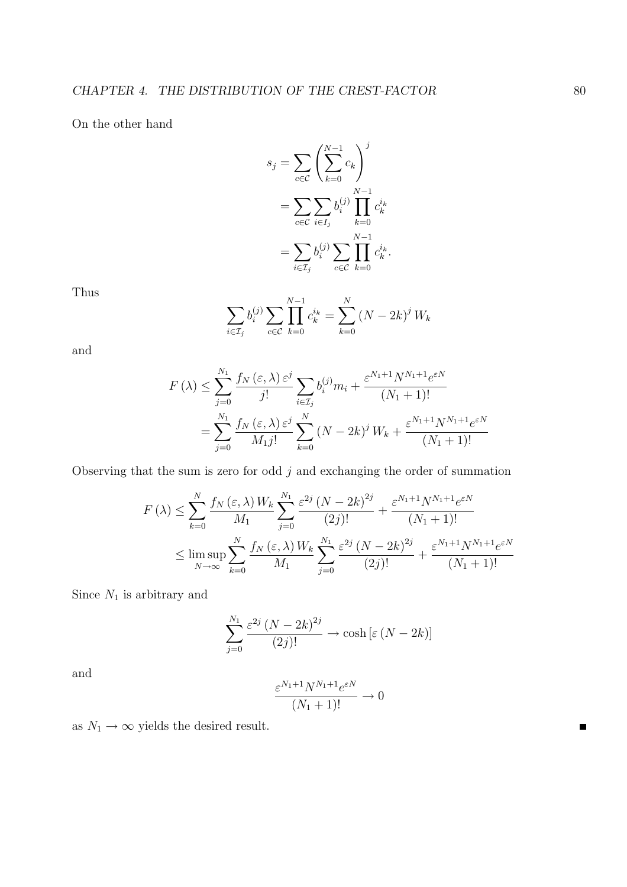On the other hand

$$
\begin{aligned}
s_j &= \sum_{c \in \mathcal{C}} \left( \sum_{k=0}^{N-1} c_k \right)^j \\
&= \sum_{c \in \mathcal{C}} \sum_{i \in I_j} b_i^{(j)} \prod_{k=0}^{N-1} c_k^{i_k} \\
&= \sum_{i \in \mathcal{I}_j} b_i^{(j)} \sum_{c \in \mathcal{C}} \prod_{k=0}^{N-1} c_k^{i_k}.
\end{aligned}
$$

Thus

$$
\sum_{i \in \mathcal{I}_j} b_i^{(j)} \sum_{c \in \mathcal{C}} \prod_{k=0}^{N-1} c_k^{i_k} = \sum_{k=0}^{N} (N - 2k)^j W_k
$$

and

$$
\begin{aligned}
F(\lambda) &\leq \sum_{j=0}^{N_1} \frac{f_N(\varepsilon, \lambda) \varepsilon^j}{j!} \sum_{i \in \mathcal{I}_j} b_i^{(j)} m_i + \frac{\varepsilon^{N_1+1} N^{N_1+1} e^{\varepsilon N}}{(N_1+1)!} \\
&= \sum_{j=0}^{N_1} \frac{f_N(\varepsilon, \lambda) \varepsilon^j}{M_1 j!} \sum_{k=0}^{N} (N - 2k)^j W_k + \frac{\varepsilon^{N_1+1} N^{N_1+1} e^{\varepsilon N}}{(N_1+1)!}
\end{aligned}
$$

Observing that the sum is zero for odd $j$ and exchanging the order of summation

$$
\begin{aligned}
F(\lambda) &\leq \sum_{k=0}^{N} \frac{f_N(\varepsilon, \lambda) W_k}{M_1} \sum_{j=0}^{N_1} \frac{\varepsilon^{2j} (N - 2k)^{2j}}{(2j)!} + \frac{\varepsilon^{N_1+1} N^{N_1+1} e^{\varepsilon N}}{(N_1+1)!} \\
&\leq \limsup_{N \to \infty} \sum_{k=0}^{N} \frac{f_N(\varepsilon, \lambda) W_k}{M_1} \sum_{j=0}^{N_1} \frac{\varepsilon^{2j} (N - 2k)^{2j}}{(2j)!} + \frac{\varepsilon^{N_1+1} N^{N_1+1} e^{\varepsilon N}}{(N_1+1)!}
\end{aligned}
$$

Since $N_1$ is arbitrary and

$$
\sum_{j=0}^{N_1} \frac{\varepsilon^{2j} (N - 2k)^{2j}}{(2j)!} \to \cosh\left[\varepsilon (N - 2k)\right]
$$

and

$$
\frac{\varepsilon^{N_1+1} N^{N_1+1} e^{\varepsilon N}}{(N_1+1)!} \to 0
$$

as $N_1 \to \infty$ yields the desired result. ∎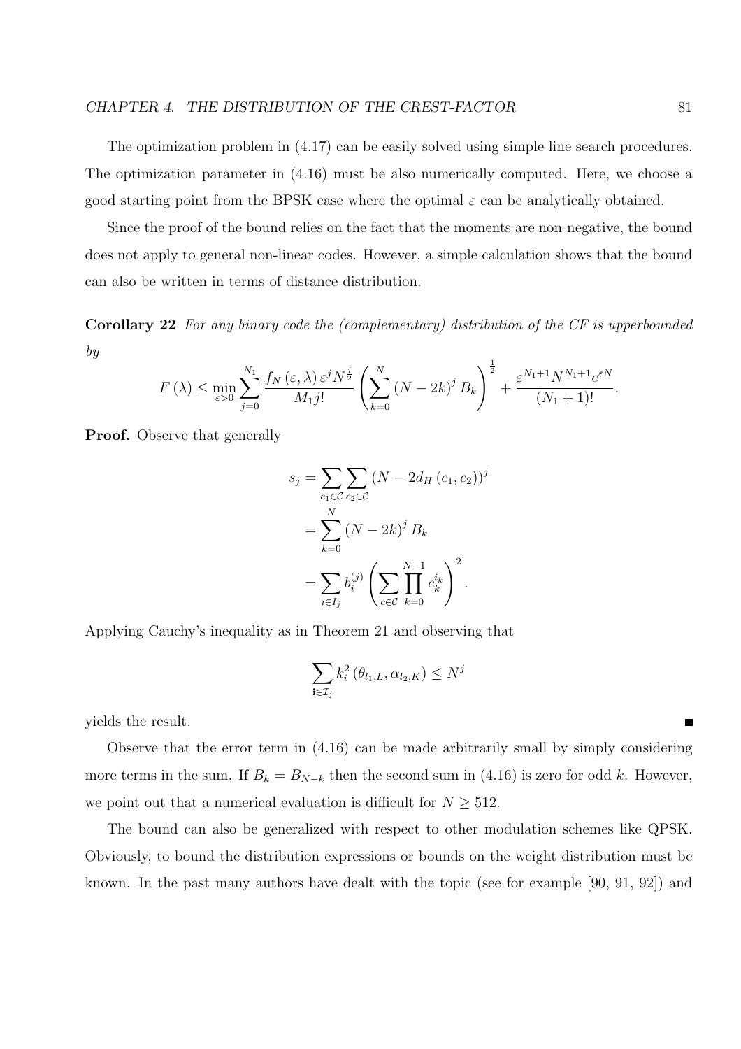The optimization problem in (4.17) can be easily solved using simple line search procedures. The optimization parameter in (4.16) must be also numerically computed. Here, we choose a good starting point from the BPSK case where the optimal $\varepsilon$ can be analytically obtained.

Since the proof of the bound relies on the fact that the moments are non-negative, the bound does not apply to general non-linear codes. However, a simple calculation shows that the bound can also be written in terms of distance distribution.

**Corollary 22** *For any binary code the (complementary) distribution of the CF is upperbounded by*

$$F(\lambda) \leq \min_{\varepsilon>0} \sum_{j=0}^{N_1} \frac{f_N(\varepsilon,\lambda)\,\varepsilon^j N^{\frac{j}{2}}}{M_1 j!} \left( \sum_{k=0}^{N} (N-2k)^j B_k \right)^{\frac{1}{2}} + \frac{\varepsilon^{N_1+1} N^{N_1+1} e^{\varepsilon N}}{(N_1+1)!}.$$

**Proof.** Observe that generally

$$\begin{aligned} s_j &= \sum_{c_1 \in \mathcal{C}} \sum_{c_2 \in \mathcal{C}} \left(N - 2 d_H(c_1, c_2)\right)^j \\ &= \sum_{k=0}^{N} (N-2k)^j B_k \\ &= \sum_{i \in I_j} b_i^{(j)} \left( \sum_{c \in \mathcal{C}} \prod_{k=0}^{N-1} c_k^{i_k} \right)^2. \end{aligned}$$

Applying Cauchy's inequality as in Theorem 21 and observing that

$$\sum_{\mathbf{i} \in \mathcal{I}_j} k_i^2 \left(\theta_{l_1,L}, \alpha_{l_2,K}\right) \leq N^j$$

yields the result. ∎

Observe that the error term in (4.16) can be made arbitrarily small by simply considering more terms in the sum. If $B_k = B_{N-k}$ then the second sum in (4.16) is zero for odd $k$. However, we point out that a numerical evaluation is difficult for $N \geq 512$.

The bound can also be generalized with respect to other modulation schemes like QPSK. Obviously, to bound the distribution expressions or bounds on the weight distribution must be known. In the past many authors have dealt with the topic (see for example [90, 91, 92]) and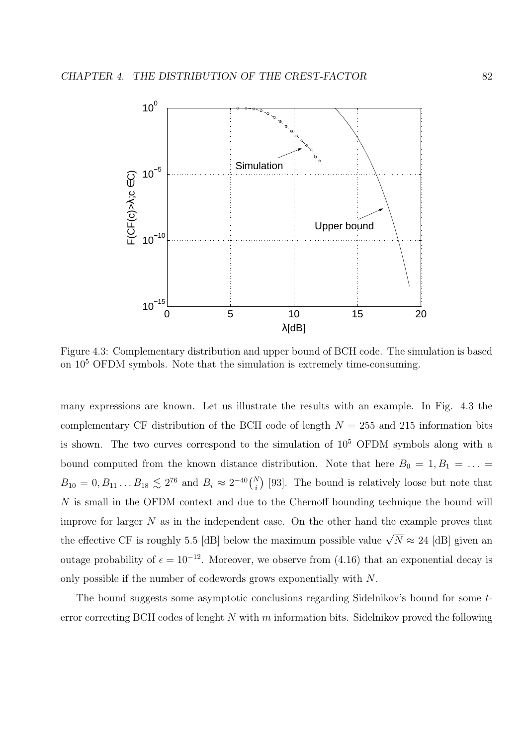Figure 4.3: Complementary distribution and upper bound of BCH code. The simulation is based on $10^5$ OFDM symbols. Note that the simulation is extremely time-consuming.

many expressions are known. Let us illustrate the results with an example. In Fig. 4.3 the complementary CF distribution of the BCH code of length $N = 255$ and 215 information bits is shown. The two curves correspond to the simulation of $10^5$ OFDM symbols along with a bound computed from the known distance distribution. Note that here $B_0 = 1, B_1 = \ldots = B_{10} = 0, B_{11} \ldots B_{18} \lesssim 2^{76}$ and $B_i \approx 2^{-40}\binom{N}{i}$ [93]. The bound is relatively loose but note that $N$ is small in the OFDM context and due to the Chernoff bounding technique the bound will improve for larger $N$ as in the independent case. On the other hand the example proves that the effective CF is roughly 5.5 [dB] below the maximum possible value $\sqrt{N} \approx 24$ [dB] given an outage probability of $\epsilon = 10^{-12}$. Moreover, we observe from (4.16) that an exponential decay is only possible if the number of codewords grows exponentially with $N$.

The bound suggests some asymptotic conclusions regarding Sidelnikov's bound for some $t$-error correcting BCH codes of lenght $N$ with $m$ information bits. Sidelnikov proved the following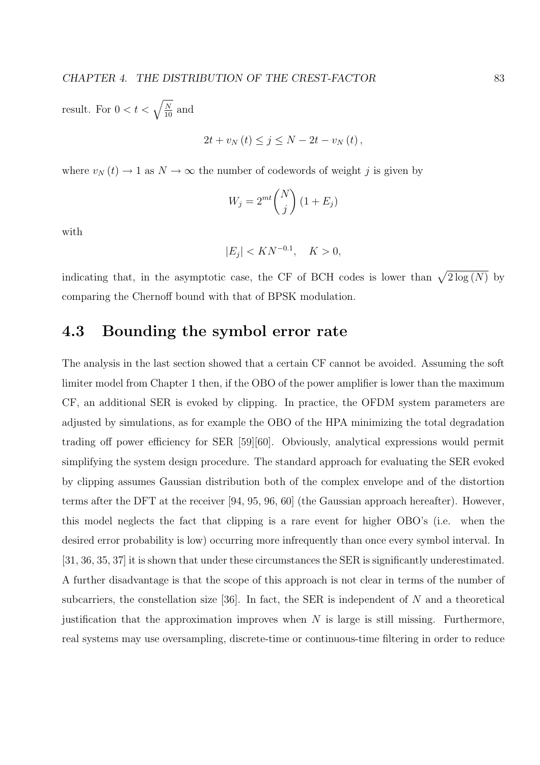result. For $0 < t < \sqrt{\frac{N}{10}}$ and

$$2t + v_N(t) \leq j \leq N - 2t - v_N(t),$$

where $v_N(t) \to 1$ as $N \to \infty$ the number of codewords of weight $j$ is given by

$$W_j = 2^{mt} \binom{N}{j} (1 + E_j)$$

with

$$|E_j| < K N^{-0.1}, \quad K > 0,$$

indicating that, in the asymptotic case, the CF of BCH codes is lower than $\sqrt{2 \log(N)}$ by comparing the Chernoff bound with that of BPSK modulation.

## 4.3 Bounding the symbol error rate

The analysis in the last section showed that a certain CF cannot be avoided. Assuming the soft limiter model from Chapter 1 then, if the OBO of the power amplifier is lower than the maximum CF, an additional SER is evoked by clipping. In practice, the OFDM system parameters are adjusted by simulations, as for example the OBO of the HPA minimizing the total degradation trading off power efficiency for SER [59][60]. Obviously, analytical expressions would permit simplifying the system design procedure. The standard approach for evaluating the SER evoked by clipping assumes Gaussian distribution both of the complex envelope and of the distortion terms after the DFT at the receiver [94, 95, 96, 60] (the Gaussian approach hereafter). However, this model neglects the fact that clipping is a rare event for higher OBO's (i.e. when the desired error probability is low) occurring more infrequently than once every symbol interval. In [31, 36, 35, 37] it is shown that under these circumstances the SER is significantly underestimated. A further disadvantage is that the scope of this approach is not clear in terms of the number of subcarriers, the constellation size [36]. In fact, the SER is independent of $N$ and a theoretical justification that the approximation improves when $N$ is large is still missing. Furthermore, real systems may use oversampling, discrete-time or continuous-time filtering in order to reduce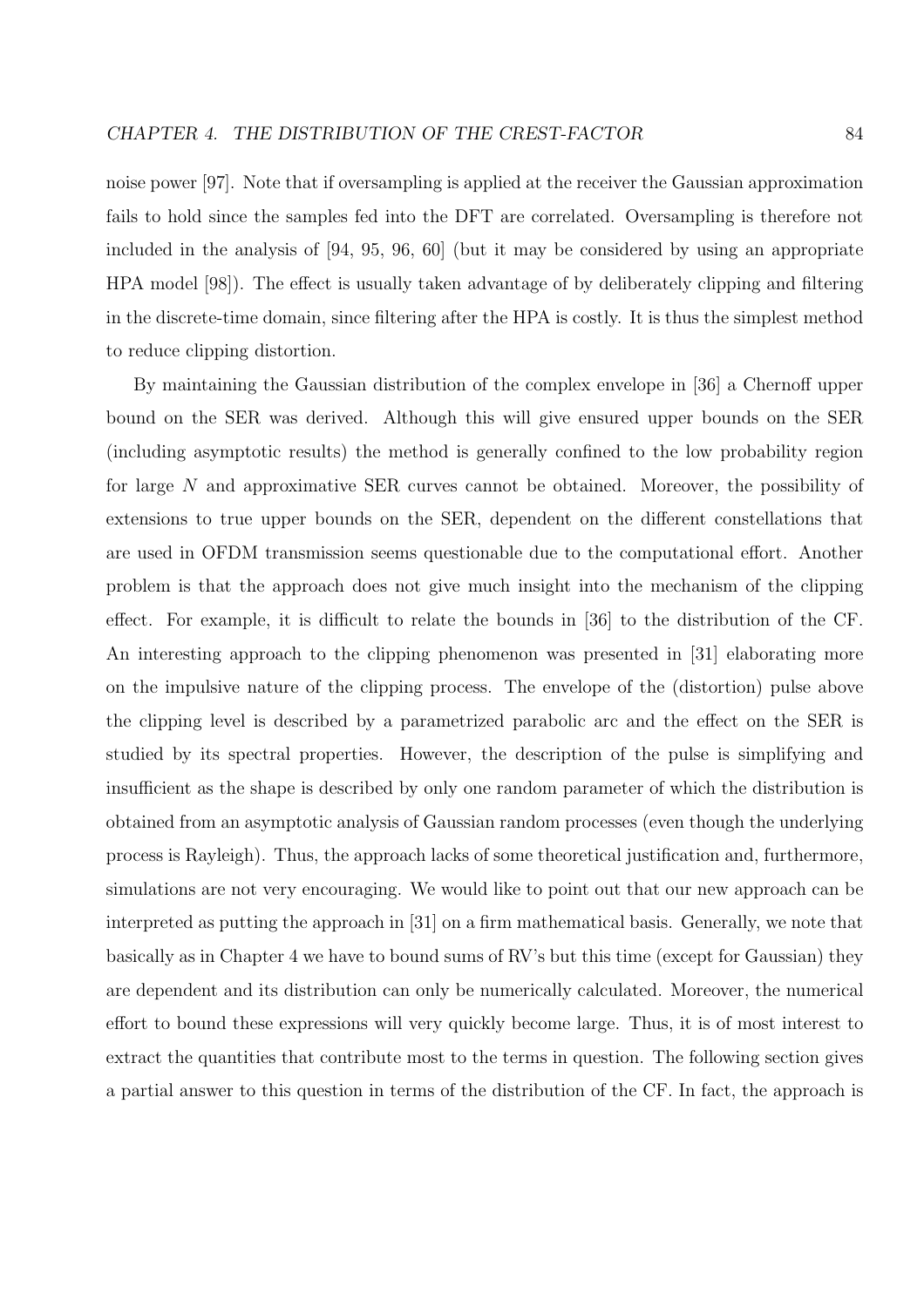noise power [97]. Note that if oversampling is applied at the receiver the Gaussian approximation fails to hold since the samples fed into the DFT are correlated. Oversampling is therefore not included in the analysis of [94, 95, 96, 60] (but it may be considered by using an appropriate HPA model [98]). The effect is usually taken advantage of by deliberately clipping and filtering in the discrete-time domain, since filtering after the HPA is costly. It is thus the simplest method to reduce clipping distortion.

By maintaining the Gaussian distribution of the complex envelope in [36] a Chernoff upper bound on the SER was derived. Although this will give ensured upper bounds on the SER (including asymptotic results) the method is generally confined to the low probability region for large $N$ and approximative SER curves cannot be obtained. Moreover, the possibility of extensions to true upper bounds on the SER, dependent on the different constellations that are used in OFDM transmission seems questionable due to the computational effort. Another problem is that the approach does not give much insight into the mechanism of the clipping effect. For example, it is difficult to relate the bounds in [36] to the distribution of the CF. An interesting approach to the clipping phenomenon was presented in [31] elaborating more on the impulsive nature of the clipping process. The envelope of the (distortion) pulse above the clipping level is described by a parametrized parabolic arc and the effect on the SER is studied by its spectral properties. However, the description of the pulse is simplifying and insufficient as the shape is described by only one random parameter of which the distribution is obtained from an asymptotic analysis of Gaussian random processes (even though the underlying process is Rayleigh). Thus, the approach lacks of some theoretical justification and, furthermore, simulations are not very encouraging. We would like to point out that our new approach can be interpreted as putting the approach in [31] on a firm mathematical basis. Generally, we note that basically as in Chapter 4 we have to bound sums of RV's but this time (except for Gaussian) they are dependent and its distribution can only be numerically calculated. Moreover, the numerical effort to bound these expressions will very quickly become large. Thus, it is of most interest to extract the quantities that contribute most to the terms in question. The following section gives a partial answer to this question in terms of the distribution of the CF. In fact, the approach is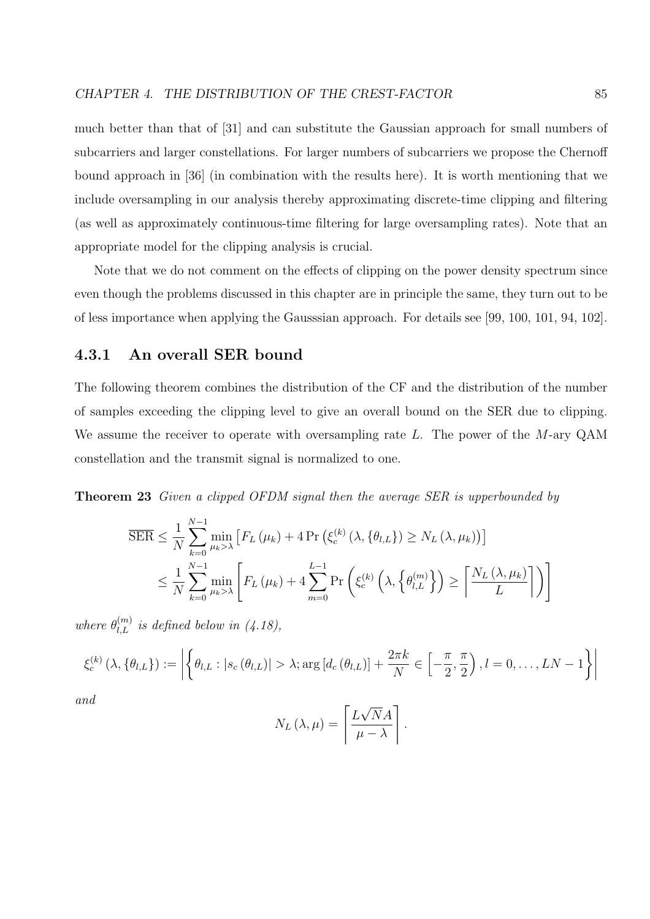much better than that of [31] and can substitute the Gaussian approach for small numbers of subcarriers and larger constellations. For larger numbers of subcarriers we propose the Chernoff bound approach in [36] (in combination with the results here). It is worth mentioning that we include oversampling in our analysis thereby approximating discrete-time clipping and filtering (as well as approximately continuous-time filtering for large oversampling rates). Note that an appropriate model for the clipping analysis is crucial.

Note that we do not comment on the effects of clipping on the power density spectrum since even though the problems discussed in this chapter are in principle the same, they turn out to be of less importance when applying the Gausssian approach. For details see [99, 100, 101, 94, 102].

### 4.3.1 An overall SER bound

The following theorem combines the distribution of the CF and the distribution of the number of samples exceeding the clipping level to give an overall bound on the SER due to clipping. We assume the receiver to operate with oversampling rate $L$. The power of the $M$-ary QAM constellation and the transmit signal is normalized to one.

**Theorem 23** *Given a clipped OFDM signal then the average SER is upperbounded by*

$$
\begin{aligned}
\overline{\mathrm{SER}} &\leq \frac{1}{N} \sum_{k=0}^{N-1} \min_{\mu_k > \lambda} \left[ F_L(\mu_k) + 4 \Pr\left( \xi_c^{(k)}\left(\lambda, \{\theta_{l,L}\}\right) \geq N_L(\lambda, \mu_k) \right) \right] \\
&\leq \frac{1}{N} \sum_{k=0}^{N-1} \min_{\mu_k > \lambda} \left[ F_L(\mu_k) + 4 \sum_{m=0}^{L-1} \Pr\left( \xi_c^{(k)}\left(\lambda, \left\{\theta_{l,L}^{(m)}\right\}\right) \geq \left\lceil \frac{N_L(\lambda, \mu_k)}{L} \right\rceil \right) \right]
\end{aligned}
$$

*where $\theta_{l,L}^{(m)}$ is defined below in (4.18),*

$$
\xi_c^{(k)}\left(\lambda, \{\theta_{l,L}\}\right) := \left| \left\{ \theta_{l,L} : |s_c(\theta_{l,L})| > \lambda ; \arg\left[d_c(\theta_{l,L})\right] + \frac{2\pi k}{N} \in \left[-\frac{\pi}{2}, \frac{\pi}{2}\right), l = 0, \ldots, LN-1 \right\} \right|
$$

*and*

$$
N_L(\lambda, \mu) = \left\lceil \frac{L\sqrt{N}A}{\mu - \lambda} \right\rceil .
$$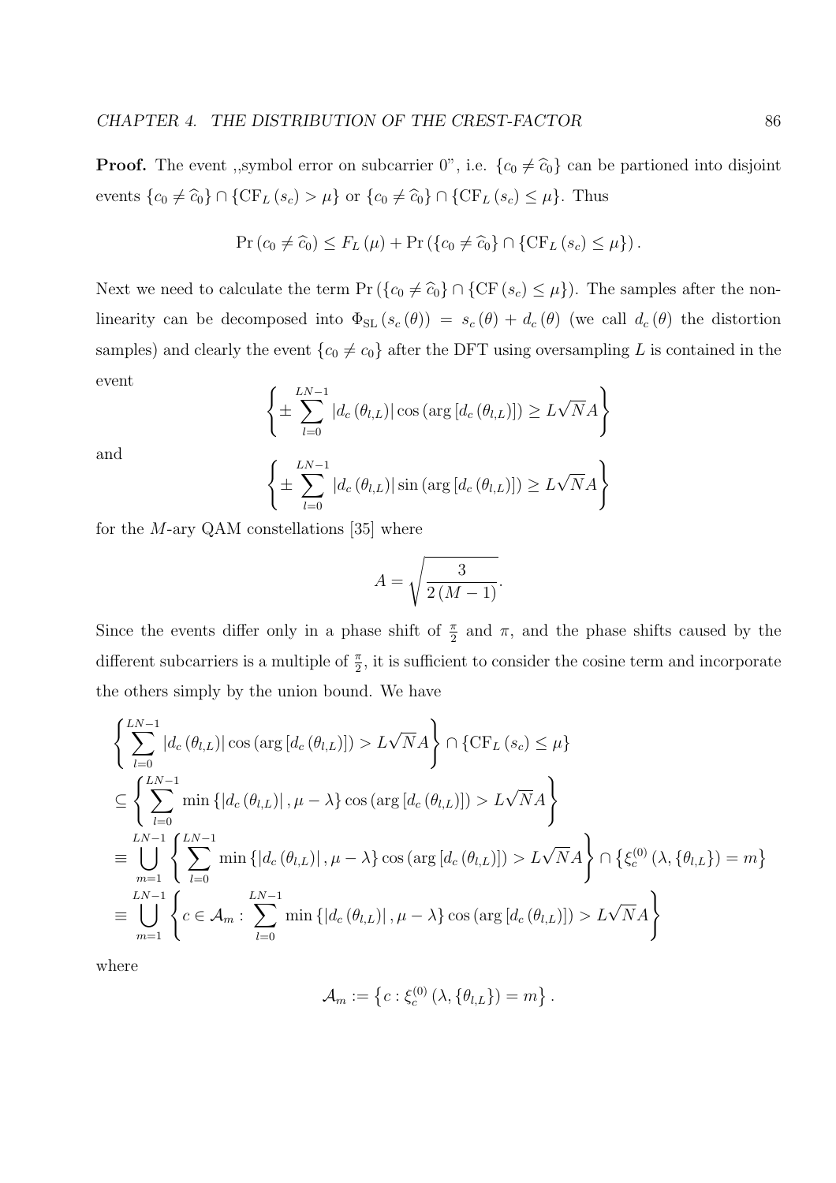**Proof.** The event ,,symbol error on subcarrier 0", i.e. $\{c_0 \neq \widehat{c}_0\}$ can be partioned into disjoint events $\{c_0 \neq \widehat{c}_0\} \cap \{\mathrm{CF}_L(s_c) > \mu\}$ or $\{c_0 \neq \widehat{c}_0\} \cap \{\mathrm{CF}_L(s_c) \leq \mu\}$. Thus

$$\Pr(c_0 \neq \widehat{c}_0) \leq F_L(\mu) + \Pr(\{c_0 \neq \widehat{c}_0\} \cap \{\mathrm{CF}_L(s_c) \leq \mu\}).$$

Next we need to calculate the term $\Pr(\{c_0 \neq \widehat{c}_0\} \cap \{\mathrm{CF}(s_c) \leq \mu\})$. The samples after the nonlinearity can be decomposed into $\Phi_{\mathrm{SL}}(s_c(\theta)) = s_c(\theta) + d_c(\theta)$ (we call $d_c(\theta)$ the distortion samples) and clearly the event $\{c_0 \neq c_0\}$ after the DFT using oversampling $L$ is contained in the event

$$\left\{ \pm \sum_{l=0}^{LN-1} |d_c(\theta_{l,L})| \cos(\arg[d_c(\theta_{l,L})]) \geq L\sqrt{N}A \right\}$$

and

$$\left\{ \pm \sum_{l=0}^{LN-1} |d_c(\theta_{l,L})| \sin(\arg[d_c(\theta_{l,L})]) \geq L\sqrt{N}A \right\}$$

for the $M$-ary QAM constellations [35] where

$$A = \sqrt{\frac{3}{2(M-1)}}.$$

Since the events differ only in a phase shift of $\frac{\pi}{2}$ and $\pi$, and the phase shifts caused by the different subcarriers is a multiple of $\frac{\pi}{2}$, it is sufficient to consider the cosine term and incorporate the others simply by the union bound. We have

$$\begin{aligned}
&\left\{ \sum_{l=0}^{LN-1} |d_c(\theta_{l,L})| \cos(\arg[d_c(\theta_{l,L})]) > L\sqrt{N}A \right\} \cap \{\mathrm{CF}_L(s_c) \leq \mu\} \\
&\subseteq \left\{ \sum_{l=0}^{LN-1} \min\{|d_c(\theta_{l,L})|, \mu - \lambda\} \cos(\arg[d_c(\theta_{l,L})]) > L\sqrt{N}A \right\} \\
&\equiv \bigcup_{m=1}^{LN-1} \left\{ \sum_{l=0}^{LN-1} \min\{|d_c(\theta_{l,L})|, \mu - \lambda\} \cos(\arg[d_c(\theta_{l,L})]) > L\sqrt{N}A \right\} \cap \left\{ \xi_c^{(0)}(\lambda, \{\theta_{l,L}\}) = m \right\} \\
&\equiv \bigcup_{m=1}^{LN-1} \left\{ c \in \mathcal{A}_m : \sum_{l=0}^{LN-1} \min\{|d_c(\theta_{l,L})|, \mu - \lambda\} \cos(\arg[d_c(\theta_{l,L})]) > L\sqrt{N}A \right\}
\end{aligned}$$

where

$$\mathcal{A}_m := \left\{ c : \xi_c^{(0)}(\lambda, \{\theta_{l,L}\}) = m \right\}.$$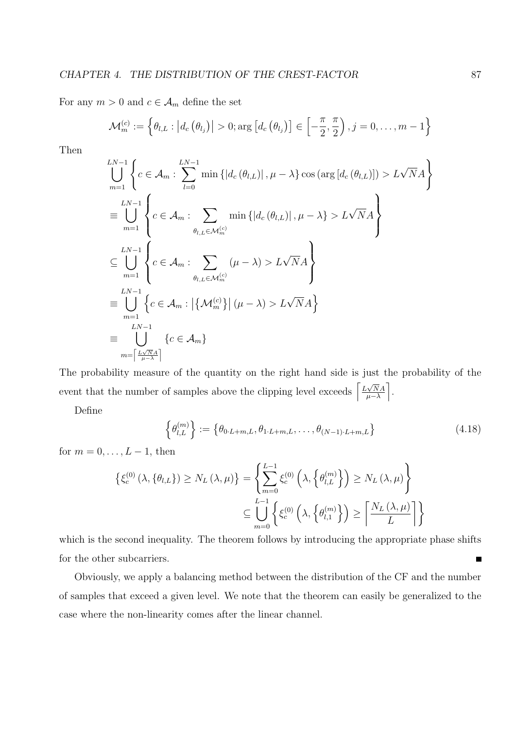For any $m > 0$ and $c \in \mathcal{A}_m$ define the set

$$\mathcal{M}_m^{(c)} := \left\{ \theta_{l,L} : \left| d_c\left(\theta_{l_j}\right) \right| > 0; \arg\left[ d_c\left(\theta_{l_j}\right) \right] \in \left[ -\frac{\pi}{2}, \frac{\pi}{2} \right), j = 0, \ldots, m-1 \right\}$$

Then

$$\begin{aligned}
&\bigcup_{m=1}^{LN-1} \left\{ c \in \mathcal{A}_m : \sum_{l=0}^{LN-1} \min\left\{ \left| d_c\left(\theta_{l,L}\right) \right|, \mu - \lambda \right\} \cos\left( \arg\left[ d_c\left(\theta_{l,L}\right) \right] \right) > L\sqrt{N}A \right\} \\
&\equiv \bigcup_{m=1}^{LN-1} \left\{ c \in \mathcal{A}_m : \sum_{\theta_{l,L} \in \mathcal{M}_m^{(c)}} \min\left\{ \left| d_c\left(\theta_{l,L}\right) \right|, \mu - \lambda \right\} > L\sqrt{N}A \right\} \\
&\subseteq \bigcup_{m=1}^{LN-1} \left\{ c \in \mathcal{A}_m : \sum_{\theta_{l,L} \in \mathcal{M}_m^{(c)}} \left( \mu - \lambda \right) > L\sqrt{N}A \right\} \\
&\equiv \bigcup_{m=1}^{LN-1} \left\{ c \in \mathcal{A}_m : \left| \left\{ \mathcal{M}_m^{(c)} \right\} \right| \left( \mu - \lambda \right) > L\sqrt{N}A \right\} \\
&\equiv \bigcup_{m=\left\lceil \frac{L\sqrt{N}A}{\mu - \lambda} \right\rceil}^{LN-1} \left\{ c \in \mathcal{A}_m \right\}
\end{aligned}$$

The probability measure of the quantity on the right hand side is just the probability of the event that the number of samples above the clipping level exceeds $\left\lceil \frac{L\sqrt{N}A}{\mu-\lambda} \right\rceil$.

Define

$$\left\{ \theta_{l,L}^{(m)} \right\} := \left\{ \theta_{0 \cdot L+m,L}, \theta_{1 \cdot L+m,L}, \ldots, \theta_{(N-1) \cdot L+m,L} \right\} \tag{4.18}$$

for $m = 0, \ldots, L-1$, then

$$\begin{aligned}
\left\{ \xi_c^{(0)}\left(\lambda, \left\{\theta_{l,L}\right\}\right) \geq N_L\left(\lambda, \mu\right) \right\} &= \left\{ \sum_{m=0}^{L-1} \xi_c^{(0)}\left(\lambda, \left\{ \theta_{l,L}^{(m)} \right\}\right) \geq N_L\left(\lambda, \mu\right) \right\} \\
&\subseteq \bigcup_{m=0}^{L-1} \left\{ \xi_c^{(0)}\left(\lambda, \left\{ \theta_{l,1}^{(m)} \right\}\right) \geq \left\lceil \frac{N_L\left(\lambda, \mu\right)}{L} \right\rceil \right\}
\end{aligned}$$

which is the second inequality. The theorem follows by introducing the appropriate phase shifts for the other subcarriers. ∎

Obviously, we apply a balancing method between the distribution of the CF and the number of samples that exceed a given level. We note that the theorem can easily be generalized to the case where the non-linearity comes after the linear channel.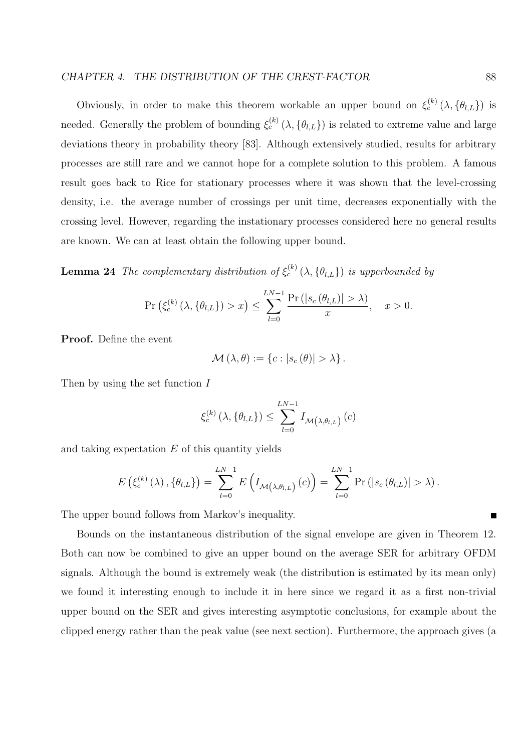Obviously, in order to make this theorem workable an upper bound on $\xi_c^{(k)}(\lambda, \{\theta_{l,L}\})$ is needed. Generally the problem of bounding $\xi_c^{(k)}(\lambda, \{\theta_{l,L}\})$ is related to extreme value and large deviations theory in probability theory [83]. Although extensively studied, results for arbitrary processes are still rare and we cannot hope for a complete solution to this problem. A famous result goes back to Rice for stationary processes where it was shown that the level-crossing density, i.e. the average number of crossings per unit time, decreases exponentially with the crossing level. However, regarding the instationary processes considered here no general results are known. We can at least obtain the following upper bound.

**Lemma 24** *The complementary distribution of* $\xi_c^{(k)}(\lambda, \{\theta_{l,L}\})$ *is upperbounded by*

$$\Pr\left(\xi_c^{(k)}(\lambda, \{\theta_{l,L}\}) > x\right) \leq \sum_{l=0}^{LN-1} \frac{\Pr\left(|s_c(\theta_{l,L})| > \lambda\right)}{x}, \quad x > 0.$$

**Proof.** Define the event

$$\mathcal{M}(\lambda, \theta) := \{c : |s_c(\theta)| > \lambda\}.$$

Then by using the set function $I$

$$\xi_c^{(k)}(\lambda, \{\theta_{l,L}\}) \leq \sum_{l=0}^{LN-1} I_{\mathcal{M}(\lambda, \theta_{l,L})}(c)$$

and taking expectation $E$ of this quantity yields

$$E\left(\xi_c^{(k)}(\lambda), \{\theta_{l,L}\}\right) = \sum_{l=0}^{LN-1} E\left(I_{\mathcal{M}(\lambda, \theta_{l,L})}(c)\right) = \sum_{l=0}^{LN-1} \Pr\left(|s_c(\theta_{l,L})| > \lambda\right).$$

The upper bound follows from Markov's inequality. ∎

Bounds on the instantaneous distribution of the signal envelope are given in Theorem 12. Both can now be combined to give an upper bound on the average SER for arbitrary OFDM signals. Although the bound is extremely weak (the distribution is estimated by its mean only) we found it interesting enough to include it in here since we regard it as a first non-trivial upper bound on the SER and gives interesting asymptotic conclusions, for example about the clipped energy rather than the peak value (see next section). Furthermore, the approach gives (a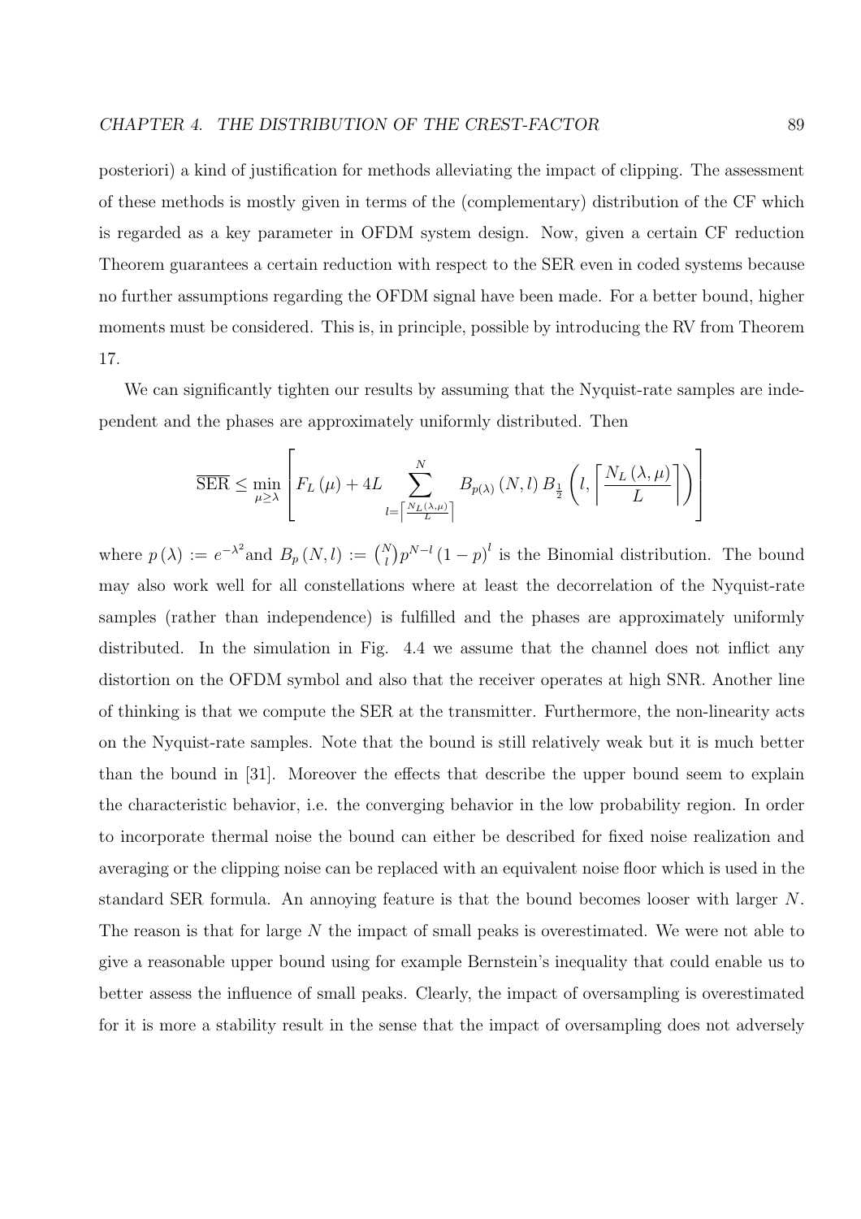posteriori) a kind of justification for methods alleviating the impact of clipping. The assessment of these methods is mostly given in terms of the (complementary) distribution of the CF which is regarded as a key parameter in OFDM system design. Now, given a certain CF reduction Theorem guarantees a certain reduction with respect to the SER even in coded systems because no further assumptions regarding the OFDM signal have been made. For a better bound, higher moments must be considered. This is, in principle, possible by introducing the RV from Theorem 17.

We can significantly tighten our results by assuming that the Nyquist-rate samples are independent and the phases are approximately uniformly distributed. Then

$$\overline{\text{SER}} \leq \min_{\mu \geq \lambda} \left[ F_L(\mu) + 4L \sum_{l=\left\lceil \frac{N_L(\lambda,\mu)}{L} \right\rceil}^{N} B_{p(\lambda)}(N,l)\, B_{\frac{1}{2}}\left(l, \left\lceil \frac{N_L(\lambda,\mu)}{L} \right\rceil \right) \right]$$

where $p(\lambda) := e^{-\lambda^2}$and $B_p(N,l) := \binom{N}{l} p^{N-l} (1-p)^l$ is the Binomial distribution. The bound may also work well for all constellations where at least the decorrelation of the Nyquist-rate samples (rather than independence) is fulfilled and the phases are approximately uniformly distributed. In the simulation in Fig. 4.4 we assume that the channel does not inflict any distortion on the OFDM symbol and also that the receiver operates at high SNR. Another line of thinking is that we compute the SER at the transmitter. Furthermore, the non-linearity acts on the Nyquist-rate samples. Note that the bound is still relatively weak but it is much better than the bound in [31]. Moreover the effects that describe the upper bound seem to explain the characteristic behavior, i.e. the converging behavior in the low probability region. In order to incorporate thermal noise the bound can either be described for fixed noise realization and averaging or the clipping noise can be replaced with an equivalent noise floor which is used in the standard SER formula. An annoying feature is that the bound becomes looser with larger $N$. The reason is that for large $N$ the impact of small peaks is overestimated. We were not able to give a reasonable upper bound using for example Bernstein's inequality that could enable us to better assess the influence of small peaks. Clearly, the impact of oversampling is overestimated for it is more a stability result in the sense that the impact of oversampling does not adversely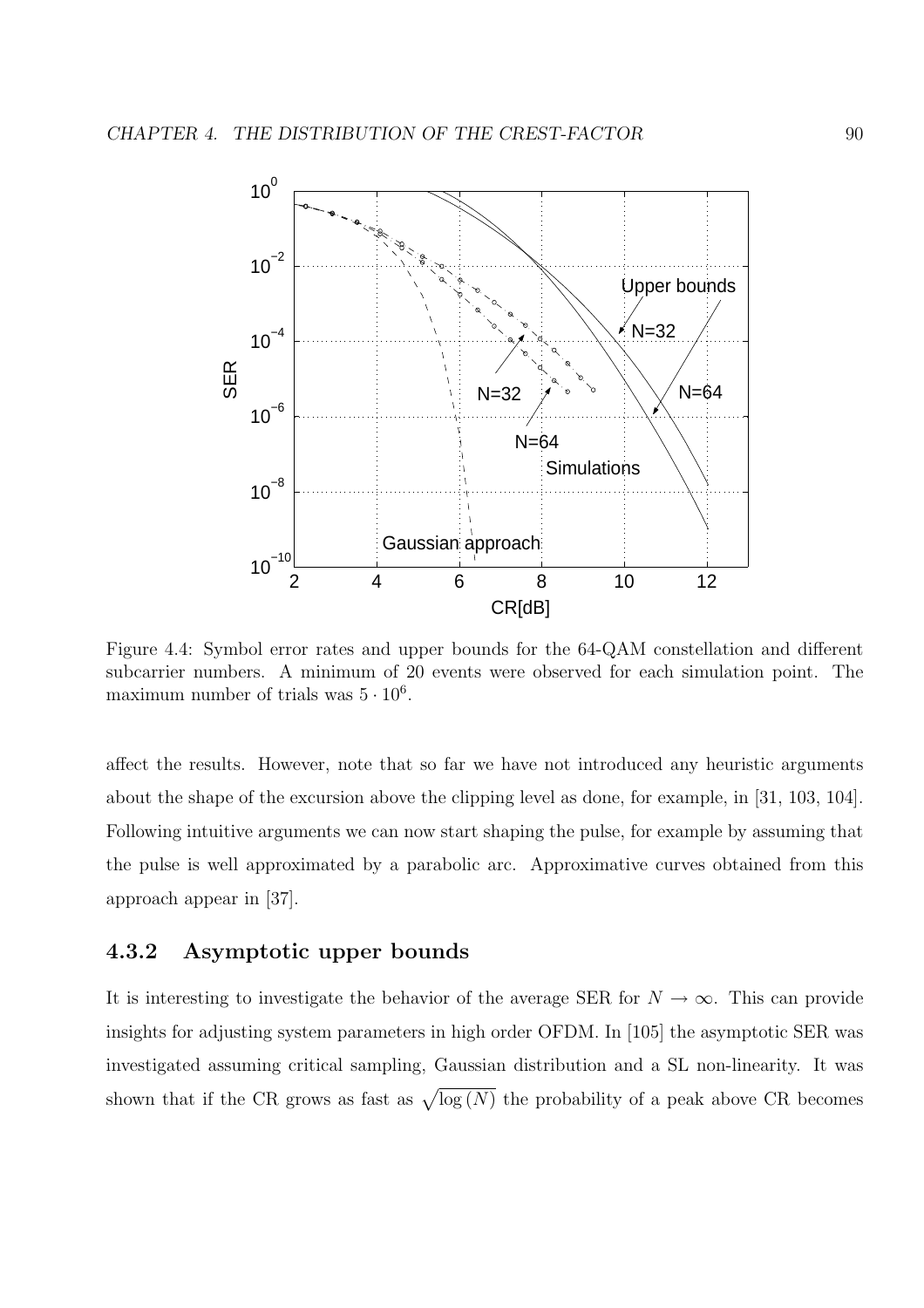Figure 4.4: Symbol error rates and upper bounds for the 64-QAM constellation and different subcarrier numbers. A minimum of 20 events were observed for each simulation point. The maximum number of trials was $5 \cdot 10^6$.

affect the results. However, note that so far we have not introduced any heuristic arguments about the shape of the excursion above the clipping level as done, for example, in [31, 103, 104]. Following intuitive arguments we can now start shaping the pulse, for example by assuming that the pulse is well approximated by a parabolic arc. Approximative curves obtained from this approach appear in [37].

### 4.3.2 Asymptotic upper bounds

It is interesting to investigate the behavior of the average SER for $N \to \infty$. This can provide insights for adjusting system parameters in high order OFDM. In [105] the asymptotic SER was investigated assuming critical sampling, Gaussian distribution and a SL non-linearity. It was shown that if the CR grows as fast as $\sqrt{\log(N)}$ the probability of a peak above CR becomes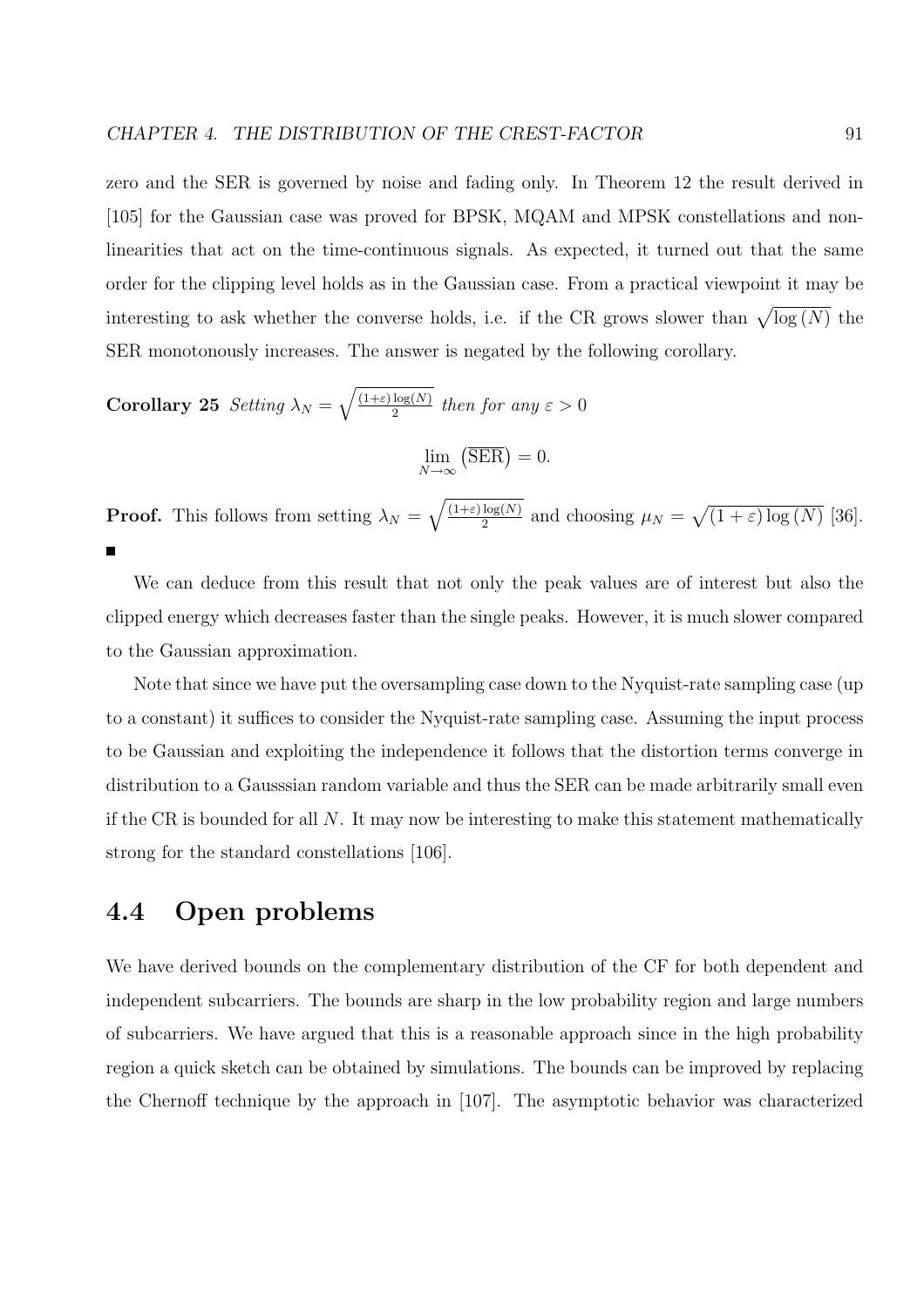zero and the SER is governed by noise and fading only. In Theorem 12 the result derived in [105] for the Gaussian case was proved for BPSK, MQAM and MPSK constellations and non-linearities that act on the time-continuous signals. As expected, it turned out that the same order for the clipping level holds as in the Gaussian case. From a practical viewpoint it may be interesting to ask whether the converse holds, i.e. if the CR grows slower than $\sqrt{\log(N)}$ the SER monotonously increases. The answer is negated by the following corollary.

**Corollary 25** *Setting* $\lambda_N = \sqrt{\frac{(1+\varepsilon)\log(N)}{2}}$ *then for any* $\varepsilon > 0$

$$\lim_{N\to\infty} \left(\overline{\text{SER}}\right) = 0.$$

**Proof.** This follows from setting $\lambda_N = \sqrt{\frac{(1+\varepsilon)\log(N)}{2}}$ and choosing $\mu_N = \sqrt{(1+\varepsilon)\log(N)}$ [36]. ∎

We can deduce from this result that not only the peak values are of interest but also the clipped energy which decreases faster than the single peaks. However, it is much slower compared to the Gaussian approximation.

Note that since we have put the oversampling case down to the Nyquist-rate sampling case (up to a constant) it suffices to consider the Nyquist-rate sampling case. Assuming the input process to be Gaussian and exploiting the independence it follows that the distortion terms converge in distribution to a Gausssian random variable and thus the SER can be made arbitrarily small even if the CR is bounded for all $N$. It may now be interesting to make this statement mathematically strong for the standard constellations [106].

## 4.4 Open problems

We have derived bounds on the complementary distribution of the CF for both dependent and independent subcarriers. The bounds are sharp in the low probability region and large numbers of subcarriers. We have argued that this is a reasonable approach since in the high probability region a quick sketch can be obtained by simulations. The bounds can be improved by replacing the Chernoff technique by the approach in [107]. The asymptotic behavior was characterized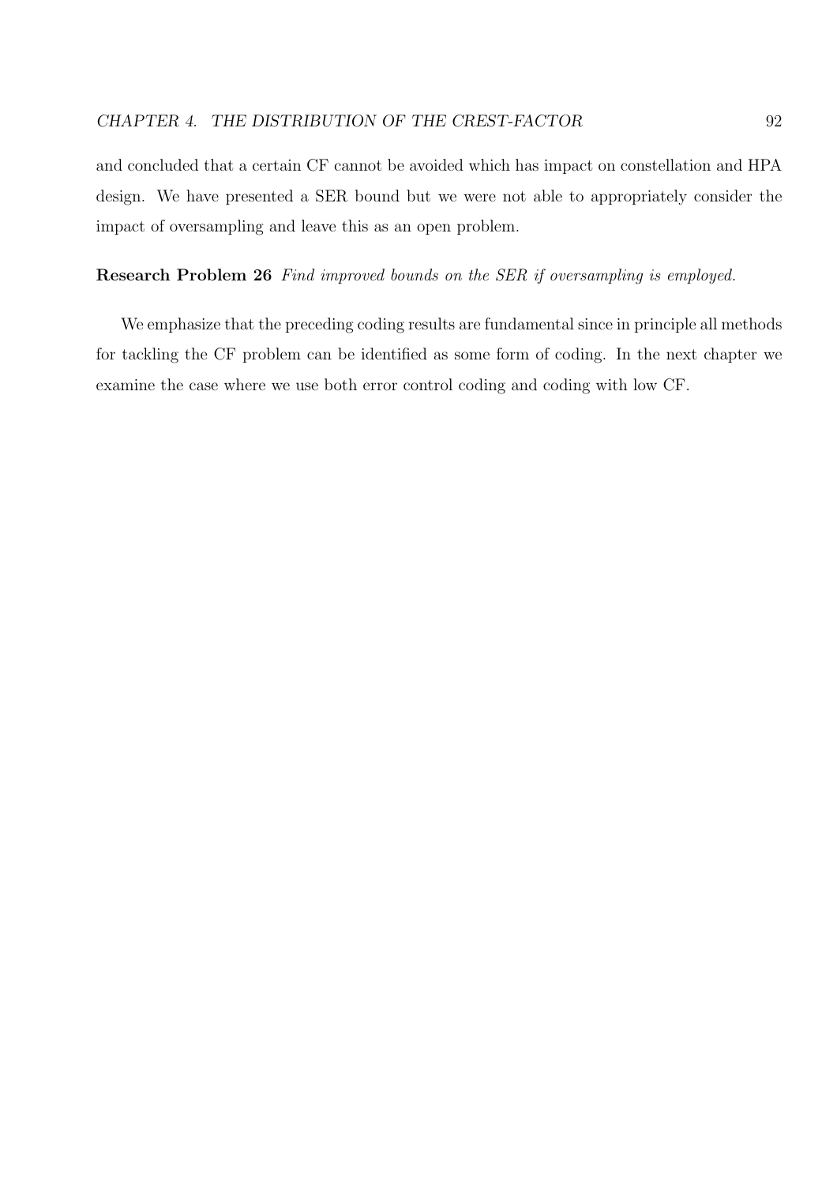and concluded that a certain CF cannot be avoided which has impact on constellation and HPA design. We have presented a SER bound but we were not able to appropriately consider the impact of oversampling and leave this as an open problem.

**Research Problem 26** *Find improved bounds on the SER if oversampling is employed.*

We emphasize that the preceding coding results are fundamental since in principle all methods for tackling the CF problem can be identified as some form of coding. In the next chapter we examine the case where we use both error control coding and coding with low CF.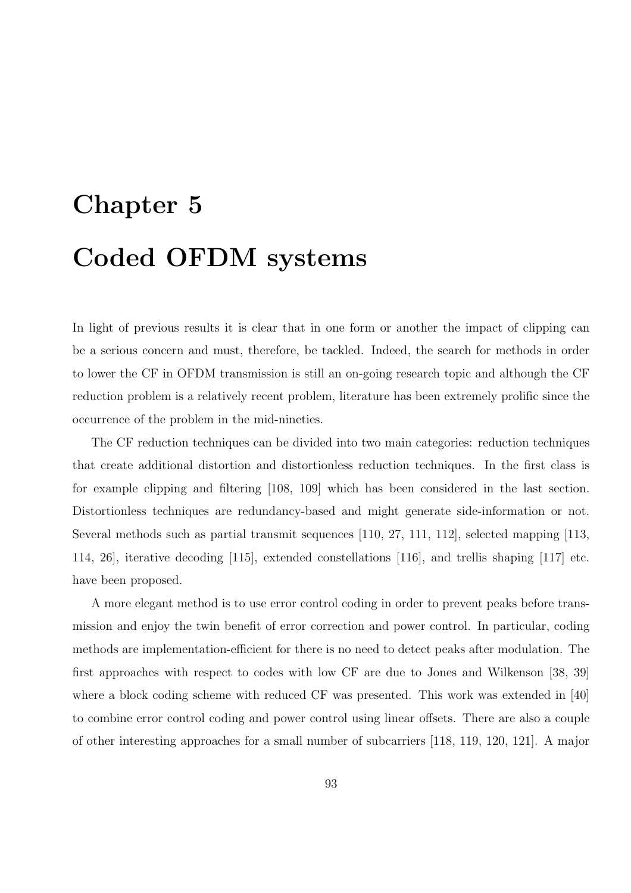# Chapter 5

# Coded OFDM systems

In light of previous results it is clear that in one form or another the impact of clipping can be a serious concern and must, therefore, be tackled. Indeed, the search for methods in order to lower the CF in OFDM transmission is still an on-going research topic and although the CF reduction problem is a relatively recent problem, literature has been extremely prolific since the occurrence of the problem in the mid-nineties.

The CF reduction techniques can be divided into two main categories: reduction techniques that create additional distortion and distortionless reduction techniques. In the first class is for example clipping and filtering [108, 109] which has been considered in the last section. Distortionless techniques are redundancy-based and might generate side-information or not. Several methods such as partial transmit sequences [110, 27, 111, 112], selected mapping [113, 114, 26], iterative decoding [115], extended constellations [116], and trellis shaping [117] etc. have been proposed.

A more elegant method is to use error control coding in order to prevent peaks before transmission and enjoy the twin benefit of error correction and power control. In particular, coding methods are implementation-efficient for there is no need to detect peaks after modulation. The first approaches with respect to codes with low CF are due to Jones and Wilkenson [38, 39] where a block coding scheme with reduced CF was presented. This work was extended in [40] to combine error control coding and power control using linear offsets. There are also a couple of other interesting approaches for a small number of subcarriers [118, 119, 120, 121]. A major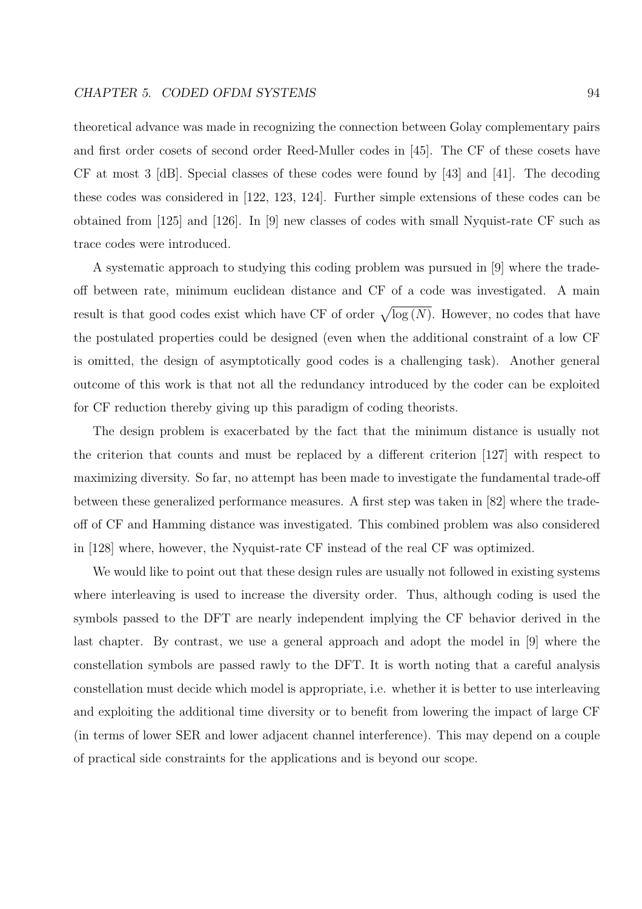theoretical advance was made in recognizing the connection between Golay complementary pairs and first order cosets of second order Reed-Muller codes in [45]. The CF of these cosets have CF at most 3 [dB]. Special classes of these codes were found by [43] and [41]. The decoding these codes was considered in [122, 123, 124]. Further simple extensions of these codes can be obtained from [125] and [126]. In [9] new classes of codes with small Nyquist-rate CF such as trace codes were introduced.

A systematic approach to studying this coding problem was pursued in [9] where the trade-off between rate, minimum euclidean distance and CF of a code was investigated. A main result is that good codes exist which have CF of order $\sqrt{\log(N)}$. However, no codes that have the postulated properties could be designed (even when the additional constraint of a low CF is omitted, the design of asymptotically good codes is a challenging task). Another general outcome of this work is that not all the redundancy introduced by the coder can be exploited for CF reduction thereby giving up this paradigm of coding theorists.

The design problem is exacerbated by the fact that the minimum distance is usually not the criterion that counts and must be replaced by a different criterion [127] with respect to maximizing diversity. So far, no attempt has been made to investigate the fundamental trade-off between these generalized performance measures. A first step was taken in [82] where the trade-off of CF and Hamming distance was investigated. This combined problem was also considered in [128] where, however, the Nyquist-rate CF instead of the real CF was optimized.

We would like to point out that these design rules are usually not followed in existing systems where interleaving is used to increase the diversity order. Thus, although coding is used the symbols passed to the DFT are nearly independent implying the CF behavior derived in the last chapter. By contrast, we use a general approach and adopt the model in [9] where the constellation symbols are passed rawly to the DFT. It is worth noting that a careful analysis constellation must decide which model is appropriate, i.e. whether it is better to use interleaving and exploiting the additional time diversity or to benefit from lowering the impact of large CF (in terms of lower SER and lower adjacent channel interference). This may depend on a couple of practical side constraints for the applications and is beyond our scope.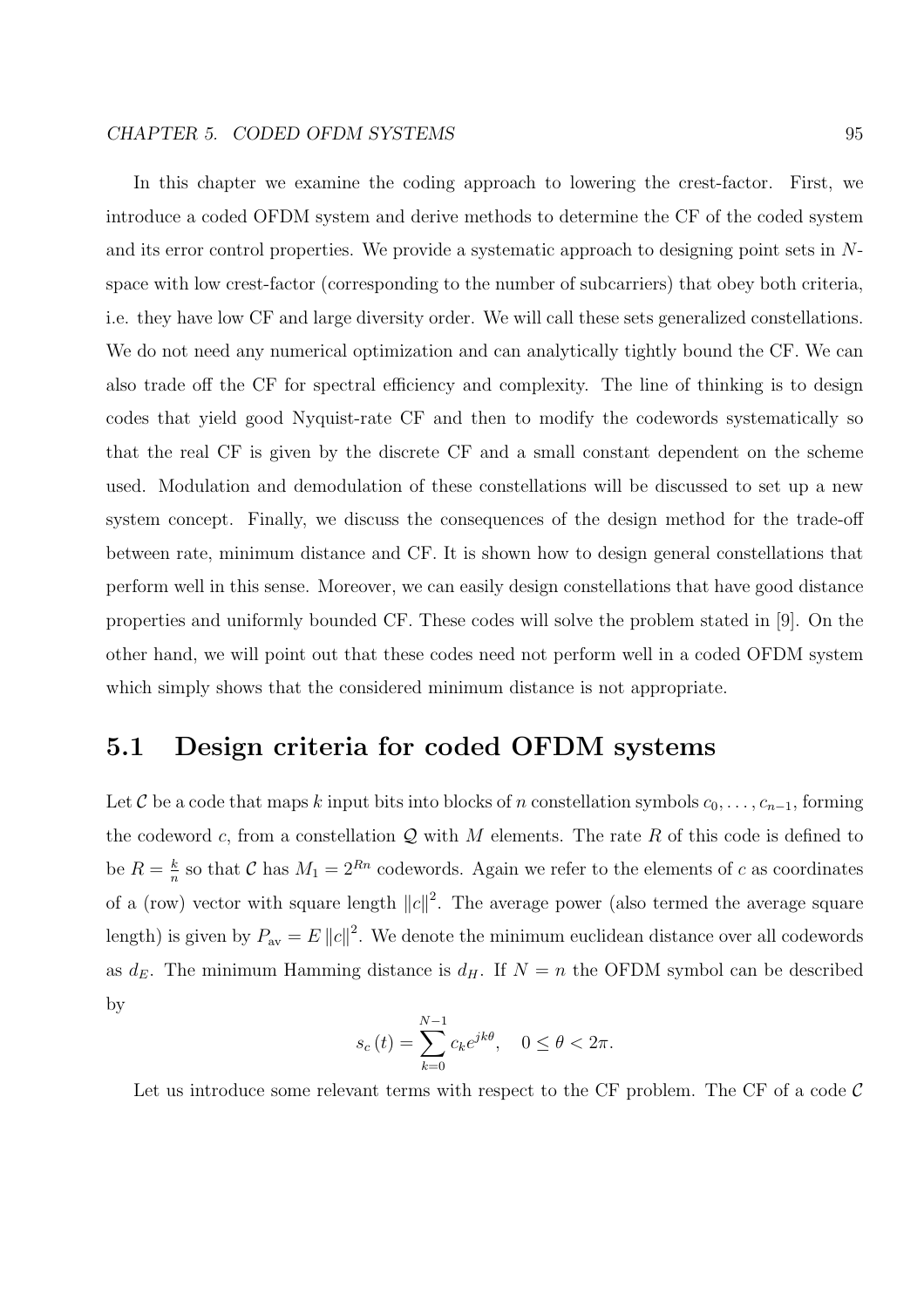In this chapter we examine the coding approach to lowering the crest-factor. First, we introduce a coded OFDM system and derive methods to determine the CF of the coded system and its error control properties. We provide a systematic approach to designing point sets in $N$-space with low crest-factor (corresponding to the number of subcarriers) that obey both criteria, i.e. they have low CF and large diversity order. We will call these sets generalized constellations. We do not need any numerical optimization and can analytically tightly bound the CF. We can also trade off the CF for spectral efficiency and complexity. The line of thinking is to design codes that yield good Nyquist-rate CF and then to modify the codewords systematically so that the real CF is given by the discrete CF and a small constant dependent on the scheme used. Modulation and demodulation of these constellations will be discussed to set up a new system concept. Finally, we discuss the consequences of the design method for the trade-off between rate, minimum distance and CF. It is shown how to design general constellations that perform well in this sense. Moreover, we can easily design constellations that have good distance properties and uniformly bounded CF. These codes will solve the problem stated in [9]. On the other hand, we will point out that these codes need not perform well in a coded OFDM system which simply shows that the considered minimum distance is not appropriate.

## 5.1 Design criteria for coded OFDM systems

Let $\mathcal{C}$ be a code that maps $k$ input bits into blocks of $n$ constellation symbols $c_0, \ldots, c_{n-1}$, forming the codeword $c$, from a constellation $\mathcal{Q}$ with $M$ elements. The rate $R$ of this code is defined to be $R = \frac{k}{n}$ so that $\mathcal{C}$ has $M_1 = 2^{Rn}$ codewords. Again we refer to the elements of $c$ as coordinates of a (row) vector with square length $\|c\|^2$. The average power (also termed the average square length) is given by $P_{\text{av}} = E\,\|c\|^2$. We denote the minimum euclidean distance over all codewords as $d_E$. The minimum Hamming distance is $d_H$. If $N = n$ the OFDM symbol can be described by

$$s_c(t) = \sum_{k=0}^{N-1} c_k e^{jk\theta}, \quad 0 \leq \theta < 2\pi.$$

Let us introduce some relevant terms with respect to the CF problem. The CF of a code $\mathcal{C}$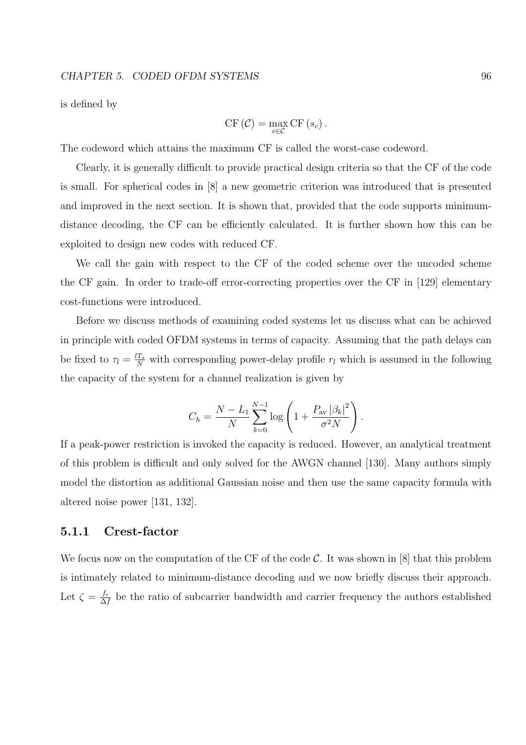is defined by

$$\mathrm{CF}(\mathcal{C}) = \max_{c \in \mathcal{C}} \mathrm{CF}(s_c).$$

The codeword which attains the maximum CF is called the worst-case codeword.

Clearly, it is generally difficult to provide practical design criteria so that the CF of the code is small. For spherical codes in [8] a new geometric criterion was introduced that is presented and improved in the next section. It is shown that, provided that the code supports minimum-distance decoding, the CF can be efficiently calculated. It is further shown how this can be exploited to design new codes with reduced CF.

We call the gain with respect to the CF of the coded scheme over the uncoded scheme the CF gain. In order to trade-off error-correcting properties over the CF in [129] elementary cost-functions were introduced.

Before we discuss methods of examining coded systems let us discuss what can be achieved in principle with coded OFDM systems in terms of capacity. Assuming that the path delays can be fixed to $\tau_l = \frac{lT_s}{N}$ with corresponding power-delay profile $r_l$ which is assumed in the following the capacity of the system for a channel realization is given by

$$C_h = \frac{N - L_1}{N} \sum_{k=0}^{N-1} \log\left(1 + \frac{P_{\mathrm{av}} |\beta_k|^2}{\sigma^2 N}\right).$$

If a peak-power restriction is invoked the capacity is reduced. However, an analytical treatment of this problem is difficult and only solved for the AWGN channel [130]. Many authors simply model the distortion as additional Gaussian noise and then use the same capacity formula with altered noise power [131, 132].

### 5.1.1 Crest-factor

We focus now on the computation of the CF of the code $\mathcal{C}$. It was shown in [8] that this problem is intimately related to minimum-distance decoding and we now briefly discuss their approach. Let $\zeta = \frac{f_c}{\Delta f}$ be the ratio of subcarrier bandwidth and carrier frequency the authors established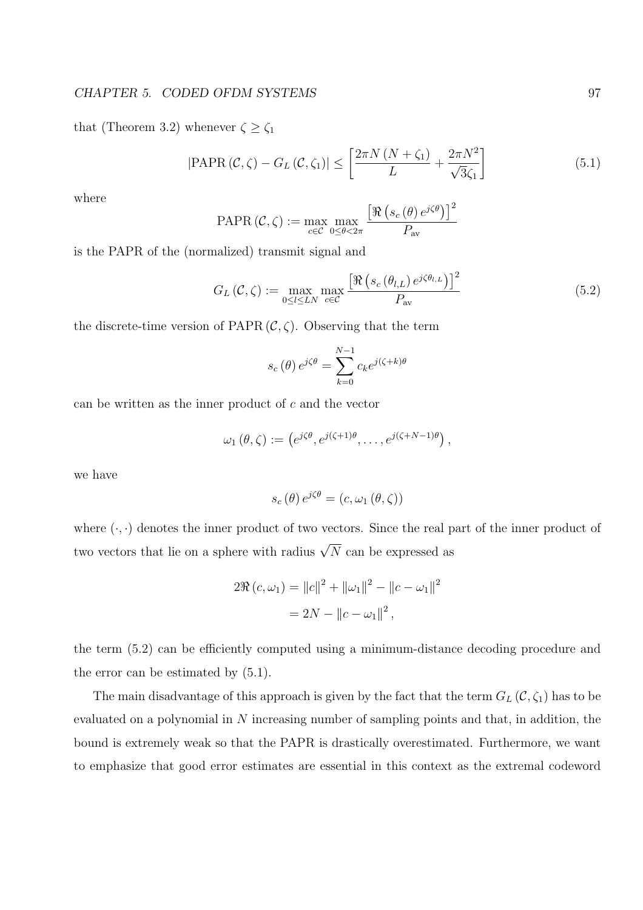that (Theorem 3.2) whenever $\zeta \geq \zeta_1$

$$\left|\mathrm{PAPR}\left(\mathcal{C},\zeta\right) - G_L\left(\mathcal{C},\zeta_1\right)\right| \leq \left[\frac{2\pi N\left(N+\zeta_1\right)}{L} + \frac{2\pi N^2}{\sqrt{3}\zeta_1}\right] \tag{5.1}$$

where

$$\mathrm{PAPR}\left(\mathcal{C},\zeta\right) := \max_{c\in\mathcal{C}} \max_{0\leq\theta<2\pi} \frac{\left[\Re\left(s_c\left(\theta\right)e^{j\zeta\theta}\right)\right]^2}{P_{\mathrm{av}}}$$

is the PAPR of the (normalized) transmit signal and

$$G_L\left(\mathcal{C},\zeta\right) := \max_{0\leq l\leq LN} \max_{c\in\mathcal{C}} \frac{\left[\Re\left(s_c\left(\theta_{l,L}\right)e^{j\zeta\theta_{l,L}}\right)\right]^2}{P_{\mathrm{av}}} \tag{5.2}$$

the discrete-time version of $\mathrm{PAPR}\left(\mathcal{C},\zeta\right)$. Observing that the term

$$s_c\left(\theta\right)e^{j\zeta\theta} = \sum_{k=0}^{N-1} c_k e^{j(\zeta+k)\theta}$$

can be written as the inner product of $c$ and the vector

$$\omega_1\left(\theta,\zeta\right) := \left(e^{j\zeta\theta}, e^{j(\zeta+1)\theta}, \ldots, e^{j(\zeta+N-1)\theta}\right),$$

we have

$$s_c\left(\theta\right)e^{j\zeta\theta} = \left(c, \omega_1\left(\theta,\zeta\right)\right)$$

where $(\cdot,\cdot)$ denotes the inner product of two vectors. Since the real part of the inner product of two vectors that lie on a sphere with radius $\sqrt{N}$ can be expressed as

$$\begin{aligned}
2\Re\left(c,\omega_1\right) &= \left\|c\right\|^2 + \left\|\omega_1\right\|^2 - \left\|c-\omega_1\right\|^2 \\
&= 2N - \left\|c-\omega_1\right\|^2,
\end{aligned}$$

the term (5.2) can be efficiently computed using a minimum-distance decoding procedure and the error can be estimated by (5.1).

The main disadvantage of this approach is given by the fact that the term $G_L\left(\mathcal{C},\zeta_1\right)$ has to be evaluated on a polynomial in $N$ increasing number of sampling points and that, in addition, the bound is extremely weak so that the PAPR is drastically overestimated. Furthermore, we want to emphasize that good error estimates are essential in this context as the extremal codeword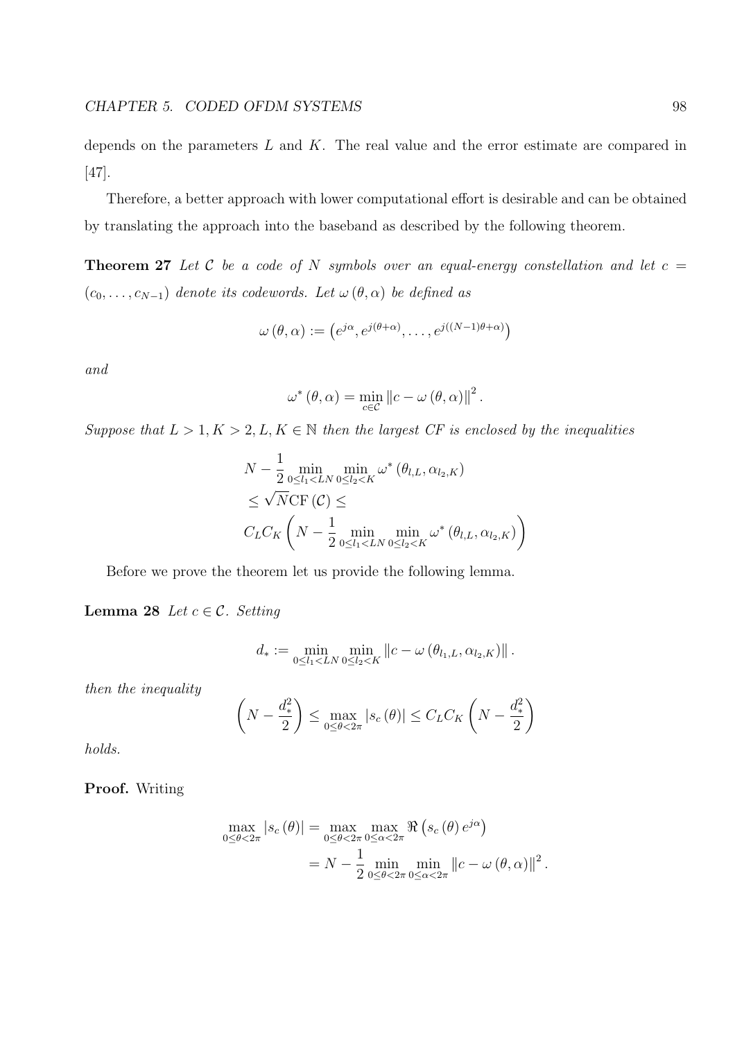depends on the parameters $L$ and $K$. The real value and the error estimate are compared in [47].

Therefore, a better approach with lower computational effort is desirable and can be obtained by translating the approach into the baseband as described by the following theorem.

**Theorem 27** *Let $\mathcal{C}$ be a code of $N$ symbols over an equal-energy constellation and let $c = (c_0, \ldots, c_{N-1})$ denote its codewords. Let $\omega(\theta, \alpha)$ be defined as*

$$\omega(\theta, \alpha) := \left(e^{j\alpha}, e^{j(\theta+\alpha)}, \ldots, e^{j((N-1)\theta+\alpha)}\right)$$

*and*

$$\omega^*(\theta, \alpha) = \min_{c \in \mathcal{C}} \|c - \omega(\theta, \alpha)\|^2 .$$

*Suppose that $L > 1, K > 2, L, K \in \mathbb{N}$ then the largest CF is enclosed by the inequalities*

$$\begin{aligned}
&N - \frac{1}{2} \min_{0 \le l_1 < LN} \min_{0 \le l_2 < K} \omega^*(\theta_{l,L}, \alpha_{l_2,K}) \\
&\le \sqrt{N}\mathrm{CF}(\mathcal{C}) \le \\
&C_L C_K \left(N - \frac{1}{2} \min_{0 \le l_1 < LN} \min_{0 \le l_2 < K} \omega^*(\theta_{l,L}, \alpha_{l_2,K})\right)
\end{aligned}$$

Before we prove the theorem let us provide the following lemma.

**Lemma 28** *Let $c \in \mathcal{C}$. Setting*

$$d_* := \min_{0 \le l_1 < LN} \min_{0 \le l_2 < K} \|c - \omega(\theta_{l_1,L}, \alpha_{l_2,K})\| .$$

*then the inequality*

$$\left(N - \frac{d_*^2}{2}\right) \le \max_{0 \le \theta < 2\pi} |s_c(\theta)| \le C_L C_K \left(N - \frac{d_*^2}{2}\right)$$

*holds.*

**Proof.** Writing

$$\begin{aligned}
\max_{0 \le \theta < 2\pi} |s_c(\theta)| &= \max_{0 \le \theta < 2\pi} \max_{0 \le \alpha < 2\pi} \Re\left(s_c(\theta) e^{j\alpha}\right) \\
&= N - \frac{1}{2} \min_{0 \le \theta < 2\pi} \min_{0 \le \alpha < 2\pi} \|c - \omega(\theta, \alpha)\|^2 .
\end{aligned}$$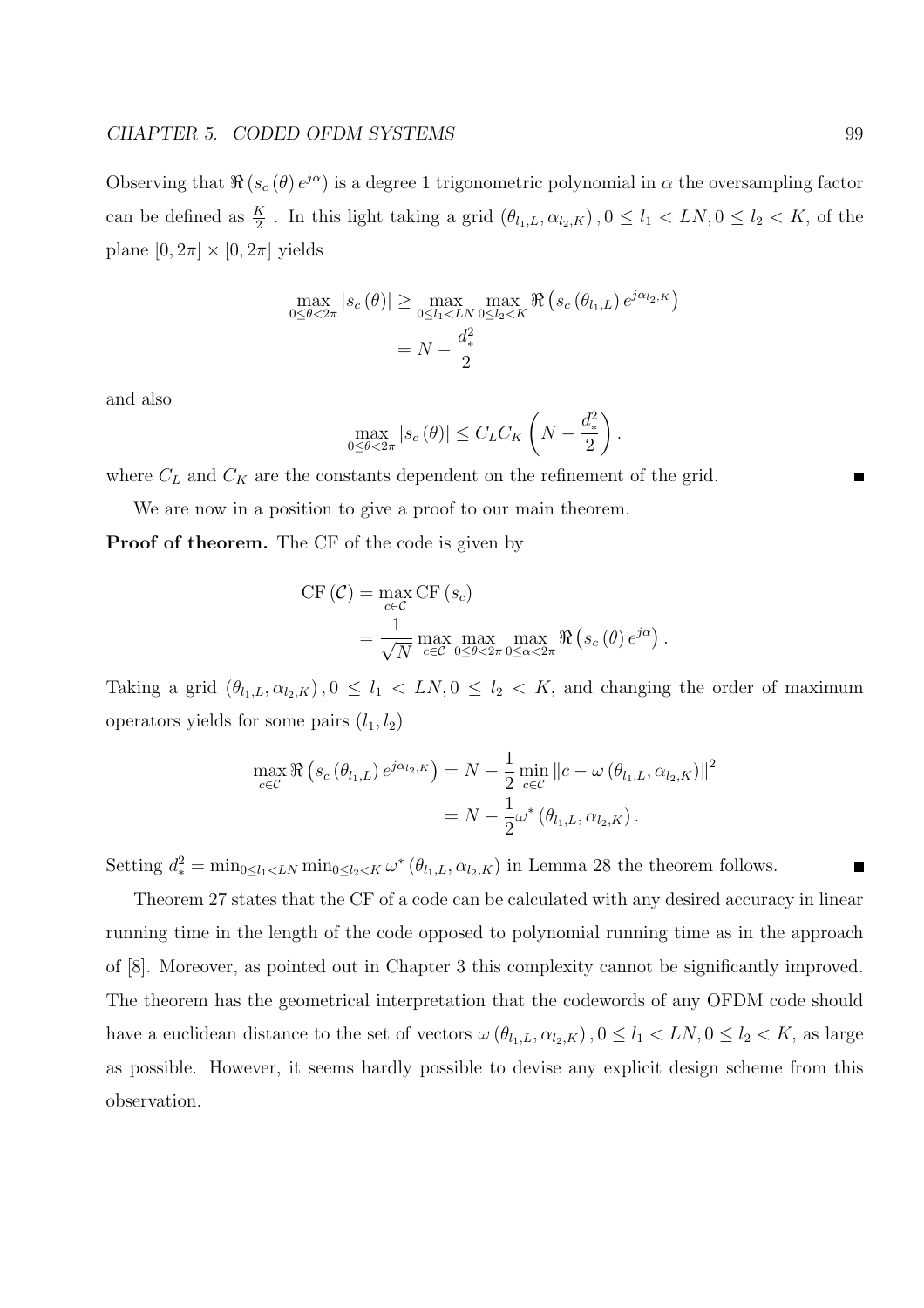Observing that $\Re\left(s_c(\theta) e^{j\alpha}\right)$ is a degree 1 trigonometric polynomial in $\alpha$ the oversampling factor can be defined as $\frac{K}{2}$ . In this light taking a grid $(\theta_{l_1,L}, \alpha_{l_2,K}), 0 \le l_1 < LN, 0 \le l_2 < K$, of the plane $[0, 2\pi] \times [0, 2\pi]$ yields

$$
\begin{aligned}
\max_{0 \le \theta < 2\pi} |s_c(\theta)| &\ge \max_{0 \le l_1 < LN} \max_{0 \le l_2 < K} \Re\left(s_c(\theta_{l_1,L}) e^{j\alpha_{l_2,K}}\right) \\
&= N - \frac{d_*^2}{2}
\end{aligned}
$$

and also

$$
\max_{0 \le \theta < 2\pi} |s_c(\theta)| \le C_L C_K \left(N - \frac{d_*^2}{2}\right).
$$

where $C_L$ and $C_K$ are the constants dependent on the refinement of the grid. ■

We are now in a position to give a proof to our main theorem.

**Proof of theorem.** The CF of the code is given by

$$
\begin{aligned}
\mathrm{CF}(\mathcal{C}) &= \max_{c \in \mathcal{C}} \mathrm{CF}(s_c) \\
&= \frac{1}{\sqrt{N}} \max_{c \in \mathcal{C}} \max_{0 \le \theta < 2\pi} \max_{0 \le \alpha < 2\pi} \Re\left(s_c(\theta) e^{j\alpha}\right).
\end{aligned}
$$

Taking a grid $(\theta_{l_1,L}, \alpha_{l_2,K}), 0 \le l_1 < LN, 0 \le l_2 < K$, and changing the order of maximum operators yields for some pairs $(l_1, l_2)$

$$
\begin{aligned}
\max_{c \in \mathcal{C}} \Re\left(s_c(\theta_{l_1,L}) e^{j\alpha_{l_2,K}}\right) &= N - \frac{1}{2} \min_{c \in \mathcal{C}} \left\| c - \omega(\theta_{l_1,L}, \alpha_{l_2,K}) \right\|^2 \\
&= N - \frac{1}{2} \omega^*(\theta_{l_1,L}, \alpha_{l_2,K}).
\end{aligned}
$$

Setting $d_*^2 = \min_{0 \le l_1 < LN} \min_{0 \le l_2 < K} \omega^*(\theta_{l_1,L}, \alpha_{l_2,K})$ in Lemma 28 the theorem follows. ■

Theorem 27 states that the CF of a code can be calculated with any desired accuracy in linear running time in the length of the code opposed to polynomial running time as in the approach of [8]. Moreover, as pointed out in Chapter 3 this complexity cannot be significantly improved. The theorem has the geometrical interpretation that the codewords of any OFDM code should have a euclidean distance to the set of vectors $\omega(\theta_{l_1,L}, \alpha_{l_2,K}), 0 \le l_1 < LN, 0 \le l_2 < K$, as large as possible. However, it seems hardly possible to devise any explicit design scheme from this observation.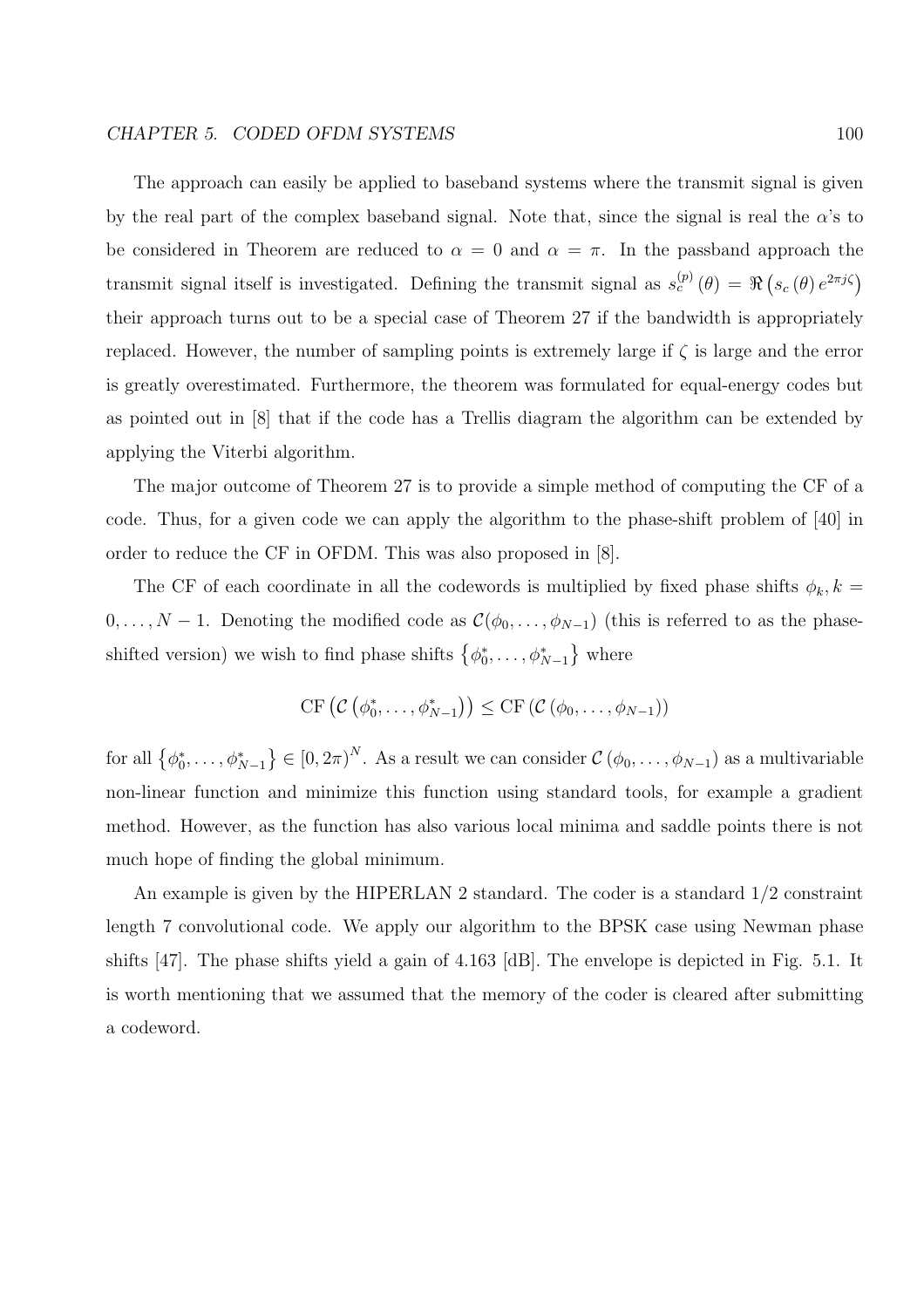The approach can easily be applied to baseband systems where the transmit signal is given by the real part of the complex baseband signal. Note that, since the signal is real the $\alpha$'s to be considered in Theorem are reduced to $\alpha = 0$ and $\alpha = \pi$. In the passband approach the transmit signal itself is investigated. Defining the transmit signal as $s_c^{(p)}(\theta) = \Re\left(s_c(\theta) e^{2\pi j\zeta}\right)$ their approach turns out to be a special case of Theorem 27 if the bandwidth is appropriately replaced. However, the number of sampling points is extremely large if $\zeta$ is large and the error is greatly overestimated. Furthermore, the theorem was formulated for equal-energy codes but as pointed out in [8] that if the code has a Trellis diagram the algorithm can be extended by applying the Viterbi algorithm.

The major outcome of Theorem 27 is to provide a simple method of computing the CF of a code. Thus, for a given code we can apply the algorithm to the phase-shift problem of [40] in order to reduce the CF in OFDM. This was also proposed in [8].

The CF of each coordinate in all the codewords is multiplied by fixed phase shifts $\phi_k, k = 0, \ldots, N-1$. Denoting the modified code as $\mathcal{C}(\phi_0, \ldots, \phi_{N-1})$ (this is referred to as the phase-shifted version) we wish to find phase shifts $\left\{\phi_0^*, \ldots, \phi_{N-1}^*\right\}$ where

$$\mathrm{CF}\left(\mathcal{C}\left(\phi_0^*, \ldots, \phi_{N-1}^*\right)\right) \leq \mathrm{CF}\left(\mathcal{C}\left(\phi_0, \ldots, \phi_{N-1}\right)\right)$$

for all $\left\{\phi_0^*, \ldots, \phi_{N-1}^*\right\} \in [0, 2\pi)^N$. As a result we can consider $\mathcal{C}\left(\phi_0, \ldots, \phi_{N-1}\right)$ as a multivariable non-linear function and minimize this function using standard tools, for example a gradient method. However, as the function has also various local minima and saddle points there is not much hope of finding the global minimum.

An example is given by the HIPERLAN 2 standard. The coder is a standard 1/2 constraint length 7 convolutional code. We apply our algorithm to the BPSK case using Newman phase shifts [47]. The phase shifts yield a gain of 4.163 [dB]. The envelope is depicted in Fig. 5.1. It is worth mentioning that we assumed that the memory of the coder is cleared after submitting a codeword.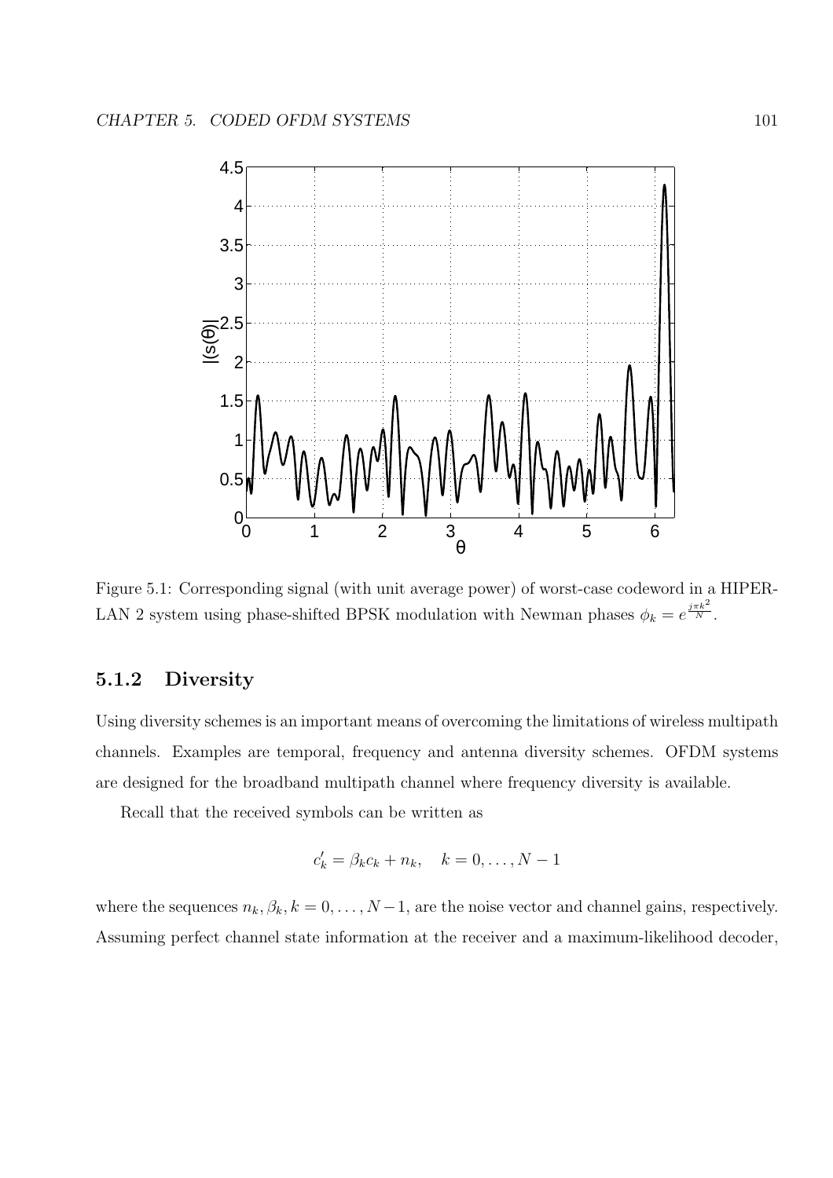Figure 5.1: Corresponding signal (with unit average power) of worst-case codeword in a HIPERLAN 2 system using phase-shifted BPSK modulation with Newman phases $\phi_k = e^{\frac{j\pi k^2}{N}}$.

### 5.1.2 Diversity

Using diversity schemes is an important means of overcoming the limitations of wireless multipath channels. Examples are temporal, frequency and antenna diversity schemes. OFDM systems are designed for the broadband multipath channel where frequency diversity is available.

Recall that the received symbols can be written as

$$c'_k = \beta_k c_k + n_k, \quad k = 0, \ldots, N-1$$

where the sequences $n_k, \beta_k, k = 0, \ldots, N-1$, are the noise vector and channel gains, respectively. Assuming perfect channel state information at the receiver and a maximum-likelihood decoder,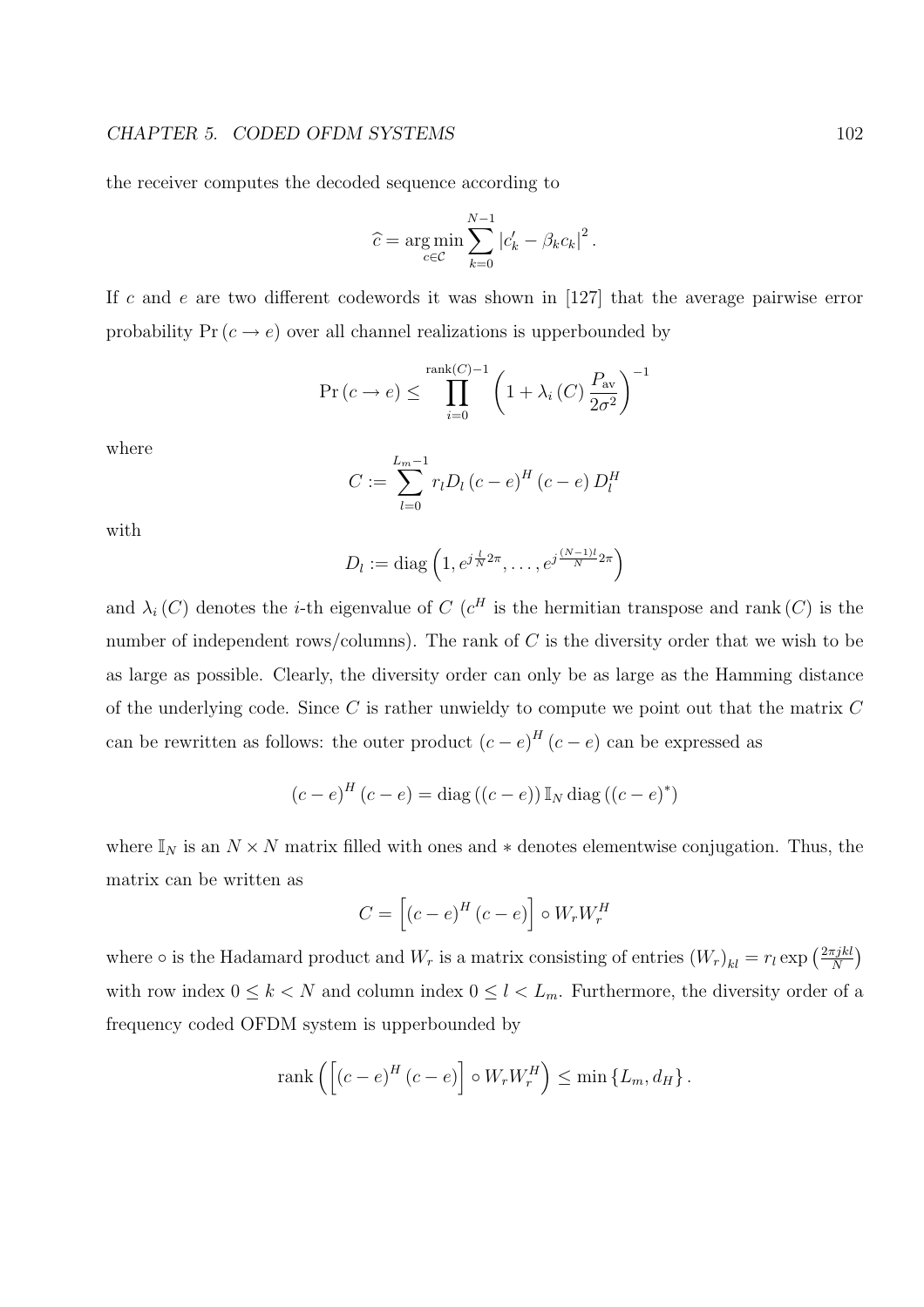the receiver computes the decoded sequence according to

$$\widehat{c} = \underset{c \in \mathcal{C}}{\arg\min} \sum_{k=0}^{N-1} \left| c'_k - \beta_k c_k \right|^2 .$$

If $c$ and $e$ are two different codewords it was shown in [127] that the average pairwise error probability $\Pr(c \to e)$ over all channel realizations is upperbounded by

$$\Pr(c \to e) \leq \prod_{i=0}^{\mathrm{rank}(C)-1} \left( 1 + \lambda_i (C) \frac{P_{\mathrm{av}}}{2\sigma^2} \right)^{-1}$$

where

$$C := \sum_{l=0}^{L_m - 1} r_l D_l (c-e)^H (c-e) D_l^H$$

with

$$D_l := \mathrm{diag}\left(1, e^{j\frac{l}{N}2\pi}, \ldots, e^{j\frac{(N-1)l}{N}2\pi}\right)$$

and $\lambda_i(C)$ denotes the $i$-th eigenvalue of $C$ ($c^H$ is the hermitian transpose and $\mathrm{rank}(C)$ is the number of independent rows/columns). The rank of $C$ is the diversity order that we wish to be as large as possible. Clearly, the diversity order can only be as large as the Hamming distance of the underlying code. Since $C$ is rather unwieldy to compute we point out that the matrix $C$ can be rewritten as follows: the outer product $(c-e)^H (c-e)$ can be expressed as

$$(c-e)^H (c-e) = \mathrm{diag}((c-e)) \, \mathbb{I}_N \, \mathrm{diag}\left((c-e)^*\right)$$

where $\mathbb{I}_N$ is an $N \times N$ matrix filled with ones and $*$ denotes elementwise conjugation. Thus, the matrix can be written as

$$C = \left[ (c-e)^H (c-e) \right] \circ W_r W_r^H$$

where $\circ$ is the Hadamard product and $W_r$ is a matrix consisting of entries $(W_r)_{kl} = r_l \exp\left(\frac{2\pi jkl}{N}\right)$ with row index $0 \leq k < N$ and column index $0 \leq l < L_m$. Furthermore, the diversity order of a frequency coded OFDM system is upperbounded by

$$\mathrm{rank}\left( \left[ (c-e)^H (c-e) \right] \circ W_r W_r^H \right) \leq \min\left\{ L_m, d_H \right\}.$$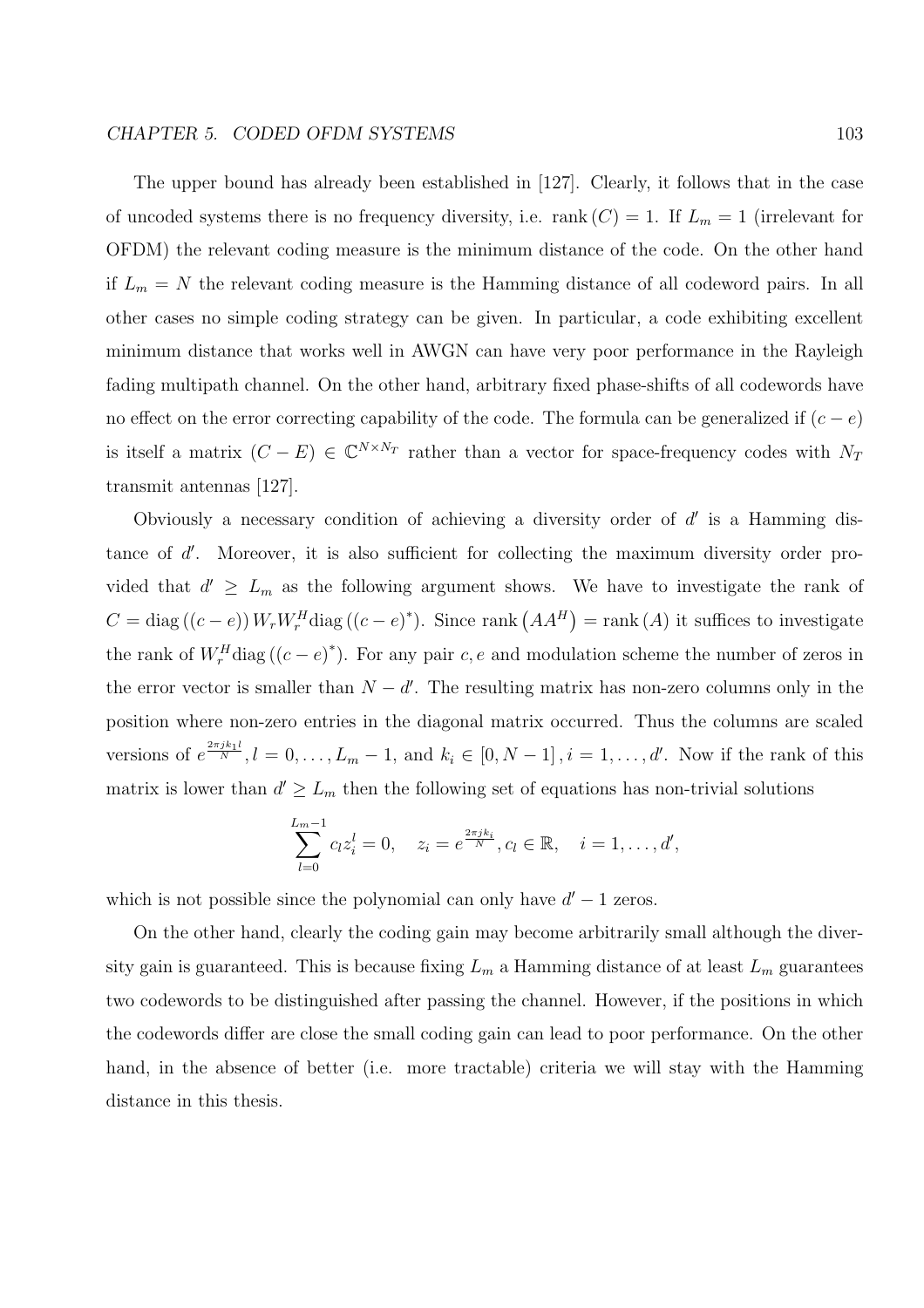The upper bound has already been established in [127]. Clearly, it follows that in the case of uncoded systems there is no frequency diversity, i.e. $\operatorname{rank}(C) = 1$. If $L_m = 1$ (irrelevant for OFDM) the relevant coding measure is the minimum distance of the code. On the other hand if $L_m = N$ the relevant coding measure is the Hamming distance of all codeword pairs. In all other cases no simple coding strategy can be given. In particular, a code exhibiting excellent minimum distance that works well in AWGN can have very poor performance in the Rayleigh fading multipath channel. On the other hand, arbitrary fixed phase-shifts of all codewords have no effect on the error correcting capability of the code. The formula can be generalized if $(c - e)$ is itself a matrix $(C - E) \in \mathbb{C}^{N \times N_T}$ rather than a vector for space-frequency codes with $N_T$ transmit antennas [127].

Obviously a necessary condition of achieving a diversity order of $d'$ is a Hamming distance of $d'$. Moreover, it is also sufficient for collecting the maximum diversity order provided that $d' \geq L_m$ as the following argument shows. We have to investigate the rank of $C = \operatorname{diag}((c - e)) W_r W_r^H \operatorname{diag}((c - e)^*)$. Since $\operatorname{rank}(AA^H) = \operatorname{rank}(A)$ it suffices to investigate the rank of $W_r^H \operatorname{diag}((c - e)^*)$. For any pair $c, e$ and modulation scheme the number of zeros in the error vector is smaller than $N - d'$. The resulting matrix has non-zero columns only in the position where non-zero entries in the diagonal matrix occurred. Thus the columns are scaled versions of $e^{\frac{2\pi j k_1 l}{N}}, l = 0, \ldots, L_m - 1$, and $k_i \in [0, N-1], i = 1, \ldots, d'$. Now if the rank of this matrix is lower than $d' \geq L_m$ then the following set of equations has non-trivial solutions

$$\sum_{l=0}^{L_m - 1} c_l z_i^l = 0, \quad z_i = e^{\frac{2\pi j k_i}{N}}, c_l \in \mathbb{R}, \quad i = 1, \ldots, d',$$

which is not possible since the polynomial can only have $d' - 1$ zeros.

On the other hand, clearly the coding gain may become arbitrarily small although the diversity gain is guaranteed. This is because fixing $L_m$ a Hamming distance of at least $L_m$ guarantees two codewords to be distinguished after passing the channel. However, if the positions in which the codewords differ are close the small coding gain can lead to poor performance. On the other hand, in the absence of better (i.e. more tractable) criteria we will stay with the Hamming distance in this thesis.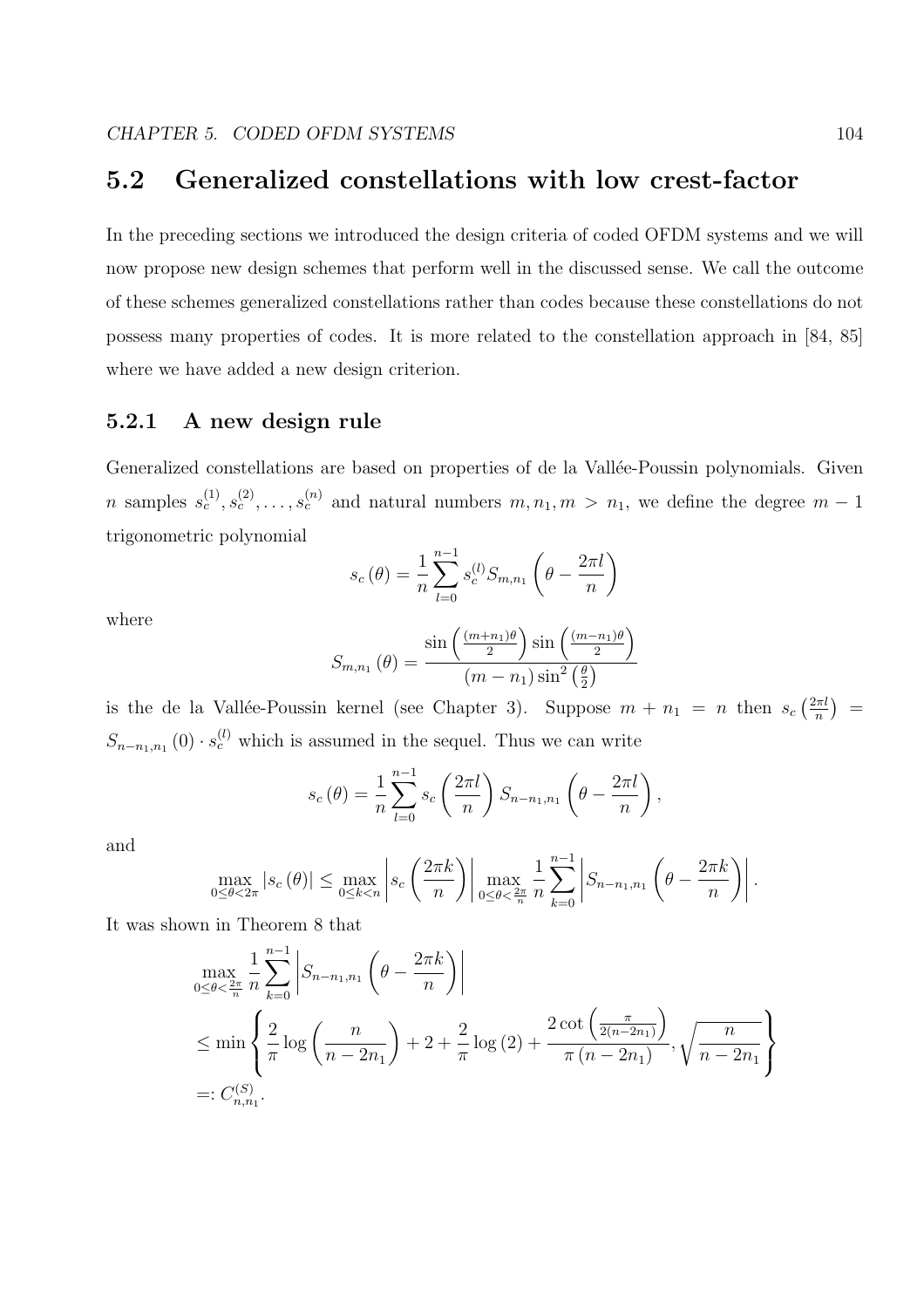## 5.2 Generalized constellations with low crest-factor

In the preceding sections we introduced the design criteria of coded OFDM systems and we will now propose new design schemes that perform well in the discussed sense. We call the outcome of these schemes generalized constellations rather than codes because these constellations do not possess many properties of codes. It is more related to the constellation approach in [84, 85] where we have added a new design criterion.

### 5.2.1 A new design rule

Generalized constellations are based on properties of de la Vallée-Poussin polynomials. Given $n$ samples $s_c^{(1)}, s_c^{(2)}, \ldots, s_c^{(n)}$ and natural numbers $m, n_1, m > n_1$, we define the degree $m-1$ trigonometric polynomial

$$s_c(\theta) = \frac{1}{n} \sum_{l=0}^{n-1} s_c^{(l)} S_{m,n_1}\left(\theta - \frac{2\pi l}{n}\right)$$

where

$$S_{m,n_1}(\theta) = \frac{\sin\left(\frac{(m+n_1)\theta}{2}\right)\sin\left(\frac{(m-n_1)\theta}{2}\right)}{(m-n_1)\sin^2\left(\frac{\theta}{2}\right)}$$

is the de la Vallée-Poussin kernel (see Chapter 3). Suppose $m + n_1 = n$ then $s_c\left(\frac{2\pi l}{n}\right) = S_{n-n_1,n_1}(0) \cdot s_c^{(l)}$ which is assumed in the sequel. Thus we can write

$$s_c(\theta) = \frac{1}{n} \sum_{l=0}^{n-1} s_c\left(\frac{2\pi l}{n}\right) S_{n-n_1,n_1}\left(\theta - \frac{2\pi l}{n}\right),$$

and

$$\max_{0\le\theta<2\pi} |s_c(\theta)| \le \max_{0\le k<n} \left| s_c\left(\frac{2\pi k}{n}\right)\right| \max_{0\le\theta<\frac{2\pi}{n}} \frac{1}{n} \sum_{k=0}^{n-1} \left| S_{n-n_1,n_1}\left(\theta - \frac{2\pi k}{n}\right)\right|.$$

It was shown in Theorem 8 that

$$\begin{aligned}
&\max_{0\le\theta<\frac{2\pi}{n}} \frac{1}{n} \sum_{k=0}^{n-1} \left| S_{n-n_1,n_1}\left(\theta - \frac{2\pi k}{n}\right)\right| \\
&\le \min\left\{ \frac{2}{\pi}\log\left(\frac{n}{n-2n_1}\right) + 2 + \frac{2}{\pi}\log(2) + \frac{2\cot\left(\frac{\pi}{2(n-2n_1)}\right)}{\pi(n-2n_1)}, \sqrt{\frac{n}{n-2n_1}} \right\} \\
&=: C_{n,n_1}^{(S)}.
\end{aligned}$$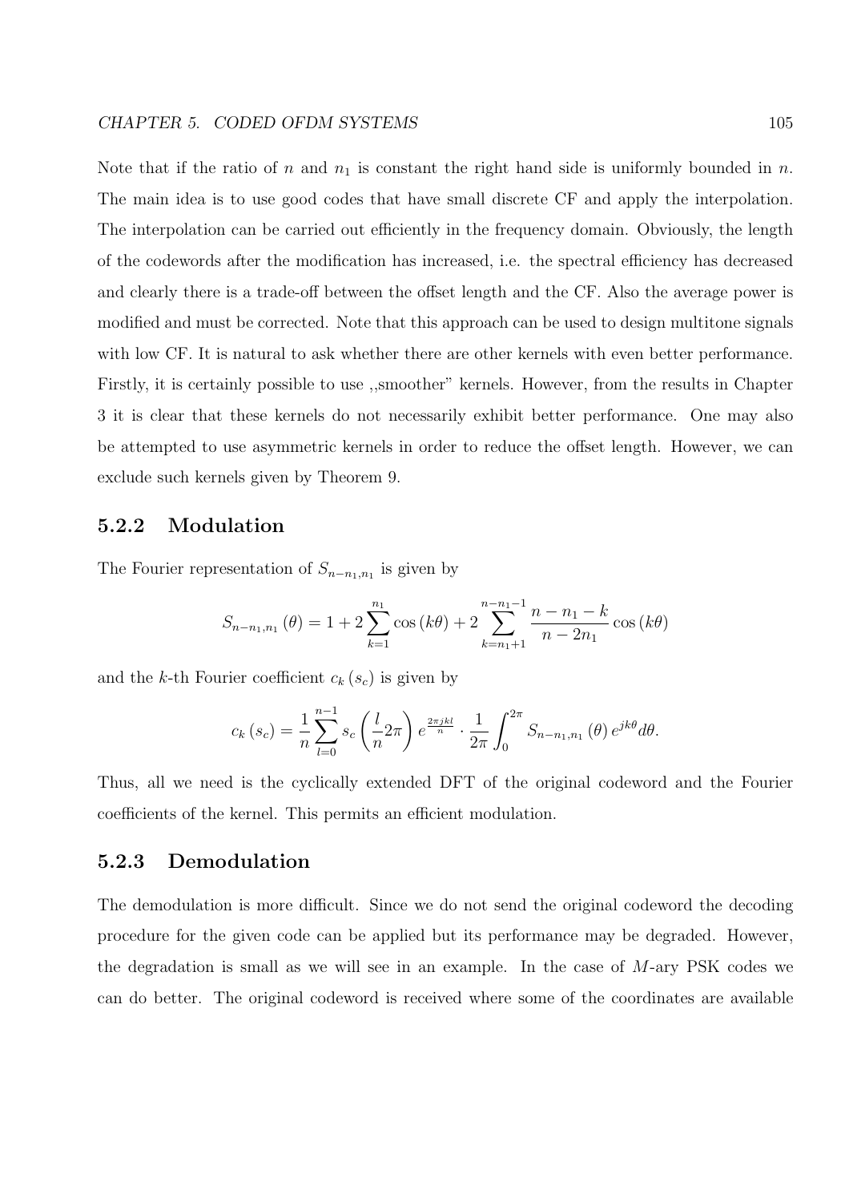Note that if the ratio of $n$ and $n_1$ is constant the right hand side is uniformly bounded in $n$. The main idea is to use good codes that have small discrete CF and apply the interpolation. The interpolation can be carried out efficiently in the frequency domain. Obviously, the length of the codewords after the modification has increased, i.e. the spectral efficiency has decreased and clearly there is a trade-off between the offset length and the CF. Also the average power is modified and must be corrected. Note that this approach can be used to design multitone signals with low CF. It is natural to ask whether there are other kernels with even better performance. Firstly, it is certainly possible to use ,,smoother" kernels. However, from the results in Chapter 3 it is clear that these kernels do not necessarily exhibit better performance. One may also be attempted to use asymmetric kernels in order to reduce the offset length. However, we can exclude such kernels given by Theorem 9.

### 5.2.2 Modulation

The Fourier representation of $S_{n-n_1,n_1}$ is given by

$$S_{n-n_1,n_1}(\theta) = 1 + 2\sum_{k=1}^{n_1}\cos(k\theta) + 2\sum_{k=n_1+1}^{n-n_1-1}\frac{n-n_1-k}{n-2n_1}\cos(k\theta)$$

and the $k$-th Fourier coefficient $c_k(s_c)$ is given by

$$c_k(s_c) = \frac{1}{n}\sum_{l=0}^{n-1} s_c\left(\frac{l}{n}2\pi\right)e^{\frac{2\pi jkl}{n}} \cdot \frac{1}{2\pi}\int_0^{2\pi} S_{n-n_1,n_1}(\theta)\,e^{jk\theta}d\theta.$$

Thus, all we need is the cyclically extended DFT of the original codeword and the Fourier coefficients of the kernel. This permits an efficient modulation.

### 5.2.3 Demodulation

The demodulation is more difficult. Since we do not send the original codeword the decoding procedure for the given code can be applied but its performance may be degraded. However, the degradation is small as we will see in an example. In the case of $M$-ary PSK codes we can do better. The original codeword is received where some of the coordinates are available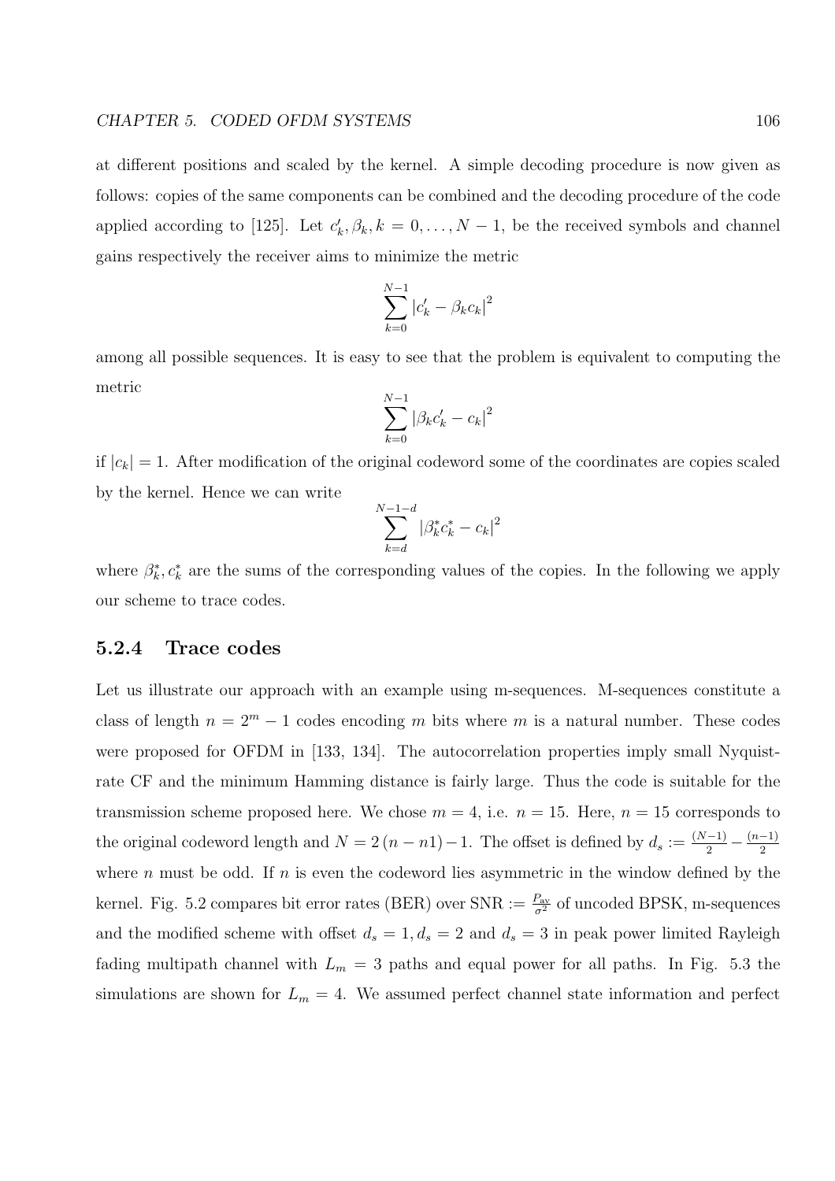at different positions and scaled by the kernel. A simple decoding procedure is now given as follows: copies of the same components can be combined and the decoding procedure of the code applied according to [125]. Let $c'_k, \beta_k, k = 0, \ldots, N-1$, be the received symbols and channel gains respectively the receiver aims to minimize the metric

$$\sum_{k=0}^{N-1} |c'_k - \beta_k c_k|^2$$

among all possible sequences. It is easy to see that the problem is equivalent to computing the metric

$$\sum_{k=0}^{N-1} |\beta_k c'_k - c_k|^2$$

if $|c_k| = 1$. After modification of the original codeword some of the coordinates are copies scaled by the kernel. Hence we can write

$$\sum_{k=d}^{N-1-d} |\beta_k^* c_k^* - c_k|^2$$

where $\beta_k^*, c_k^*$ are the sums of the corresponding values of the copies. In the following we apply our scheme to trace codes.

### 5.2.4 Trace codes

Let us illustrate our approach with an example using m-sequences. M-sequences constitute a class of length $n = 2^m - 1$ codes encoding $m$ bits where $m$ is a natural number. These codes were proposed for OFDM in [133, 134]. The autocorrelation properties imply small Nyquist-rate CF and the minimum Hamming distance is fairly large. Thus the code is suitable for the transmission scheme proposed here. We chose $m = 4$, i.e. $n = 15$. Here, $n = 15$ corresponds to the original codeword length and $N = 2(n - n1) - 1$. The offset is defined by $d_s := \frac{(N-1)}{2} - \frac{(n-1)}{2}$ where $n$ must be odd. If $n$ is even the codeword lies asymmetric in the window defined by the kernel. Fig. 5.2 compares bit error rates (BER) over SNR $:= \frac{P_{\text{av}}}{\sigma^2}$ of uncoded BPSK, m-sequences and the modified scheme with offset $d_s = 1, d_s = 2$ and $d_s = 3$ in peak power limited Rayleigh fading multipath channel with $L_m = 3$ paths and equal power for all paths. In Fig. 5.3 the simulations are shown for $L_m = 4$. We assumed perfect channel state information and perfect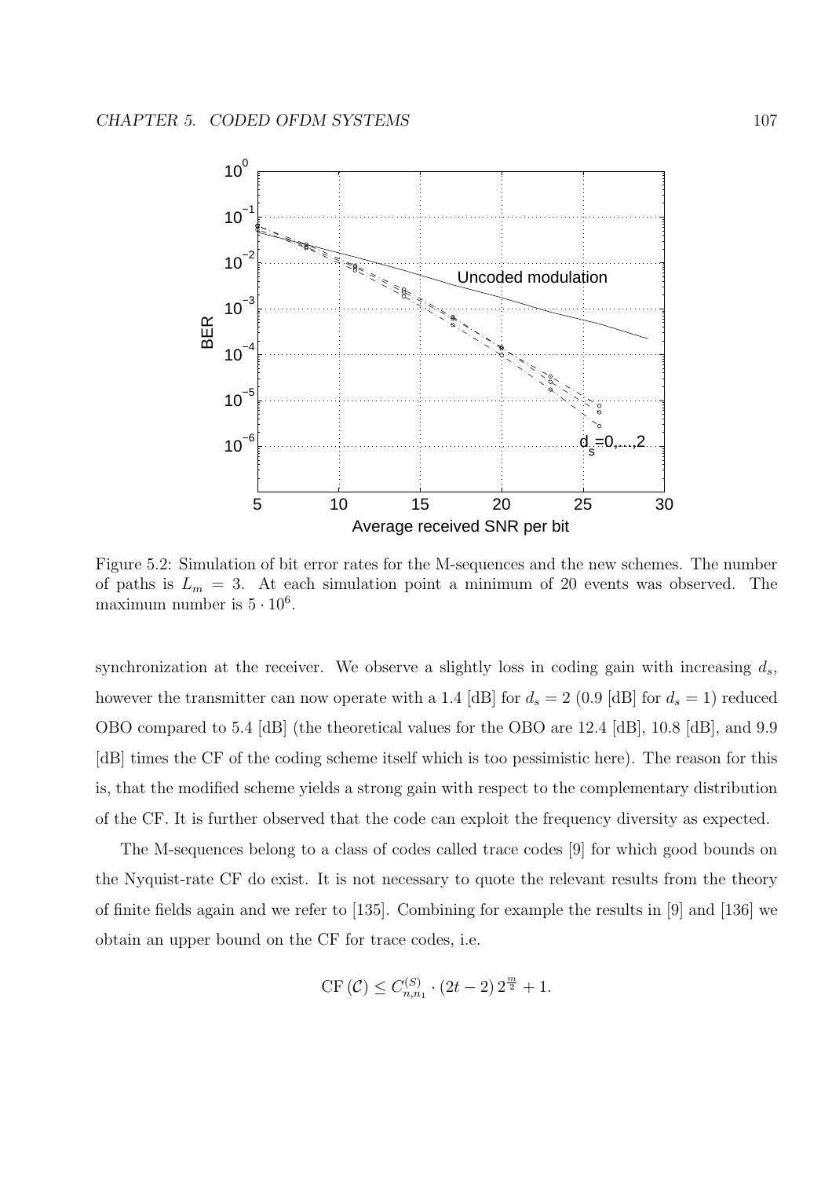Figure 5.2: Simulation of bit error rates for the M-sequences and the new schemes. The number of paths is $L_m = 3$. At each simulation point a minimum of 20 events was observed. The maximum number is $5 \cdot 10^6$.

synchronization at the receiver. We observe a slightly loss in coding gain with increasing $d_s$, however the transmitter can now operate with a 1.4 [dB] for $d_s = 2$ (0.9 [dB] for $d_s = 1$) reduced OBO compared to 5.4 [dB] (the theoretical values for the OBO are 12.4 [dB], 10.8 [dB], and 9.9 [dB] times the CF of the coding scheme itself which is too pessimistic here). The reason for this is, that the modified scheme yields a strong gain with respect to the complementary distribution of the CF. It is further observed that the code can exploit the frequency diversity as expected.

The M-sequences belong to a class of codes called trace codes [9] for which good bounds on the Nyquist-rate CF do exist. It is not necessary to quote the relevant results from the theory of finite fields again and we refer to [135]. Combining for example the results in [9] and [136] we obtain an upper bound on the CF for trace codes, i.e.

$$\mathrm{CF}\left(\mathcal{C}\right) \leq C_{n,n_1}^{(S)} \cdot (2t-2)\, 2^{\frac{m}{2}} + 1.$$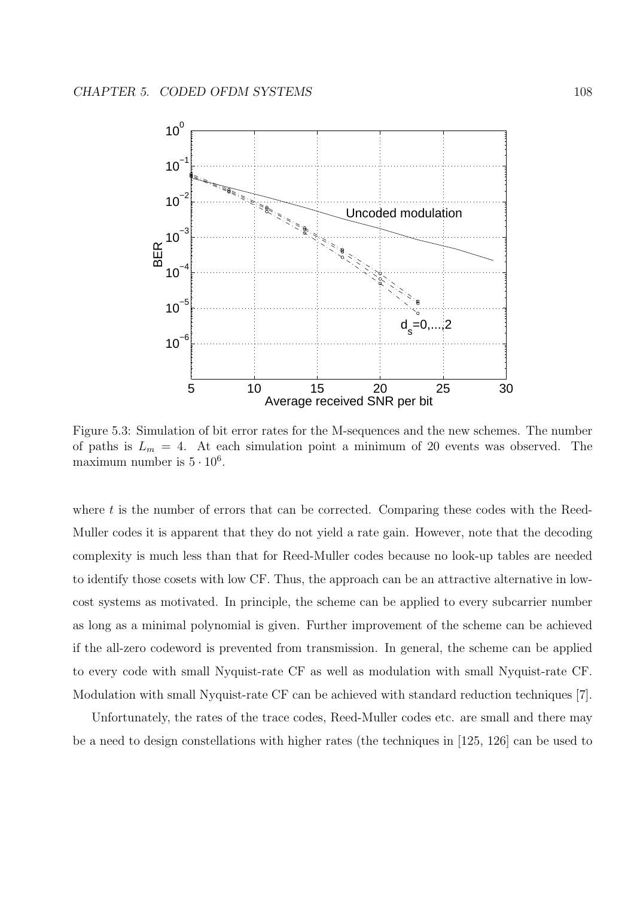Figure 5.3: Simulation of bit error rates for the M-sequences and the new schemes. The number of paths is $L_m = 4$. At each simulation point a minimum of 20 events was observed. The maximum number is $5 \cdot 10^6$.

where $t$ is the number of errors that can be corrected. Comparing these codes with the Reed-Muller codes it is apparent that they do not yield a rate gain. However, note that the decoding complexity is much less than that for Reed-Muller codes because no look-up tables are needed to identify those cosets with low CF. Thus, the approach can be an attractive alternative in low-cost systems as motivated. In principle, the scheme can be applied to every subcarrier number as long as a minimal polynomial is given. Further improvement of the scheme can be achieved if the all-zero codeword is prevented from transmission. In general, the scheme can be applied to every code with small Nyquist-rate CF as well as modulation with small Nyquist-rate CF. Modulation with small Nyquist-rate CF can be achieved with standard reduction techniques [7].

Unfortunately, the rates of the trace codes, Reed-Muller codes etc. are small and there may be a need to design constellations with higher rates (the techniques in [125, 126] can be used to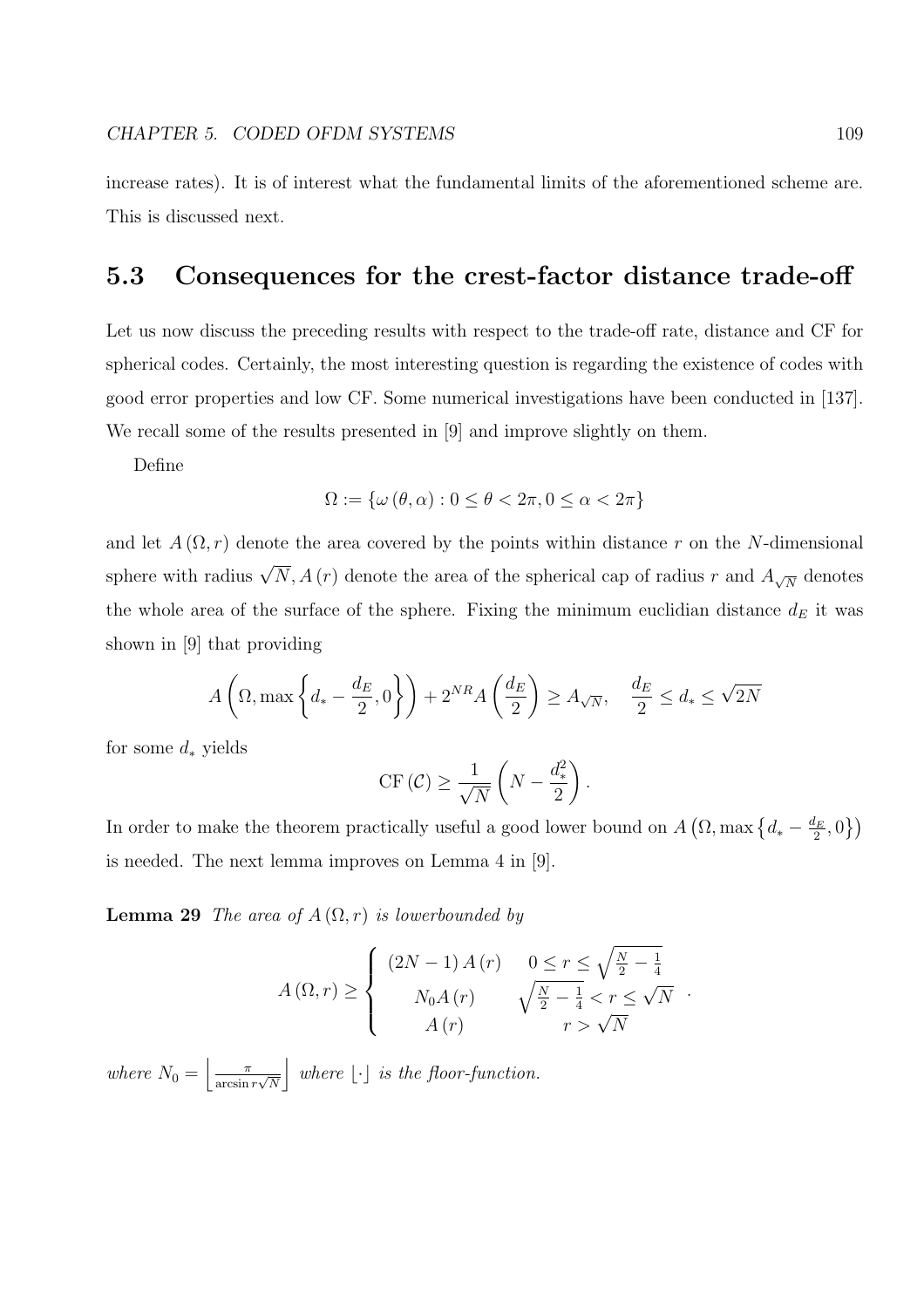increase rates). It is of interest what the fundamental limits of the aforementioned scheme are. This is discussed next.

## 5.3 Consequences for the crest-factor distance trade-off

Let us now discuss the preceding results with respect to the trade-off rate, distance and CF for spherical codes. Certainly, the most interesting question is regarding the existence of codes with good error properties and low CF. Some numerical investigations have been conducted in [137]. We recall some of the results presented in [9] and improve slightly on them.

Define

$$\Omega := \{\omega(\theta, \alpha) : 0 \leq \theta < 2\pi, 0 \leq \alpha < 2\pi\}$$

and let $A(\Omega, r)$ denote the area covered by the points within distance $r$ on the $N$-dimensional sphere with radius $\sqrt{N}$, $A(r)$ denote the area of the spherical cap of radius $r$ and $A_{\sqrt{N}}$ denotes the whole area of the surface of the sphere. Fixing the minimum euclidian distance $d_E$ it was shown in [9] that providing

$$A\left(\Omega, \max\left\{d_* - \frac{d_E}{2}, 0\right\}\right) + 2^{NR} A\left(\frac{d_E}{2}\right) \geq A_{\sqrt{N}}, \quad \frac{d_E}{2} \leq d_* \leq \sqrt{2N}$$

for some $d_*$ yields

$$\text{CF}(\mathcal{C}) \geq \frac{1}{\sqrt{N}}\left(N - \frac{d_*^2}{2}\right).$$

In order to make the theorem practically useful a good lower bound on $A\left(\Omega, \max\left\{d_* - \frac{d_E}{2}, 0\right\}\right)$ is needed. The next lemma improves on Lemma 4 in [9].

**Lemma 29** *The area of $A(\Omega, r)$ is lowerbounded by*

$$A(\Omega, r) \geq \begin{cases} (2N-1)A(r) & 0 \leq r \leq \sqrt{\frac{N}{2} - \frac{1}{4}} \\ N_0 A(r) & \sqrt{\frac{N}{2} - \frac{1}{4}} < r \leq \sqrt{N} \\ A(r) & r > \sqrt{N} \end{cases}.$$

*where $N_0 = \left\lfloor \frac{\pi}{\arcsin r\sqrt{N}} \right\rfloor$ where $\lfloor \cdot \rfloor$ is the floor-function.*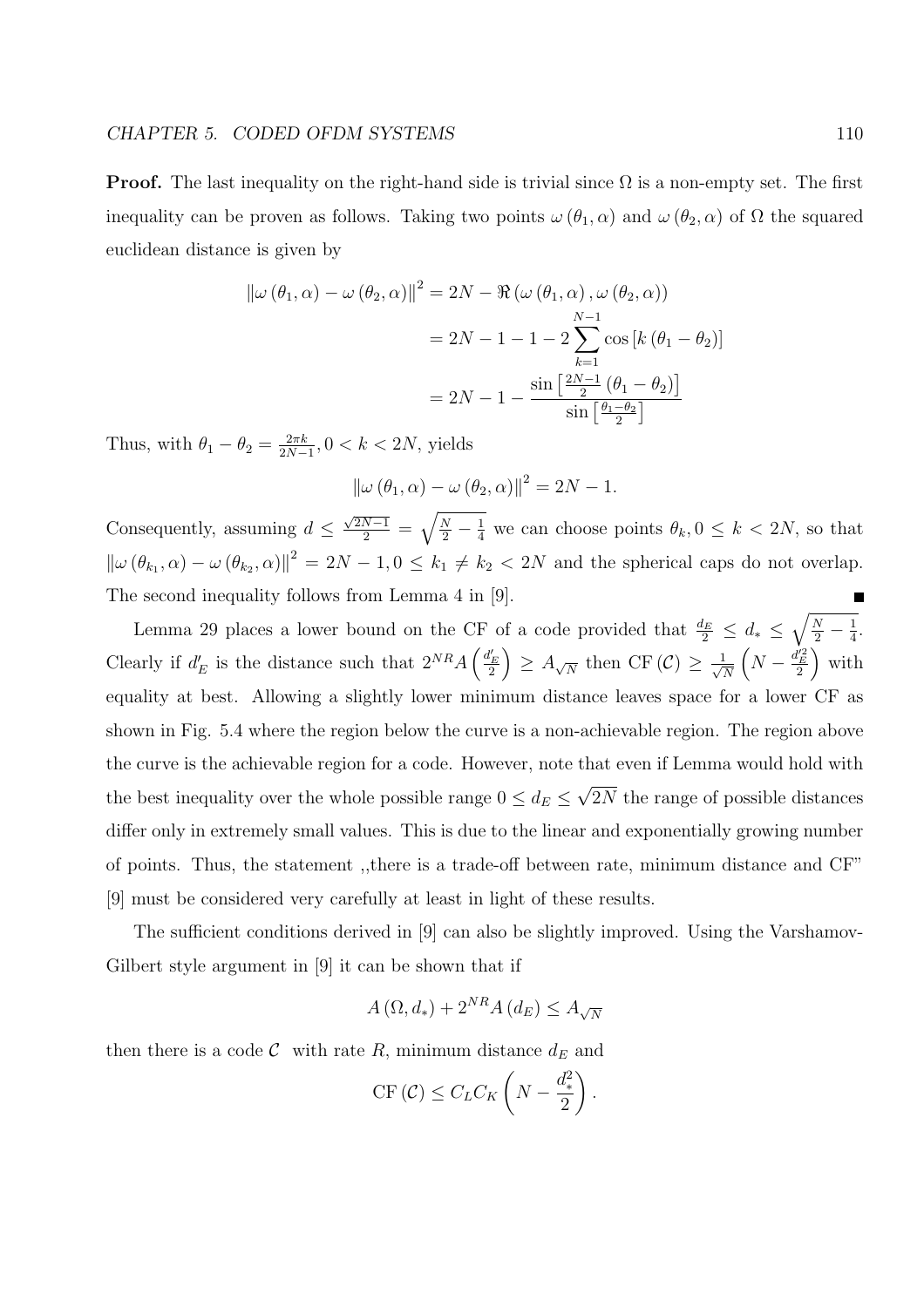**Proof.** The last inequality on the right-hand side is trivial since $\Omega$ is a non-empty set. The first inequality can be proven as follows. Taking two points $\omega(\theta_1, \alpha)$ and $\omega(\theta_2, \alpha)$ of $\Omega$ the squared euclidean distance is given by

$$
\begin{aligned}
\|\omega(\theta_1, \alpha) - \omega(\theta_2, \alpha)\|^2 &= 2N - \Re(\omega(\theta_1, \alpha), \omega(\theta_2, \alpha)) \\
&= 2N - 1 - 1 - 2\sum_{k=1}^{N-1} \cos[k(\theta_1 - \theta_2)] \\
&= 2N - 1 - \frac{\sin\left[\frac{2N-1}{2}(\theta_1 - \theta_2)\right]}{\sin\left[\frac{\theta_1 - \theta_2}{2}\right]}
\end{aligned}
$$

Thus, with $\theta_1 - \theta_2 = \frac{2\pi k}{2N-1}, 0 < k < 2N$, yields

$$
\|\omega(\theta_1, \alpha) - \omega(\theta_2, \alpha)\|^2 = 2N - 1.
$$

Consequently, assuming $d \leq \frac{\sqrt{2N-1}}{2} = \sqrt{\frac{N}{2} - \frac{1}{4}}$ we can choose points $\theta_k, 0 \leq k < 2N$, so that $\|\omega(\theta_{k_1}, \alpha) - \omega(\theta_{k_2}, \alpha)\|^2 = 2N - 1, 0 \leq k_1 \neq k_2 < 2N$ and the spherical caps do not overlap. The second inequality follows from Lemma 4 in [9]. ■

Lemma 29 places a lower bound on the CF of a code provided that $\frac{d_E}{2} \leq d_* \leq \sqrt{\frac{N}{2} - \frac{1}{4}}$. Clearly if $d'_E$ is the distance such that $2^{NR} A\left(\frac{d'_E}{2}\right) \geq A_{\sqrt{N}}$ then $\mathrm{CF}(\mathcal{C}) \geq \frac{1}{\sqrt{N}}\left(N - \frac{d'^2_E}{2}\right)$ with equality at best. Allowing a slightly lower minimum distance leaves space for a lower CF as shown in Fig. 5.4 where the region below the curve is a non-achievable region. The region above the curve is the achievable region for a code. However, note that even if Lemma would hold with the best inequality over the whole possible range $0 \leq d_E \leq \sqrt{2N}$ the range of possible distances differ only in extremely small values. This is due to the linear and exponentially growing number of points. Thus, the statement ,,there is a trade-off between rate, minimum distance and CF" [9] must be considered very carefully at least in light of these results.

The sufficient conditions derived in [9] can also be slightly improved. Using the Varshamov-Gilbert style argument in [9] it can be shown that if

$$
A(\Omega, d_*) + 2^{NR} A(d_E) \leq A_{\sqrt{N}}
$$

then there is a code $\mathcal{C}$ with rate $R$, minimum distance $d_E$ and

$$
\mathrm{CF}(\mathcal{C}) \leq C_L C_K \left(N - \frac{d_*^2}{2}\right).
$$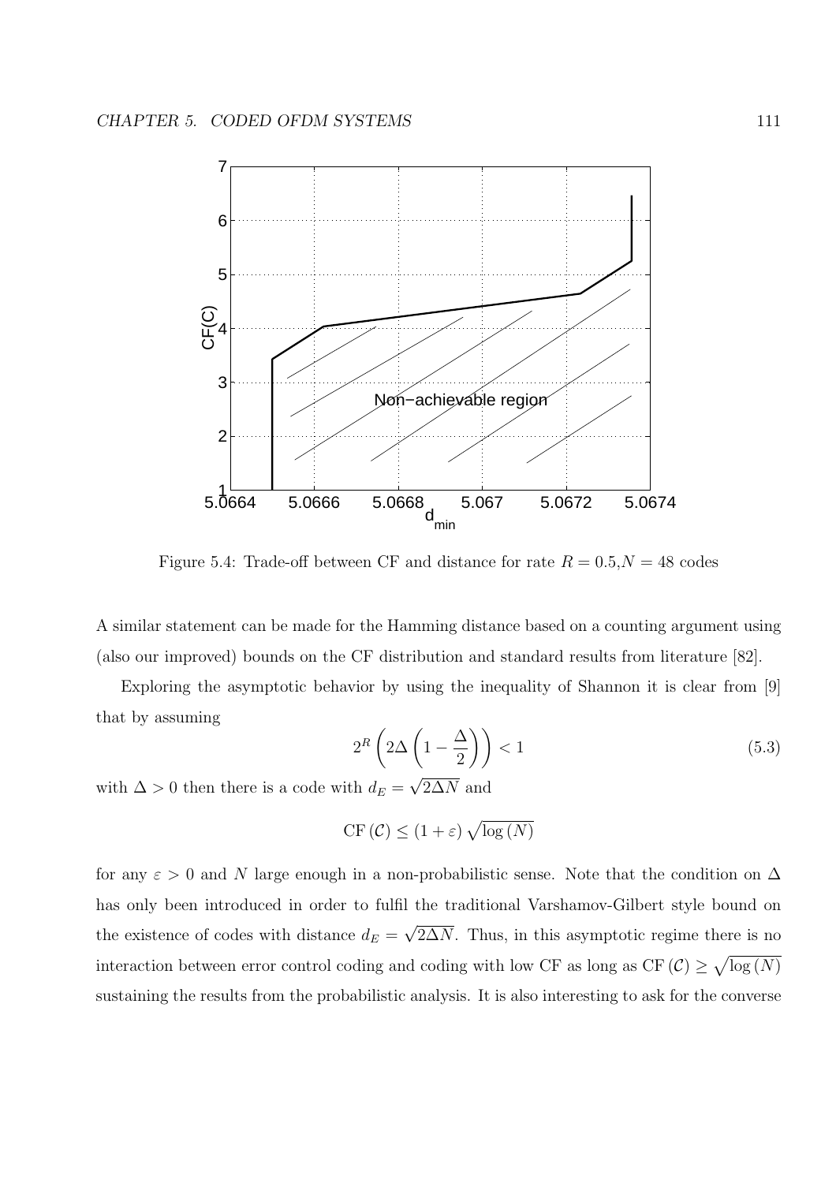Figure 5.4: Trade-off between CF and distance for rate $R = 0.5$,$N = 48$ codes

A similar statement can be made for the Hamming distance based on a counting argument using (also our improved) bounds on the CF distribution and standard results from literature [82].

Exploring the asymptotic behavior by using the inequality of Shannon it is clear from [9] that by assuming

$$2^R \left( 2\Delta \left( 1 - \frac{\Delta}{2} \right) \right) < 1 \tag{5.3}$$

with $\Delta > 0$ then there is a code with $d_E = \sqrt{2\Delta N}$ and

$$\mathrm{CF}\left(\mathcal{C}\right) \leq \left(1 + \varepsilon\right) \sqrt{\log\left(N\right)}$$

for any $\varepsilon > 0$ and $N$ large enough in a non-probabilistic sense. Note that the condition on $\Delta$ has only been introduced in order to fulfil the traditional Varshamov-Gilbert style bound on the existence of codes with distance $d_E = \sqrt{2\Delta N}$. Thus, in this asymptotic regime there is no interaction between error control coding and coding with low CF as long as $\mathrm{CF}\left(\mathcal{C}\right) \geq \sqrt{\log\left(N\right)}$ sustaining the results from the probabilistic analysis. It is also interesting to ask for the converse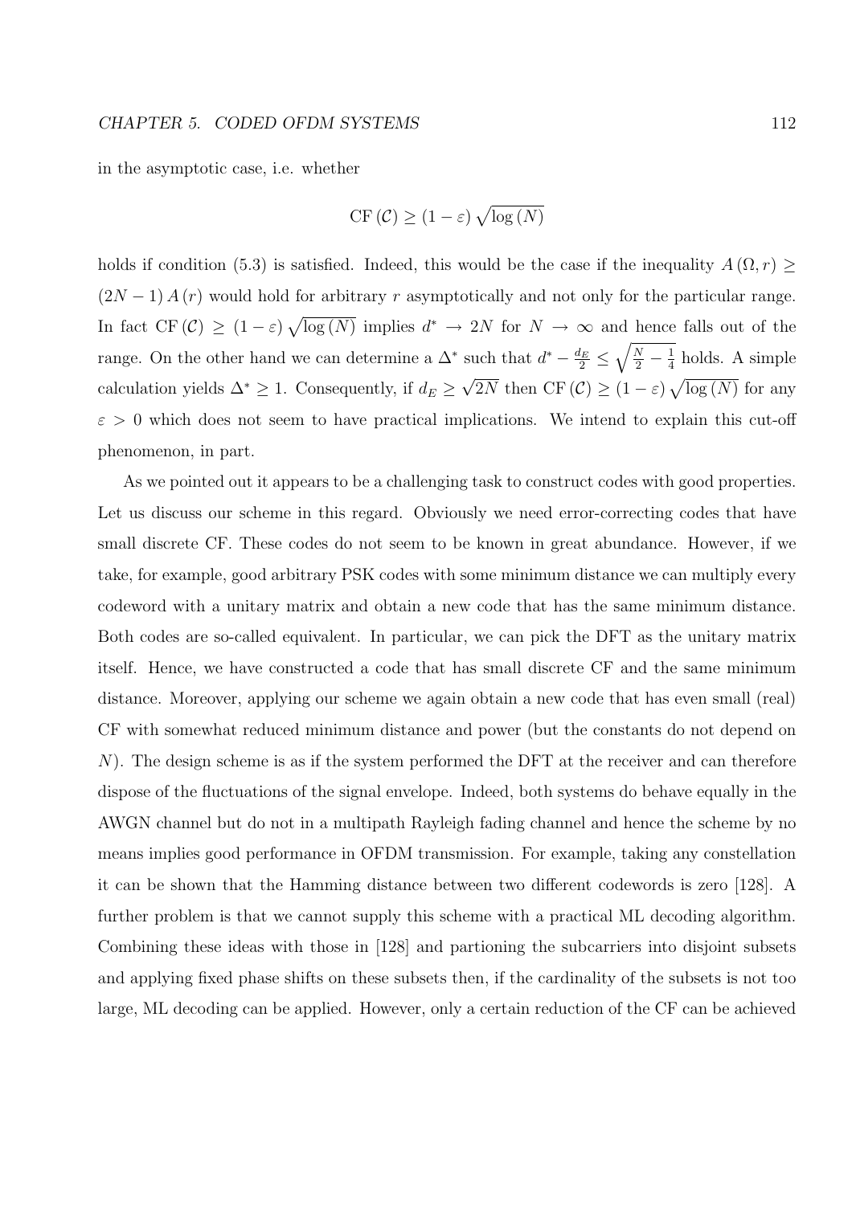in the asymptotic case, i.e. whether

$$\mathrm{CF}\left(\mathcal{C}\right) \geq \left(1-\varepsilon\right)\sqrt{\log\left(N\right)}$$

holds if condition (5.3) is satisfied. Indeed, this would be the case if the inequality $A\left(\Omega, r\right) \geq \left(2N-1\right) A\left(r\right)$ would hold for arbitrary $r$ asymptotically and not only for the particular range. In fact $\mathrm{CF}\left(\mathcal{C}\right) \geq \left(1-\varepsilon\right)\sqrt{\log\left(N\right)}$ implies $d^* \to 2N$ for $N \to \infty$ and hence falls out of the range. On the other hand we can determine a $\Delta^*$ such that $d^* - \frac{d_E}{2} \leq \sqrt{\frac{N}{2} - \frac{1}{4}}$ holds. A simple calculation yields $\Delta^* \geq 1$. Consequently, if $d_E \geq \sqrt{2N}$ then $\mathrm{CF}\left(\mathcal{C}\right) \geq \left(1-\varepsilon\right)\sqrt{\log\left(N\right)}$ for any $\varepsilon > 0$ which does not seem to have practical implications. We intend to explain this cut-off phenomenon, in part.

As we pointed out it appears to be a challenging task to construct codes with good properties. Let us discuss our scheme in this regard. Obviously we need error-correcting codes that have small discrete CF. These codes do not seem to be known in great abundance. However, if we take, for example, good arbitrary PSK codes with some minimum distance we can multiply every codeword with a unitary matrix and obtain a new code that has the same minimum distance. Both codes are so-called equivalent. In particular, we can pick the DFT as the unitary matrix itself. Hence, we have constructed a code that has small discrete CF and the same minimum distance. Moreover, applying our scheme we again obtain a new code that has even small (real) CF with somewhat reduced minimum distance and power (but the constants do not depend on $N$). The design scheme is as if the system performed the DFT at the receiver and can therefore dispose of the fluctuations of the signal envelope. Indeed, both systems do behave equally in the AWGN channel but do not in a multipath Rayleigh fading channel and hence the scheme by no means implies good performance in OFDM transmission. For example, taking any constellation it can be shown that the Hamming distance between two different codewords is zero [128]. A further problem is that we cannot supply this scheme with a practical ML decoding algorithm. Combining these ideas with those in [128] and partioning the subcarriers into disjoint subsets and applying fixed phase shifts on these subsets then, if the cardinality of the subsets is not too large, ML decoding can be applied. However, only a certain reduction of the CF can be achieved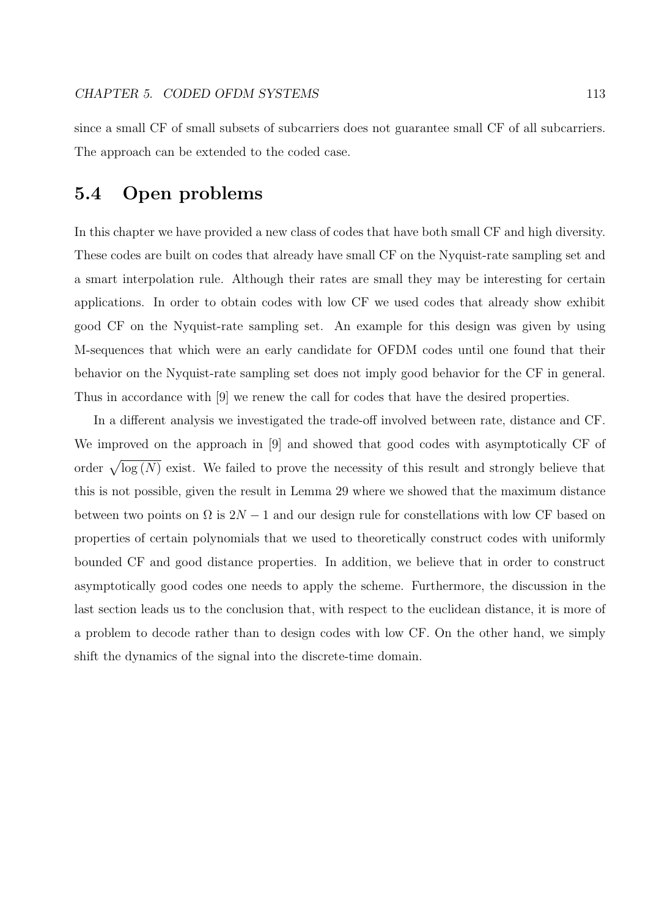since a small CF of small subsets of subcarriers does not guarantee small CF of all subcarriers. The approach can be extended to the coded case.

## 5.4 Open problems

In this chapter we have provided a new class of codes that have both small CF and high diversity. These codes are built on codes that already have small CF on the Nyquist-rate sampling set and a smart interpolation rule. Although their rates are small they may be interesting for certain applications. In order to obtain codes with low CF we used codes that already show exhibit good CF on the Nyquist-rate sampling set. An example for this design was given by using M-sequences that which were an early candidate for OFDM codes until one found that their behavior on the Nyquist-rate sampling set does not imply good behavior for the CF in general. Thus in accordance with [9] we renew the call for codes that have the desired properties.

In a different analysis we investigated the trade-off involved between rate, distance and CF. We improved on the approach in [9] and showed that good codes with asymptotically CF of order $\sqrt{\log(N)}$ exist. We failed to prove the necessity of this result and strongly believe that this is not possible, given the result in Lemma 29 where we showed that the maximum distance between two points on $\Omega$ is $2N-1$ and our design rule for constellations with low CF based on properties of certain polynomials that we used to theoretically construct codes with uniformly bounded CF and good distance properties. In addition, we believe that in order to construct asymptotically good codes one needs to apply the scheme. Furthermore, the discussion in the last section leads us to the conclusion that, with respect to the euclidean distance, it is more of a problem to decode rather than to design codes with low CF. On the other hand, we simply shift the dynamics of the signal into the discrete-time domain.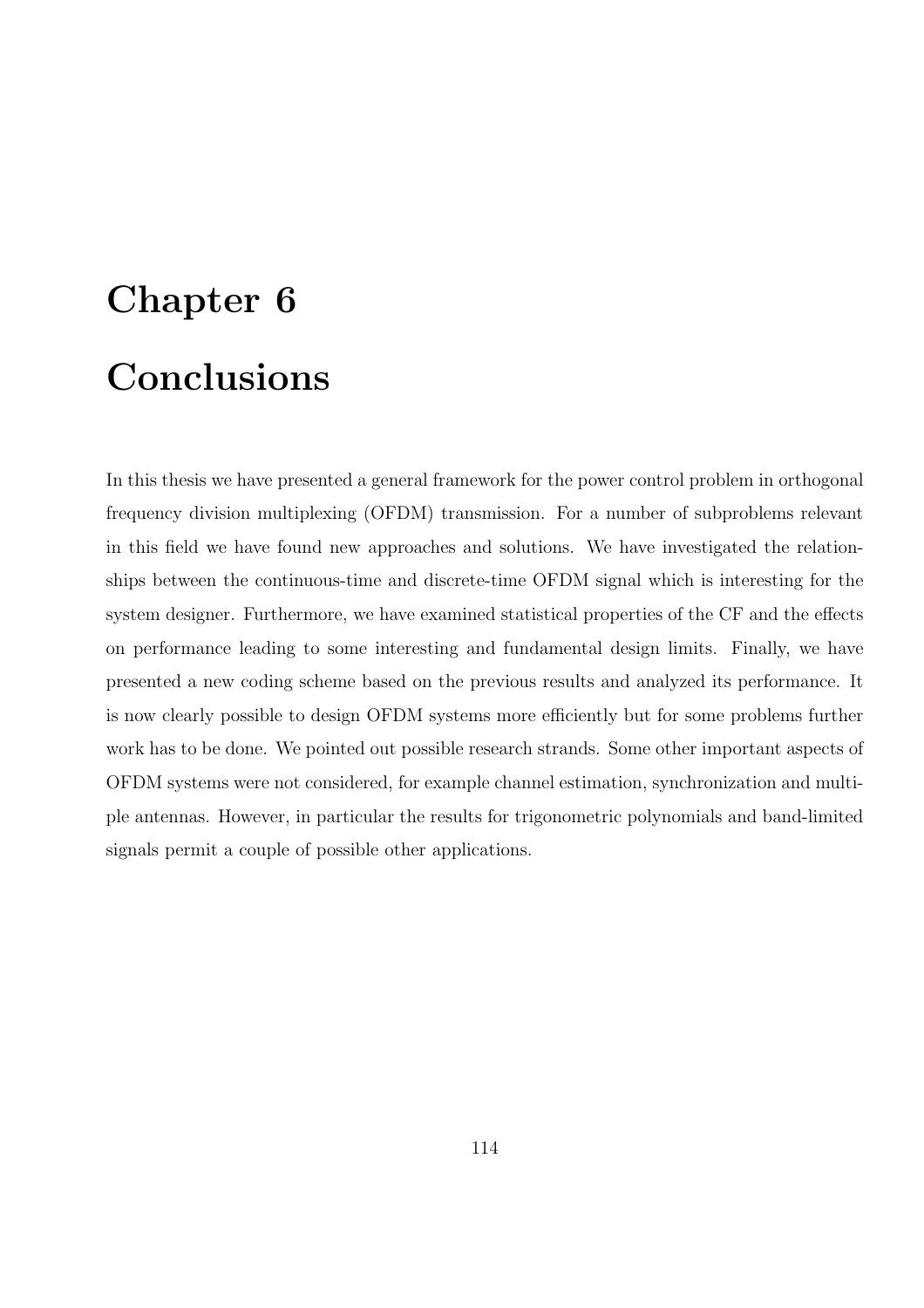# Chapter 6

# Conclusions

In this thesis we have presented a general framework for the power control problem in orthogonal frequency division multiplexing (OFDM) transmission. For a number of subproblems relevant in this field we have found new approaches and solutions. We have investigated the relationships between the continuous-time and discrete-time OFDM signal which is interesting for the system designer. Furthermore, we have examined statistical properties of the CF and the effects on performance leading to some interesting and fundamental design limits. Finally, we have presented a new coding scheme based on the previous results and analyzed its performance. It is now clearly possible to design OFDM systems more efficiently but for some problems further work has to be done. We pointed out possible research strands. Some other important aspects of OFDM systems were not considered, for example channel estimation, synchronization and multiple antennas. However, in particular the results for trigonometric polynomials and band-limited signals permit a couple of possible other applications.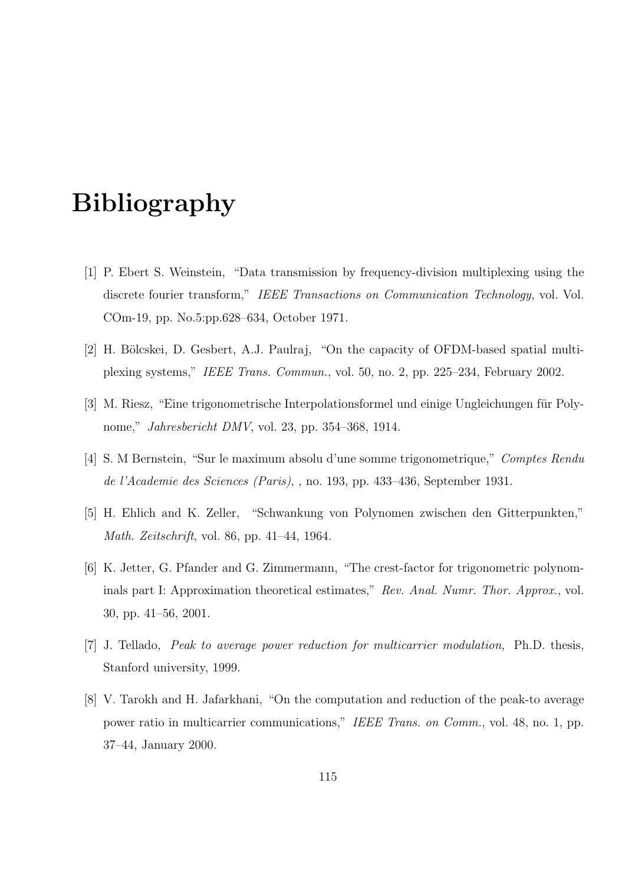# Bibliography

[1] P. Ebert S. Weinstein, "Data transmission by frequency-division multiplexing using the discrete fourier transform," *IEEE Transactions on Communication Technology*, vol. Vol. COm-19, pp. No.5:pp.628–634, October 1971.

[2] H. Bölcskei, D. Gesbert, A.J. Paulraj, "On the capacity of OFDM-based spatial multiplexing systems," *IEEE Trans. Commun.*, vol. 50, no. 2, pp. 225–234, February 2002.

[3] M. Riesz, "Eine trigonometrische Interpolationsformel und einige Ungleichungen für Polynome," *Jahresbericht DMV*, vol. 23, pp. 354–368, 1914.

[4] S. M Bernstein, "Sur le maximum absolu d'une somme trigonometrique," *Comptes Rendu de l'Academie des Sciences (Paris)*, , no. 193, pp. 433–436, September 1931.

[5] H. Ehlich and K. Zeller, "Schwankung von Polynomen zwischen den Gitterpunkten," *Math. Zeitschrift*, vol. 86, pp. 41–44, 1964.

[6] K. Jetter, G. Pfander and G. Zimmermann, "The crest-factor for trigonometric polynominals part I: Approximation theoretical estimates," *Rev. Anal. Numr. Thor. Approx.*, vol. 30, pp. 41–56, 2001.

[7] J. Tellado, *Peak to average power reduction for multicarrier modulation*, Ph.D. thesis, Stanford university, 1999.

[8] V. Tarokh and H. Jafarkhani, "On the computation and reduction of the peak-to average power ratio in multicarrier communications," *IEEE Trans. on Comm.*, vol. 48, no. 1, pp. 37–44, January 2000.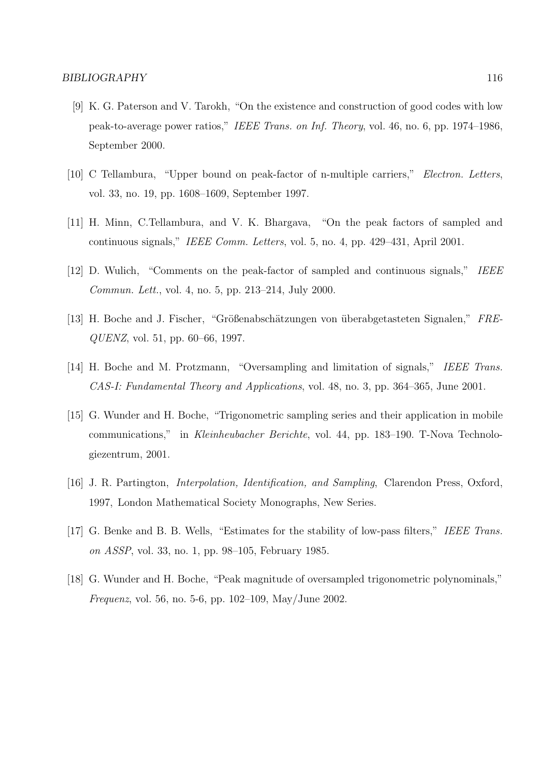[9] K. G. Paterson and V. Tarokh, "On the existence and construction of good codes with low peak-to-average power ratios," *IEEE Trans. on Inf. Theory*, vol. 46, no. 6, pp. 1974–1986, September 2000.

[10] C Tellambura, "Upper bound on peak-factor of n-multiple carriers," *Electron. Letters*, vol. 33, no. 19, pp. 1608–1609, September 1997.

[11] H. Minn, C.Tellambura, and V. K. Bhargava, "On the peak factors of sampled and continuous signals," *IEEE Comm. Letters*, vol. 5, no. 4, pp. 429–431, April 2001.

[12] D. Wulich, "Comments on the peak-factor of sampled and continuous signals," *IEEE Commun. Lett.*, vol. 4, no. 5, pp. 213–214, July 2000.

[13] H. Boche and J. Fischer, "Größenabschätzungen von überabgetasteten Signalen," *FREQUENZ*, vol. 51, pp. 60–66, 1997.

[14] H. Boche and M. Protzmann, "Oversampling and limitation of signals," *IEEE Trans. CAS-I: Fundamental Theory and Applications*, vol. 48, no. 3, pp. 364–365, June 2001.

[15] G. Wunder and H. Boche, "Trigonometric sampling series and their application in mobile communications," in *Kleinheubacher Berichte*, vol. 44, pp. 183–190. T-Nova Technologiezentrum, 2001.

[16] J. R. Partington, *Interpolation, Identification, and Sampling*, Clarendon Press, Oxford, 1997, London Mathematical Society Monographs, New Series.

[17] G. Benke and B. B. Wells, "Estimates for the stability of low-pass filters," *IEEE Trans. on ASSP*, vol. 33, no. 1, pp. 98–105, February 1985.

[18] G. Wunder and H. Boche, "Peak magnitude of oversampled trigonometric polynominals," *Frequenz*, vol. 56, no. 5-6, pp. 102–109, May/June 2002.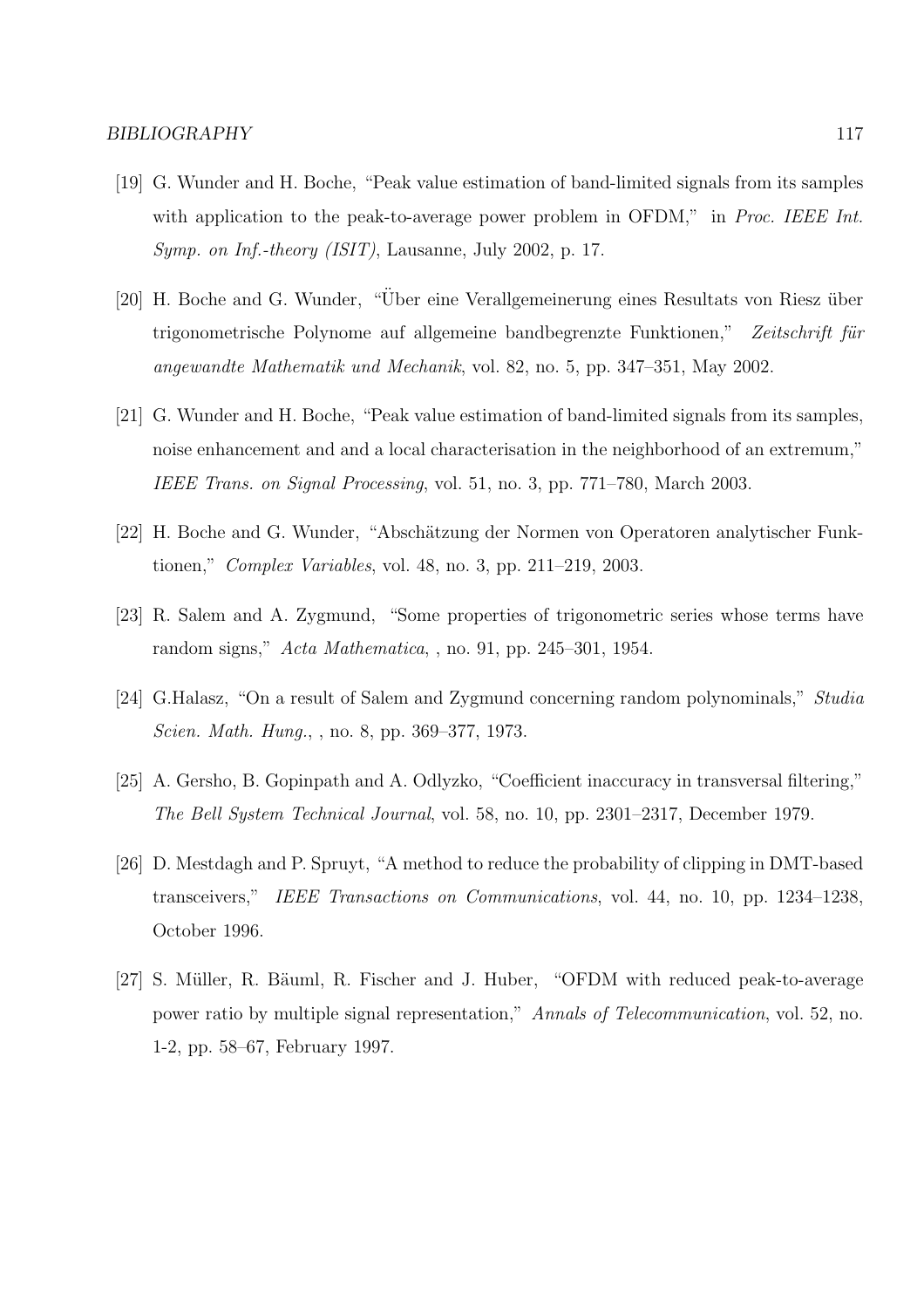[19] G. Wunder and H. Boche, "Peak value estimation of band-limited signals from its samples with application to the peak-to-average power problem in OFDM," in *Proc. IEEE Int. Symp. on Inf.-theory (ISIT)*, Lausanne, July 2002, p. 17.

[20] H. Boche and G. Wunder, "Über eine Verallgemeinerung eines Resultats von Riesz über trigonometrische Polynome auf allgemeine bandbegrenzte Funktionen," *Zeitschrift für angewandte Mathematik und Mechanik*, vol. 82, no. 5, pp. 347–351, May 2002.

[21] G. Wunder and H. Boche, "Peak value estimation of band-limited signals from its samples, noise enhancement and and a local characterisation in the neighborhood of an extremum," *IEEE Trans. on Signal Processing*, vol. 51, no. 3, pp. 771–780, March 2003.

[22] H. Boche and G. Wunder, "Abschätzung der Normen von Operatoren analytischer Funktionen," *Complex Variables*, vol. 48, no. 3, pp. 211–219, 2003.

[23] R. Salem and A. Zygmund, "Some properties of trigonometric series whose terms have random signs," *Acta Mathematica*, , no. 91, pp. 245–301, 1954.

[24] G.Halasz, "On a result of Salem and Zygmund concerning random polynominals," *Studia Scien. Math. Hung.*, , no. 8, pp. 369–377, 1973.

[25] A. Gersho, B. Gopinpath and A. Odlyzko, "Coefficient inaccuracy in transversal filtering," *The Bell System Technical Journal*, vol. 58, no. 10, pp. 2301–2317, December 1979.

[26] D. Mestdagh and P. Spruyt, "A method to reduce the probability of clipping in DMT-based transceivers," *IEEE Transactions on Communications*, vol. 44, no. 10, pp. 1234–1238, October 1996.

[27] S. Müller, R. Bäuml, R. Fischer and J. Huber, "OFDM with reduced peak-to-average power ratio by multiple signal representation," *Annals of Telecommunication*, vol. 52, no. 1-2, pp. 58–67, February 1997.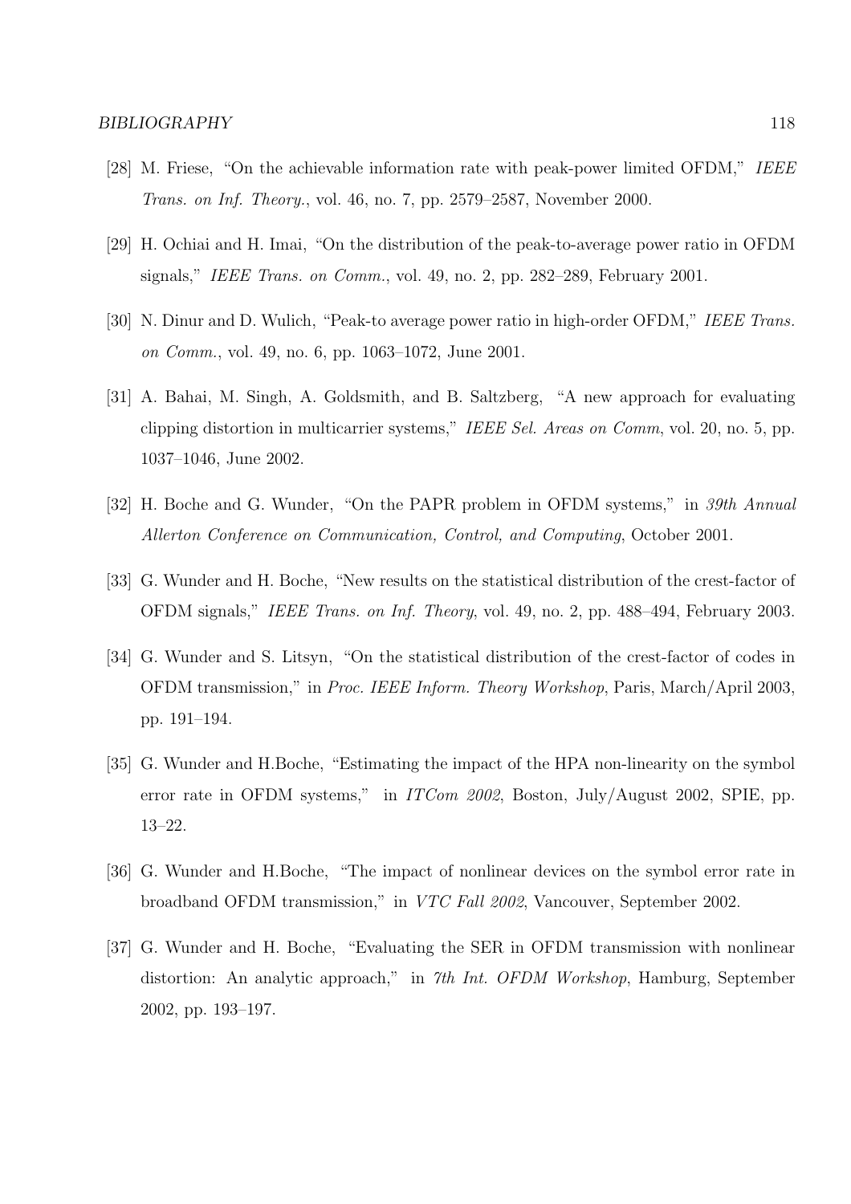[28] M. Friese, "On the achievable information rate with peak-power limited OFDM," *IEEE Trans. on Inf. Theory.*, vol. 46, no. 7, pp. 2579–2587, November 2000.

[29] H. Ochiai and H. Imai, "On the distribution of the peak-to-average power ratio in OFDM signals," *IEEE Trans. on Comm.*, vol. 49, no. 2, pp. 282–289, February 2001.

[30] N. Dinur and D. Wulich, "Peak-to average power ratio in high-order OFDM," *IEEE Trans. on Comm.*, vol. 49, no. 6, pp. 1063–1072, June 2001.

[31] A. Bahai, M. Singh, A. Goldsmith, and B. Saltzberg, "A new approach for evaluating clipping distortion in multicarrier systems," *IEEE Sel. Areas on Comm*, vol. 20, no. 5, pp. 1037–1046, June 2002.

[32] H. Boche and G. Wunder, "On the PAPR problem in OFDM systems," in *39th Annual Allerton Conference on Communication, Control, and Computing*, October 2001.

[33] G. Wunder and H. Boche, "New results on the statistical distribution of the crest-factor of OFDM signals," *IEEE Trans. on Inf. Theory*, vol. 49, no. 2, pp. 488–494, February 2003.

[34] G. Wunder and S. Litsyn, "On the statistical distribution of the crest-factor of codes in OFDM transmission," in *Proc. IEEE Inform. Theory Workshop*, Paris, March/April 2003, pp. 191–194.

[35] G. Wunder and H.Boche, "Estimating the impact of the HPA non-linearity on the symbol error rate in OFDM systems," in *ITCom 2002*, Boston, July/August 2002, SPIE, pp. 13–22.

[36] G. Wunder and H.Boche, "The impact of nonlinear devices on the symbol error rate in broadband OFDM transmission," in *VTC Fall 2002*, Vancouver, September 2002.

[37] G. Wunder and H. Boche, "Evaluating the SER in OFDM transmission with nonlinear distortion: An analytic approach," in *7th Int. OFDM Workshop*, Hamburg, September 2002, pp. 193–197.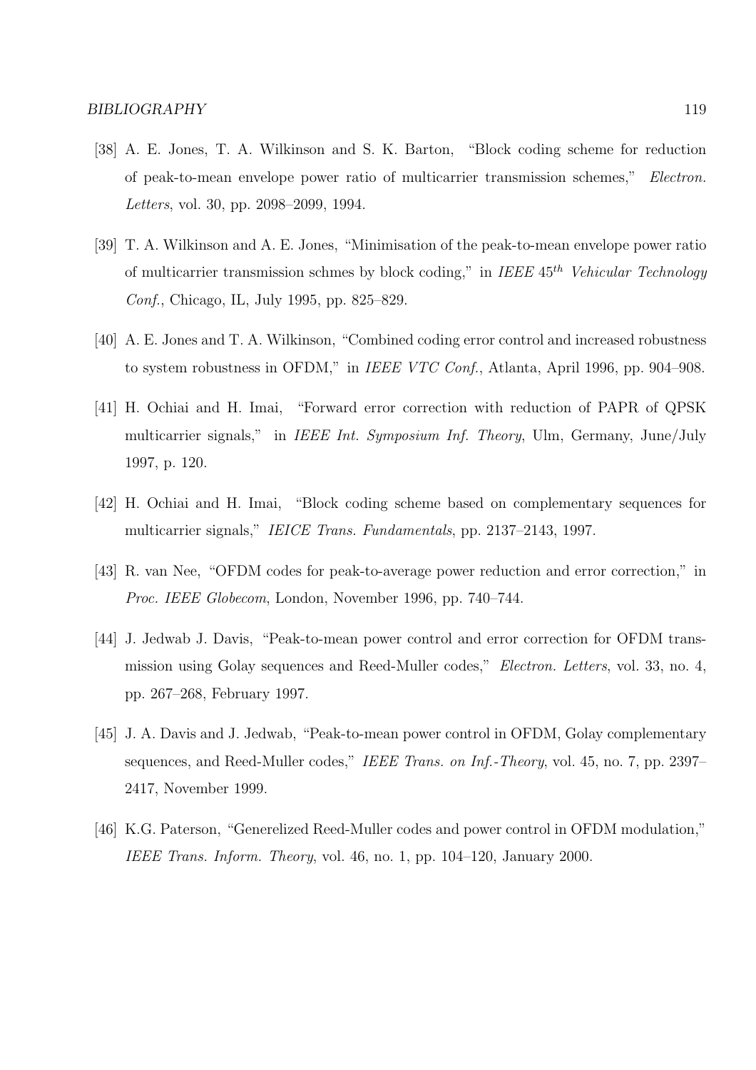[38] A. E. Jones, T. A. Wilkinson and S. K. Barton, "Block coding scheme for reduction of peak-to-mean envelope power ratio of multicarrier transmission schemes," *Electron. Letters*, vol. 30, pp. 2098–2099, 1994.

[39] T. A. Wilkinson and A. E. Jones, "Minimisation of the peak-to-mean envelope power ratio of multicarrier transmission schmes by block coding," in *IEEE* $45^{th}$ *Vehicular Technology Conf.*, Chicago, IL, July 1995, pp. 825–829.

[40] A. E. Jones and T. A. Wilkinson, "Combined coding error control and increased robustness to system robustness in OFDM," in *IEEE VTC Conf.*, Atlanta, April 1996, pp. 904–908.

[41] H. Ochiai and H. Imai, "Forward error correction with reduction of PAPR of QPSK multicarrier signals," in *IEEE Int. Symposium Inf. Theory*, Ulm, Germany, June/July 1997, p. 120.

[42] H. Ochiai and H. Imai, "Block coding scheme based on complementary sequences for multicarrier signals," *IEICE Trans. Fundamentals*, pp. 2137–2143, 1997.

[43] R. van Nee, "OFDM codes for peak-to-average power reduction and error correction," in *Proc. IEEE Globecom*, London, November 1996, pp. 740–744.

[44] J. Jedwab J. Davis, "Peak-to-mean power control and error correction for OFDM transmission using Golay sequences and Reed-Muller codes," *Electron. Letters*, vol. 33, no. 4, pp. 267–268, February 1997.

[45] J. A. Davis and J. Jedwab, "Peak-to-mean power control in OFDM, Golay complementary sequences, and Reed-Muller codes," *IEEE Trans. on Inf.-Theory*, vol. 45, no. 7, pp. 2397–2417, November 1999.

[46] K.G. Paterson, "Generelized Reed-Muller codes and power control in OFDM modulation," *IEEE Trans. Inform. Theory*, vol. 46, no. 1, pp. 104–120, January 2000.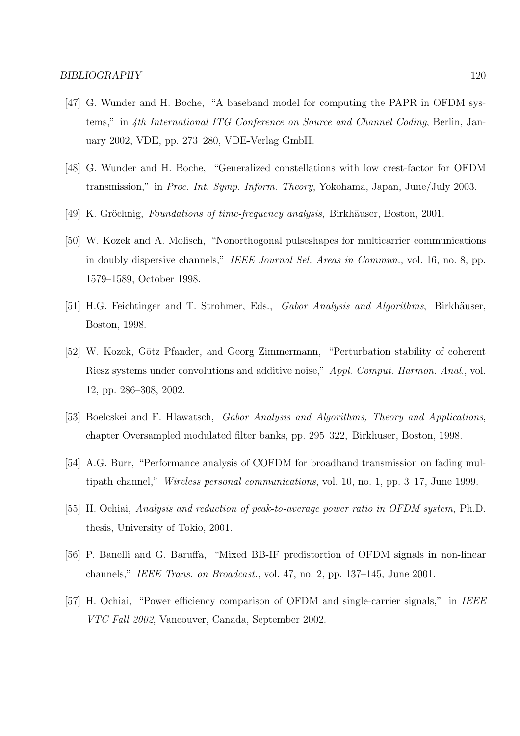[47] G. Wunder and H. Boche, "A baseband model for computing the PAPR in OFDM systems," in *4th International ITG Conference on Source and Channel Coding*, Berlin, January 2002, VDE, pp. 273–280, VDE-Verlag GmbH.

[48] G. Wunder and H. Boche, "Generalized constellations with low crest-factor for OFDM transmission," in *Proc. Int. Symp. Inform. Theory*, Yokohama, Japan, June/July 2003.

[49] K. Gröchnig, *Foundations of time-frequency analysis*, Birkhäuser, Boston, 2001.

[50] W. Kozek and A. Molisch, "Nonorthogonal pulseshapes for multicarrier communications in doubly dispersive channels," *IEEE Journal Sel. Areas in Commun.*, vol. 16, no. 8, pp. 1579–1589, October 1998.

[51] H.G. Feichtinger and T. Strohmer, Eds., *Gabor Analysis and Algorithms*, Birkhäuser, Boston, 1998.

[52] W. Kozek, Götz Pfander, and Georg Zimmermann, "Perturbation stability of coherent Riesz systems under convolutions and additive noise," *Appl. Comput. Harmon. Anal.*, vol. 12, pp. 286–308, 2002.

[53] Boelcskei and F. Hlawatsch, *Gabor Analysis and Algorithms, Theory and Applications*, chapter Oversampled modulated filter banks, pp. 295–322, Birkhuser, Boston, 1998.

[54] A.G. Burr, "Performance analysis of COFDM for broadband transmission on fading multipath channel," *Wireless personal communications*, vol. 10, no. 1, pp. 3–17, June 1999.

[55] H. Ochiai, *Analysis and reduction of peak-to-average power ratio in OFDM system*, Ph.D. thesis, University of Tokio, 2001.

[56] P. Banelli and G. Baruffa, "Mixed BB-IF predistortion of OFDM signals in non-linear channels," *IEEE Trans. on Broadcast.*, vol. 47, no. 2, pp. 137–145, June 2001.

[57] H. Ochiai, "Power efficiency comparison of OFDM and single-carrier signals," in *IEEE VTC Fall 2002*, Vancouver, Canada, September 2002.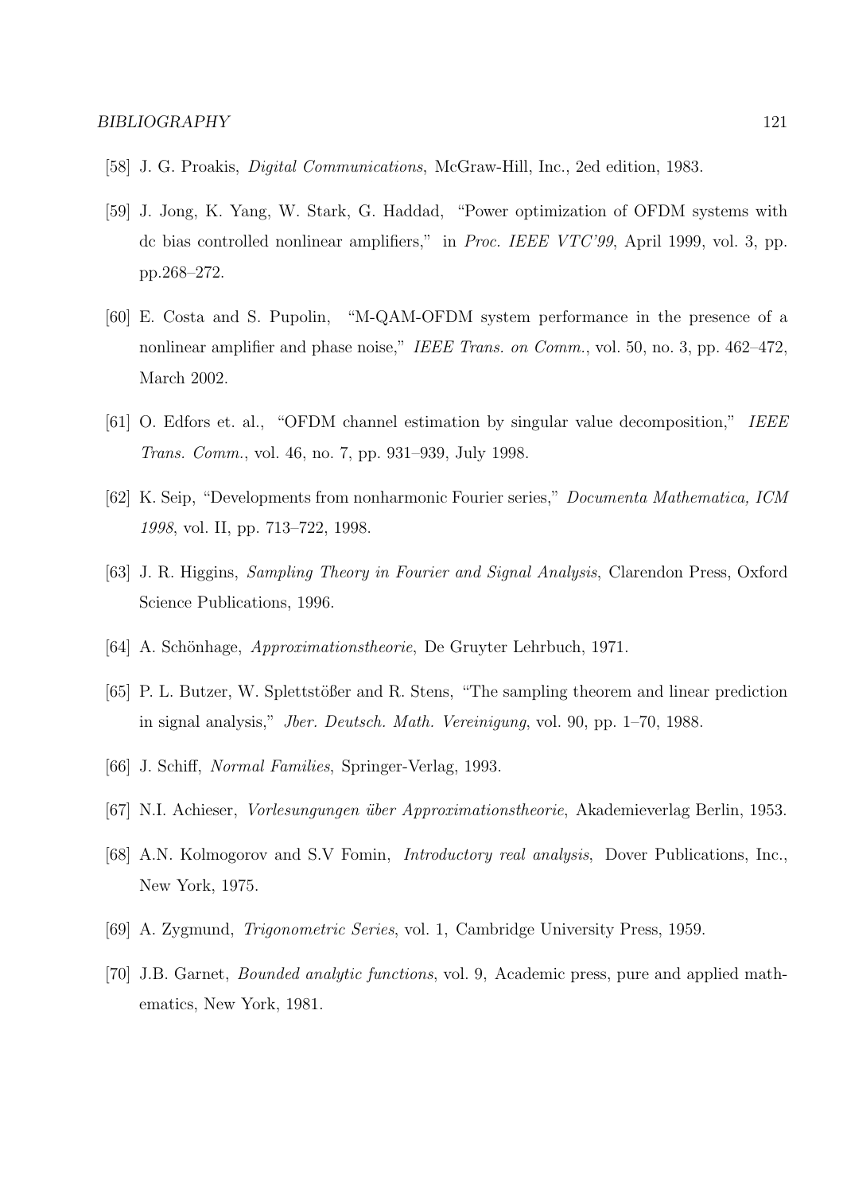[58] J. G. Proakis, *Digital Communications*, McGraw-Hill, Inc., 2ed edition, 1983.

[59] J. Jong, K. Yang, W. Stark, G. Haddad, "Power optimization of OFDM systems with dc bias controlled nonlinear amplifiers," in *Proc. IEEE VTC'99*, April 1999, vol. 3, pp. pp.268–272.

[60] E. Costa and S. Pupolin, "M-QAM-OFDM system performance in the presence of a nonlinear amplifier and phase noise," *IEEE Trans. on Comm.*, vol. 50, no. 3, pp. 462–472, March 2002.

[61] O. Edfors et. al., "OFDM channel estimation by singular value decomposition," *IEEE Trans. Comm.*, vol. 46, no. 7, pp. 931–939, July 1998.

[62] K. Seip, "Developments from nonharmonic Fourier series," *Documenta Mathematica, ICM 1998*, vol. II, pp. 713–722, 1998.

[63] J. R. Higgins, *Sampling Theory in Fourier and Signal Analysis*, Clarendon Press, Oxford Science Publications, 1996.

[64] A. Schönhage, *Approximationstheorie*, De Gruyter Lehrbuch, 1971.

[65] P. L. Butzer, W. Splettstößer and R. Stens, "The sampling theorem and linear prediction in signal analysis," *Jber. Deutsch. Math. Vereinigung*, vol. 90, pp. 1–70, 1988.

[66] J. Schiff, *Normal Families*, Springer-Verlag, 1993.

[67] N.I. Achieser, *Vorlesungungen über Approximationstheorie*, Akademieverlag Berlin, 1953.

[68] A.N. Kolmogorov and S.V Fomin, *Introductory real analysis*, Dover Publications, Inc., New York, 1975.

[69] A. Zygmund, *Trigonometric Series*, vol. 1, Cambridge University Press, 1959.

[70] J.B. Garnet, *Bounded analytic functions*, vol. 9, Academic press, pure and applied mathematics, New York, 1981.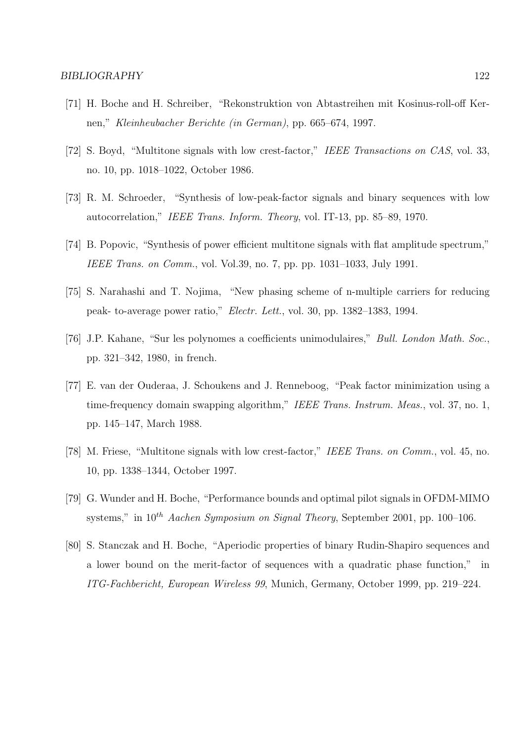[71] H. Boche and H. Schreiber, "Rekonstruktion von Abtastreihen mit Kosinus-roll-off Kernen," *Kleinheubacher Berichte (in German)*, pp. 665–674, 1997.

[72] S. Boyd, "Multitone signals with low crest-factor," *IEEE Transactions on CAS*, vol. 33, no. 10, pp. 1018–1022, October 1986.

[73] R. M. Schroeder, "Synthesis of low-peak-factor signals and binary sequences with low autocorrelation," *IEEE Trans. Inform. Theory*, vol. IT-13, pp. 85–89, 1970.

[74] B. Popovic, "Synthesis of power efficient multitone signals with flat amplitude spectrum," *IEEE Trans. on Comm.*, vol. Vol.39, no. 7, pp. pp. 1031–1033, July 1991.

[75] S. Narahashi and T. Nojima, "New phasing scheme of n-multiple carriers for reducing peak- to-average power ratio," *Electr. Lett.*, vol. 30, pp. 1382–1383, 1994.

[76] J.P. Kahane, "Sur les polynomes a coefficients unimodulaires," *Bull. London Math. Soc.*, pp. 321–342, 1980, in french.

[77] E. van der Ouderaa, J. Schoukens and J. Renneboog, "Peak factor minimization using a time-frequency domain swapping algorithm," *IEEE Trans. Instrum. Meas.*, vol. 37, no. 1, pp. 145–147, March 1988.

[78] M. Friese, "Multitone signals with low crest-factor," *IEEE Trans. on Comm.*, vol. 45, no. 10, pp. 1338–1344, October 1997.

[79] G. Wunder and H. Boche, "Performance bounds and optimal pilot signals in OFDM-MIMO systems," in $10^{th}$ *Aachen Symposium on Signal Theory*, September 2001, pp. 100–106.

[80] S. Stanczak and H. Boche, "Aperiodic properties of binary Rudin-Shapiro sequences and a lower bound on the merit-factor of sequences with a quadratic phase function," in *ITG-Fachbericht, European Wireless 99*, Munich, Germany, October 1999, pp. 219–224.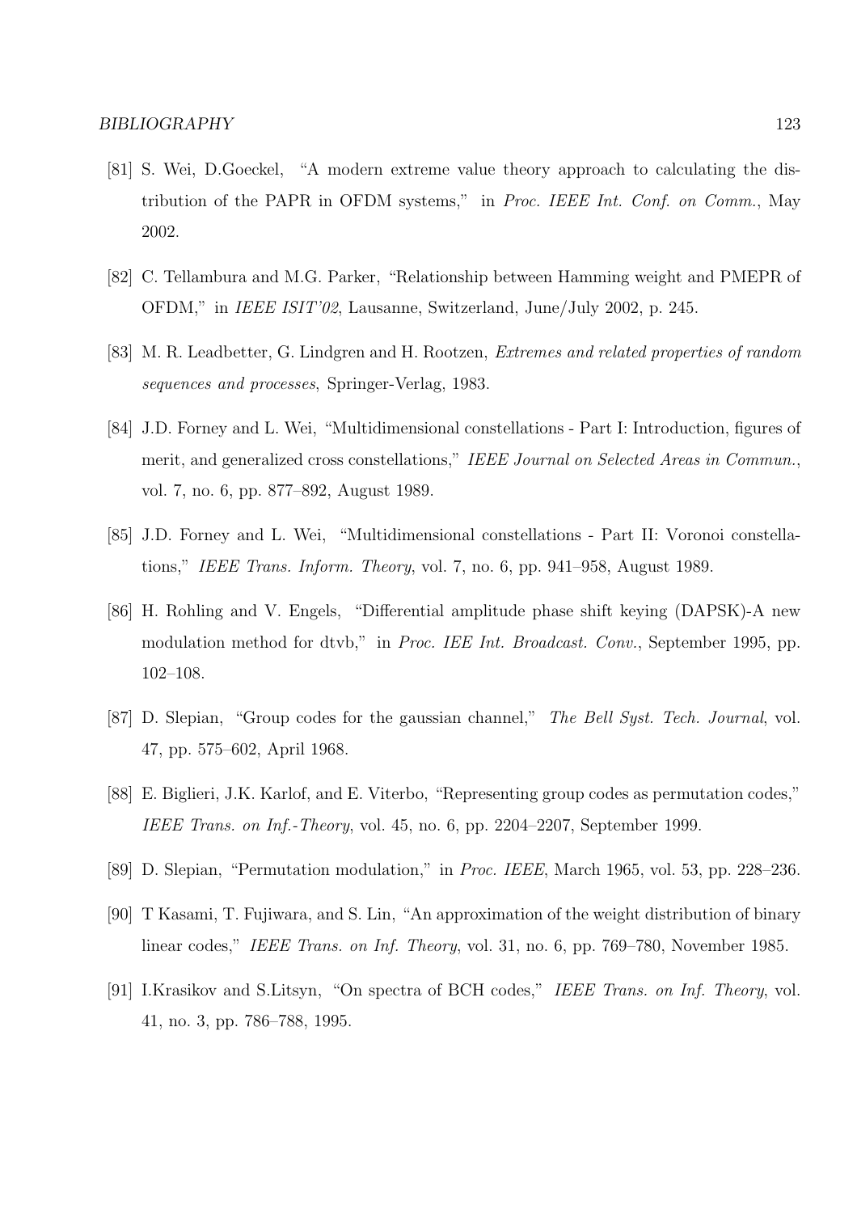[81] S. Wei, D.Goeckel, "A modern extreme value theory approach to calculating the distribution of the PAPR in OFDM systems," in *Proc. IEEE Int. Conf. on Comm.*, May 2002.

[82] C. Tellambura and M.G. Parker, "Relationship between Hamming weight and PMEPR of OFDM," in *IEEE ISIT'02*, Lausanne, Switzerland, June/July 2002, p. 245.

[83] M. R. Leadbetter, G. Lindgren and H. Rootzen, *Extremes and related properties of random sequences and processes*, Springer-Verlag, 1983.

[84] J.D. Forney and L. Wei, "Multidimensional constellations - Part I: Introduction, figures of merit, and generalized cross constellations," *IEEE Journal on Selected Areas in Commun.*, vol. 7, no. 6, pp. 877–892, August 1989.

[85] J.D. Forney and L. Wei, "Multidimensional constellations - Part II: Voronoi constellations," *IEEE Trans. Inform. Theory*, vol. 7, no. 6, pp. 941–958, August 1989.

[86] H. Rohling and V. Engels, "Differential amplitude phase shift keying (DAPSK)-A new modulation method for dtvb," in *Proc. IEE Int. Broadcast. Conv.*, September 1995, pp. 102–108.

[87] D. Slepian, "Group codes for the gaussian channel," *The Bell Syst. Tech. Journal*, vol. 47, pp. 575–602, April 1968.

[88] E. Biglieri, J.K. Karlof, and E. Viterbo, "Representing group codes as permutation codes," *IEEE Trans. on Inf.-Theory*, vol. 45, no. 6, pp. 2204–2207, September 1999.

[89] D. Slepian, "Permutation modulation," in *Proc. IEEE*, March 1965, vol. 53, pp. 228–236.

[90] T Kasami, T. Fujiwara, and S. Lin, "An approximation of the weight distribution of binary linear codes," *IEEE Trans. on Inf. Theory*, vol. 31, no. 6, pp. 769–780, November 1985.

[91] I.Krasikov and S.Litsyn, "On spectra of BCH codes," *IEEE Trans. on Inf. Theory*, vol. 41, no. 3, pp. 786–788, 1995.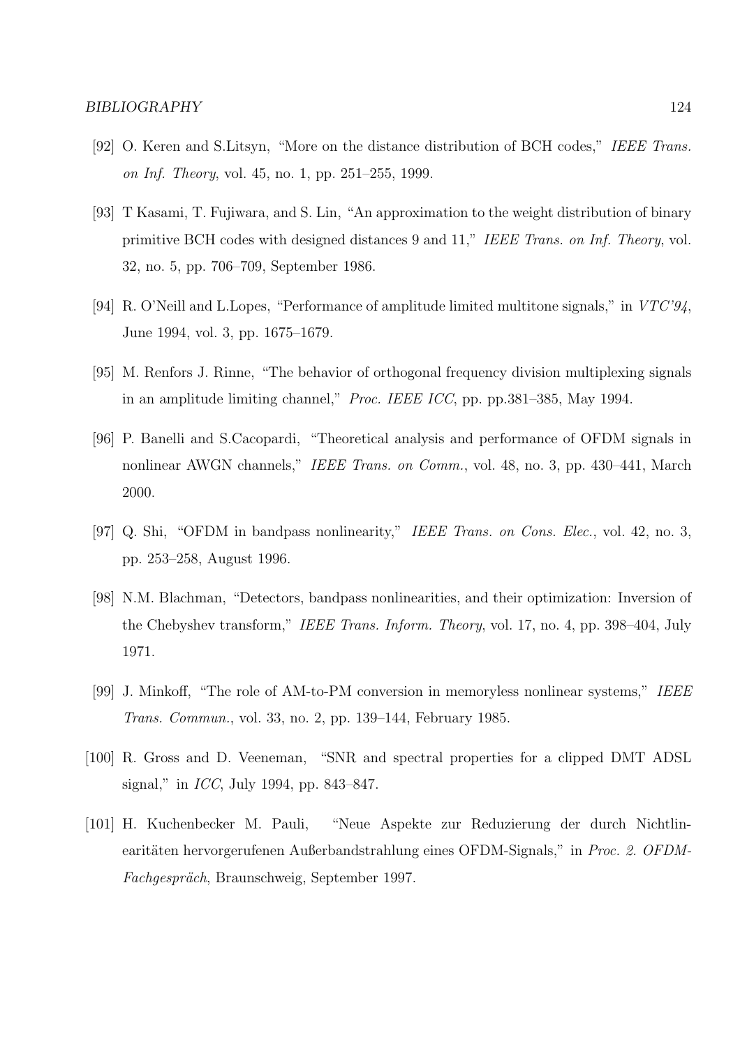[92] O. Keren and S.Litsyn, "More on the distance distribution of BCH codes," *IEEE Trans. on Inf. Theory*, vol. 45, no. 1, pp. 251–255, 1999.

[93] T Kasami, T. Fujiwara, and S. Lin, "An approximation to the weight distribution of binary primitive BCH codes with designed distances 9 and 11," *IEEE Trans. on Inf. Theory*, vol. 32, no. 5, pp. 706–709, September 1986.

[94] R. O'Neill and L.Lopes, "Performance of amplitude limited multitone signals," in *VTC'94*, June 1994, vol. 3, pp. 1675–1679.

[95] M. Renfors J. Rinne, "The behavior of orthogonal frequency division multiplexing signals in an amplitude limiting channel," *Proc. IEEE ICC*, pp. pp.381–385, May 1994.

[96] P. Banelli and S.Cacopardi, "Theoretical analysis and performance of OFDM signals in nonlinear AWGN channels," *IEEE Trans. on Comm.*, vol. 48, no. 3, pp. 430–441, March 2000.

[97] Q. Shi, "OFDM in bandpass nonlinearity," *IEEE Trans. on Cons. Elec.*, vol. 42, no. 3, pp. 253–258, August 1996.

[98] N.M. Blachman, "Detectors, bandpass nonlinearities, and their optimization: Inversion of the Chebyshev transform," *IEEE Trans. Inform. Theory*, vol. 17, no. 4, pp. 398–404, July 1971.

[99] J. Minkoff, "The role of AM-to-PM conversion in memoryless nonlinear systems," *IEEE Trans. Commun.*, vol. 33, no. 2, pp. 139–144, February 1985.

[100] R. Gross and D. Veeneman, "SNR and spectral properties for a clipped DMT ADSL signal," in *ICC*, July 1994, pp. 843–847.

[101] H. Kuchenbecker M. Pauli, "Neue Aspekte zur Reduzierung der durch Nichtlinearitäten hervorgerufenen Außerbandstrahlung eines OFDM-Signals," in *Proc. 2. OFDM-Fachgespräch*, Braunschweig, September 1997.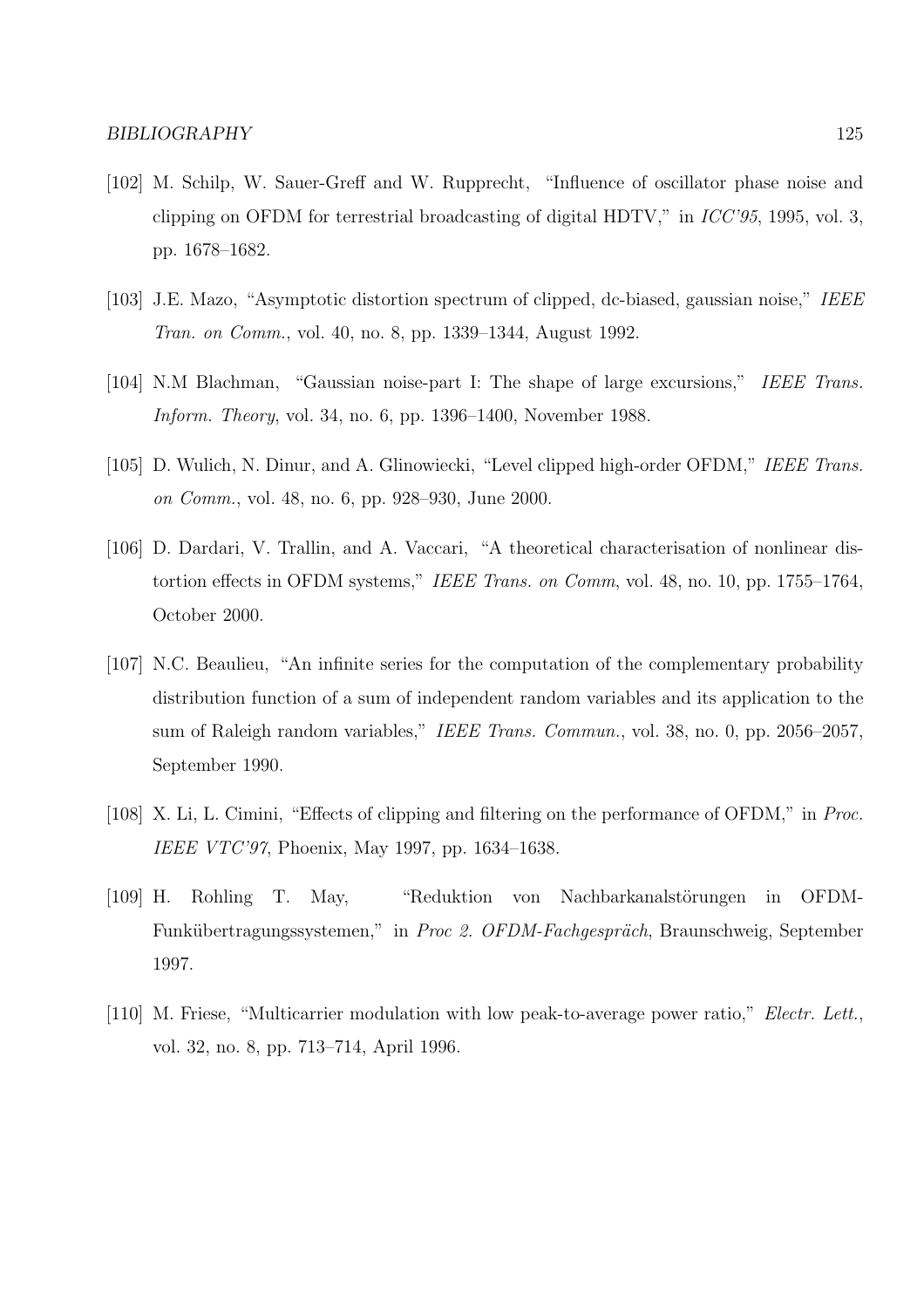[102] M. Schilp, W. Sauer-Greff and W. Rupprecht, "Influence of oscillator phase noise and clipping on OFDM for terrestrial broadcasting of digital HDTV," in *ICC'95*, 1995, vol. 3, pp. 1678–1682.

[103] J.E. Mazo, "Asymptotic distortion spectrum of clipped, dc-biased, gaussian noise," *IEEE Tran. on Comm.*, vol. 40, no. 8, pp. 1339–1344, August 1992.

[104] N.M Blachman, "Gaussian noise-part I: The shape of large excursions," *IEEE Trans. Inform. Theory*, vol. 34, no. 6, pp. 1396–1400, November 1988.

[105] D. Wulich, N. Dinur, and A. Glinowiecki, "Level clipped high-order OFDM," *IEEE Trans. on Comm.*, vol. 48, no. 6, pp. 928–930, June 2000.

[106] D. Dardari, V. Trallin, and A. Vaccari, "A theoretical characterisation of nonlinear distortion effects in OFDM systems," *IEEE Trans. on Comm*, vol. 48, no. 10, pp. 1755–1764, October 2000.

[107] N.C. Beaulieu, "An infinite series for the computation of the complementary probability distribution function of a sum of independent random variables and its application to the sum of Raleigh random variables," *IEEE Trans. Commun.*, vol. 38, no. 0, pp. 2056–2057, September 1990.

[108] X. Li, L. Cimini, "Effects of clipping and filtering on the performance of OFDM," in *Proc. IEEE VTC'97*, Phoenix, May 1997, pp. 1634–1638.

[109] H. Rohling T. May, "Reduktion von Nachbarkanalstörungen in OFDM-Funkübertragungssystemen," in *Proc 2. OFDM-Fachgespräch*, Braunschweig, September 1997.

[110] M. Friese, "Multicarrier modulation with low peak-to-average power ratio," *Electr. Lett.*, vol. 32, no. 8, pp. 713–714, April 1996.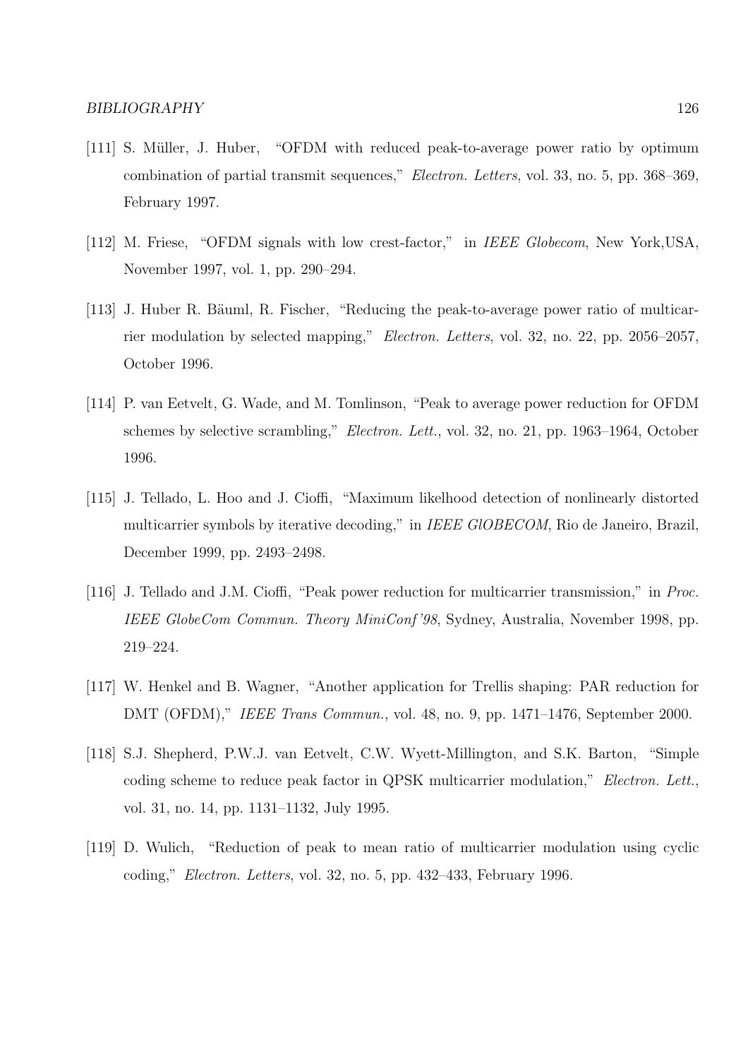[111] S. Müller, J. Huber, "OFDM with reduced peak-to-average power ratio by optimum combination of partial transmit sequences," *Electron. Letters*, vol. 33, no. 5, pp. 368–369, February 1997.

[112] M. Friese, "OFDM signals with low crest-factor," in *IEEE Globecom*, New York,USA, November 1997, vol. 1, pp. 290–294.

[113] J. Huber R. Bäuml, R. Fischer, "Reducing the peak-to-average power ratio of multicarrier modulation by selected mapping," *Electron. Letters*, vol. 32, no. 22, pp. 2056–2057, October 1996.

[114] P. van Eetvelt, G. Wade, and M. Tomlinson, "Peak to average power reduction for OFDM schemes by selective scrambling," *Electron. Lett.*, vol. 32, no. 21, pp. 1963–1964, October 1996.

[115] J. Tellado, L. Hoo and J. Cioffi, "Maximum likelhood detection of nonlinearly distorted multicarrier symbols by iterative decoding," in *IEEE GlOBECOM*, Rio de Janeiro, Brazil, December 1999, pp. 2493–2498.

[116] J. Tellado and J.M. Cioffi, "Peak power reduction for multicarrier transmission," in *Proc. IEEE GlobeCom Commun. Theory MiniConf'98*, Sydney, Australia, November 1998, pp. 219–224.

[117] W. Henkel and B. Wagner, "Another application for Trellis shaping: PAR reduction for DMT (OFDM)," *IEEE Trans Commun.*, vol. 48, no. 9, pp. 1471–1476, September 2000.

[118] S.J. Shepherd, P.W.J. van Eetvelt, C.W. Wyett-Millington, and S.K. Barton, "Simple coding scheme to reduce peak factor in QPSK multicarrier modulation," *Electron. Lett.*, vol. 31, no. 14, pp. 1131–1132, July 1995.

[119] D. Wulich, "Reduction of peak to mean ratio of multicarrier modulation using cyclic coding," *Electron. Letters*, vol. 32, no. 5, pp. 432–433, February 1996.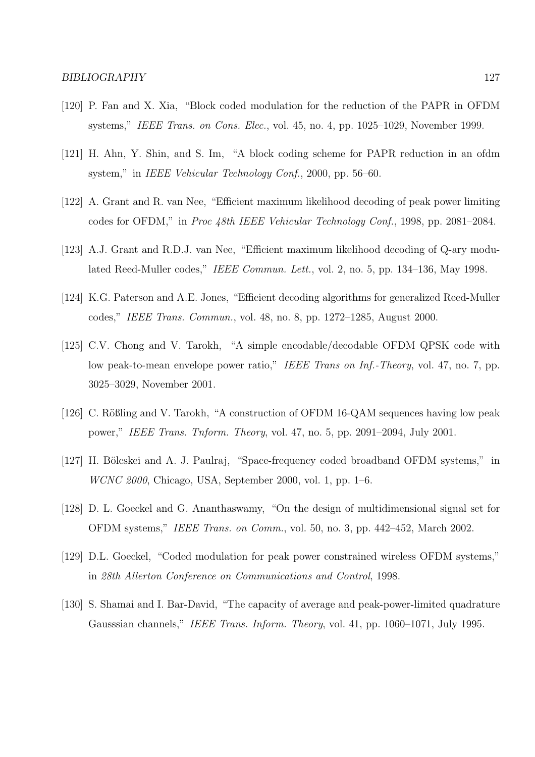[120] P. Fan and X. Xia, "Block coded modulation for the reduction of the PAPR in OFDM systems," *IEEE Trans. on Cons. Elec.*, vol. 45, no. 4, pp. 1025–1029, November 1999.

[121] H. Ahn, Y. Shin, and S. Im, "A block coding scheme for PAPR reduction in an ofdm system," in *IEEE Vehicular Technology Conf.*, 2000, pp. 56–60.

[122] A. Grant and R. van Nee, "Efficient maximum likelihood decoding of peak power limiting codes for OFDM," in *Proc 48th IEEE Vehicular Technology Conf.*, 1998, pp. 2081–2084.

[123] A.J. Grant and R.D.J. van Nee, "Efficient maximum likelihood decoding of Q-ary modulated Reed-Muller codes," *IEEE Commun. Lett.*, vol. 2, no. 5, pp. 134–136, May 1998.

[124] K.G. Paterson and A.E. Jones, "Efficient decoding algorithms for generalized Reed-Muller codes," *IEEE Trans. Commun.*, vol. 48, no. 8, pp. 1272–1285, August 2000.

[125] C.V. Chong and V. Tarokh, "A simple encodable/decodable OFDM QPSK code with low peak-to-mean envelope power ratio," *IEEE Trans on Inf.-Theory*, vol. 47, no. 7, pp. 3025–3029, November 2001.

[126] C. Rößling and V. Tarokh, "A construction of OFDM 16-QAM sequences having low peak power," *IEEE Trans. Tnform. Theory*, vol. 47, no. 5, pp. 2091–2094, July 2001.

[127] H. Bölcskei and A. J. Paulraj, "Space-frequency coded broadband OFDM systems," in *WCNC 2000*, Chicago, USA, September 2000, vol. 1, pp. 1–6.

[128] D. L. Goeckel and G. Ananthaswamy, "On the design of multidimensional signal set for OFDM systems," *IEEE Trans. on Comm.*, vol. 50, no. 3, pp. 442–452, March 2002.

[129] D.L. Goeckel, "Coded modulation for peak power constrained wireless OFDM systems," in *28th Allerton Conference on Communications and Control*, 1998.

[130] S. Shamai and I. Bar-David, "The capacity of average and peak-power-limited quadrature Gausssian channels," *IEEE Trans. Inform. Theory*, vol. 41, pp. 1060–1071, July 1995.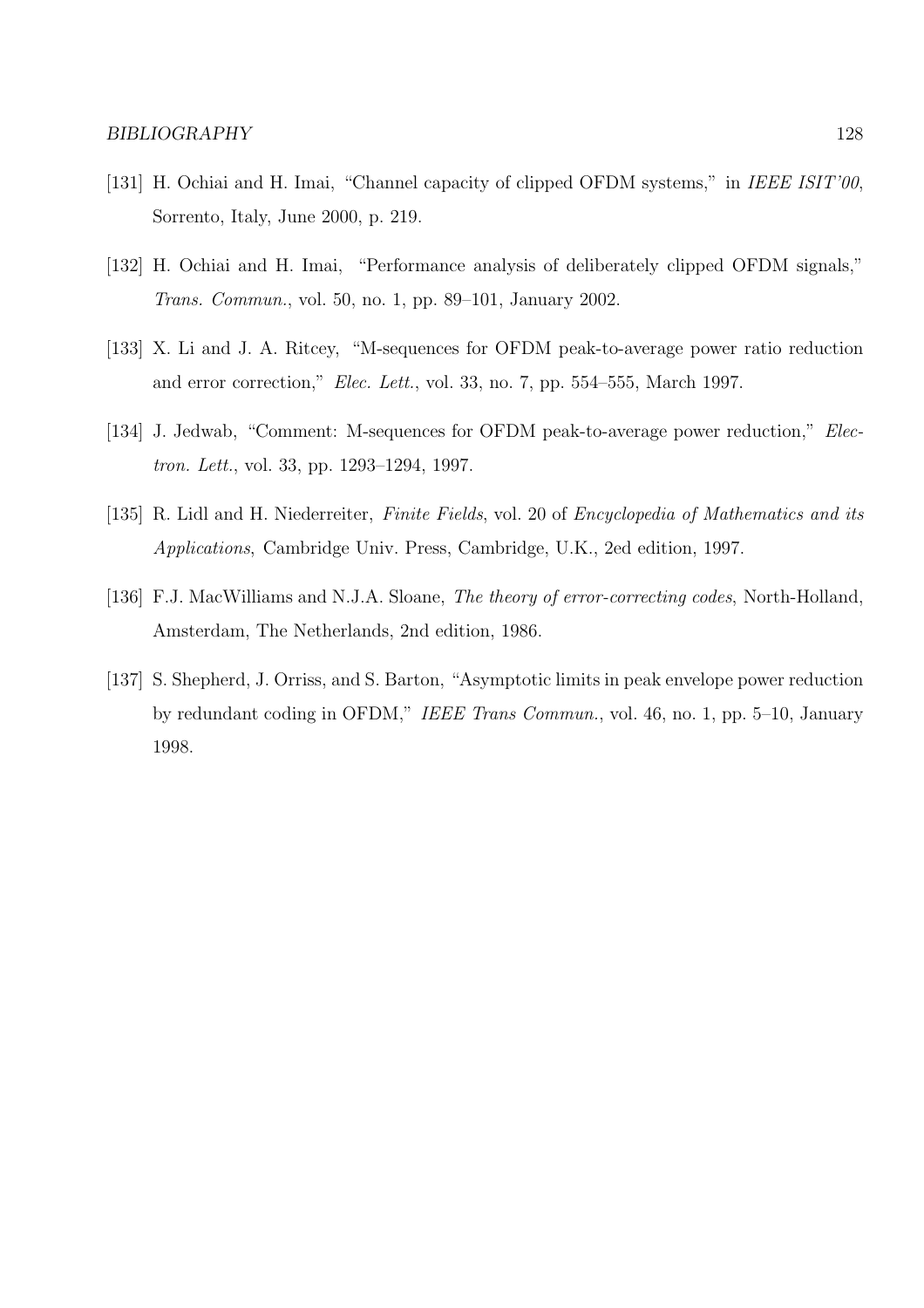[131] H. Ochiai and H. Imai, "Channel capacity of clipped OFDM systems," in *IEEE ISIT'00*, Sorrento, Italy, June 2000, p. 219.

[132] H. Ochiai and H. Imai, "Performance analysis of deliberately clipped OFDM signals," *Trans. Commun.*, vol. 50, no. 1, pp. 89–101, January 2002.

[133] X. Li and J. A. Ritcey, "M-sequences for OFDM peak-to-average power ratio reduction and error correction," *Elec. Lett.*, vol. 33, no. 7, pp. 554–555, March 1997.

[134] J. Jedwab, "Comment: M-sequences for OFDM peak-to-average power reduction," *Electron. Lett.*, vol. 33, pp. 1293–1294, 1997.

[135] R. Lidl and H. Niederreiter, *Finite Fields*, vol. 20 of *Encyclopedia of Mathematics and its Applications*, Cambridge Univ. Press, Cambridge, U.K., 2ed edition, 1997.

[136] F.J. MacWilliams and N.J.A. Sloane, *The theory of error-correcting codes*, North-Holland, Amsterdam, The Netherlands, 2nd edition, 1986.

[137] S. Shepherd, J. Orriss, and S. Barton, "Asymptotic limits in peak envelope power reduction by redundant coding in OFDM," *IEEE Trans Commun.*, vol. 46, no. 1, pp. 5–10, January 1998.